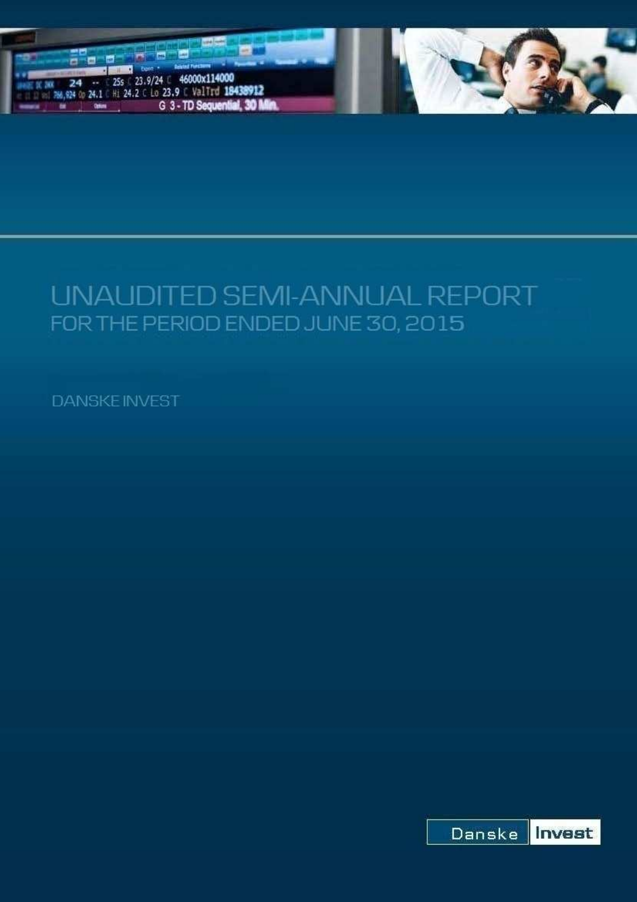# UNAUDITED SEMI-ANNUAL REPORT

## FOR THE PERIOD ENDED JUNE 30, 2015

DANSKE INVEST

Danske Invest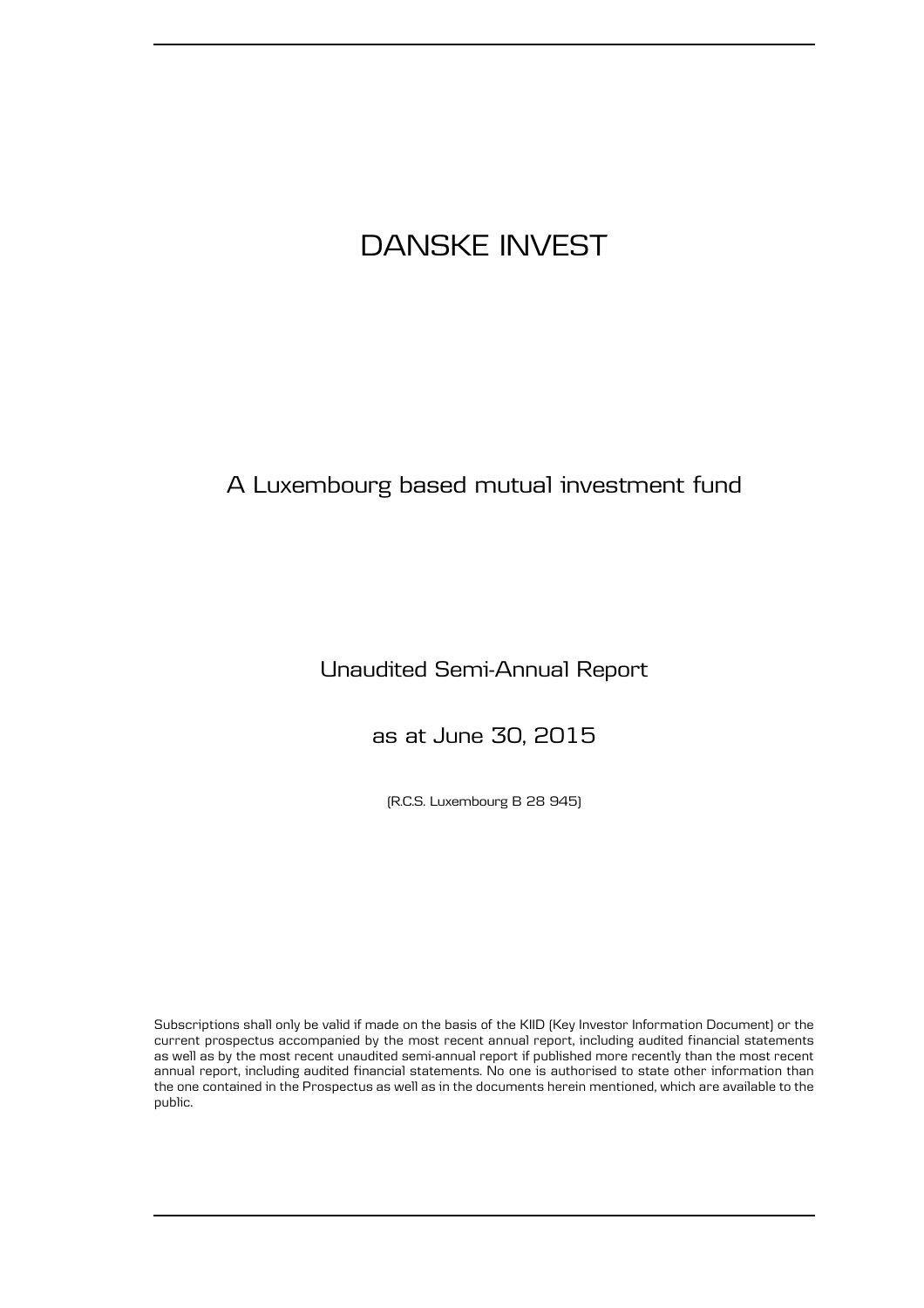# DANSKE INVEST

## A Luxembourg based mutual investment fund

### Unaudited Semi-Annual Report

### as at June 30, 2015

(R.C.S. Luxembourg B 28 945)

Subscriptions shall only be valid if made on the basis of the KIID (Key Investor Information Document) or the current prospectus accompanied by the most recent annual report, including audited financial statements as well as by the most recent unaudited semi-annual report if published more recently than the most recent annual report, including audited financial statements. No one is authorised to state other information than the one contained in the Prospectus as well as in the documents herein mentioned, which are available to the public.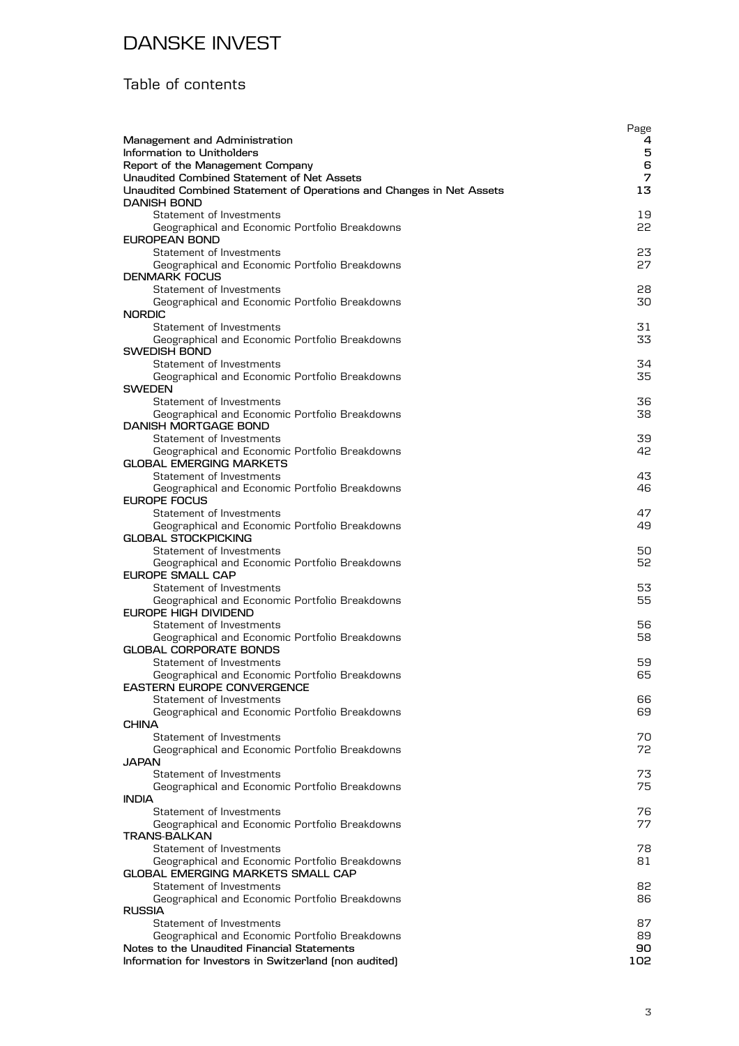# DANSKE INVEST

## Table of contents

| | Page |
|---|---|
| **Management and Administration** | 4 |
| **Information to Unitholders** | 5 |
| **Report of the Management Company** | 6 |
| **Unaudited Combined Statement of Net Assets** | 7 |
| **Unaudited Combined Statement of Operations and Changes in Net Assets** | 13 |
| **DANISH BOND** | |
| Statement of Investments | 19 |
| Geographical and Economic Portfolio Breakdowns | 22 |
| **EUROPEAN BOND** | |
| Statement of Investments | 23 |
| Geographical and Economic Portfolio Breakdowns | 27 |
| **DENMARK FOCUS** | |
| Statement of Investments | 28 |
| Geographical and Economic Portfolio Breakdowns | 30 |
| **NORDIC** | |
| Statement of Investments | 31 |
| Geographical and Economic Portfolio Breakdowns | 33 |
| **SWEDISH BOND** | |
| Statement of Investments | 34 |
| Geographical and Economic Portfolio Breakdowns | 35 |
| **SWEDEN** | |
| Statement of Investments | 36 |
| Geographical and Economic Portfolio Breakdowns | 38 |
| **DANISH MORTGAGE BOND** | |
| Statement of Investments | 39 |
| Geographical and Economic Portfolio Breakdowns | 42 |
| **GLOBAL EMERGING MARKETS** | |
| Statement of Investments | 43 |
| Geographical and Economic Portfolio Breakdowns | 46 |
| **EUROPE FOCUS** | |
| Statement of Investments | 47 |
| Geographical and Economic Portfolio Breakdowns | 49 |
| **GLOBAL STOCKPICKING** | |
| Statement of Investments | 50 |
| Geographical and Economic Portfolio Breakdowns | 52 |
| **EUROPE SMALL CAP** | |
| Statement of Investments | 53 |
| Geographical and Economic Portfolio Breakdowns | 55 |
| **EUROPE HIGH DIVIDEND** | |
| Statement of Investments | 56 |
| Geographical and Economic Portfolio Breakdowns | 58 |
| **GLOBAL CORPORATE BONDS** | |
| Statement of Investments | 59 |
| Geographical and Economic Portfolio Breakdowns | 65 |
| **EASTERN EUROPE CONVERGENCE** | |
| Statement of Investments | 66 |
| Geographical and Economic Portfolio Breakdowns | 69 |
| **CHINA** | |
| Statement of Investments | 70 |
| Geographical and Economic Portfolio Breakdowns | 72 |
| **JAPAN** | |
| Statement of Investments | 73 |
| Geographical and Economic Portfolio Breakdowns | 75 |
| **INDIA** | |
| Statement of Investments | 76 |
| Geographical and Economic Portfolio Breakdowns | 77 |
| **TRANS-BALKAN** | |
| Statement of Investments | 78 |
| Geographical and Economic Portfolio Breakdowns | 81 |
| **GLOBAL EMERGING MARKETS SMALL CAP** | |
| Statement of Investments | 82 |
| Geographical and Economic Portfolio Breakdowns | 86 |
| **RUSSIA** | |
| Statement of Investments | 87 |
| Geographical and Economic Portfolio Breakdowns | 89 |
| **Notes to the Unaudited Financial Statements** | 90 |
| **Information for Investors in Switzerland (non audited)** | 102 |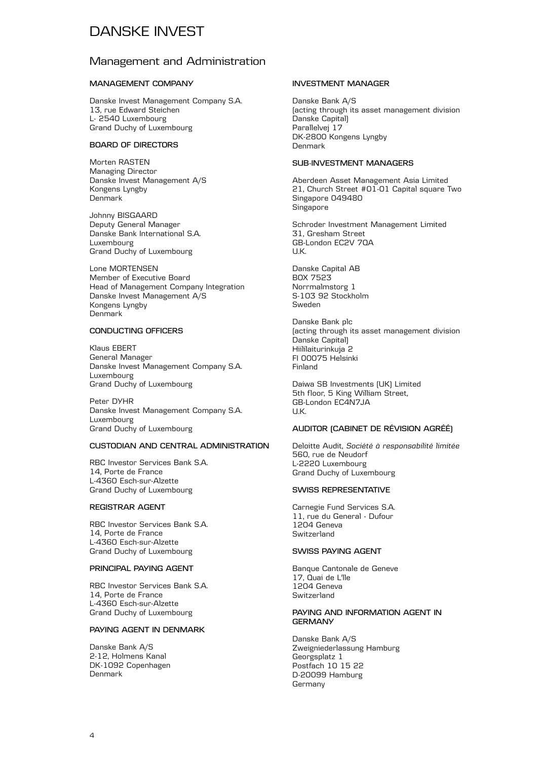# DANSKE INVEST

## Management and Administration

### MANAGEMENT COMPANY

Danske Invest Management Company S.A.
13, rue Edward Steichen
L- 2540 Luxembourg
Grand Duchy of Luxembourg

### BOARD OF DIRECTORS

Morten RASTEN
Managing Director
Danske Invest Management A/S
Kongens Lyngby
Denmark

Johnny BISGAARD
Deputy General Manager
Danske Bank International S.A.
Luxembourg
Grand Duchy of Luxembourg

Lone MORTENSEN
Member of Executive Board
Head of Management Company Integration
Danske Invest Management A/S
Kongens Lyngby
Denmark

### CONDUCTING OFFICERS

Klaus EBERT
General Manager
Danske Invest Management Company S.A.
Luxembourg
Grand Duchy of Luxembourg

Peter DYHR
Danske Invest Management Company S.A.
Luxembourg
Grand Duchy of Luxembourg

### CUSTODIAN AND CENTRAL ADMINISTRATION

RBC Investor Services Bank S.A.
14, Porte de France
L-4360 Esch-sur-Alzette
Grand Duchy of Luxembourg

### REGISTRAR AGENT

RBC Investor Services Bank S.A.
14, Porte de France
L-4360 Esch-sur-Alzette
Grand Duchy of Luxembourg

### PRINCIPAL PAYING AGENT

RBC Investor Services Bank S.A.
14, Porte de France
L-4360 Esch-sur-Alzette
Grand Duchy of Luxembourg

### PAYING AGENT IN DENMARK

Danske Bank A/S
2-12, Holmens Kanal
DK-1092 Copenhagen
Denmark

### INVESTMENT MANAGER

Danske Bank A/S
(acting through its asset management division Danske Capital)
Parallelvej 17
DK-2800 Kongens Lyngby
Denmark

### SUB-INVESTMENT MANAGERS

Aberdeen Asset Management Asia Limited
21, Church Street #01-01 Capital square Two
Singapore 049480
Singapore

Schroder Investment Management Limited
31, Gresham Street
GB-London EC2V 7QA
U.K.

Danske Capital AB
BOX 7523
Norrmalmstorg 1
S-103 92 Stockholm
Sweden

Danske Bank plc
(acting through its asset management division Danske Capital)
Hiililaiturinkuja 2
FI 00075 Helsinki
Finland

Daiwa SB Investments (UK) Limited
5th floor, 5 King William Street,
GB-London EC4N7JA
U.K.

### AUDITOR (CABINET DE RÉVISION AGRÉÉ)

Deloitte Audit, *Société à responsabilité limitée*
560, rue de Neudorf
L-2220 Luxembourg
Grand Duchy of Luxembourg

### SWISS REPRESENTATIVE

Carnegie Fund Services S.A.
11, rue du General - Dufour
1204 Geneva
Switzerland

### SWISS PAYING AGENT

Banque Cantonale de Geneve
17, Quai de L'Ile
1204 Geneva
Switzerland

### PAYING AND INFORMATION AGENT IN GERMANY

Danske Bank A/S
Zweigniederlassung Hamburg
Georgsplatz 1
Postfach 10 15 22
D-20099 Hamburg
Germany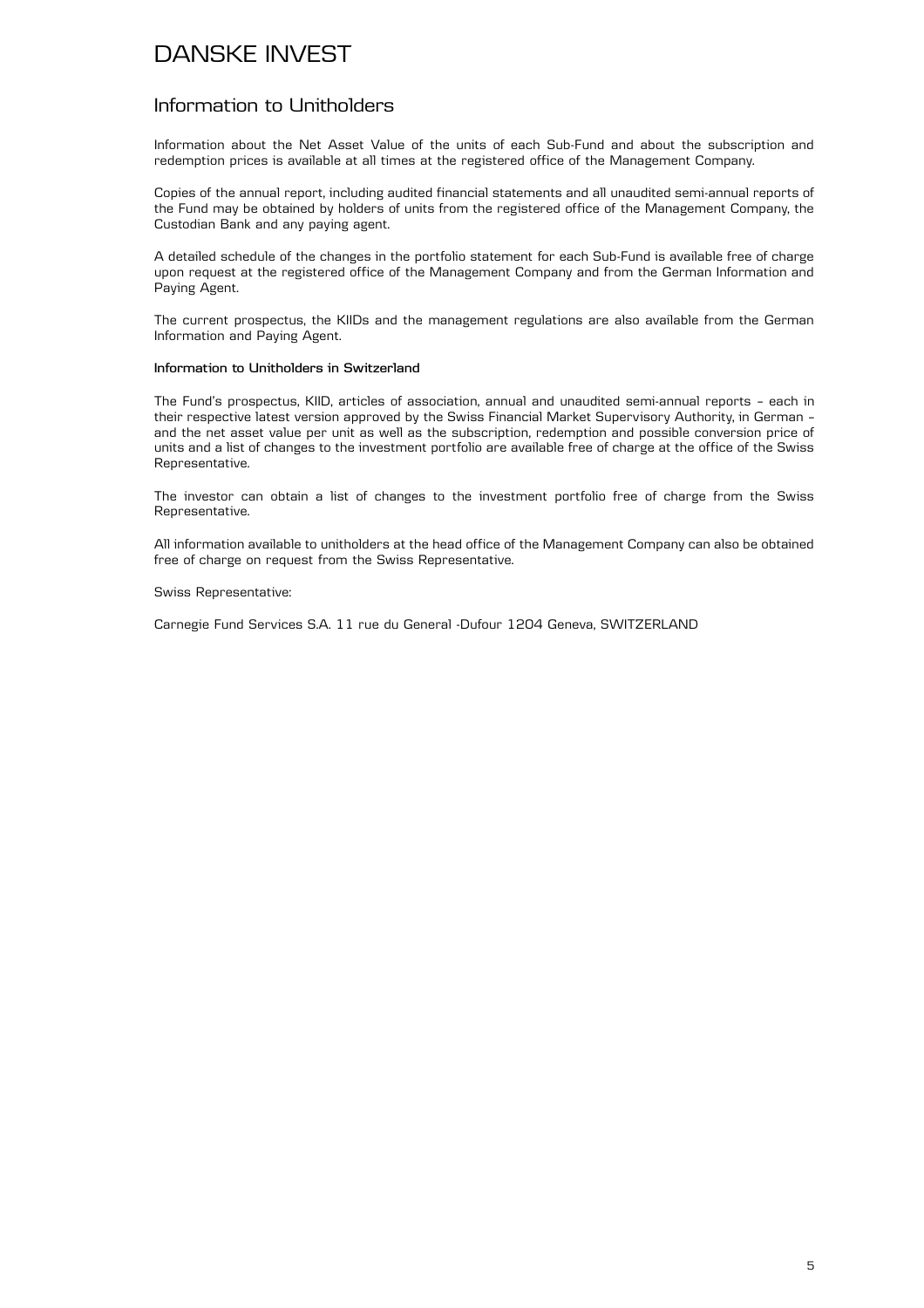# DANSKE INVEST

## Information to Unitholders

Information about the Net Asset Value of the units of each Sub-Fund and about the subscription and redemption prices is available at all times at the registered office of the Management Company.

Copies of the annual report, including audited financial statements and all unaudited semi-annual reports of the Fund may be obtained by holders of units from the registered office of the Management Company, the Custodian Bank and any paying agent.

A detailed schedule of the changes in the portfolio statement for each Sub-Fund is available free of charge upon request at the registered office of the Management Company and from the German Information and Paying Agent.

The current prospectus, the KIIDs and the management regulations are also available from the German Information and Paying Agent.

### Information to Unitholders in Switzerland

The Fund's prospectus, KIID, articles of association, annual and unaudited semi-annual reports – each in their respective latest version approved by the Swiss Financial Market Supervisory Authority, in German – and the net asset value per unit as well as the subscription, redemption and possible conversion price of units and a list of changes to the investment portfolio are available free of charge at the office of the Swiss Representative.

The investor can obtain a list of changes to the investment portfolio free of charge from the Swiss Representative.

All information available to unitholders at the head office of the Management Company can also be obtained free of charge on request from the Swiss Representative.

Swiss Representative:

Carnegie Fund Services S.A. 11 rue du General -Dufour 1204 Geneva, SWITZERLAND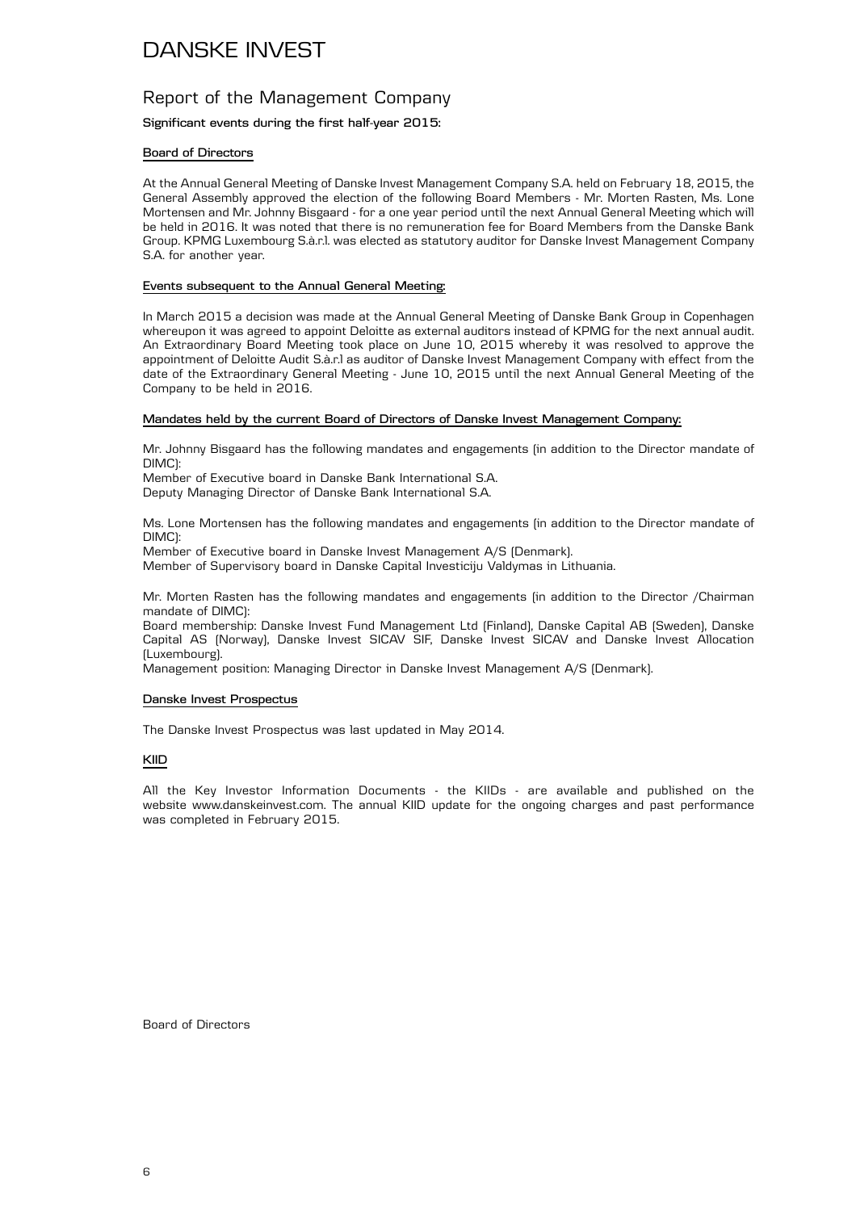# DANSKE INVEST

## Report of the Management Company

**Significant events during the first half-year 2015:**

### Board of Directors

At the Annual General Meeting of Danske Invest Management Company S.A. held on February 18, 2015, the General Assembly approved the election of the following Board Members - Mr. Morten Rasten, Ms. Lone Mortensen and Mr. Johnny Bisgaard - for a one year period until the next Annual General Meeting which will be held in 2016. It was noted that there is no remuneration fee for Board Members from the Danske Bank Group. KPMG Luxembourg S.à.r.l. was elected as statutory auditor for Danske Invest Management Company S.A. for another year.

### Events subsequent to the Annual General Meeting:

In March 2015 a decision was made at the Annual General Meeting of Danske Bank Group in Copenhagen whereupon it was agreed to appoint Deloitte as external auditors instead of KPMG for the next annual audit. An Extraordinary Board Meeting took place on June 10, 2015 whereby it was resolved to approve the appointment of Deloitte Audit S.à.r.l as auditor of Danske Invest Management Company with effect from the date of the Extraordinary General Meeting - June 10, 2015 until the next Annual General Meeting of the Company to be held in 2016.

### Mandates held by the current Board of Directors of Danske Invest Management Company:

Mr. Johnny Bisgaard has the following mandates and engagements (in addition to the Director mandate of DIMC):
Member of Executive board in Danske Bank International S.A.
Deputy Managing Director of Danske Bank International S.A.

Ms. Lone Mortensen has the following mandates and engagements (in addition to the Director mandate of DIMC):
Member of Executive board in Danske Invest Management A/S (Denmark).
Member of Supervisory board in Danske Capital Investiciju Valdymas in Lithuania.

Mr. Morten Rasten has the following mandates and engagements (in addition to the Director /Chairman mandate of DIMC):
Board membership: Danske Invest Fund Management Ltd (Finland), Danske Capital AB (Sweden), Danske Capital AS (Norway), Danske Invest SICAV SIF, Danske Invest SICAV and Danske Invest Allocation (Luxembourg).
Management position: Managing Director in Danske Invest Management A/S (Denmark).

### Danske Invest Prospectus

The Danske Invest Prospectus was last updated in May 2014.

### KIID

All the Key Investor Information Documents - the KIIDs - are available and published on the website www.danskeinvest.com. The annual KIID update for the ongoing charges and past performance was completed in February 2015.

Board of Directors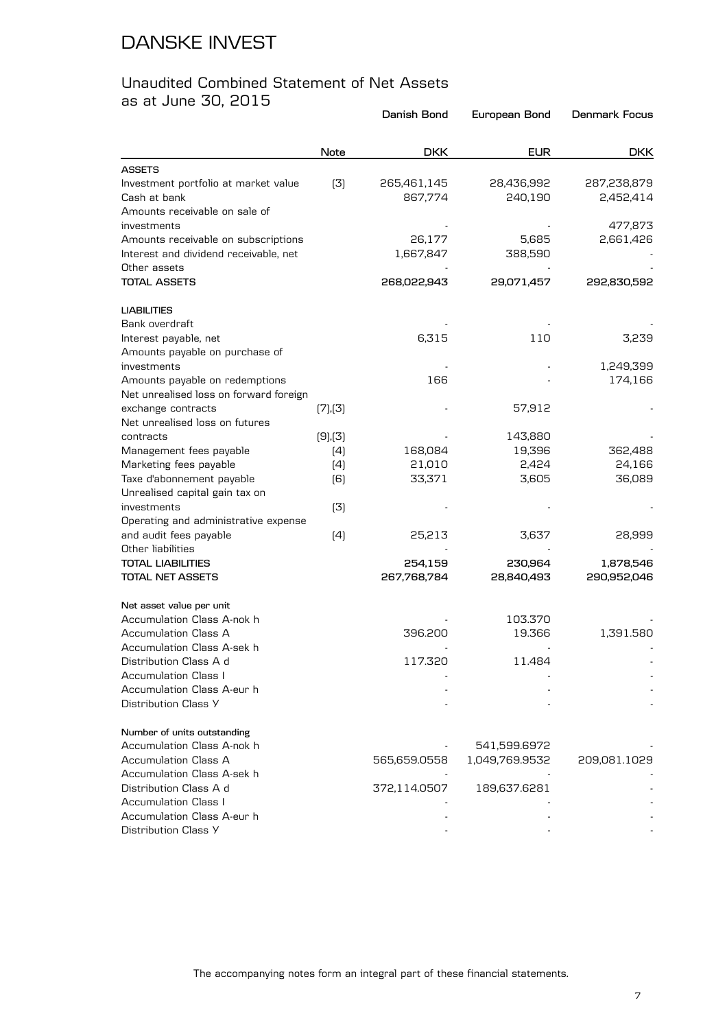# DANSKE INVEST

## Unaudited Combined Statement of Net Assets as at June 30, 2015

| | Note | Danish Bond | European Bond | Denmark Focus |
|---|---|---|---|---|
| | | **DKK** | **EUR** | **DKK** |
| **ASSETS** | | | | |
| Investment portfolio at market value | (3) | 265,461,145 | 28,436,992 | 287,238,879 |
| Cash at bank | | 867,774 | 240,190 | 2,452,414 |
| Amounts receivable on sale of investments | | - | - | 477,873 |
| Amounts receivable on subscriptions | | 26,177 | 5,685 | 2,661,426 |
| Interest and dividend receivable, net | | 1,667,847 | 388,590 | - |
| Other assets | | - | - | - |
| **TOTAL ASSETS** | | **268,022,943** | **29,071,457** | **292,830,592** |
| **LIABILITIES** | | | | |
| Bank overdraft | | - | - | - |
| Interest payable, net | | 6,315 | 110 | 3,239 |
| Amounts payable on purchase of investments | | - | - | 1,249,399 |
| Amounts payable on redemptions | | 166 | - | 174,166 |
| Net unrealised loss on forward foreign exchange contracts | (7),(3) | - | 57,912 | - |
| Net unrealised loss on futures contracts | (9),(3) | - | 143,880 | - |
| Management fees payable | (4) | 168,084 | 19,396 | 362,488 |
| Marketing fees payable | (4) | 21,010 | 2,424 | 24,166 |
| Taxe d'abonnement payable | (6) | 33,371 | 3,605 | 36,089 |
| Unrealised capital gain tax on investments | (3) | - | - | - |
| Operating and administrative expense and audit fees payable | (4) | 25,213 | 3,637 | 28,999 |
| Other liabilities | | - | - | - |
| **TOTAL LIABILITIES** | | **254,159** | **230,964** | **1,878,546** |
| **TOTAL NET ASSETS** | | **267,768,784** | **28,840,493** | **290,952,046** |
| **Net asset value per unit** | | | | |
| Accumulation Class A-nok h | | - | 103.370 | - |
| Accumulation Class A | | 396.200 | 19.366 | 1,391.580 |
| Accumulation Class A-sek h | | - | - | - |
| Distribution Class A d | | 117.320 | 11.484 | - |
| Accumulation Class I | | - | - | - |
| Accumulation Class A-eur h | | - | - | - |
| Distribution Class Y | | - | - | - |
| **Number of units outstanding** | | | | |
| Accumulation Class A-nok h | | - | 541,599.6972 | - |
| Accumulation Class A | | 565,659.0558 | 1,049,769.9532 | 209,081.1029 |
| Accumulation Class A-sek h | | - | - | - |
| Distribution Class A d | | 372,114.0507 | 189,637.6281 | - |
| Accumulation Class I | | - | - | - |
| Accumulation Class A-eur h | | - | - | - |
| Distribution Class Y | | - | - | - |

The accompanying notes form an integral part of these financial statements.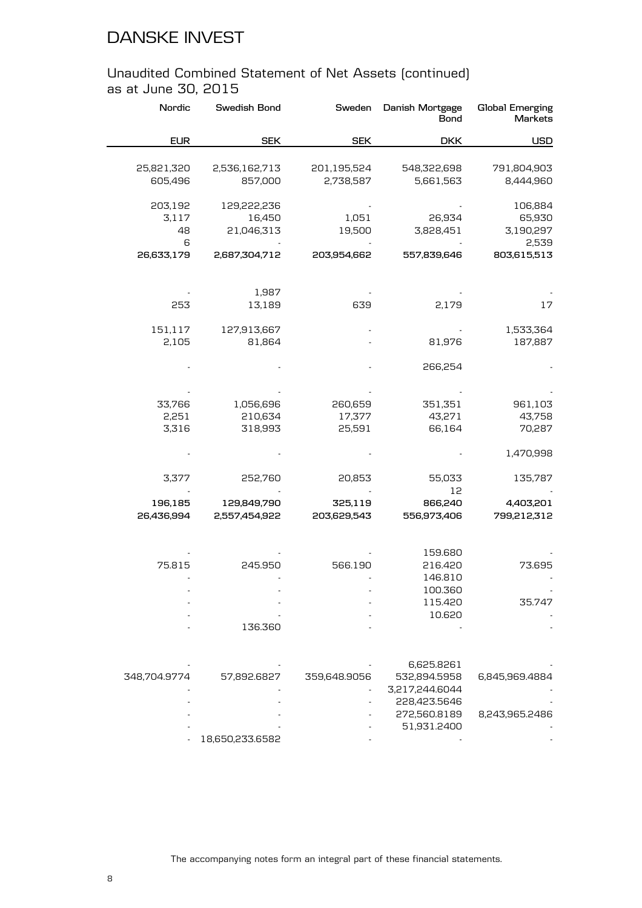# DANSKE INVEST

## Unaudited Combined Statement of Net Assets (continued) as at June 30, 2015

| Nordic | Swedish Bond | Sweden | Danish Mortgage Bond | Global Emerging Markets |
|---|---|---|---|---|
| EUR | SEK | SEK | DKK | USD |
| 25,821,320 | 2,536,162,713 | 201,195,524 | 548,322,698 | 791,804,903 |
| 605,496 | 857,000 | 2,738,587 | 5,661,563 | 8,444,960 |
| 203,192 | 129,222,236 | - | - | 106,884 |
| 3,117 | 16,450 | 1,051 | 26,934 | 65,930 |
| 48 | 21,046,313 | 19,500 | 3,828,451 | 3,190,297 |
| 6 | - | - | - | 2,539 |
| **26,633,179** | **2,687,304,712** | **203,954,662** | **557,839,646** | **803,615,513** |
| - | 1,987 | - | - | - |
| 253 | 13,189 | 639 | 2,179 | 17 |
| 151,117 | 127,913,667 | - | - | 1,533,364 |
| 2,105 | 81,864 | - | 81,976 | 187,887 |
| - | - | - | 266,254 | - |
| - | - | - | - | - |
| 33,766 | 1,056,696 | 260,659 | 351,351 | 961,103 |
| 2,251 | 210,634 | 17,377 | 43,271 | 43,758 |
| 3,316 | 318,993 | 25,591 | 66,164 | 70,287 |
| - | - | - | - | 1,470,998 |
| 3,377 | 252,760 | 20,853 | 55,033 | 135,787 |
| - | - | - | 12 | - |
| **196,185** | **129,849,790** | **325,119** | **866,240** | **4,403,201** |
| **26,436,994** | **2,557,454,922** | **203,629,543** | **556,973,406** | **799,212,312** |
| - | - | - | 159.680 | - |
| 75.815 | 245.950 | 566.190 | 216.420 | 73.695 |
| - | - | - | 146.810 | - |
| - | - | - | 100.360 | - |
| - | - | - | 115.420 | 35.747 |
| - | - | - | 10.620 | - |
| - | 136.360 | - | - | - |
| - | - | - | 6,625.8261 | - |
| 348,704.9774 | 57,892.6827 | 359,648.9056 | 532,894.5958 | 6,845,969.4884 |
| - | - | - | 3,217,244.6044 | - |
| - | - | - | 228,423.5646 | - |
| - | - | - | 272,560.8189 | 8,243,965.2486 |
| - | - | - | 51,931.2400 | - |
| - | 18,650,233.6582 | - | - | - |

The accompanying notes form an integral part of these financial statements.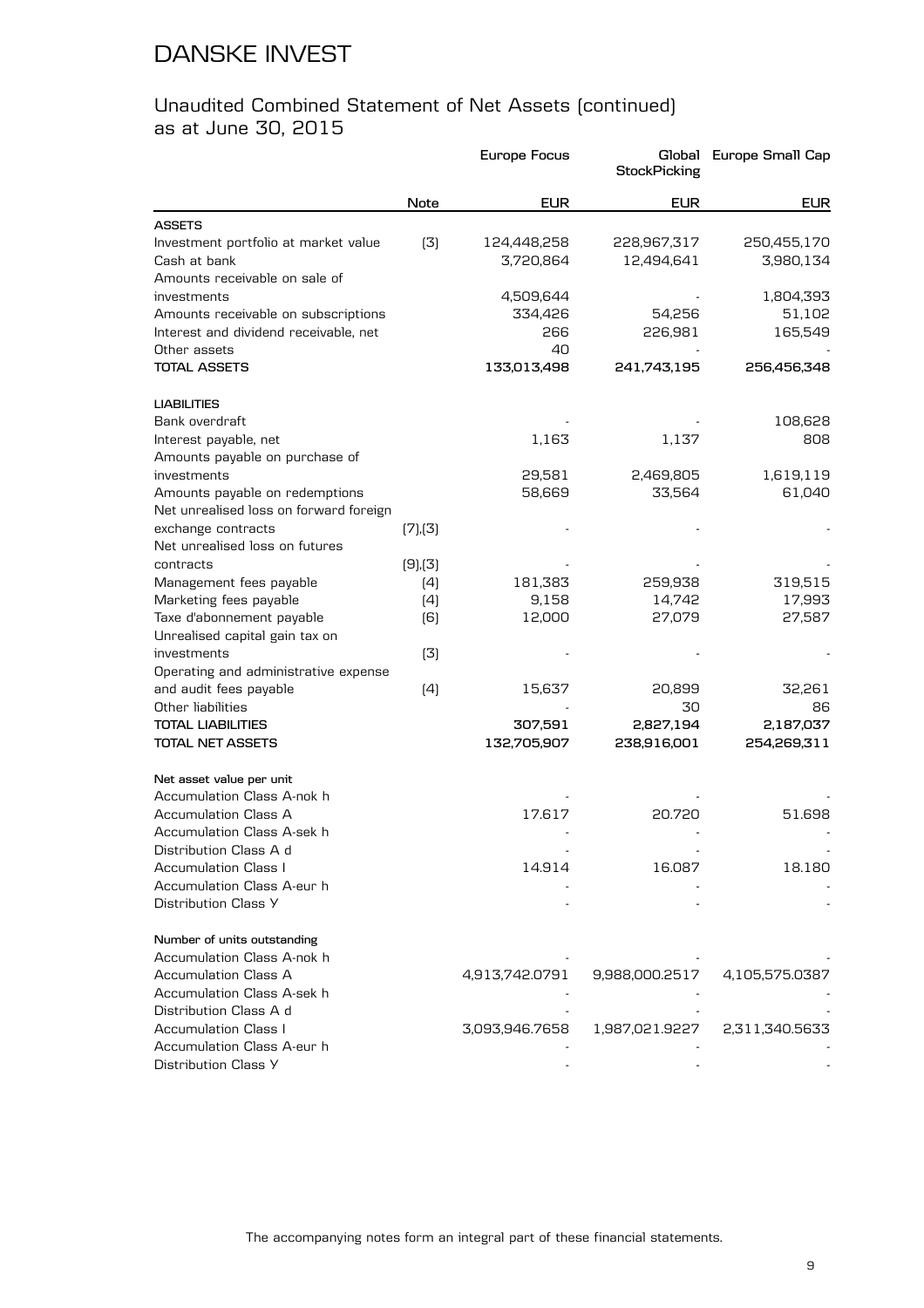# DANSKE INVEST

## Unaudited Combined Statement of Net Assets (continued)
as at June 30, 2015

| | Note | Europe Focus | Global StockPicking | Europe Small Cap |
|---|---|---|---|---|
| | | EUR | EUR | EUR |
| **ASSETS** | | | | |
| Investment portfolio at market value | (3) | 124,448,258 | 228,967,317 | 250,455,170 |
| Cash at bank | | 3,720,864 | 12,494,641 | 3,980,134 |
| Amounts receivable on sale of investments | | 4,509,644 | - | 1,804,393 |
| Amounts receivable on subscriptions | | 334,426 | 54,256 | 51,102 |
| Interest and dividend receivable, net | | 266 | 226,981 | 165,549 |
| Other assets | | 40 | - | - |
| **TOTAL ASSETS** | | **133,013,498** | **241,743,195** | **256,456,348** |
| **LIABILITIES** | | | | |
| Bank overdraft | | - | - | 108,628 |
| Interest payable, net | | 1,163 | 1,137 | 808 |
| Amounts payable on purchase of investments | | 29,581 | 2,469,805 | 1,619,119 |
| Amounts payable on redemptions | | 58,669 | 33,564 | 61,040 |
| Net unrealised loss on forward foreign exchange contracts | (7),(3) | - | - | - |
| Net unrealised loss on futures contracts | (9),(3) | - | - | - |
| Management fees payable | (4) | 181,383 | 259,938 | 319,515 |
| Marketing fees payable | (4) | 9,158 | 14,742 | 17,993 |
| Taxe d'abonnement payable | (6) | 12,000 | 27,079 | 27,587 |
| Unrealised capital gain tax on investments | (3) | - | - | - |
| Operating and administrative expense and audit fees payable | (4) | 15,637 | 20,899 | 32,261 |
| Other liabilities | | - | 30 | 86 |
| **TOTAL LIABILITIES** | | **307,591** | **2,827,194** | **2,187,037** |
| **TOTAL NET ASSETS** | | **132,705,907** | **238,916,001** | **254,269,311** |
| **Net asset value per unit** | | | | |
| Accumulation Class A-nok h | | - | - | - |
| Accumulation Class A | | 17.617 | 20.720 | 51.698 |
| Accumulation Class A-sek h | | - | - | - |
| Distribution Class A d | | - | - | - |
| Accumulation Class I | | 14.914 | 16.087 | 18.180 |
| Accumulation Class A-eur h | | - | - | - |
| Distribution Class Y | | - | - | - |
| **Number of units outstanding** | | | | |
| Accumulation Class A-nok h | | - | - | - |
| Accumulation Class A | | 4,913,742.0791 | 9,988,000.2517 | 4,105,575.0387 |
| Accumulation Class A-sek h | | - | - | - |
| Distribution Class A d | | - | - | - |
| Accumulation Class I | | 3,093,946.7658 | 1,987,021.9227 | 2,311,340.5633 |
| Accumulation Class A-eur h | | - | - | - |
| Distribution Class Y | | - | - | - |

The accompanying notes form an integral part of these financial statements.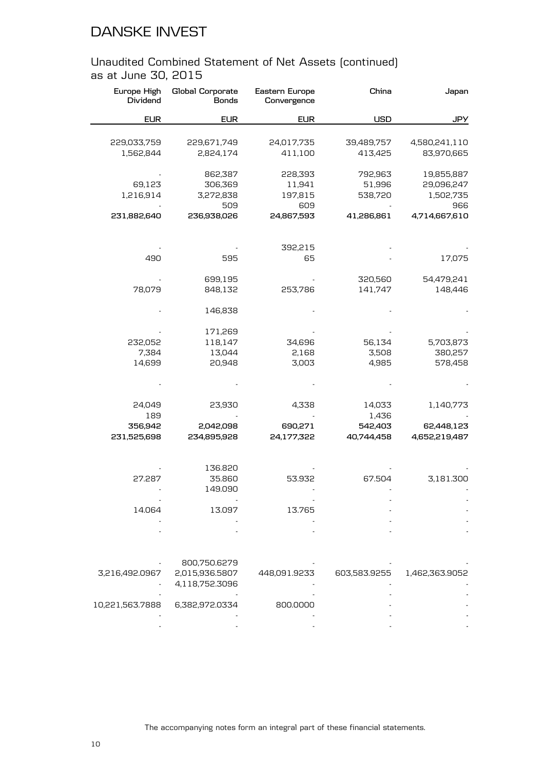DANSKE INVEST

## Unaudited Combined Statement of Net Assets (continued) as at June 30, 2015

| Europe High Dividend | Global Corporate Bonds | Eastern Europe Convergence | China | Japan |
|---|---|---|---|---|
| EUR | EUR | EUR | USD | JPY |
| 229,033,759 | 229,671,749 | 24,017,735 | 39,489,757 | 4,580,241,110 |
| 1,562,844 | 2,824,174 | 411,100 | 413,425 | 83,970,665 |
| - | 862,387 | 228,393 | 792,963 | 19,855,887 |
| 69,123 | 306,369 | 11,941 | 51,996 | 29,096,247 |
| 1,216,914 | 3,272,838 | 197,815 | 538,720 | 1,502,735 |
| - | 509 | 609 | - | 966 |
| **231,882,640** | **236,938,026** | **24,867,593** | **41,286,861** | **4,714,667,610** |
| - | - | 392,215 | - | - |
| 490 | 595 | 65 | - | 17,075 |
| - | 699,195 | - | 320,560 | 54,479,241 |
| 78,079 | 848,132 | 253,786 | 141,747 | 148,446 |
| - | 146,838 | - | - | - |
| - | 171,269 | - | - | - |
| 232,052 | 118,147 | 34,696 | 56,134 | 5,703,873 |
| 7,384 | 13,044 | 2,168 | 3,508 | 380,257 |
| 14,699 | 20,948 | 3,003 | 4,985 | 578,458 |
| - | - | - | - | - |
| 24,049 | 23,930 | 4,338 | 14,033 | 1,140,773 |
| 189 | - | - | 1,436 | - |
| **356,942** | **2,042,098** | **690,271** | **542,403** | **62,448,123** |
| **231,525,698** | **234,895,928** | **24,177,322** | **40,744,458** | **4,652,219,487** |
| - | 136.820 | - | - | - |
| 27.287 | 35.860 | 53.932 | 67.504 | 3,181.300 |
| - | 149.090 | - | - | - |
| - | - | - | - | - |
| 14.064 | 13.097 | 13.765 | - | - |
| - | - | - | - | - |
| - | - | - | - | - |
| - | 800,750.6279 | - | - | - |
| 3,216,492.0967 | 2,015,936.5807 | 448,091.9233 | 603,583.9255 | 1,462,363.9052 |
| - | 4,118,752.3096 | - | - | - |
| - | - | - | - | - |
| 10,221,563.7888 | 6,382,972.0334 | 800.0000 | - | - |
| - | - | - | - | - |
| - | - | - | - | - |

The accompanying notes form an integral part of these financial statements.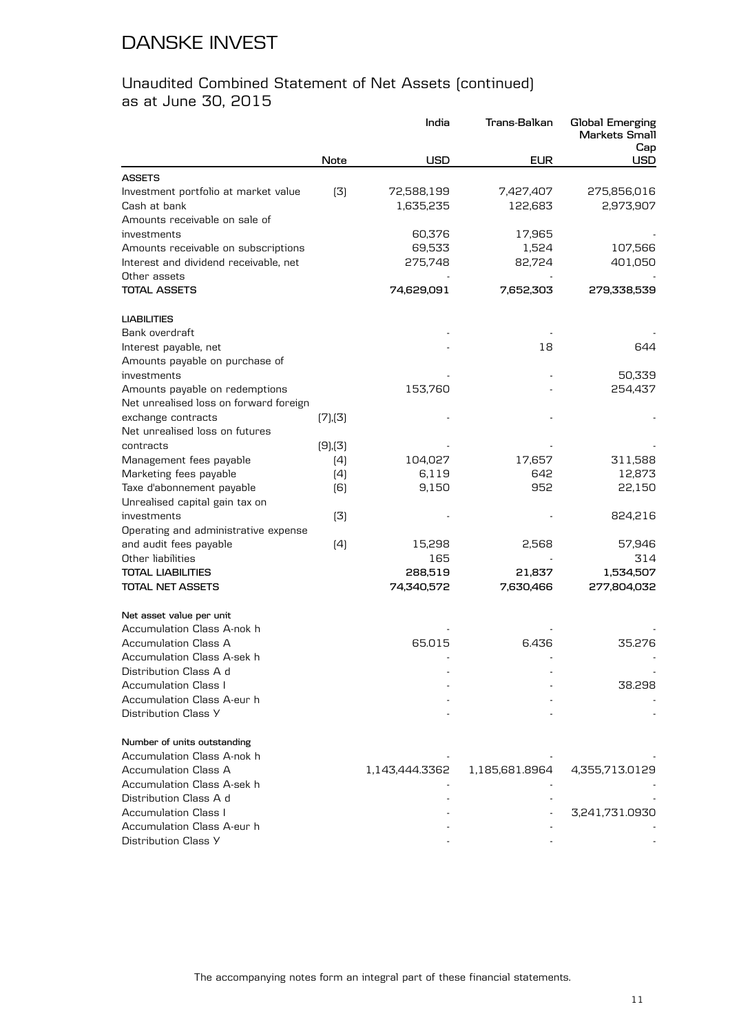# DANSKE INVEST

## Unaudited Combined Statement of Net Assets (continued)
as at June 30, 2015

| | Note | India | Trans-Balkan | Global Emerging Markets Small Cap |
|---|---|---|---|---|
| | | USD | EUR | USD |
| **ASSETS** | | | | |
| Investment portfolio at market value | (3) | 72,588,199 | 7,427,407 | 275,856,016 |
| Cash at bank | | 1,635,235 | 122,683 | 2,973,907 |
| Amounts receivable on sale of investments | | 60,376 | 17,965 | - |
| Amounts receivable on subscriptions | | 69,533 | 1,524 | 107,566 |
| Interest and dividend receivable, net | | 275,748 | 82,724 | 401,050 |
| Other assets | | - | - | - |
| **TOTAL ASSETS** | | **74,629,091** | **7,652,303** | **279,338,539** |
| **LIABILITIES** | | | | |
| Bank overdraft | | - | - | - |
| Interest payable, net | | - | 18 | 644 |
| Amounts payable on purchase of investments | | - | - | 50,339 |
| Amounts payable on redemptions | | 153,760 | - | 254,437 |
| Net unrealised loss on forward foreign exchange contracts | (7),(3) | - | - | - |
| Net unrealised loss on futures contracts | (9),(3) | - | - | - |
| Management fees payable | (4) | 104,027 | 17,657 | 311,588 |
| Marketing fees payable | (4) | 6,119 | 642 | 12,873 |
| Taxe d'abonnement payable | (6) | 9,150 | 952 | 22,150 |
| Unrealised capital gain tax on investments | (3) | - | - | 824,216 |
| Operating and administrative expense and audit fees payable | (4) | 15,298 | 2,568 | 57,946 |
| Other liabilities | | 165 | - | 314 |
| **TOTAL LIABILITIES** | | **288,519** | **21,837** | **1,534,507** |
| **TOTAL NET ASSETS** | | **74,340,572** | **7,630,466** | **277,804,032** |
| **Net asset value per unit** | | | | |
| Accumulation Class A-nok h | | - | - | - |
| Accumulation Class A | | 65.015 | 6.436 | 35.276 |
| Accumulation Class A-sek h | | - | - | - |
| Distribution Class A d | | - | - | - |
| Accumulation Class I | | - | - | 38.298 |
| Accumulation Class A-eur h | | - | - | - |
| Distribution Class Y | | - | - | - |
| **Number of units outstanding** | | | | |
| Accumulation Class A-nok h | | - | - | - |
| Accumulation Class A | | 1,143,444.3362 | 1,185,681.8964 | 4,355,713.0129 |
| Accumulation Class A-sek h | | - | - | - |
| Distribution Class A d | | - | - | - |
| Accumulation Class I | | - | - | 3,241,731.0930 |
| Accumulation Class A-eur h | | - | - | - |
| Distribution Class Y | | - | - | - |

The accompanying notes form an integral part of these financial statements.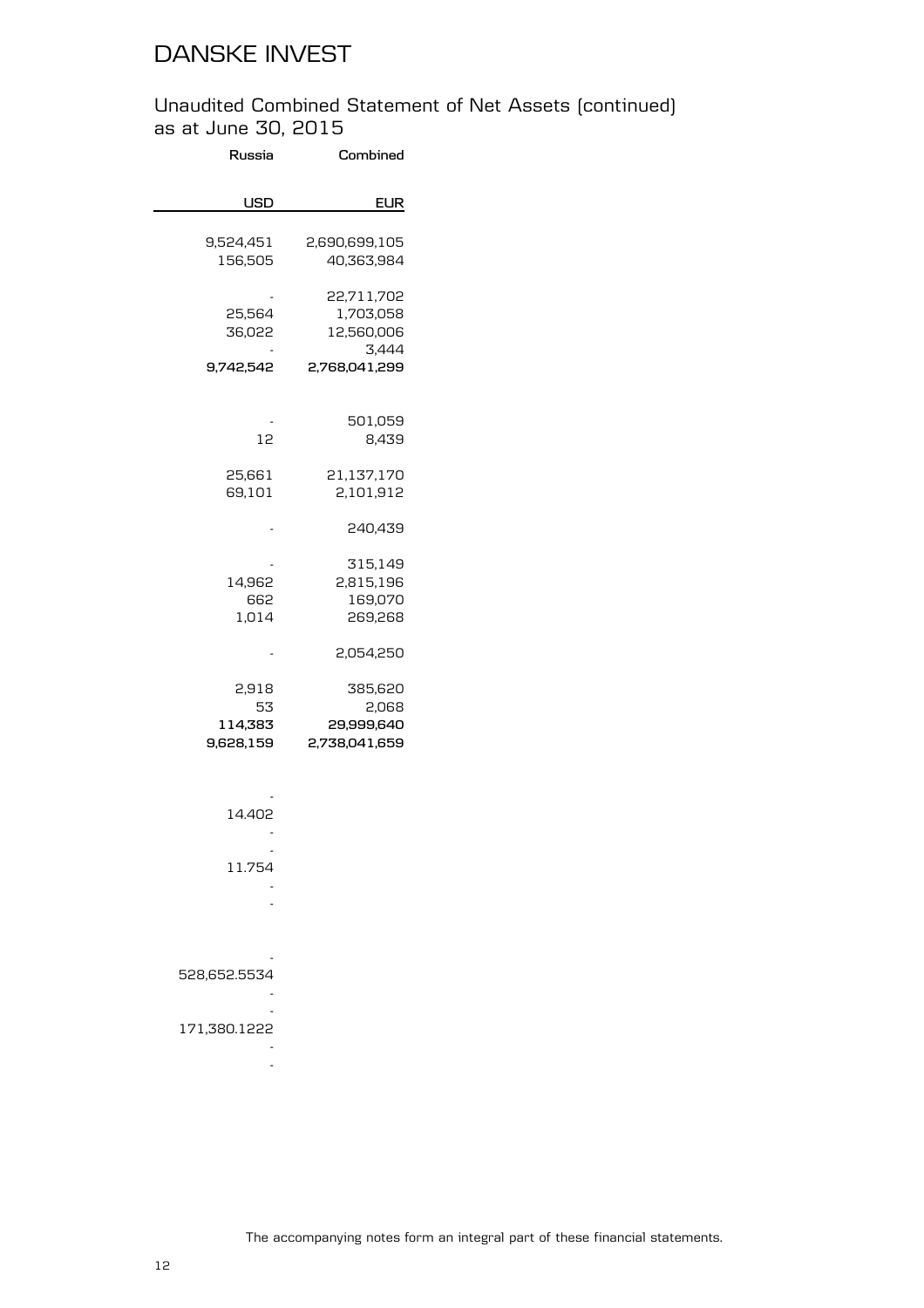# DANSKE INVEST

## Unaudited Combined Statement of Net Assets (continued)
## as at June 30, 2015

| Russia | Combined |
|---|---|
| USD | EUR |
| 9,524,451 | 2,690,699,105 |
| 156,505 | 40,363,984 |
| - | 22,711,702 |
| 25,564 | 1,703,058 |
| 36,022 | 12,560,006 |
| - | 3,444 |
| **9,742,542** | **2,768,041,299** |
| - | 501,059 |
| 12 | 8,439 |
| 25,661 | 21,137,170 |
| 69,101 | 2,101,912 |
| - | 240,439 |
| - | 315,149 |
| 14,962 | 2,815,196 |
| 662 | 169,070 |
| 1,014 | 269,268 |
| - | 2,054,250 |
| 2,918 | 385,620 |
| 53 | 2,068 |
| **114,383** | **29,999,640** |
| **9,628,159** | **2,738,041,659** |
| - | |
| 14.402 | |
| - | |
| - | |
| 11.754 | |
| - | |
| - | |
| - | |
| 528,652.5534 | |
| - | |
| - | |
| 171,380.1222 | |
| - | |
| - | |

The accompanying notes form an integral part of these financial statements.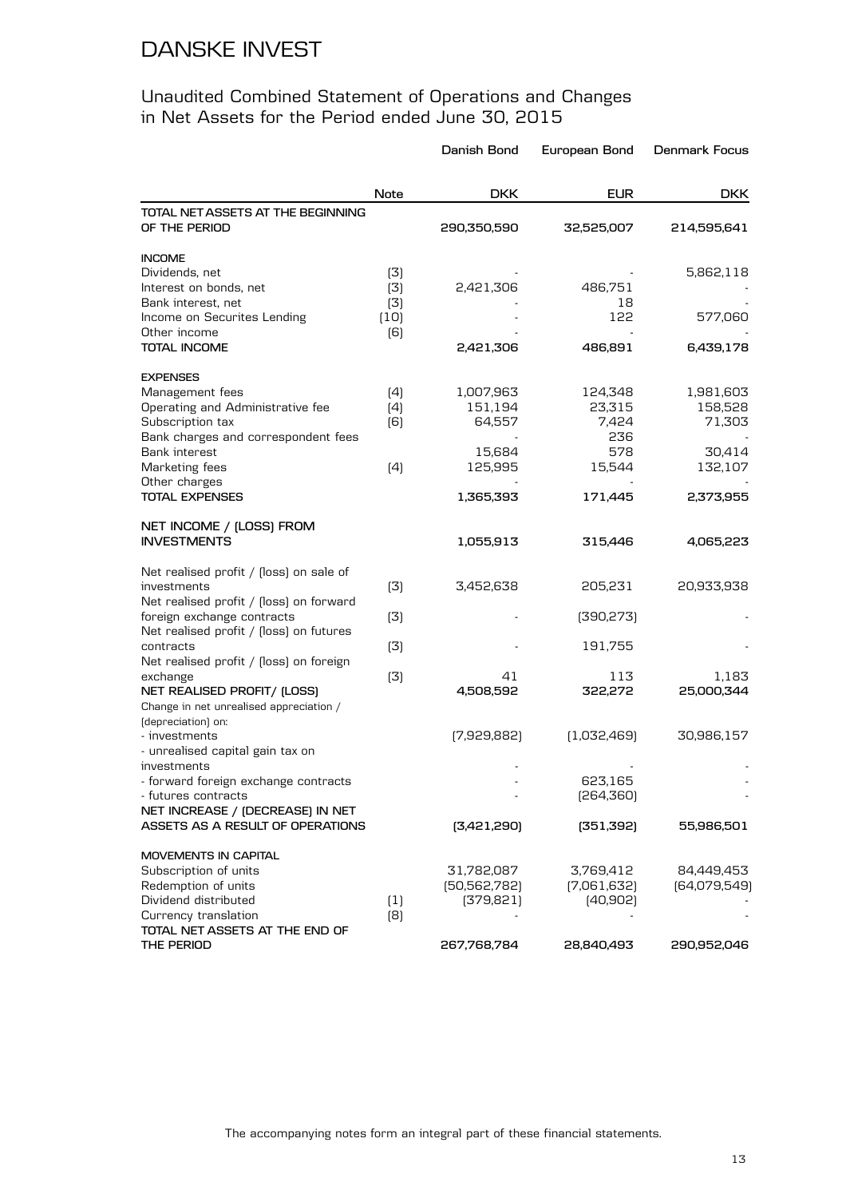# DANSKE INVEST

## Unaudited Combined Statement of Operations and Changes in Net Assets for the Period ended June 30, 2015

| | Note | Danish Bond | European Bond | Denmark Focus |
|---|---|---|---|---|
| | | DKK | EUR | DKK |
| **TOTAL NET ASSETS AT THE BEGINNING OF THE PERIOD** | | 290,350,590 | 32,525,007 | 214,595,641 |
| **INCOME** | | | | |
| Dividends, net | (3) | - | - | 5,862,118 |
| Interest on bonds, net | (3) | 2,421,306 | 486,751 | - |
| Bank interest, net | (3) | - | 18 | - |
| Income on Securites Lending | (10) | - | 122 | 577,060 |
| Other income | (6) | - | - | - |
| **TOTAL INCOME** | | 2,421,306 | 486,891 | 6,439,178 |
| **EXPENSES** | | | | |
| Management fees | (4) | 1,007,963 | 124,348 | 1,981,603 |
| Operating and Administrative fee | (4) | 151,194 | 23,315 | 158,528 |
| Subscription tax | (6) | 64,557 | 7,424 | 71,303 |
| Bank charges and correspondent fees | | - | 236 | - |
| Bank interest | | 15,684 | 578 | 30,414 |
| Marketing fees | (4) | 125,995 | 15,544 | 132,107 |
| Other charges | | - | - | - |
| **TOTAL EXPENSES** | | 1,365,393 | 171,445 | 2,373,955 |
| **NET INCOME / (LOSS) FROM INVESTMENTS** | | 1,055,913 | 315,446 | 4,065,223 |
| Net realised profit / (loss) on sale of investments | (3) | 3,452,638 | 205,231 | 20,933,938 |
| Net realised profit / (loss) on forward foreign exchange contracts | (3) | - | (390,273) | - |
| Net realised profit / (loss) on futures contracts | (3) | - | 191,755 | - |
| Net realised profit / (loss) on foreign exchange | (3) | 41 | 113 | 1,183 |
| **NET REALISED PROFIT/ (LOSS)** | | 4,508,592 | 322,272 | 25,000,344 |
| Change in net unrealised appreciation / (depreciation) on: | | | | |
| - investments | | (7,929,882) | (1,032,469) | 30,986,157 |
| - unrealised capital gain tax on investments | | - | - | - |
| - forward foreign exchange contracts | | - | 623,165 | - |
| - futures contracts | | - | (264,360) | - |
| **NET INCREASE / (DECREASE) IN NET ASSETS AS A RESULT OF OPERATIONS** | | (3,421,290) | (351,392) | 55,986,501 |
| **MOVEMENTS IN CAPITAL** | | | | |
| Subscription of units | | 31,782,087 | 3,769,412 | 84,449,453 |
| Redemption of units | | (50,562,782) | (7,061,632) | (64,079,549) |
| Dividend distributed | (1) | (379,821) | (40,902) | - |
| Currency translation | (8) | - | - | - |
| **TOTAL NET ASSETS AT THE END OF THE PERIOD** | | 267,768,784 | 28,840,493 | 290,952,046 |

The accompanying notes form an integral part of these financial statements.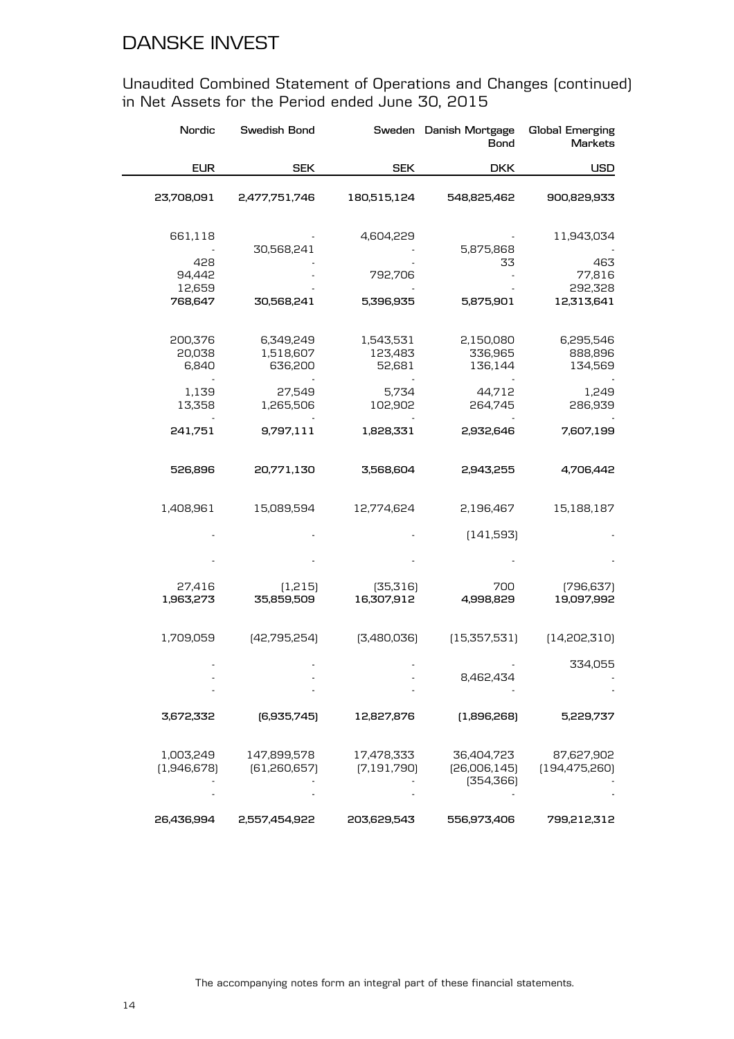# DANSKE INVEST

## Unaudited Combined Statement of Operations and Changes (continued) in Net Assets for the Period ended June 30, 2015

| Nordic | Swedish Bond | Sweden | Danish Mortgage Bond | Global Emerging Markets |
|---|---|---|---|---|
| EUR | SEK | SEK | DKK | USD |
| **23,708,091** | **2,477,751,746** | **180,515,124** | **548,825,462** | **900,829,933** |
| 661,118 | - | 4,604,229 | - | 11,943,034 |
| - | 30,568,241 | - | 5,875,868 | - |
| 428 | - | - | 33 | 463 |
| 94,442 | - | 792,706 | - | 77,816 |
| 12,659 | - | - | - | 292,328 |
| **768,647** | **30,568,241** | **5,396,935** | **5,875,901** | **12,313,641** |
| 200,376 | 6,349,249 | 1,543,531 | 2,150,080 | 6,295,546 |
| 20,038 | 1,518,607 | 123,483 | 336,965 | 888,896 |
| 6,840 | 636,200 | 52,681 | 136,144 | 134,569 |
| - | - | - | - | - |
| 1,139 | 27,549 | 5,734 | 44,712 | 1,249 |
| 13,358 | 1,265,506 | 102,902 | 264,745 | 286,939 |
| - | - | - | - | - |
| **241,751** | **9,797,111** | **1,828,331** | **2,932,646** | **7,607,199** |
| **526,896** | **20,771,130** | **3,568,604** | **2,943,255** | **4,706,442** |
| 1,408,961 | 15,089,594 | 12,774,624 | 2,196,467 | 15,188,187 |
| - | - | - | (141,593) | - |
| - | - | - | - | - |
| 27,416 | (1,215) | (35,316) | 700 | (796,637) |
| **1,963,273** | **35,859,509** | **16,307,912** | **4,998,829** | **19,097,992** |
| 1,709,059 | (42,795,254) | (3,480,036) | (15,357,531) | (14,202,310) |
| - | - | - | - | 334,055 |
| - | - | - | 8,462,434 | - |
| - | - | - | - | - |
| **3,672,332** | **(6,935,745)** | **12,827,876** | **(1,896,268)** | **5,229,737** |
| 1,003,249 | 147,899,578 | 17,478,333 | 36,404,723 | 87,627,902 |
| (1,946,678) | (61,260,657) | (7,191,790) | (26,006,145) | (194,475,260) |
| - | - | - | (354,366) | - |
| - | - | - | - | - |
| **26,436,994** | **2,557,454,922** | **203,629,543** | **556,973,406** | **799,212,312** |

The accompanying notes form an integral part of these financial statements.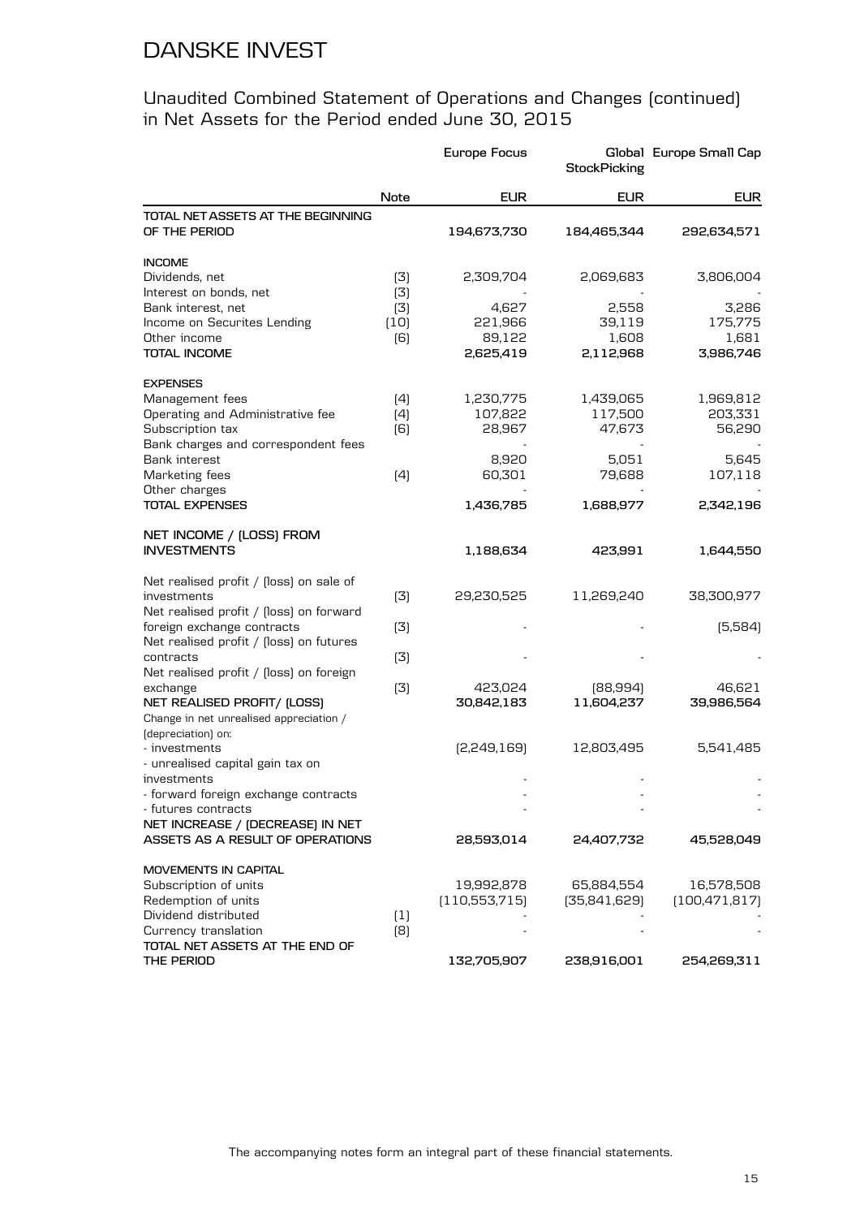# DANSKE INVEST

## Unaudited Combined Statement of Operations and Changes (continued) in Net Assets for the Period ended June 30, 2015

| | Note | Europe Focus | Global StockPicking | Europe Small Cap |
|---|---|---|---|---|
| | | EUR | EUR | EUR |
| **TOTAL NET ASSETS AT THE BEGINNING OF THE PERIOD** | | **194,673,730** | **184,465,344** | **292,634,571** |
| **INCOME** | | | | |
| Dividends, net | (3) | 2,309,704 | 2,069,683 | 3,806,004 |
| Interest on bonds, net | (3) | - | - | - |
| Bank interest, net | (3) | 4,627 | 2,558 | 3,286 |
| Income on Securites Lending | (10) | 221,966 | 39,119 | 175,775 |
| Other income | (6) | 89,122 | 1,608 | 1,681 |
| **TOTAL INCOME** | | **2,625,419** | **2,112,968** | **3,986,746** |
| **EXPENSES** | | | | |
| Management fees | (4) | 1,230,775 | 1,439,065 | 1,969,812 |
| Operating and Administrative fee | (4) | 107,822 | 117,500 | 203,331 |
| Subscription tax | (6) | 28,967 | 47,673 | 56,290 |
| Bank charges and correspondent fees | | - | - | - |
| Bank interest | | 8,920 | 5,051 | 5,645 |
| Marketing fees | (4) | 60,301 | 79,688 | 107,118 |
| Other charges | | - | - | - |
| **TOTAL EXPENSES** | | **1,436,785** | **1,688,977** | **2,342,196** |
| **NET INCOME / (LOSS) FROM INVESTMENTS** | | **1,188,634** | **423,991** | **1,644,550** |
| Net realised profit / (loss) on sale of investments | (3) | 29,230,525 | 11,269,240 | 38,300,977 |
| Net realised profit / (loss) on forward foreign exchange contracts | (3) | - | - | (5,584) |
| Net realised profit / (loss) on futures contracts | (3) | - | - | - |
| Net realised profit / (loss) on foreign exchange | (3) | 423,024 | (88,994) | 46,621 |
| **NET REALISED PROFIT/ (LOSS)** | | **30,842,183** | **11,604,237** | **39,986,564** |
| Change in net unrealised appreciation / (depreciation) on: | | | | |
| - investments | | (2,249,169) | 12,803,495 | 5,541,485 |
| - unrealised capital gain tax on investments | | - | - | - |
| - forward foreign exchange contracts | | - | - | - |
| - futures contracts | | - | - | - |
| **NET INCREASE / (DECREASE) IN NET ASSETS AS A RESULT OF OPERATIONS** | | **28,593,014** | **24,407,732** | **45,528,049** |
| **MOVEMENTS IN CAPITAL** | | | | |
| Subscription of units | | 19,992,878 | 65,884,554 | 16,578,508 |
| Redemption of units | | (110,553,715) | (35,841,629) | (100,471,817) |
| Dividend distributed | (1) | - | - | - |
| Currency translation | (8) | - | - | - |
| **TOTAL NET ASSETS AT THE END OF THE PERIOD** | | **132,705,907** | **238,916,001** | **254,269,311** |

The accompanying notes form an integral part of these financial statements.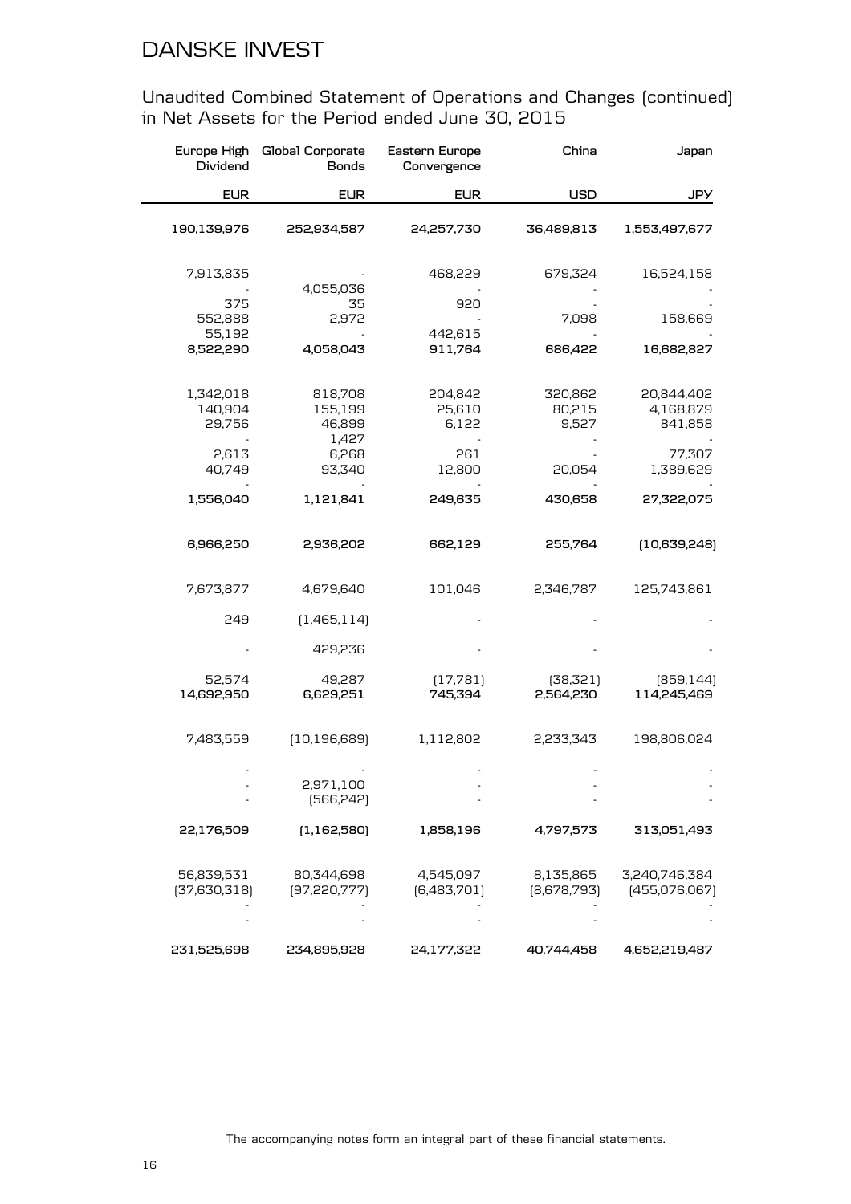# DANSKE INVEST

## Unaudited Combined Statement of Operations and Changes (continued) in Net Assets for the Period ended June 30, 2015

| Europe High Dividend | Global Corporate Bonds | Eastern Europe Convergence | China | Japan |
|---|---|---|---|---|
| EUR | EUR | EUR | USD | JPY |
| **190,139,976** | **252,934,587** | **24,257,730** | **36,489,813** | **1,553,497,677** |
| | | | | |
| 7,913,835 | - | 468,229 | 679,324 | 16,524,158 |
| - | 4,055,036 | - | - | - |
| 375 | 35 | 920 | - | - |
| 552,888 | 2,972 | - | 7,098 | 158,669 |
| 55,192 | - | 442,615 | - | - |
| **8,522,290** | **4,058,043** | **911,764** | **686,422** | **16,682,827** |
| | | | | |
| 1,342,018 | 818,708 | 204,842 | 320,862 | 20,844,402 |
| 140,904 | 155,199 | 25,610 | 80,215 | 4,168,879 |
| 29,756 | 46,899 | 6,122 | 9,527 | 841,858 |
| - | 1,427 | - | - | - |
| 2,613 | 6,268 | 261 | - | 77,307 |
| 40,749 | 93,340 | 12,800 | 20,054 | 1,389,629 |
| - | - | - | - | - |
| **1,556,040** | **1,121,841** | **249,635** | **430,658** | **27,322,075** |
| | | | | |
| **6,966,250** | **2,936,202** | **662,129** | **255,764** | **(10,639,248)** |
| | | | | |
| 7,673,877 | 4,679,640 | 101,046 | 2,346,787 | 125,743,861 |
| 249 | (1,465,114) | - | - | - |
| - | 429,236 | - | - | - |
| 52,574 | 49,287 | (17,781) | (38,321) | (859,144) |
| **14,692,950** | **6,629,251** | **745,394** | **2,564,230** | **114,245,469** |
| | | | | |
| 7,483,559 | (10,196,689) | 1,112,802 | 2,233,343 | 198,806,024 |
| - | - | - | - | - |
| - | 2,971,100 | - | - | - |
| - | (566,242) | - | - | - |
| **22,176,509** | **(1,162,580)** | **1,858,196** | **4,797,573** | **313,051,493** |
| | | | | |
| 56,839,531 | 80,344,698 | 4,545,097 | 8,135,865 | 3,240,746,384 |
| (37,630,318) | (97,220,777) | (6,483,701) | (8,678,793) | (455,076,067) |
| - | - | - | - | - |
| - | - | - | - | - |
| **231,525,698** | **234,895,928** | **24,177,322** | **40,744,458** | **4,652,219,487** |

The accompanying notes form an integral part of these financial statements.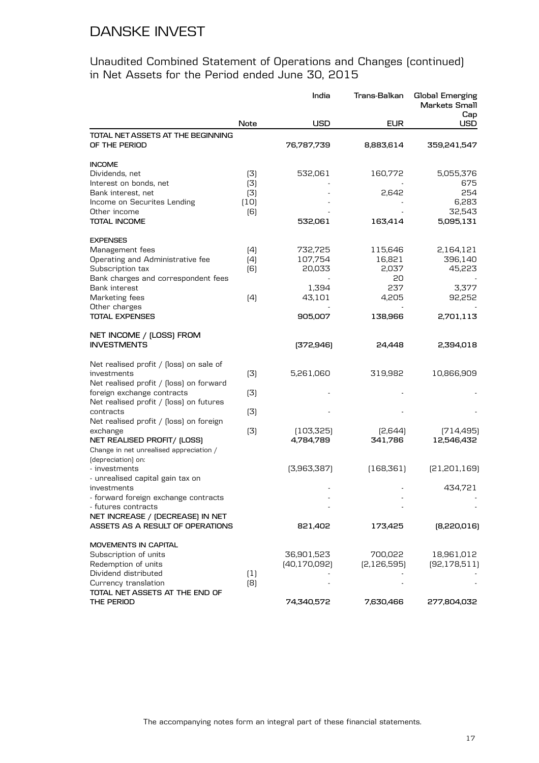# DANSKE INVEST

## Unaudited Combined Statement of Operations and Changes (continued) in Net Assets for the Period ended June 30, 2015

| | Note | India USD | Trans-Balkan EUR | Global Emerging Markets Small Cap USD |
|---|---|---|---|---|
| **TOTAL NET ASSETS AT THE BEGINNING OF THE PERIOD** | | **76,787,739** | **8,883,614** | **359,241,547** |
| **INCOME** | | | | |
| Dividends, net | (3) | 532,061 | 160,772 | 5,055,376 |
| Interest on bonds, net | (3) | - | - | 675 |
| Bank interest, net | (3) | - | 2,642 | 254 |
| Income on Securites Lending | (10) | - | - | 6,283 |
| Other income | (6) | - | - | 32,543 |
| **TOTAL INCOME** | | **532,061** | **163,414** | **5,095,131** |
| **EXPENSES** | | | | |
| Management fees | (4) | 732,725 | 115,646 | 2,164,121 |
| Operating and Administrative fee | (4) | 107,754 | 16,821 | 396,140 |
| Subscription tax | (6) | 20,033 | 2,037 | 45,223 |
| Bank charges and correspondent fees | | - | 20 | - |
| Bank interest | | 1,394 | 237 | 3,377 |
| Marketing fees | (4) | 43,101 | 4,205 | 92,252 |
| Other charges | | - | - | - |
| **TOTAL EXPENSES** | | **905,007** | **138,966** | **2,701,113** |
| **NET INCOME / (LOSS) FROM INVESTMENTS** | | **(372,946)** | **24,448** | **2,394,018** |
| Net realised profit / (loss) on sale of investments | (3) | 5,261,060 | 319,982 | 10,866,909 |
| Net realised profit / (loss) on forward foreign exchange contracts | (3) | - | - | - |
| Net realised profit / (loss) on futures contracts | (3) | - | - | - |
| Net realised profit / (loss) on foreign exchange | (3) | (103,325) | (2,644) | (714,495) |
| **NET REALISED PROFIT/ (LOSS)** | | **4,784,789** | **341,786** | **12,546,432** |
| Change in net unrealised appreciation / (depreciation) on: | | | | |
| - investments | | (3,963,387) | (168,361) | (21,201,169) |
| - unrealised capital gain tax on investments | | - | - | 434,721 |
| - forward foreign exchange contracts | | - | - | - |
| - futures contracts | | - | - | - |
| **NET INCREASE / (DECREASE) IN NET ASSETS AS A RESULT OF OPERATIONS** | | **821,402** | **173,425** | **(8,220,016)** |
| **MOVEMENTS IN CAPITAL** | | | | |
| Subscription of units | | 36,901,523 | 700,022 | 18,961,012 |
| Redemption of units | | (40,170,092) | (2,126,595) | (92,178,511) |
| Dividend distributed | (1) | - | - | - |
| Currency translation | (8) | - | - | - |
| **TOTAL NET ASSETS AT THE END OF THE PERIOD** | | **74,340,572** | **7,630,466** | **277,804,032** |

The accompanying notes form an integral part of these financial statements.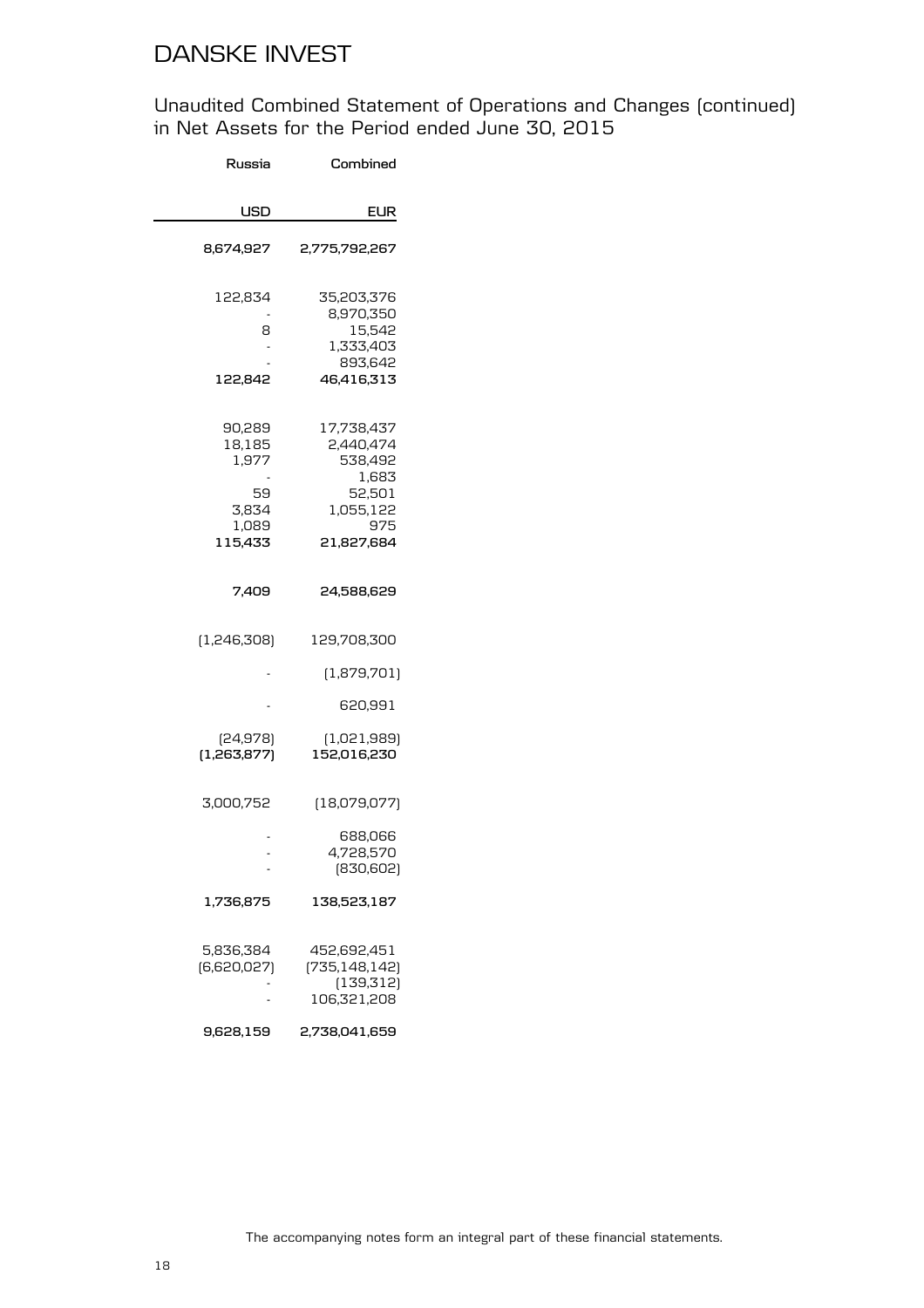# DANSKE INVEST

Unaudited Combined Statement of Operations and Changes (continued) in Net Assets for the Period ended June 30, 2015

| Russia | Combined |
|---|---|
| **USD** | **EUR** |
| **8,674,927** | **2,775,792,267** |
| | |
| 122,834 | 35,203,376 |
| - | 8,970,350 |
| 8 | 15,542 |
| - | 1,333,403 |
| - | 893,642 |
| **122,842** | **46,416,313** |
| | |
| 90,289 | 17,738,437 |
| 18,185 | 2,440,474 |
| 1,977 | 538,492 |
| - | 1,683 |
| 59 | 52,501 |
| 3,834 | 1,055,122 |
| 1,089 | 975 |
| **115,433** | **21,827,684** |
| | |
| **7,409** | **24,588,629** |
| | |
| (1,246,308) | 129,708,300 |
| - | (1,879,701) |
| - | 620,991 |
| (24,978) | (1,021,989) |
| **(1,263,877)** | **152,016,230** |
| | |
| 3,000,752 | (18,079,077) |
| - | 688,066 |
| - | 4,728,570 |
| - | (830,602) |
| **1,736,875** | **138,523,187** |
| | |
| 5,836,384 | 452,692,451 |
| (6,620,027) | (735,148,142) |
| - | (139,312) |
| - | 106,321,208 |
| **9,628,159** | **2,738,041,659** |

The accompanying notes form an integral part of these financial statements.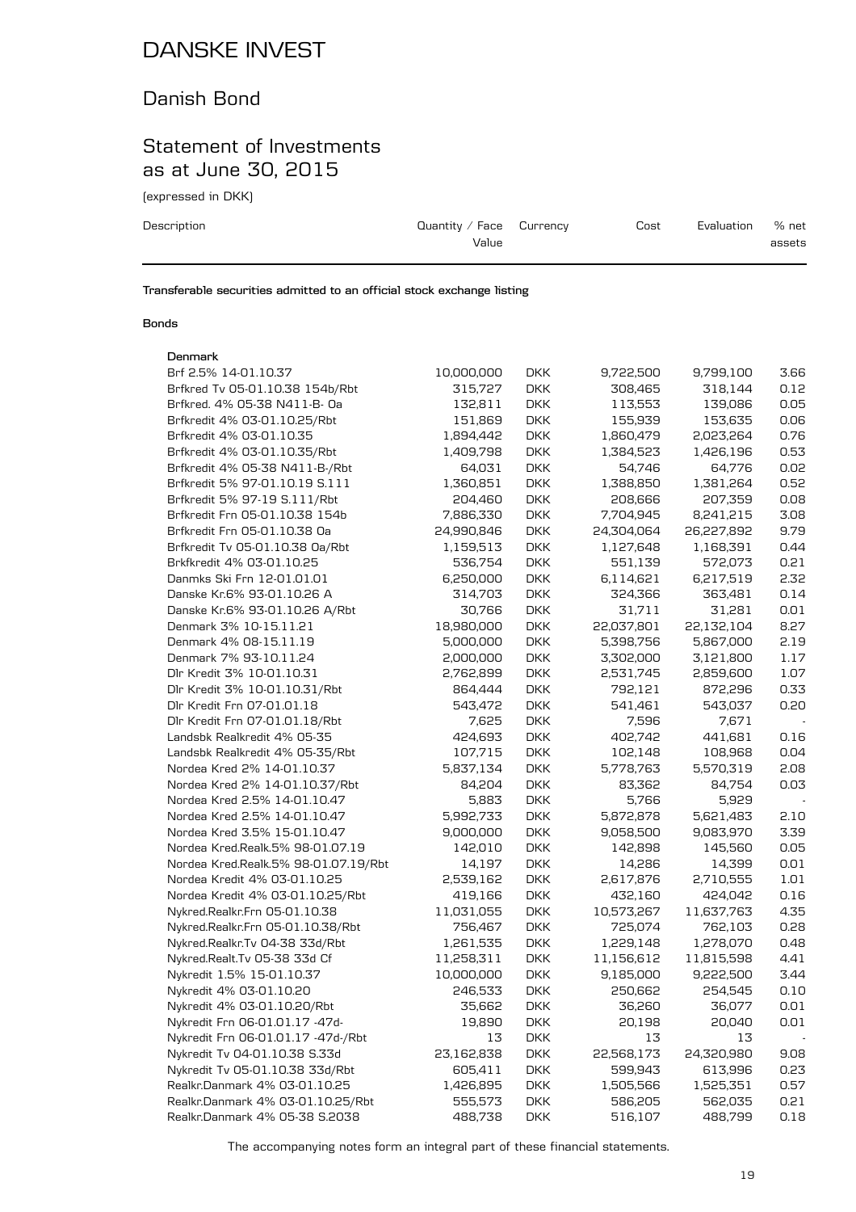# DANSKE INVEST

## Danish Bond

## Statement of Investments as at June 30, 2015

(expressed in DKK)

| Description | Quantity / Face Value | Currency | Cost | Evaluation | % net assets |
|---|---|---|---|---|---|
| **Transferable securities admitted to an official stock exchange listing** | | | | | |
| **Bonds** | | | | | |
| **Denmark** | | | | | |
| Brf 2.5% 14-01.10.37 | 10,000,000 | DKK | 9,722,500 | 9,799,100 | 3.66 |
| Brfkred Tv 05-01.10.38 154b/Rbt | 315,727 | DKK | 308,465 | 318,144 | 0.12 |
| Brfkred. 4% 05-38 N411-B- Oa | 132,811 | DKK | 113,553 | 139,086 | 0.05 |
| Brfkredit 4% 03-01.10.25/Rbt | 151,869 | DKK | 155,939 | 153,635 | 0.06 |
| Brfkredit 4% 03-01.10.35 | 1,894,442 | DKK | 1,860,479 | 2,023,264 | 0.76 |
| Brfkredit 4% 03-01.10.35/Rbt | 1,409,798 | DKK | 1,384,523 | 1,426,196 | 0.53 |
| Brfkredit 4% 05-38 N411-B-/Rbt | 64,031 | DKK | 54,746 | 64,776 | 0.02 |
| Brfkredit 5% 97-01.10.19 S.111 | 1,360,851 | DKK | 1,388,850 | 1,381,264 | 0.52 |
| Brfkredit 5% 97-19 S.111/Rbt | 204,460 | DKK | 208,666 | 207,359 | 0.08 |
| Brfkredit Frn 05-01.10.38 154b | 7,886,330 | DKK | 7,704,945 | 8,241,215 | 3.08 |
| Brfkredit Frn 05-01.10.38 Oa | 24,990,846 | DKK | 24,304,064 | 26,227,892 | 9.79 |
| Brfkredit Tv 05-01.10.38 Oa/Rbt | 1,159,513 | DKK | 1,127,648 | 1,168,391 | 0.44 |
| Brkfkredit 4% 03-01.10.25 | 536,754 | DKK | 551,139 | 572,073 | 0.21 |
| Danmks Ski Frn 12-01.01.01 | 6,250,000 | DKK | 6,114,621 | 6,217,519 | 2.32 |
| Danske Kr.6% 93-01.10.26 A | 314,703 | DKK | 324,366 | 363,481 | 0.14 |
| Danske Kr.6% 93-01.10.26 A/Rbt | 30,766 | DKK | 31,711 | 31,281 | 0.01 |
| Denmark 3% 10-15.11.21 | 18,980,000 | DKK | 22,037,801 | 22,132,104 | 8.27 |
| Denmark 4% 08-15.11.19 | 5,000,000 | DKK | 5,398,756 | 5,867,000 | 2.19 |
| Denmark 7% 93-10.11.24 | 2,000,000 | DKK | 3,302,000 | 3,121,800 | 1.17 |
| Dlr Kredit 3% 10-01.10.31 | 2,762,899 | DKK | 2,531,745 | 2,859,600 | 1.07 |
| Dlr Kredit 3% 10-01.10.31/Rbt | 864,444 | DKK | 792,121 | 872,296 | 0.33 |
| Dlr Kredit Frn 07-01.01.18 | 543,472 | DKK | 541,461 | 543,037 | 0.20 |
| Dlr Kredit Frn 07-01.01.18/Rbt | 7,625 | DKK | 7,596 | 7,671 | - |
| Landsbk Realkredit 4% 05-35 | 424,693 | DKK | 402,742 | 441,681 | 0.16 |
| Landsbk Realkredit 4% 05-35/Rbt | 107,715 | DKK | 102,148 | 108,968 | 0.04 |
| Nordea Kred 2% 14-01.10.37 | 5,837,134 | DKK | 5,778,763 | 5,570,319 | 2.08 |
| Nordea Kred 2% 14-01.10.37/Rbt | 84,204 | DKK | 83,362 | 84,754 | 0.03 |
| Nordea Kred 2.5% 14-01.10.47 | 5,883 | DKK | 5,766 | 5,929 | - |
| Nordea Kred 2.5% 14-01.10.47 | 5,992,733 | DKK | 5,872,878 | 5,621,483 | 2.10 |
| Nordea Kred 3.5% 15-01.10.47 | 9,000,000 | DKK | 9,058,500 | 9,083,970 | 3.39 |
| Nordea Kred.Realk.5% 98-01.07.19 | 142,010 | DKK | 142,898 | 145,560 | 0.05 |
| Nordea Kred.Realk.5% 98-01.07.19/Rbt | 14,197 | DKK | 14,286 | 14,399 | 0.01 |
| Nordea Kredit 4% 03-01.10.25 | 2,539,162 | DKK | 2,617,876 | 2,710,555 | 1.01 |
| Nordea Kredit 4% 03-01.10.25/Rbt | 419,166 | DKK | 432,160 | 424,042 | 0.16 |
| Nykred.Realkr.Frn 05-01.10.38 | 11,031,055 | DKK | 10,573,267 | 11,637,763 | 4.35 |
| Nykred.Realkr.Frn 05-01.10.38/Rbt | 756,467 | DKK | 725,074 | 762,103 | 0.28 |
| Nykred.Realkr.Tv 04-38 33d/Rbt | 1,261,535 | DKK | 1,229,148 | 1,278,070 | 0.48 |
| Nykred.Realt.Tv 05-38 33d Cf | 11,258,311 | DKK | 11,156,612 | 11,815,598 | 4.41 |
| Nykredit 1.5% 15-01.10.37 | 10,000,000 | DKK | 9,185,000 | 9,222,500 | 3.44 |
| Nykredit 4% 03-01.10.20 | 246,533 | DKK | 250,662 | 254,545 | 0.10 |
| Nykredit 4% 03-01.10.20/Rbt | 35,662 | DKK | 36,260 | 36,077 | 0.01 |
| Nykredit Frn 06-01.01.17 -47d- | 19,890 | DKK | 20,198 | 20,040 | 0.01 |
| Nykredit Frn 06-01.01.17 -47d-/Rbt | 13 | DKK | 13 | 13 | - |
| Nykredit Tv 04-01.10.38 S.33d | 23,162,838 | DKK | 22,568,173 | 24,320,980 | 9.08 |
| Nykredit Tv 05-01.10.38 33d/Rbt | 605,411 | DKK | 599,943 | 613,996 | 0.23 |
| Realkr.Danmark 4% 03-01.10.25 | 1,426,895 | DKK | 1,505,566 | 1,525,351 | 0.57 |
| Realkr.Danmark 4% 03-01.10.25/Rbt | 555,573 | DKK | 586,205 | 562,035 | 0.21 |
| Realkr.Danmark 4% 05-38 S.2038 | 488,738 | DKK | 516,107 | 488,799 | 0.18 |

The accompanying notes form an integral part of these financial statements.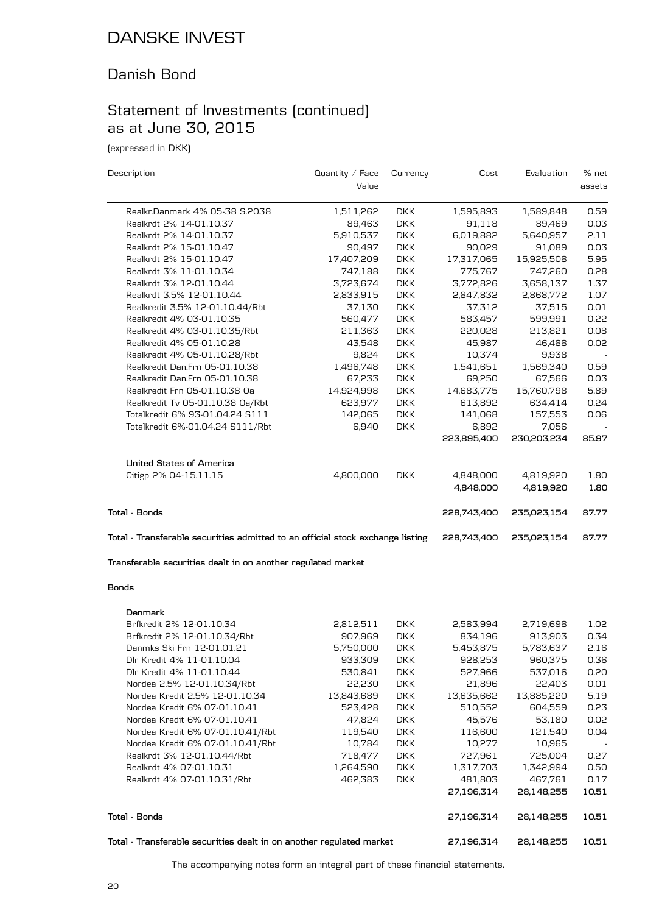# DANSKE INVEST

## Danish Bond

## Statement of Investments (continued) as at June 30, 2015

(expressed in DKK)

| Description | Quantity / Face Value | Currency | Cost | Evaluation | % net assets |
|---|---|---|---|---|---|
| Realkr.Danmark 4% 05-38 S.2038 | 1,511,262 | DKK | 1,595,893 | 1,589,848 | 0.59 |
| Realkrdt 2% 14-01.10.37 | 89,463 | DKK | 91,118 | 89,469 | 0.03 |
| Realkrdt 2% 14-01.10.37 | 5,910,537 | DKK | 6,019,882 | 5,640,957 | 2.11 |
| Realkrdt 2% 15-01.10.47 | 90,497 | DKK | 90,029 | 91,089 | 0.03 |
| Realkrdt 2% 15-01.10.47 | 17,407,209 | DKK | 17,317,065 | 15,925,508 | 5.95 |
| Realkrdt 3% 11-01.10.34 | 747,188 | DKK | 775,767 | 747,260 | 0.28 |
| Realkrdt 3% 12-01.10.44 | 3,723,674 | DKK | 3,772,826 | 3,658,137 | 1.37 |
| Realkrdt 3.5% 12-01.10.44 | 2,833,915 | DKK | 2,847,832 | 2,868,772 | 1.07 |
| Realkredit 3.5% 12-01.10.44/Rbt | 37,130 | DKK | 37,312 | 37,515 | 0.01 |
| Realkredit 4% 03-01.10.35 | 560,477 | DKK | 583,457 | 599,991 | 0.22 |
| Realkredit 4% 03-01.10.35/Rbt | 211,363 | DKK | 220,028 | 213,821 | 0.08 |
| Realkredit 4% 05-01.10.28 | 43,548 | DKK | 45,987 | 46,488 | 0.02 |
| Realkredit 4% 05-01.10.28/Rbt | 9,824 | DKK | 10,374 | 9,938 | - |
| Realkredit Dan.Frn 05-01.10.38 | 1,496,748 | DKK | 1,541,651 | 1,569,340 | 0.59 |
| Realkredit Dan.Frn 05-01.10.38 | 67,233 | DKK | 69,250 | 67,566 | 0.03 |
| Realkredit Frn 05-01.10.38 Oa | 14,924,998 | DKK | 14,683,775 | 15,760,798 | 5.89 |
| Realkredit Tv 05-01.10.38 Oa/Rbt | 623,977 | DKK | 613,892 | 634,414 | 0.24 |
| Totalkredit 6% 93-01.04.24 S111 | 142,065 | DKK | 141,068 | 157,553 | 0.06 |
| Totalkredit 6%-01.04.24 S111/Rbt | 6,940 | DKK | 6,892 | 7,056 | - |
| | | | **223,895,400** | **230,203,234** | **85.97** |
| **United States of America** | | | | | |
| Citigp 2% 04-15.11.15 | 4,800,000 | DKK | 4,848,000 | 4,819,920 | 1.80 |
| | | | **4,848,000** | **4,819,920** | **1.80** |
| **Total - Bonds** | | | **228,743,400** | **235,023,154** | **87.77** |
| **Total - Transferable securities admitted to an official stock exchange listing** | | | **228,743,400** | **235,023,154** | **87.77** |
| **Transferable securities dealt in on another regulated market** | | | | | |
| **Bonds** | | | | | |
| **Denmark** | | | | | |
| Brfkredit 2% 12-01.10.34 | 2,812,511 | DKK | 2,583,994 | 2,719,698 | 1.02 |
| Brfkredit 2% 12-01.10.34/Rbt | 907,969 | DKK | 834,196 | 913,903 | 0.34 |
| Danmks Ski Frn 12-01.01.21 | 5,750,000 | DKK | 5,453,875 | 5,783,637 | 2.16 |
| Dlr Kredit 4% 11-01.10.04 | 933,309 | DKK | 928,253 | 960,375 | 0.36 |
| Dlr Kredit 4% 11-01.10.44 | 530,841 | DKK | 527,966 | 537,016 | 0.20 |
| Nordea 2.5% 12-01.10.34/Rbt | 22,230 | DKK | 21,896 | 22,403 | 0.01 |
| Nordea Kredit 2.5% 12-01.10.34 | 13,843,689 | DKK | 13,635,662 | 13,885,220 | 5.19 |
| Nordea Kredit 6% 07-01.10.41 | 523,428 | DKK | 510,552 | 604,559 | 0.23 |
| Nordea Kredit 6% 07-01.10.41 | 47,824 | DKK | 45,576 | 53,180 | 0.02 |
| Nordea Kredit 6% 07-01.10.41/Rbt | 119,540 | DKK | 116,600 | 121,540 | 0.04 |
| Nordea Kredit 6% 07-01.10.41/Rbt | 10,784 | DKK | 10,277 | 10,965 | - |
| Realkrdt 3% 12-01.10.44/Rbt | 718,477 | DKK | 727,961 | 725,004 | 0.27 |
| Realkrdt 4% 07-01.10.31 | 1,264,590 | DKK | 1,317,703 | 1,342,994 | 0.50 |
| Realkrdt 4% 07-01.10.31/Rbt | 462,383 | DKK | 481,803 | 467,761 | 0.17 |
| | | | **27,196,314** | **28,148,255** | **10.51** |
| **Total - Bonds** | | | **27,196,314** | **28,148,255** | **10.51** |
| **Total - Transferable securities dealt in on another regulated market** | | | **27,196,314** | **28,148,255** | **10.51** |

The accompanying notes form an integral part of these financial statements.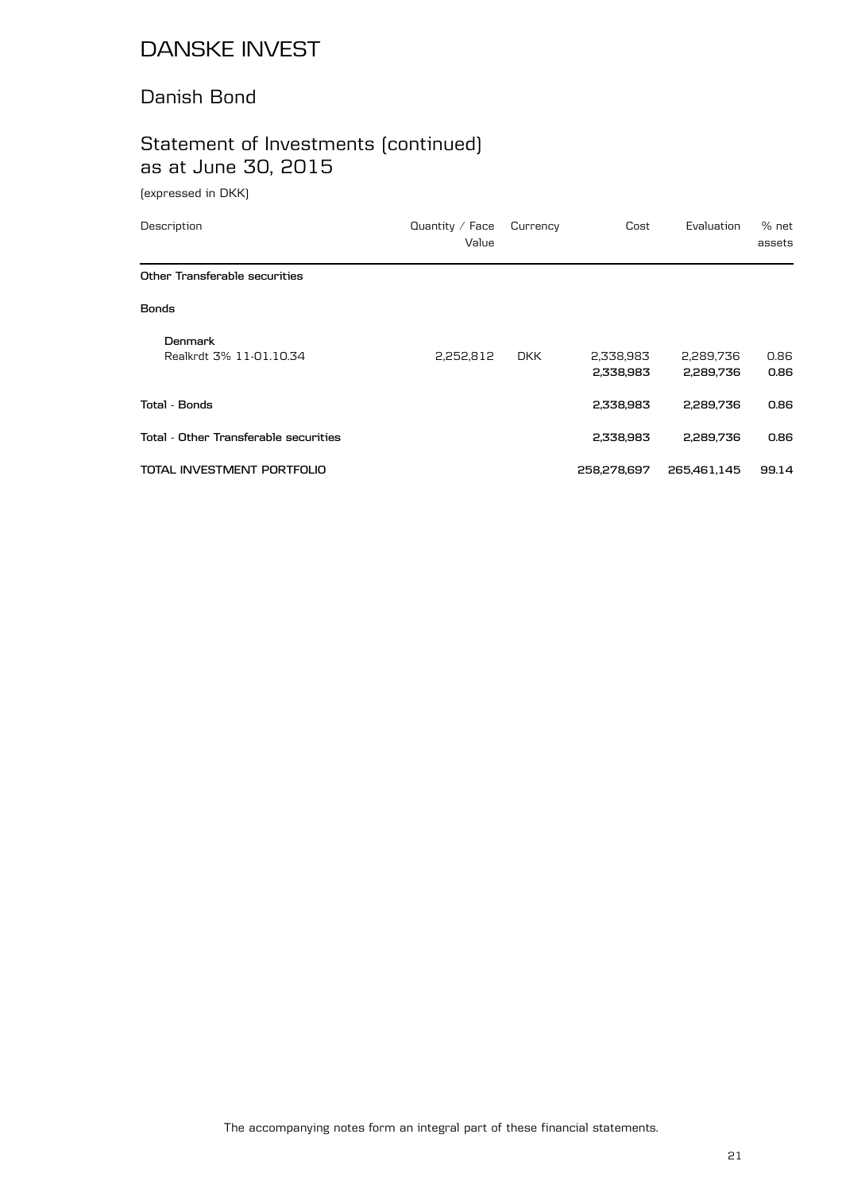# DANSKE INVEST

## Danish Bond

## Statement of Investments (continued) as at June 30, 2015

(expressed in DKK)

| Description | Quantity / Face Value | Currency | Cost | Evaluation | % net assets |
|---|---|---|---|---|---|
| **Other Transferable securities** | | | | | |
| **Bonds** | | | | | |
| **Denmark** | | | | | |
| Realkrdt 3% 11-01.10.34 | 2,252,812 | DKK | 2,338,983 | 2,289,736 | 0.86 |
| | | | **2,338,983** | **2,289,736** | **0.86** |
| **Total - Bonds** | | | **2,338,983** | **2,289,736** | **0.86** |
| **Total - Other Transferable securities** | | | **2,338,983** | **2,289,736** | **0.86** |
| **TOTAL INVESTMENT PORTFOLIO** | | | **258,278,697** | **265,461,145** | **99.14** |

The accompanying notes form an integral part of these financial statements.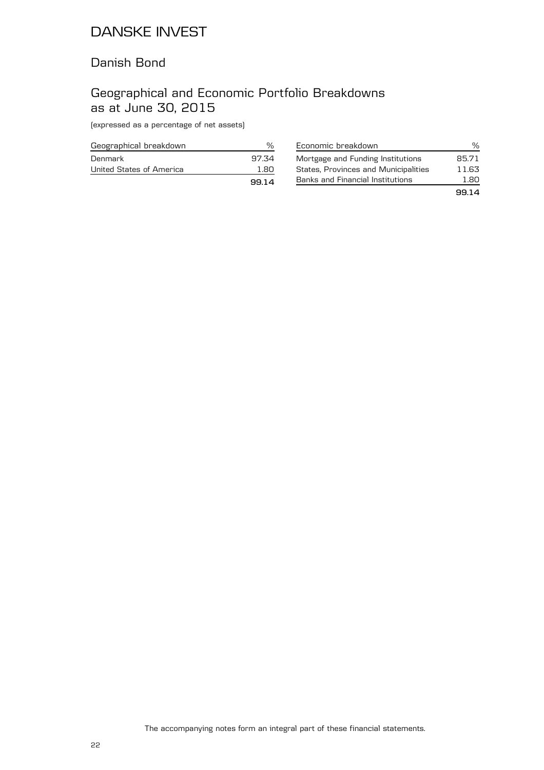# DANSKE INVEST

## Danish Bond

## Geographical and Economic Portfolio Breakdowns as at June 30, 2015

(expressed as a percentage of net assets)

| Geographical breakdown | % |
|---|---|
| Denmark | 97.34 |
| United States of America | 1.80 |
| | **99.14** |

| Economic breakdown | % |
|---|---|
| Mortgage and Funding Institutions | 85.71 |
| States, Provinces and Municipalities | 11.63 |
| Banks and Financial Institutions | 1.80 |
| | **99.14** |

The accompanying notes form an integral part of these financial statements.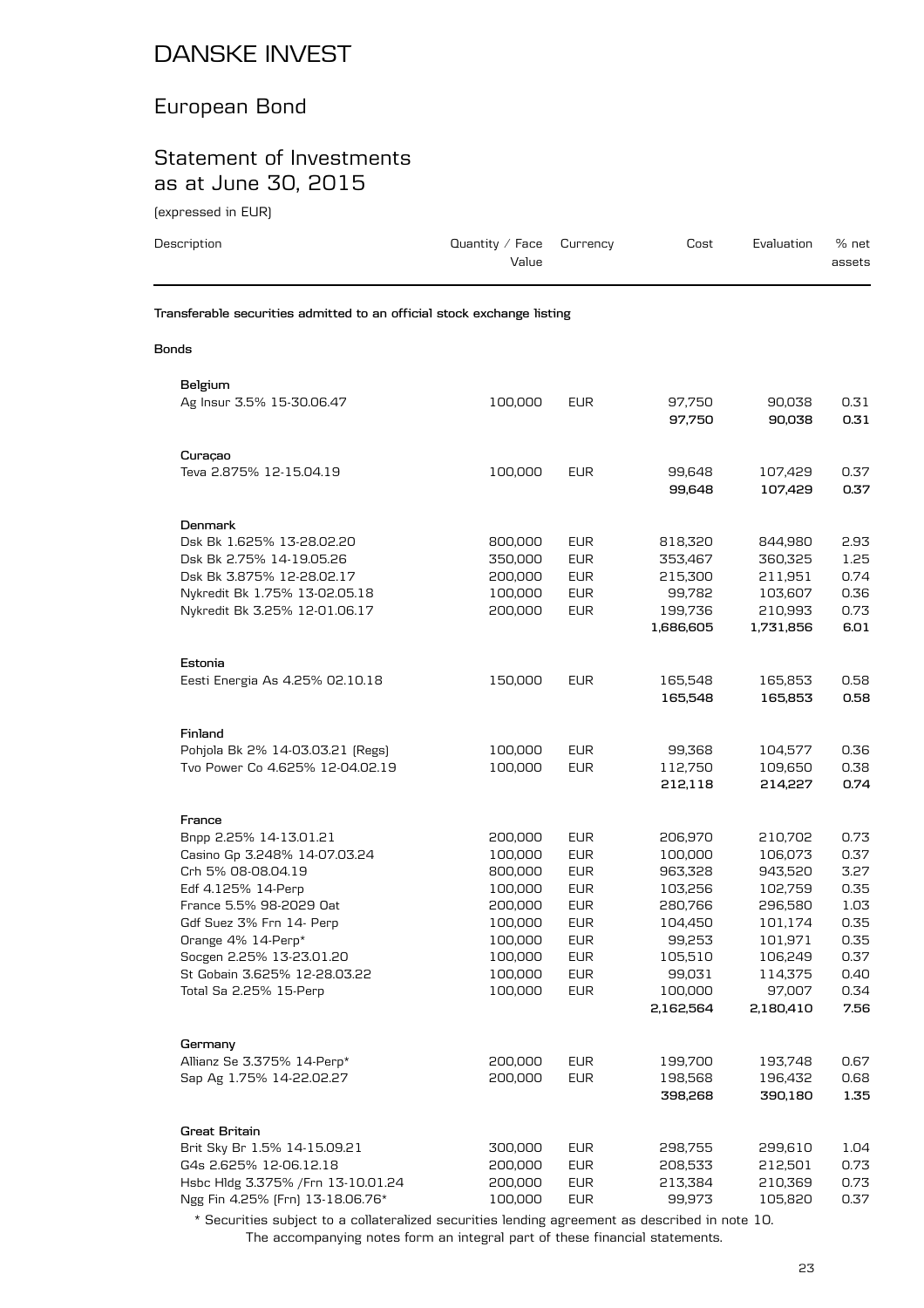# DANSKE INVEST

## European Bond

## Statement of Investments as at June 30, 2015

(expressed in EUR)

| Description | Quantity / Face Value | Currency | Cost | Evaluation | % net assets |
|---|---|---|---|---|---|
| **Transferable securities admitted to an official stock exchange listing** | | | | | |
| **Bonds** | | | | | |
| **Belgium** | | | | | |
| Ag Insur 3.5% 15-30.06.47 | 100,000 | EUR | 97,750 | 90,038 | 0.31 |
| | | | **97,750** | **90,038** | **0.31** |
| **Curaçao** | | | | | |
| Teva 2.875% 12-15.04.19 | 100,000 | EUR | 99,648 | 107,429 | 0.37 |
| | | | **99,648** | **107,429** | **0.37** |
| **Denmark** | | | | | |
| Dsk Bk 1.625% 13-28.02.20 | 800,000 | EUR | 818,320 | 844,980 | 2.93 |
| Dsk Bk 2.75% 14-19.05.26 | 350,000 | EUR | 353,467 | 360,325 | 1.25 |
| Dsk Bk 3.875% 12-28.02.17 | 200,000 | EUR | 215,300 | 211,951 | 0.74 |
| Nykredit Bk 1.75% 13-02.05.18 | 100,000 | EUR | 99,782 | 103,607 | 0.36 |
| Nykredit Bk 3.25% 12-01.06.17 | 200,000 | EUR | 199,736 | 210,993 | 0.73 |
| | | | **1,686,605** | **1,731,856** | **6.01** |
| **Estonia** | | | | | |
| Eesti Energia As 4.25% 02.10.18 | 150,000 | EUR | 165,548 | 165,853 | 0.58 |
| | | | **165,548** | **165,853** | **0.58** |
| **Finland** | | | | | |
| Pohjola Bk 2% 14-03.03.21 (Regs) | 100,000 | EUR | 99,368 | 104,577 | 0.36 |
| Tvo Power Co 4.625% 12-04.02.19 | 100,000 | EUR | 112,750 | 109,650 | 0.38 |
| | | | **212,118** | **214,227** | **0.74** |
| **France** | | | | | |
| Bnpp 2.25% 14-13.01.21 | 200,000 | EUR | 206,970 | 210,702 | 0.73 |
| Casino Gp 3.248% 14-07.03.24 | 100,000 | EUR | 100,000 | 106,073 | 0.37 |
| Crh 5% 08-08.04.19 | 800,000 | EUR | 963,328 | 943,520 | 3.27 |
| Edf 4.125% 14-Perp | 100,000 | EUR | 103,256 | 102,759 | 0.35 |
| France 5.5% 98-2029 Oat | 200,000 | EUR | 280,766 | 296,580 | 1.03 |
| Gdf Suez 3% Frn 14- Perp | 100,000 | EUR | 104,450 | 101,174 | 0.35 |
| Orange 4% 14-Perp* | 100,000 | EUR | 99,253 | 101,971 | 0.35 |
| Socgen 2.25% 13-23.01.20 | 100,000 | EUR | 105,510 | 106,249 | 0.37 |
| St Gobain 3.625% 12-28.03.22 | 100,000 | EUR | 99,031 | 114,375 | 0.40 |
| Total Sa 2.25% 15-Perp | 100,000 | EUR | 100,000 | 97,007 | 0.34 |
| | | | **2,162,564** | **2,180,410** | **7.56** |
| **Germany** | | | | | |
| Allianz Se 3.375% 14-Perp* | 200,000 | EUR | 199,700 | 193,748 | 0.67 |
| Sap Ag 1.75% 14-22.02.27 | 200,000 | EUR | 198,568 | 196,432 | 0.68 |
| | | | **398,268** | **390,180** | **1.35** |
| **Great Britain** | | | | | |
| Brit Sky Br 1.5% 14-15.09.21 | 300,000 | EUR | 298,755 | 299,610 | 1.04 |
| G4s 2.625% 12-06.12.18 | 200,000 | EUR | 208,533 | 212,501 | 0.73 |
| Hsbc Hldg 3.375% /Frn 13-10.01.24 | 200,000 | EUR | 213,384 | 210,369 | 0.73 |
| Ngg Fin 4.25% (Frn) 13-18.06.76* | 100,000 | EUR | 99,973 | 105,820 | 0.37 |

\* Securities subject to a collateralized securities lending agreement as described in note 10.

The accompanying notes form an integral part of these financial statements.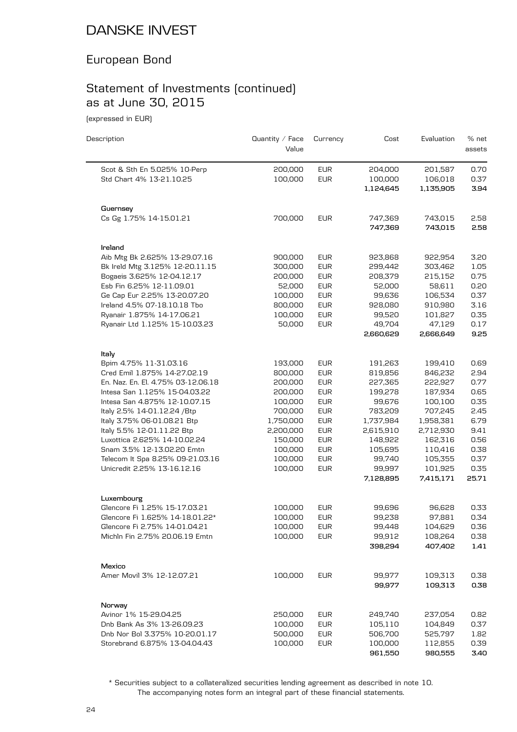# DANSKE INVEST

## European Bond

## Statement of Investments (continued) as at June 30, 2015

(expressed in EUR)

| Description | Quantity / Face Value | Currency | Cost | Evaluation | % net assets |
|---|---|---|---|---|---|
| Scot & Sth En 5.025% 10-Perp | 200,000 | EUR | 204,000 | 201,587 | 0.70 |
| Std Chart 4% 13-21.10.25 | 100,000 | EUR | 100,000 | 106,018 | 0.37 |
| | | | **1,124,645** | **1,135,905** | **3.94** |
| **Guernsey** | | | | | |
| Cs Gg 1.75% 14-15.01.21 | 700,000 | EUR | 747,369 | 743,015 | 2.58 |
| | | | **747,369** | **743,015** | **2.58** |
| **Ireland** | | | | | |
| Aib Mtg Bk 2.625% 13-29.07.16 | 900,000 | EUR | 923,868 | 922,954 | 3.20 |
| Bk Ireld Mtg 3.125% 12-20.11.15 | 300,000 | EUR | 299,442 | 303,462 | 1.05 |
| Bogaeis 3.625% 12-04.12.17 | 200,000 | EUR | 208,379 | 215,152 | 0.75 |
| Esb Fin 6.25% 12-11.09.01 | 52,000 | EUR | 52,000 | 58,611 | 0.20 |
| Ge Cap Eur 2.25% 13-20.07.20 | 100,000 | EUR | 99,636 | 106,534 | 0.37 |
| Ireland 4.5% 07-18.10.18 Tbo | 800,000 | EUR | 928,080 | 910,980 | 3.16 |
| Ryanair 1.875% 14-17.06.21 | 100,000 | EUR | 99,520 | 101,827 | 0.35 |
| Ryanair Ltd 1.125% 15-10.03.23 | 50,000 | EUR | 49,704 | 47,129 | 0.17 |
| | | | **2,660,629** | **2,666,649** | **9.25** |
| **Italy** | | | | | |
| Bpim 4.75% 11-31.03.16 | 193,000 | EUR | 191,263 | 199,410 | 0.69 |
| Cred Emil 1.875% 14-27.02.19 | 800,000 | EUR | 819,856 | 846,232 | 2.94 |
| En. Naz. En. El. 4.75% 03-12.06.18 | 200,000 | EUR | 227,365 | 222,927 | 0.77 |
| Intesa San 1.125% 15-04.03.22 | 200,000 | EUR | 199,278 | 187,934 | 0.65 |
| Intesa San 4.875% 12-10.07.15 | 100,000 | EUR | 99,676 | 100,100 | 0.35 |
| Italy 2.5% 14-01.12.24 /Btp | 700,000 | EUR | 783,209 | 707,245 | 2.45 |
| Italy 3.75% 06-01.08.21 Btp | 1,750,000 | EUR | 1,737,984 | 1,958,381 | 6.79 |
| Italy 5.5% 12-01.11.22 Btp | 2,200,000 | EUR | 2,615,910 | 2,712,930 | 9.41 |
| Luxottica 2.625% 14-10.02.24 | 150,000 | EUR | 148,922 | 162,316 | 0.56 |
| Snam 3.5% 12-13.02.20 Emtn | 100,000 | EUR | 105,695 | 110,416 | 0.38 |
| Telecom It Spa 8.25% 09-21.03.16 | 100,000 | EUR | 99,740 | 105,355 | 0.37 |
| Unicredit 2.25% 13-16.12.16 | 100,000 | EUR | 99,997 | 101,925 | 0.35 |
| | | | **7,128,895** | **7,415,171** | **25.71** |
| **Luxembourg** | | | | | |
| Glencore Fi 1.25% 15-17.03.21 | 100,000 | EUR | 99,696 | 96,628 | 0.33 |
| Glencore Fi 1.625% 14-18.01.22* | 100,000 | EUR | 99,238 | 97,881 | 0.34 |
| Glencore Fi 2.75% 14-01.04.21 | 100,000 | EUR | 99,448 | 104,629 | 0.36 |
| Michln Fin 2.75% 20.06.19 Emtn | 100,000 | EUR | 99,912 | 108,264 | 0.38 |
| | | | **398,294** | **407,402** | **1.41** |
| **Mexico** | | | | | |
| Amer Movil 3% 12-12.07.21 | 100,000 | EUR | 99,977 | 109,313 | 0.38 |
| | | | **99,977** | **109,313** | **0.38** |
| **Norway** | | | | | |
| Avinor 1% 15-29.04.25 | 250,000 | EUR | 249,740 | 237,054 | 0.82 |
| Dnb Bank As 3% 13-26.09.23 | 100,000 | EUR | 105,110 | 104,849 | 0.37 |
| Dnb Nor Bol 3.375% 10-20.01.17 | 500,000 | EUR | 506,700 | 525,797 | 1.82 |
| Storebrand 6.875% 13-04.04.43 | 100,000 | EUR | 100,000 | 112,855 | 0.39 |
| | | | **961,550** | **980,555** | **3.40** |

* Securities subject to a collateralized securities lending agreement as described in note 10.

The accompanying notes form an integral part of these financial statements.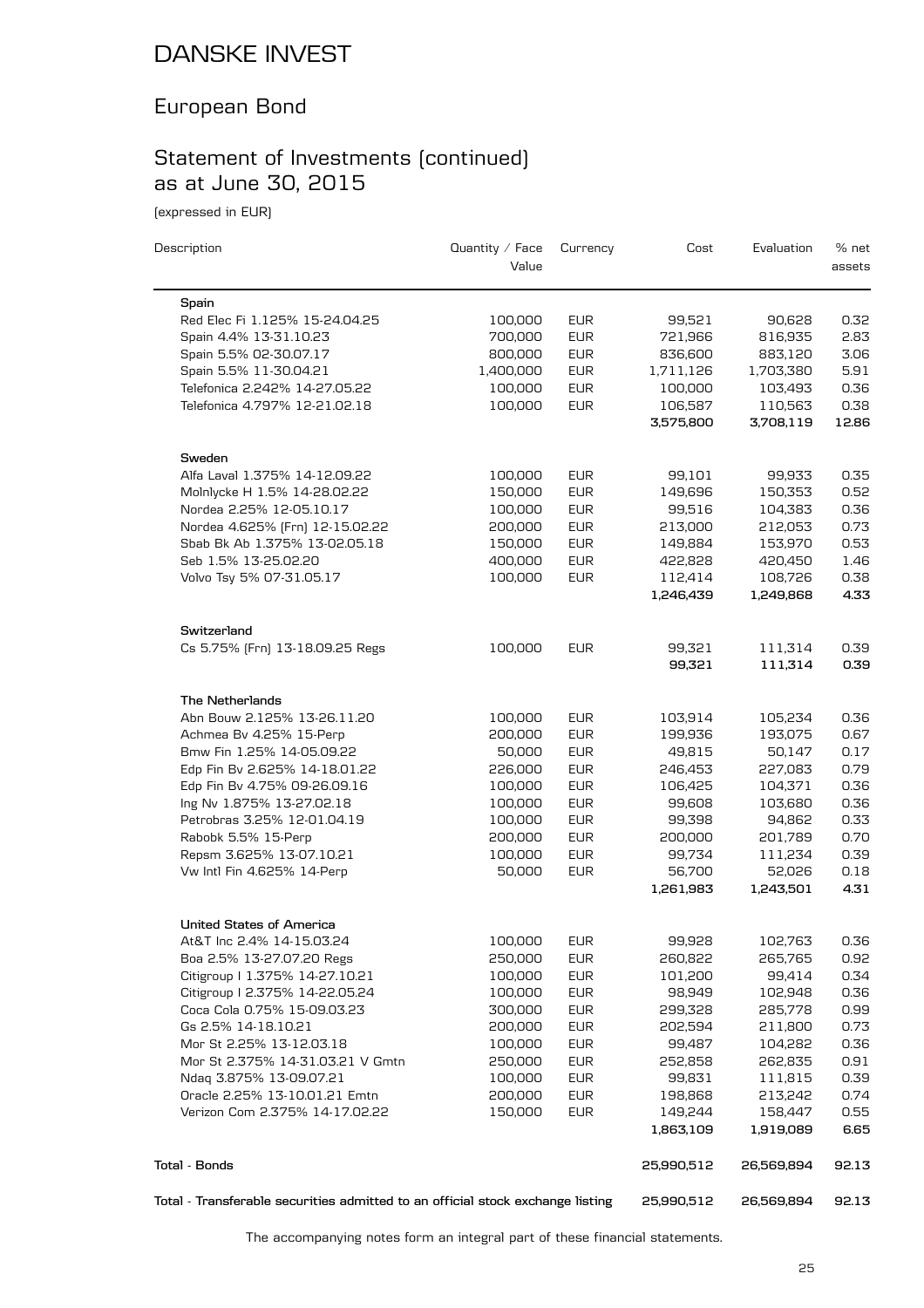# DANSKE INVEST

## European Bond

## Statement of Investments (continued) as at June 30, 2015

(expressed in EUR)

| Description | Quantity / Face Value | Currency | Cost | Evaluation | % net assets |
|---|---|---|---|---|---|
| **Spain** | | | | | |
| Red Elec Fi 1.125% 15-24.04.25 | 100,000 | EUR | 99,521 | 90,628 | 0.32 |
| Spain 4.4% 13-31.10.23 | 700,000 | EUR | 721,966 | 816,935 | 2.83 |
| Spain 5.5% 02-30.07.17 | 800,000 | EUR | 836,600 | 883,120 | 3.06 |
| Spain 5.5% 11-30.04.21 | 1,400,000 | EUR | 1,711,126 | 1,703,380 | 5.91 |
| Telefonica 2.242% 14-27.05.22 | 100,000 | EUR | 100,000 | 103,493 | 0.36 |
| Telefonica 4.797% 12-21.02.18 | 100,000 | EUR | 106,587 | 110,563 | 0.38 |
| | | | **3,575,800** | **3,708,119** | **12.86** |
| **Sweden** | | | | | |
| Alfa Laval 1.375% 14-12.09.22 | 100,000 | EUR | 99,101 | 99,933 | 0.35 |
| Molnlycke H 1.5% 14-28.02.22 | 150,000 | EUR | 149,696 | 150,353 | 0.52 |
| Nordea 2.25% 12-05.10.17 | 100,000 | EUR | 99,516 | 104,383 | 0.36 |
| Nordea 4.625% (Frn) 12-15.02.22 | 200,000 | EUR | 213,000 | 212,053 | 0.73 |
| Sbab Bk Ab 1.375% 13-02.05.18 | 150,000 | EUR | 149,884 | 153,970 | 0.53 |
| Seb 1.5% 13-25.02.20 | 400,000 | EUR | 422,828 | 420,450 | 1.46 |
| Volvo Tsy 5% 07-31.05.17 | 100,000 | EUR | 112,414 | 108,726 | 0.38 |
| | | | **1,246,439** | **1,249,868** | **4.33** |
| **Switzerland** | | | | | |
| Cs 5.75% (Frn) 13-18.09.25 Regs | 100,000 | EUR | 99,321 | 111,314 | 0.39 |
| | | | **99,321** | **111,314** | **0.39** |
| **The Netherlands** | | | | | |
| Abn Bouw 2.125% 13-26.11.20 | 100,000 | EUR | 103,914 | 105,234 | 0.36 |
| Achmea Bv 4.25% 15-Perp | 200,000 | EUR | 199,936 | 193,075 | 0.67 |
| Bmw Fin 1.25% 14-05.09.22 | 50,000 | EUR | 49,815 | 50,147 | 0.17 |
| Edp Fin Bv 2.625% 14-18.01.22 | 226,000 | EUR | 246,453 | 227,083 | 0.79 |
| Edp Fin Bv 4.75% 09-26.09.16 | 100,000 | EUR | 106,425 | 104,371 | 0.36 |
| Ing Nv 1.875% 13-27.02.18 | 100,000 | EUR | 99,608 | 103,680 | 0.36 |
| Petrobras 3.25% 12-01.04.19 | 100,000 | EUR | 99,398 | 94,862 | 0.33 |
| Rabobk 5.5% 15-Perp | 200,000 | EUR | 200,000 | 201,789 | 0.70 |
| Repsm 3.625% 13-07.10.21 | 100,000 | EUR | 99,734 | 111,234 | 0.39 |
| Vw Intl Fin 4.625% 14-Perp | 50,000 | EUR | 56,700 | 52,026 | 0.18 |
| | | | **1,261,983** | **1,243,501** | **4.31** |
| **United States of America** | | | | | |
| At&T Inc 2.4% 14-15.03.24 | 100,000 | EUR | 99,928 | 102,763 | 0.36 |
| Boa 2.5% 13-27.07.20 Regs | 250,000 | EUR | 260,822 | 265,765 | 0.92 |
| Citigroup I 1.375% 14-27.10.21 | 100,000 | EUR | 101,200 | 99,414 | 0.34 |
| Citigroup I 2.375% 14-22.05.24 | 100,000 | EUR | 98,949 | 102,948 | 0.36 |
| Coca Cola 0.75% 15-09.03.23 | 300,000 | EUR | 299,328 | 285,778 | 0.99 |
| Gs 2.5% 14-18.10.21 | 200,000 | EUR | 202,594 | 211,800 | 0.73 |
| Mor St 2.25% 13-12.03.18 | 100,000 | EUR | 99,487 | 104,282 | 0.36 |
| Mor St 2.375% 14-31.03.21 V Gmtn | 250,000 | EUR | 252,858 | 262,835 | 0.91 |
| Ndaq 3.875% 13-09.07.21 | 100,000 | EUR | 99,831 | 111,815 | 0.39 |
| Oracle 2.25% 13-10.01.21 Emtn | 200,000 | EUR | 198,868 | 213,242 | 0.74 |
| Verizon Com 2.375% 14-17.02.22 | 150,000 | EUR | 149,244 | 158,447 | 0.55 |
| | | | **1,863,109** | **1,919,089** | **6.65** |
| **Total - Bonds** | | | **25,990,512** | **26,569,894** | **92.13** |
| **Total - Transferable securities admitted to an official stock exchange listing** | | | **25,990,512** | **26,569,894** | **92.13** |

The accompanying notes form an integral part of these financial statements.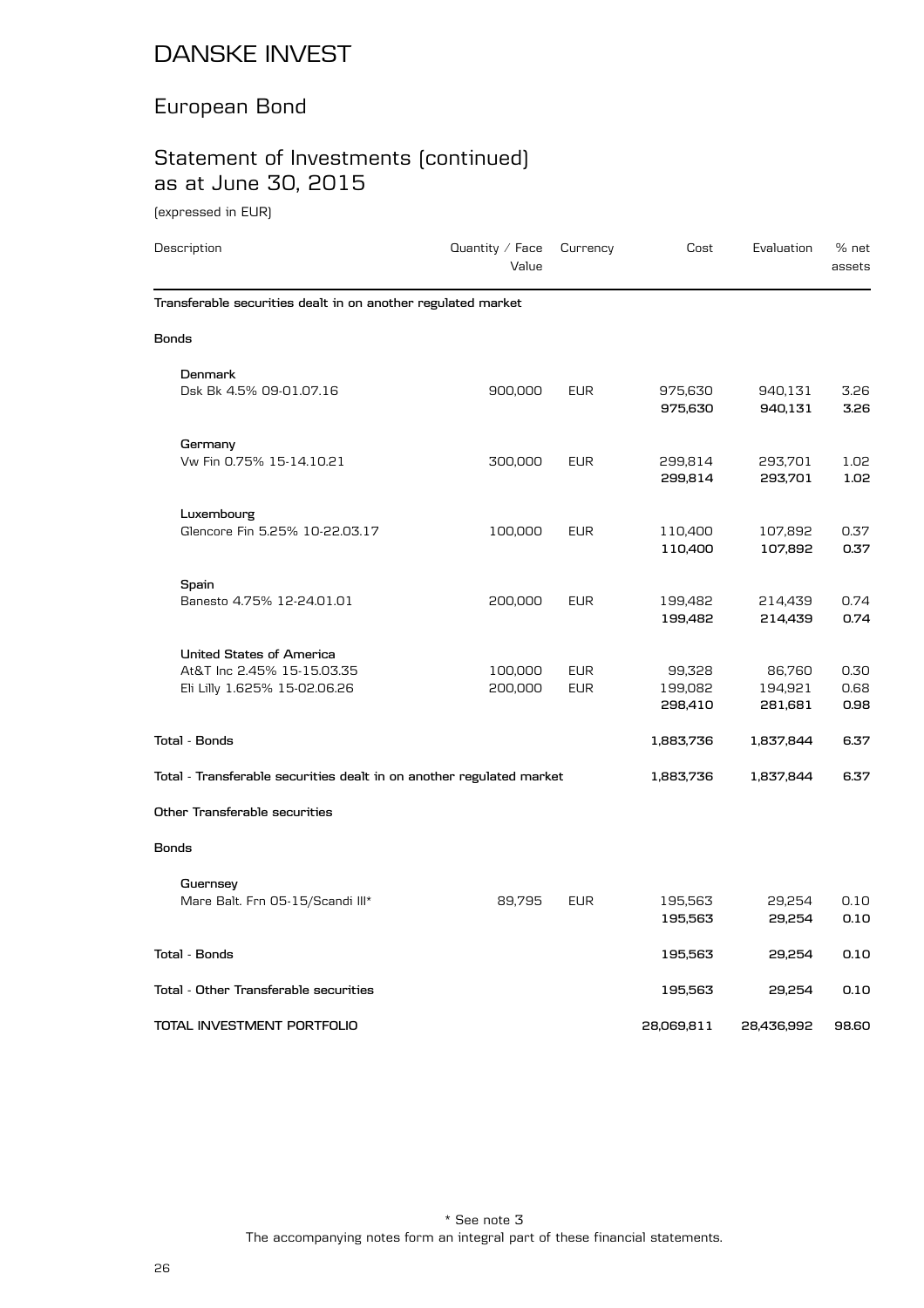# DANSKE INVEST

## European Bond

## Statement of Investments (continued) as at June 30, 2015

(expressed in EUR)

| Description | Quantity / Face Value | Currency | Cost | Evaluation | % net assets |
|---|---|---|---|---|---|
| **Transferable securities dealt in on another regulated market** | | | | | |
| **Bonds** | | | | | |
| **Denmark** | | | | | |
| Dsk Bk 4.5% 09-01.07.16 | 900,000 | EUR | 975,630 | 940,131 | 3.26 |
| | | | **975,630** | **940,131** | **3.26** |
| **Germany** | | | | | |
| Vw Fin 0.75% 15-14.10.21 | 300,000 | EUR | 299,814 | 293,701 | 1.02 |
| | | | **299,814** | **293,701** | **1.02** |
| **Luxembourg** | | | | | |
| Glencore Fin 5.25% 10-22.03.17 | 100,000 | EUR | 110,400 | 107,892 | 0.37 |
| | | | **110,400** | **107,892** | **0.37** |
| **Spain** | | | | | |
| Banesto 4.75% 12-24.01.01 | 200,000 | EUR | 199,482 | 214,439 | 0.74 |
| | | | **199,482** | **214,439** | **0.74** |
| **United States of America** | | | | | |
| At&T Inc 2.45% 15-15.03.35 | 100,000 | EUR | 99,328 | 86,760 | 0.30 |
| Eli Lilly 1.625% 15-02.06.26 | 200,000 | EUR | 199,082 | 194,921 | 0.68 |
| | | | **298,410** | **281,681** | **0.98** |
| **Total - Bonds** | | | **1,883,736** | **1,837,844** | **6.37** |
| **Total - Transferable securities dealt in on another regulated market** | | | **1,883,736** | **1,837,844** | **6.37** |
| **Other Transferable securities** | | | | | |
| **Bonds** | | | | | |
| **Guernsey** | | | | | |
| Mare Balt. Frn 05-15/Scandi III* | 89,795 | EUR | 195,563 | 29,254 | 0.10 |
| | | | **195,563** | **29,254** | **0.10** |
| **Total - Bonds** | | | **195,563** | **29,254** | **0.10** |
| **Total - Other Transferable securities** | | | **195,563** | **29,254** | **0.10** |
| **TOTAL INVESTMENT PORTFOLIO** | | | **28,069,811** | **28,436,992** | **98.60** |

\* See note 3

The accompanying notes form an integral part of these financial statements.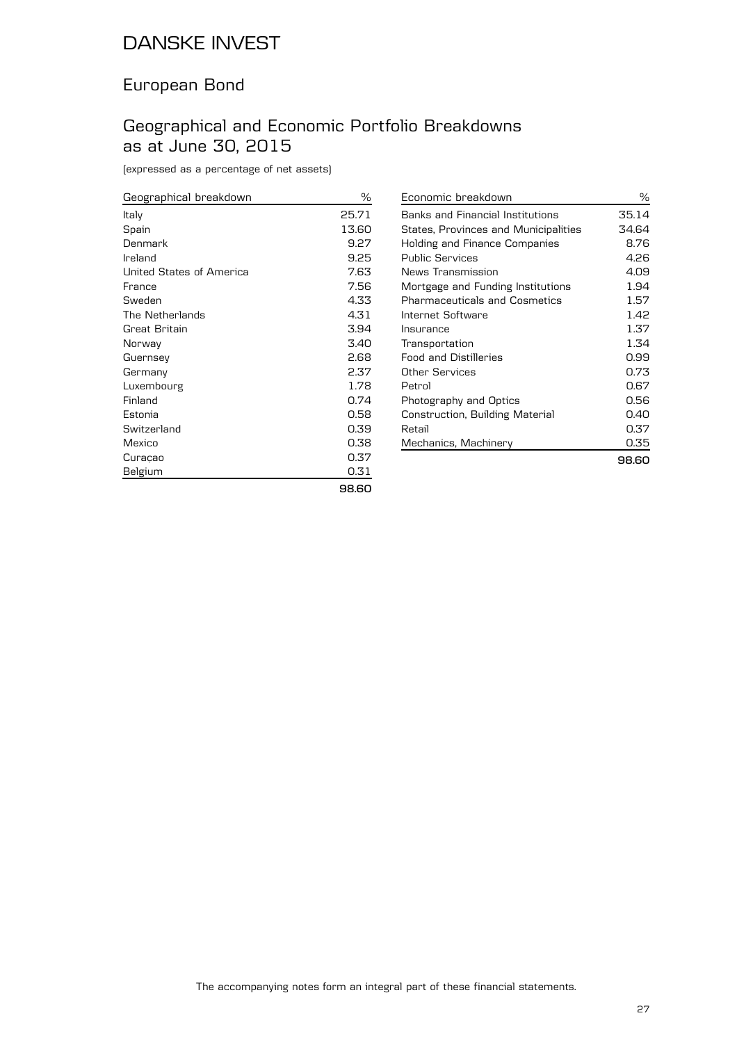# DANSKE INVEST

## European Bond

## Geographical and Economic Portfolio Breakdowns as at June 30, 2015

(expressed as a percentage of net assets)

| Geographical breakdown | % |
|---|---|
| Italy | 25.71 |
| Spain | 13.60 |
| Denmark | 9.27 |
| Ireland | 9.25 |
| United States of America | 7.63 |
| France | 7.56 |
| Sweden | 4.33 |
| The Netherlands | 4.31 |
| Great Britain | 3.94 |
| Norway | 3.40 |
| Guernsey | 2.68 |
| Germany | 2.37 |
| Luxembourg | 1.78 |
| Finland | 0.74 |
| Estonia | 0.58 |
| Switzerland | 0.39 |
| Mexico | 0.38 |
| Curaçao | 0.37 |
| Belgium | 0.31 |
| | **98.60** |

| Economic breakdown | % |
|---|---|
| Banks and Financial Institutions | 35.14 |
| States, Provinces and Municipalities | 34.64 |
| Holding and Finance Companies | 8.76 |
| Public Services | 4.26 |
| News Transmission | 4.09 |
| Mortgage and Funding Institutions | 1.94 |
| Pharmaceuticals and Cosmetics | 1.57 |
| Internet Software | 1.42 |
| Insurance | 1.37 |
| Transportation | 1.34 |
| Food and Distilleries | 0.99 |
| Other Services | 0.73 |
| Petrol | 0.67 |
| Photography and Optics | 0.56 |
| Construction, Building Material | 0.40 |
| Retail | 0.37 |
| Mechanics, Machinery | 0.35 |
| | **98.60** |

The accompanying notes form an integral part of these financial statements.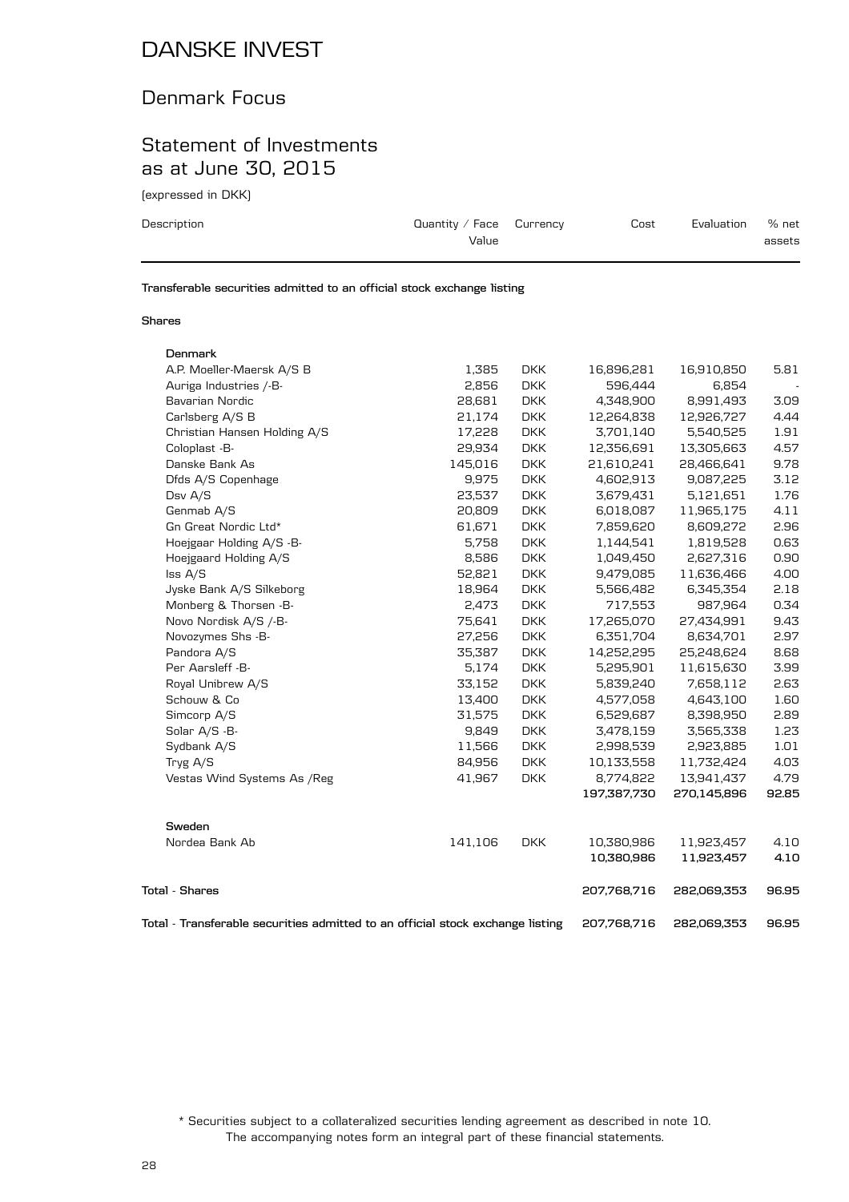# DANSKE INVEST

## Denmark Focus

## Statement of Investments as at June 30, 2015

(expressed in DKK)

| Description | Quantity / Face Value | Currency | Cost | Evaluation | % net assets |
|---|---|---|---|---|---|
| **Transferable securities admitted to an official stock exchange listing** | | | | | |
| **Shares** | | | | | |
| **Denmark** | | | | | |
| A.P. Moeller-Maersk A/S B | 1,385 | DKK | 16,896,281 | 16,910,850 | 5.81 |
| Auriga Industries /-B- | 2,856 | DKK | 596,444 | 6,854 | - |
| Bavarian Nordic | 28,681 | DKK | 4,348,900 | 8,991,493 | 3.09 |
| Carlsberg A/S B | 21,174 | DKK | 12,264,838 | 12,926,727 | 4.44 |
| Christian Hansen Holding A/S | 17,228 | DKK | 3,701,140 | 5,540,525 | 1.91 |
| Coloplast -B- | 29,934 | DKK | 12,356,691 | 13,305,663 | 4.57 |
| Danske Bank As | 145,016 | DKK | 21,610,241 | 28,466,641 | 9.78 |
| Dfds A/S Copenhage | 9,975 | DKK | 4,602,913 | 9,087,225 | 3.12 |
| Dsv A/S | 23,537 | DKK | 3,679,431 | 5,121,651 | 1.76 |
| Genmab A/S | 20,809 | DKK | 6,018,087 | 11,965,175 | 4.11 |
| Gn Great Nordic Ltd* | 61,671 | DKK | 7,859,620 | 8,609,272 | 2.96 |
| Hoejgaar Holding A/S -B- | 5,758 | DKK | 1,144,541 | 1,819,528 | 0.63 |
| Hoejgaard Holding A/S | 8,586 | DKK | 1,049,450 | 2,627,316 | 0.90 |
| Iss A/S | 52,821 | DKK | 9,479,085 | 11,636,466 | 4.00 |
| Jyske Bank A/S Silkeborg | 18,964 | DKK | 5,566,482 | 6,345,354 | 2.18 |
| Monberg & Thorsen -B- | 2,473 | DKK | 717,553 | 987,964 | 0.34 |
| Novo Nordisk A/S /-B- | 75,641 | DKK | 17,265,070 | 27,434,991 | 9.43 |
| Novozymes Shs -B- | 27,256 | DKK | 6,351,704 | 8,634,701 | 2.97 |
| Pandora A/S | 35,387 | DKK | 14,252,295 | 25,248,624 | 8.68 |
| Per Aarsleff -B- | 5,174 | DKK | 5,295,901 | 11,615,630 | 3.99 |
| Royal Unibrew A/S | 33,152 | DKK | 5,839,240 | 7,658,112 | 2.63 |
| Schouw & Co | 13,400 | DKK | 4,577,058 | 4,643,100 | 1.60 |
| Simcorp A/S | 31,575 | DKK | 6,529,687 | 8,398,950 | 2.89 |
| Solar A/S -B- | 9,849 | DKK | 3,478,159 | 3,565,338 | 1.23 |
| Sydbank A/S | 11,566 | DKK | 2,998,539 | 2,923,885 | 1.01 |
| Tryg A/S | 84,956 | DKK | 10,133,558 | 11,732,424 | 4.03 |
| Vestas Wind Systems As /Reg | 41,967 | DKK | 8,774,822 | 13,941,437 | 4.79 |
| | | | **197,387,730** | **270,145,896** | **92.85** |
| **Sweden** | | | | | |
| Nordea Bank Ab | 141,106 | DKK | 10,380,986 | 11,923,457 | 4.10 |
| | | | **10,380,986** | **11,923,457** | **4.10** |
| **Total - Shares** | | | **207,768,716** | **282,069,353** | **96.95** |
| **Total - Transferable securities admitted to an official stock exchange listing** | | | **207,768,716** | **282,069,353** | **96.95** |

\* Securities subject to a collateralized securities lending agreement as described in note 10.
The accompanying notes form an integral part of these financial statements.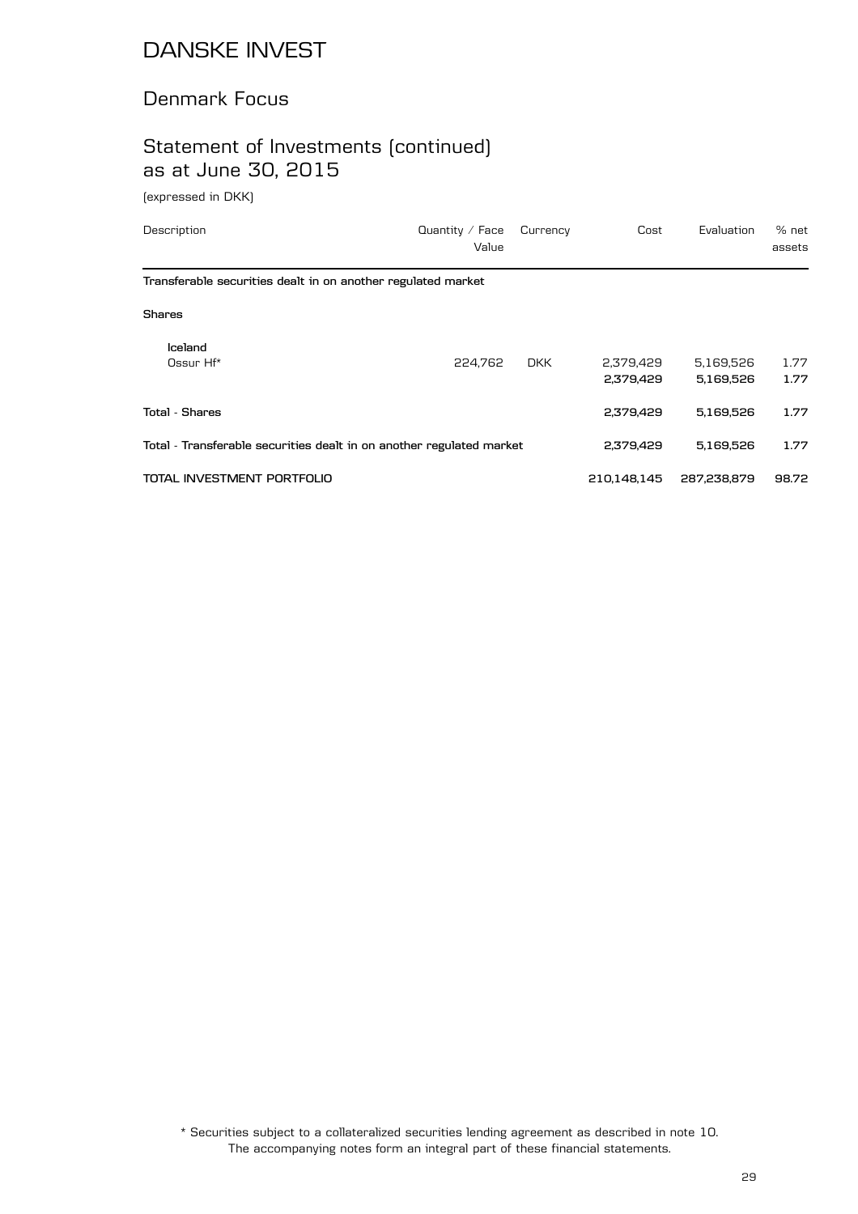# DANSKE INVEST

## Denmark Focus

## Statement of Investments (continued) as at June 30, 2015

(expressed in DKK)

| Description | Quantity / Face Value | Currency | Cost | Evaluation | % net assets |
|---|---|---|---|---|---|
| **Transferable securities dealt in on another regulated market** | | | | | |
| **Shares** | | | | | |
| **Iceland** | | | | | |
| Ossur Hf* | 224,762 | DKK | 2,379,429 | 5,169,526 | 1.77 |
| | | | **2,379,429** | **5,169,526** | **1.77** |
| **Total - Shares** | | | **2,379,429** | **5,169,526** | **1.77** |
| **Total - Transferable securities dealt in on another regulated market** | | | **2,379,429** | **5,169,526** | **1.77** |
| **TOTAL INVESTMENT PORTFOLIO** | | | **210,148,145** | **287,238,879** | **98.72** |

* Securities subject to a collateralized securities lending agreement as described in note 10.
The accompanying notes form an integral part of these financial statements.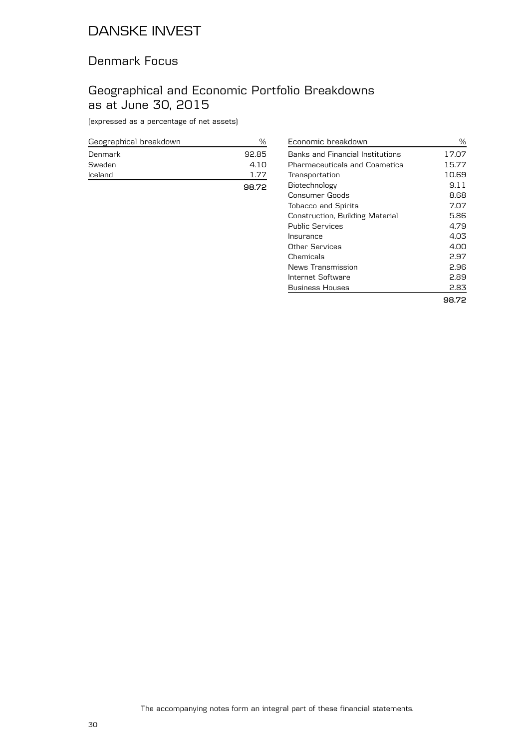# DANSKE INVEST

## Denmark Focus

## Geographical and Economic Portfolio Breakdowns as at June 30, 2015

(expressed as a percentage of net assets)

| Geographical breakdown | % |
|---|---|
| Denmark | 92.85 |
| Sweden | 4.10 |
| Iceland | 1.77 |
| | **98.72** |

| Economic breakdown | % |
|---|---|
| Banks and Financial Institutions | 17.07 |
| Pharmaceuticals and Cosmetics | 15.77 |
| Transportation | 10.69 |
| Biotechnology | 9.11 |
| Consumer Goods | 8.68 |
| Tobacco and Spirits | 7.07 |
| Construction, Building Material | 5.86 |
| Public Services | 4.79 |
| Insurance | 4.03 |
| Other Services | 4.00 |
| Chemicals | 2.97 |
| News Transmission | 2.96 |
| Internet Software | 2.89 |
| Business Houses | 2.83 |
| | **98.72** |

The accompanying notes form an integral part of these financial statements.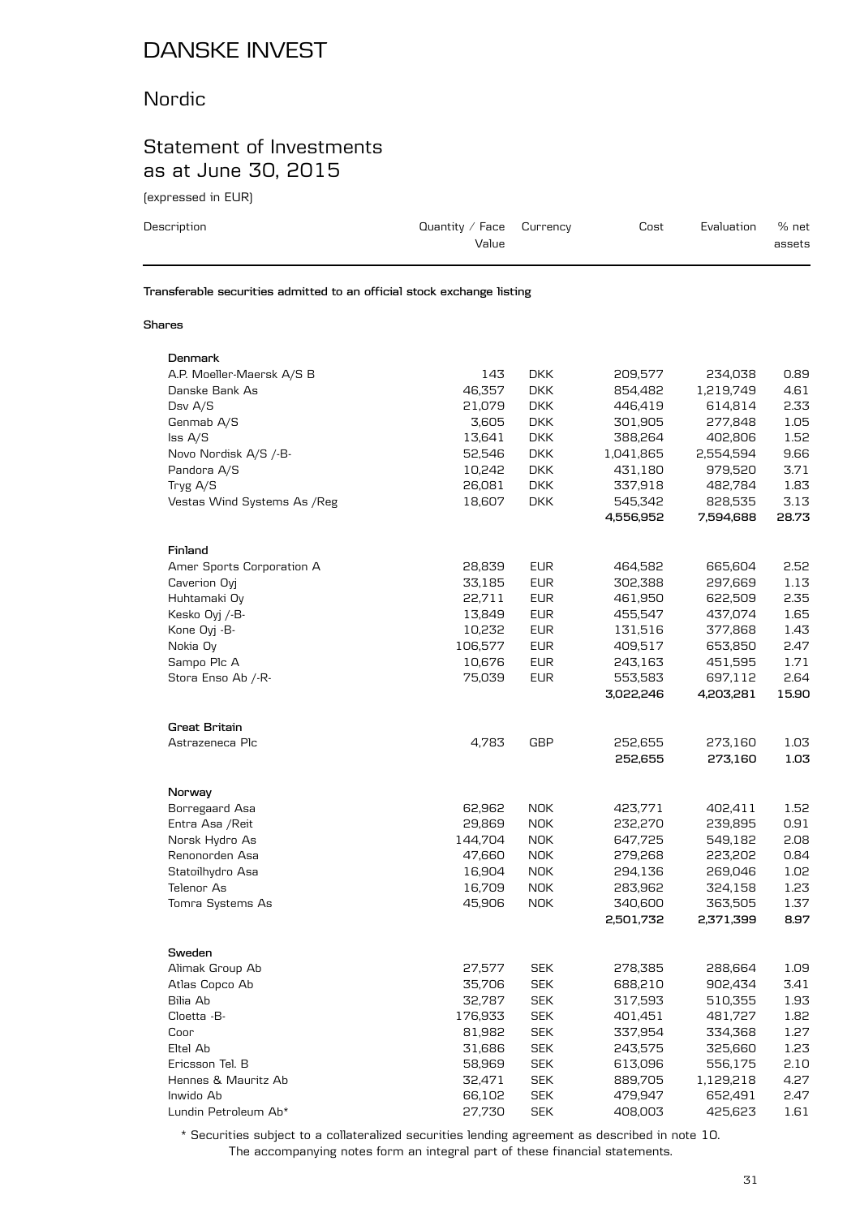# DANSKE INVEST

## Nordic

## Statement of Investments as at June 30, 2015

(expressed in EUR)

| Description | Quantity / Face Value | Currency | Cost | Evaluation | % net assets |
|---|---|---|---|---|---|
| **Transferable securities admitted to an official stock exchange listing** | | | | | |
| **Shares** | | | | | |
| **Denmark** | | | | | |
| A.P. Moeller-Maersk A/S B | 143 | DKK | 209,577 | 234,038 | 0.89 |
| Danske Bank As | 46,357 | DKK | 854,482 | 1,219,749 | 4.61 |
| Dsv A/S | 21,079 | DKK | 446,419 | 614,814 | 2.33 |
| Genmab A/S | 3,605 | DKK | 301,905 | 277,848 | 1.05 |
| Iss A/S | 13,641 | DKK | 388,264 | 402,806 | 1.52 |
| Novo Nordisk A/S /-B- | 52,546 | DKK | 1,041,865 | 2,554,594 | 9.66 |
| Pandora A/S | 10,242 | DKK | 431,180 | 979,520 | 3.71 |
| Tryg A/S | 26,081 | DKK | 337,918 | 482,784 | 1.83 |
| Vestas Wind Systems As /Reg | 18,607 | DKK | 545,342 | 828,535 | 3.13 |
| | | | **4,556,952** | **7,594,688** | **28.73** |
| **Finland** | | | | | |
| Amer Sports Corporation A | 28,839 | EUR | 464,582 | 665,604 | 2.52 |
| Caverion Oyj | 33,185 | EUR | 302,388 | 297,669 | 1.13 |
| Huhtamaki Oy | 22,711 | EUR | 461,950 | 622,509 | 2.35 |
| Kesko Oyj /-B- | 13,849 | EUR | 455,547 | 437,074 | 1.65 |
| Kone Oyj -B- | 10,232 | EUR | 131,516 | 377,868 | 1.43 |
| Nokia Oy | 106,577 | EUR | 409,517 | 653,850 | 2.47 |
| Sampo Plc A | 10,676 | EUR | 243,163 | 451,595 | 1.71 |
| Stora Enso Ab /-R- | 75,039 | EUR | 553,583 | 697,112 | 2.64 |
| | | | **3,022,246** | **4,203,281** | **15.90** |
| **Great Britain** | | | | | |
| Astrazeneca Plc | 4,783 | GBP | 252,655 | 273,160 | 1.03 |
| | | | **252,655** | **273,160** | **1.03** |
| **Norway** | | | | | |
| Borregaard Asa | 62,962 | NOK | 423,771 | 402,411 | 1.52 |
| Entra Asa /Reit | 29,869 | NOK | 232,270 | 239,895 | 0.91 |
| Norsk Hydro As | 144,704 | NOK | 647,725 | 549,182 | 2.08 |
| Renonorden Asa | 47,660 | NOK | 279,268 | 223,202 | 0.84 |
| Statoilhydro Asa | 16,904 | NOK | 294,136 | 269,046 | 1.02 |
| Telenor As | 16,709 | NOK | 283,962 | 324,158 | 1.23 |
| Tomra Systems As | 45,906 | NOK | 340,600 | 363,505 | 1.37 |
| | | | **2,501,732** | **2,371,399** | **8.97** |
| **Sweden** | | | | | |
| Alimak Group Ab | 27,577 | SEK | 278,385 | 288,664 | 1.09 |
| Atlas Copco Ab | 35,706 | SEK | 688,210 | 902,434 | 3.41 |
| Bilia Ab | 32,787 | SEK | 317,593 | 510,355 | 1.93 |
| Cloetta -B- | 176,933 | SEK | 401,451 | 481,727 | 1.82 |
| Coor | 81,982 | SEK | 337,954 | 334,368 | 1.27 |
| Eltel Ab | 31,686 | SEK | 243,575 | 325,660 | 1.23 |
| Ericsson Tel. B | 58,969 | SEK | 613,096 | 556,175 | 2.10 |
| Hennes & Mauritz Ab | 32,471 | SEK | 889,705 | 1,129,218 | 4.27 |
| Inwido Ab | 66,102 | SEK | 479,947 | 652,491 | 2.47 |
| Lundin Petroleum Ab* | 27,730 | SEK | 408,003 | 425,623 | 1.61 |

\* Securities subject to a collateralized securities lending agreement as described in note 10.

The accompanying notes form an integral part of these financial statements.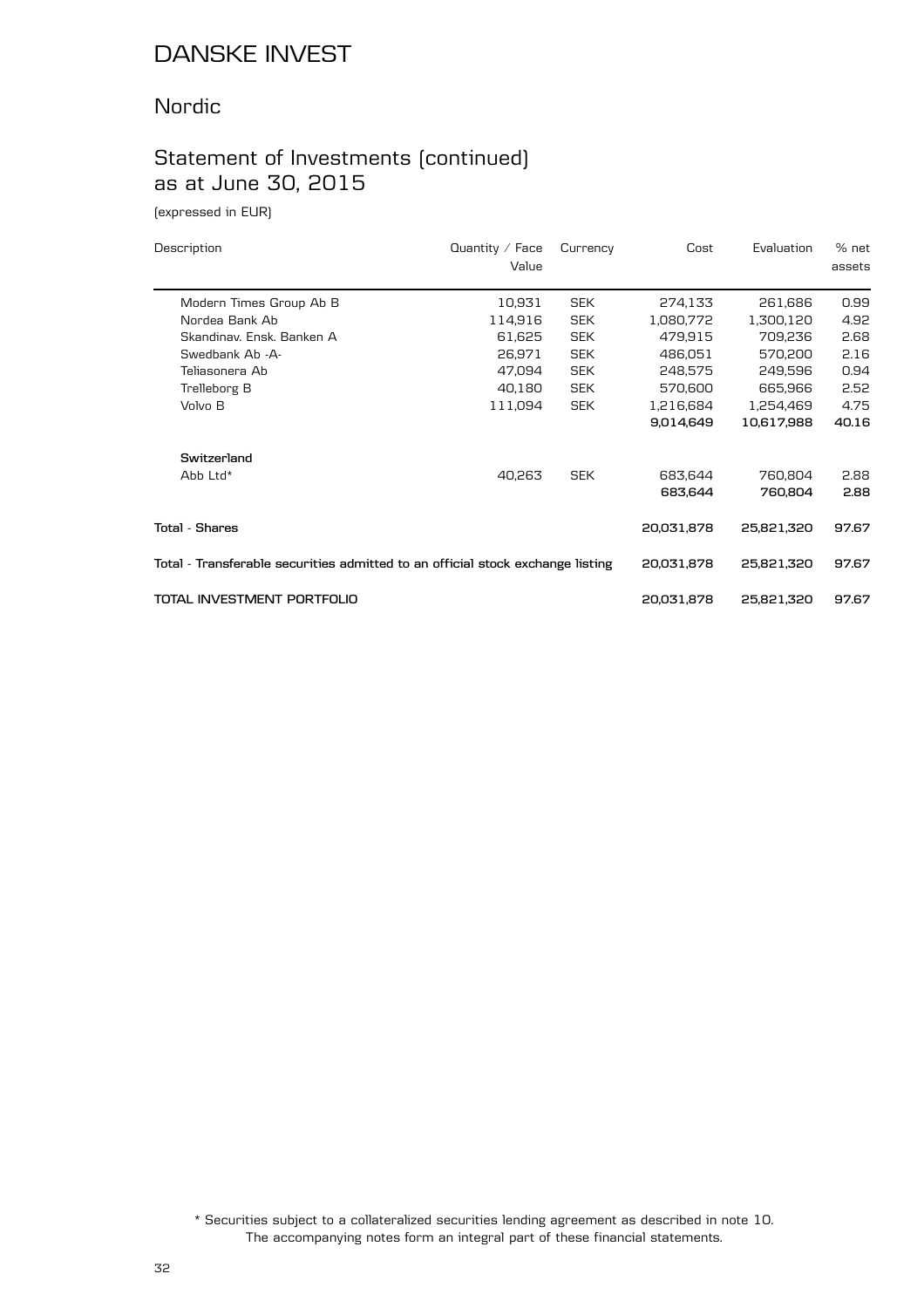# DANSKE INVEST

## Nordic

## Statement of Investments (continued) as at June 30, 2015

(expressed in EUR)

| Description | Quantity / Face Value | Currency | Cost | Evaluation | % net assets |
|---|---|---|---|---|---|
| Modern Times Group Ab B | 10,931 | SEK | 274,133 | 261,686 | 0.99 |
| Nordea Bank Ab | 114,916 | SEK | 1,080,772 | 1,300,120 | 4.92 |
| Skandinav. Ensk. Banken A | 61,625 | SEK | 479,915 | 709,236 | 2.68 |
| Swedbank Ab -A- | 26,971 | SEK | 486,051 | 570,200 | 2.16 |
| Teliasonera Ab | 47,094 | SEK | 248,575 | 249,596 | 0.94 |
| Trelleborg B | 40,180 | SEK | 570,600 | 665,966 | 2.52 |
| Volvo B | 111,094 | SEK | 1,216,684 | 1,254,469 | 4.75 |
| | | | **9,014,649** | **10,617,988** | **40.16** |
| **Switzerland** | | | | | |
| Abb Ltd* | 40,263 | SEK | 683,644 | 760,804 | 2.88 |
| | | | **683,644** | **760,804** | **2.88** |
| **Total - Shares** | | | **20,031,878** | **25,821,320** | **97.67** |
| **Total - Transferable securities admitted to an official stock exchange listing** | | | **20,031,878** | **25,821,320** | **97.67** |
| **TOTAL INVESTMENT PORTFOLIO** | | | **20,031,878** | **25,821,320** | **97.67** |

\* Securities subject to a collateralized securities lending agreement as described in note 10.
The accompanying notes form an integral part of these financial statements.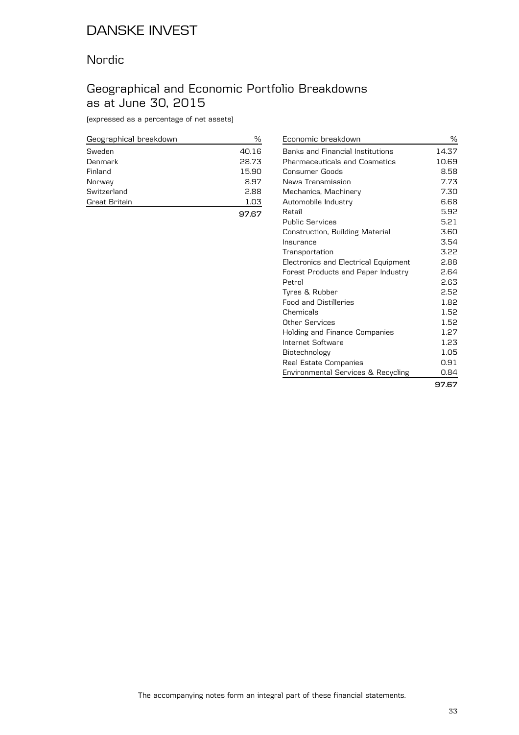# DANSKE INVEST

## Nordic

## Geographical and Economic Portfolio Breakdowns as at June 30, 2015

(expressed as a percentage of net assets)

| Geographical breakdown | % |
|---|---|
| Sweden | 40.16 |
| Denmark | 28.73 |
| Finland | 15.90 |
| Norway | 8.97 |
| Switzerland | 2.88 |
| Great Britain | 1.03 |
| | **97.67** |

| Economic breakdown | % |
|---|---|
| Banks and Financial Institutions | 14.37 |
| Pharmaceuticals and Cosmetics | 10.69 |
| Consumer Goods | 8.58 |
| News Transmission | 7.73 |
| Mechanics, Machinery | 7.30 |
| Automobile Industry | 6.68 |
| Retail | 5.92 |
| Public Services | 5.21 |
| Construction, Building Material | 3.60 |
| Insurance | 3.54 |
| Transportation | 3.22 |
| Electronics and Electrical Equipment | 2.88 |
| Forest Products and Paper Industry | 2.64 |
| Petrol | 2.63 |
| Tyres & Rubber | 2.52 |
| Food and Distilleries | 1.82 |
| Chemicals | 1.52 |
| Other Services | 1.52 |
| Holding and Finance Companies | 1.27 |
| Internet Software | 1.23 |
| Biotechnology | 1.05 |
| Real Estate Companies | 0.91 |
| Environmental Services & Recycling | 0.84 |
| | **97.67** |

The accompanying notes form an integral part of these financial statements.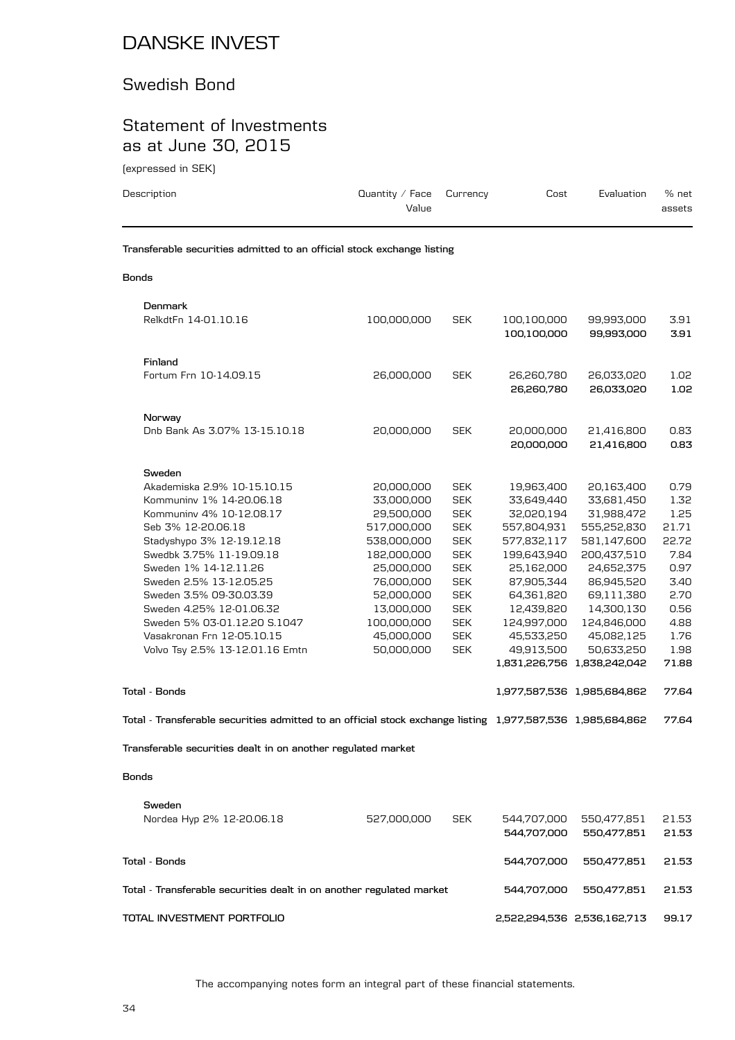# DANSKE INVEST

## Swedish Bond

## Statement of Investments as at June 30, 2015

(expressed in SEK)

| Description | Quantity / Face Value | Currency | Cost | Evaluation | % net assets |
|---|---|---|---|---|---|
| **Transferable securities admitted to an official stock exchange listing** | | | | | |
| **Bonds** | | | | | |
| **Denmark** | | | | | |
| RelkdtFn 14-01.10.16 | 100,000,000 | SEK | 100,100,000 | 99,993,000 | 3.91 |
| | | | **100,100,000** | **99,993,000** | **3.91** |
| **Finland** | | | | | |
| Fortum Frn 10-14.09.15 | 26,000,000 | SEK | 26,260,780 | 26,033,020 | 1.02 |
| | | | **26,260,780** | **26,033,020** | **1.02** |
| **Norway** | | | | | |
| Dnb Bank As 3.07% 13-15.10.18 | 20,000,000 | SEK | 20,000,000 | 21,416,800 | 0.83 |
| | | | **20,000,000** | **21,416,800** | **0.83** |
| **Sweden** | | | | | |
| Akademiska 2.9% 10-15.10.15 | 20,000,000 | SEK | 19,963,400 | 20,163,400 | 0.79 |
| Kommuninv 1% 14-20.06.18 | 33,000,000 | SEK | 33,649,440 | 33,681,450 | 1.32 |
| Kommuninv 4% 10-12.08.17 | 29,500,000 | SEK | 32,020,194 | 31,988,472 | 1.25 |
| Seb 3% 12-20.06.18 | 517,000,000 | SEK | 557,804,931 | 555,252,830 | 21.71 |
| Stadyshypo 3% 12-19.12.18 | 538,000,000 | SEK | 577,832,117 | 581,147,600 | 22.72 |
| Swedbk 3.75% 11-19.09.18 | 182,000,000 | SEK | 199,643,940 | 200,437,510 | 7.84 |
| Sweden 1% 14-12.11.26 | 25,000,000 | SEK | 25,162,000 | 24,652,375 | 0.97 |
| Sweden 2.5% 13-12.05.25 | 76,000,000 | SEK | 87,905,344 | 86,945,520 | 3.40 |
| Sweden 3.5% 09-30.03.39 | 52,000,000 | SEK | 64,361,820 | 69,111,380 | 2.70 |
| Sweden 4.25% 12-01.06.32 | 13,000,000 | SEK | 12,439,820 | 14,300,130 | 0.56 |
| Sweden 5% 03-01.12.20 S.1047 | 100,000,000 | SEK | 124,997,000 | 124,846,000 | 4.88 |
| Vasakronan Frn 12-05.10.15 | 45,000,000 | SEK | 45,533,250 | 45,082,125 | 1.76 |
| Volvo Tsy 2.5% 13-12.01.16 Emtn | 50,000,000 | SEK | 49,913,500 | 50,633,250 | 1.98 |
| | | | **1,831,226,756** | **1,838,242,042** | **71.88** |
| **Total - Bonds** | | | **1,977,587,536** | **1,985,684,862** | **77.64** |
| **Total - Transferable securities admitted to an official stock exchange listing** | | | **1,977,587,536** | **1,985,684,862** | **77.64** |
| **Transferable securities dealt in on another regulated market** | | | | | |
| **Bonds** | | | | | |
| **Sweden** | | | | | |
| Nordea Hyp 2% 12-20.06.18 | 527,000,000 | SEK | 544,707,000 | 550,477,851 | 21.53 |
| | | | **544,707,000** | **550,477,851** | **21.53** |
| **Total - Bonds** | | | **544,707,000** | **550,477,851** | **21.53** |
| **Total - Transferable securities dealt in on another regulated market** | | | **544,707,000** | **550,477,851** | **21.53** |
| **TOTAL INVESTMENT PORTFOLIO** | | | **2,522,294,536** | **2,536,162,713** | **99.17** |

The accompanying notes form an integral part of these financial statements.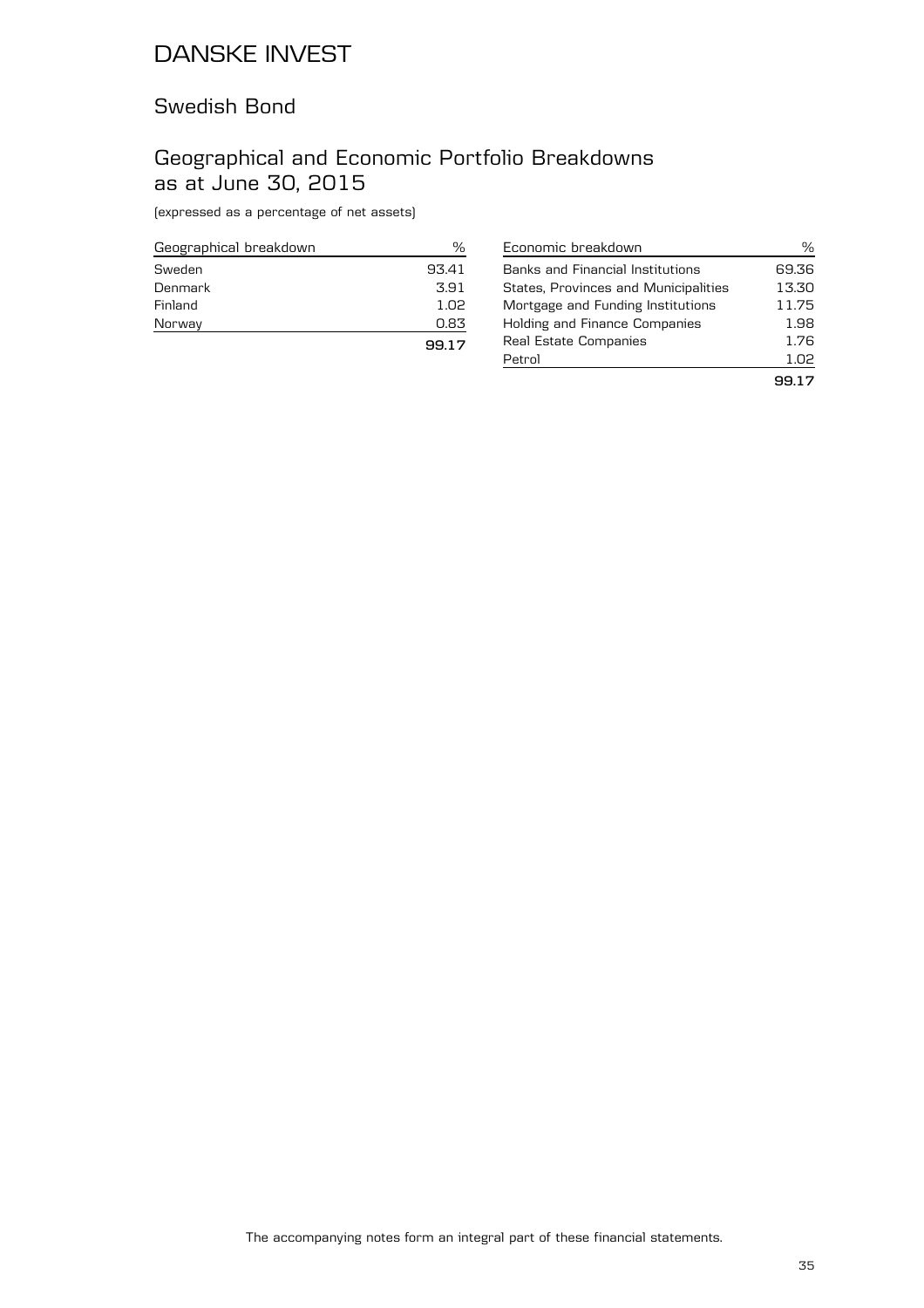# DANSKE INVEST

## Swedish Bond

## Geographical and Economic Portfolio Breakdowns as at June 30, 2015

(expressed as a percentage of net assets)

| Geographical breakdown | % |
|---|---|
| Sweden | 93.41 |
| Denmark | 3.91 |
| Finland | 1.02 |
| Norway | 0.83 |
| | **99.17** |

| Economic breakdown | % |
|---|---|
| Banks and Financial Institutions | 69.36 |
| States, Provinces and Municipalities | 13.30 |
| Mortgage and Funding Institutions | 11.75 |
| Holding and Finance Companies | 1.98 |
| Real Estate Companies | 1.76 |
| Petrol | 1.02 |
| | **99.17** |

The accompanying notes form an integral part of these financial statements.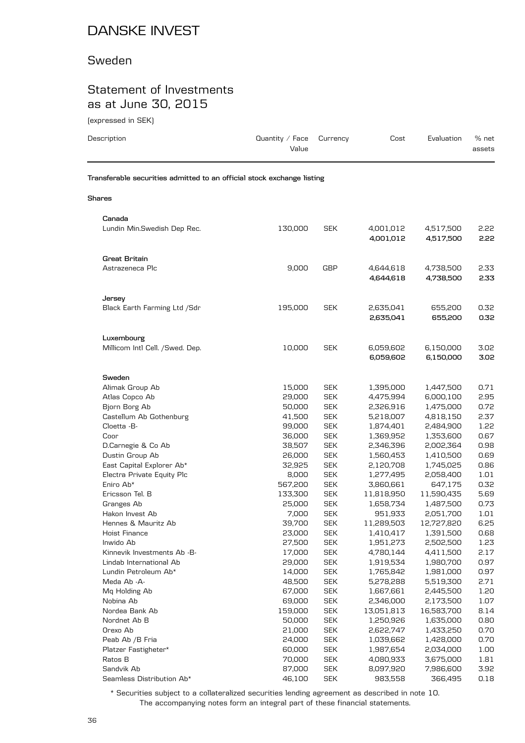# DANSKE INVEST

## Sweden

## Statement of Investments as at June 30, 2015

(expressed in SEK)

| Description | Quantity / Face Value | Currency | Cost | Evaluation | % net assets |
|---|---|---|---|---|---|
| **Transferable securities admitted to an official stock exchange listing** | | | | | |
| **Shares** | | | | | |
| **Canada** | | | | | |
| Lundin Min.Swedish Dep Rec. | 130,000 | SEK | 4,001,012 | 4,517,500 | 2.22 |
| | | | **4,001,012** | **4,517,500** | **2.22** |
| **Great Britain** | | | | | |
| Astrazeneca Plc | 9,000 | GBP | 4,644,618 | 4,738,500 | 2.33 |
| | | | **4,644,618** | **4,738,500** | **2.33** |
| **Jersey** | | | | | |
| Black Earth Farming Ltd /Sdr | 195,000 | SEK | 2,635,041 | 655,200 | 0.32 |
| | | | **2,635,041** | **655,200** | **0.32** |
| **Luxembourg** | | | | | |
| Millicom Intl Cell. /Swed. Dep. | 10,000 | SEK | 6,059,602 | 6,150,000 | 3.02 |
| | | | **6,059,602** | **6,150,000** | **3.02** |
| **Sweden** | | | | | |
| Alimak Group Ab | 15,000 | SEK | 1,395,000 | 1,447,500 | 0.71 |
| Atlas Copco Ab | 29,000 | SEK | 4,475,994 | 6,000,100 | 2.95 |
| Bjorn Borg Ab | 50,000 | SEK | 2,326,916 | 1,475,000 | 0.72 |
| Castellum Ab Gothenburg | 41,500 | SEK | 5,218,007 | 4,818,150 | 2.37 |
| Cloetta -B- | 99,000 | SEK | 1,874,401 | 2,484,900 | 1.22 |
| Coor | 36,000 | SEK | 1,369,952 | 1,353,600 | 0.67 |
| D.Carnegie & Co Ab | 38,507 | SEK | 2,346,396 | 2,002,364 | 0.98 |
| Dustin Group Ab | 26,000 | SEK | 1,560,453 | 1,410,500 | 0.69 |
| East Capital Explorer Ab* | 32,925 | SEK | 2,120,708 | 1,745,025 | 0.86 |
| Electra Private Equity Plc | 8,000 | SEK | 1,277,495 | 2,058,400 | 1.01 |
| Eniro Ab* | 567,200 | SEK | 3,860,661 | 647,175 | 0.32 |
| Ericsson Tel. B | 133,300 | SEK | 11,818,950 | 11,590,435 | 5.69 |
| Granges Ab | 25,000 | SEK | 1,658,734 | 1,487,500 | 0.73 |
| Hakon Invest Ab | 7,000 | SEK | 951,933 | 2,051,700 | 1.01 |
| Hennes & Mauritz Ab | 39,700 | SEK | 11,289,503 | 12,727,820 | 6.25 |
| Hoist Finance | 23,000 | SEK | 1,410,417 | 1,391,500 | 0.68 |
| Inwido Ab | 27,500 | SEK | 1,951,273 | 2,502,500 | 1.23 |
| Kinnevik Investments Ab -B- | 17,000 | SEK | 4,780,144 | 4,411,500 | 2.17 |
| Lindab International Ab | 29,000 | SEK | 1,919,534 | 1,980,700 | 0.97 |
| Lundin Petroleum Ab* | 14,000 | SEK | 1,765,842 | 1,981,000 | 0.97 |
| Meda Ab -A- | 48,500 | SEK | 5,278,288 | 5,519,300 | 2.71 |
| Mq Holding Ab | 67,000 | SEK | 1,667,661 | 2,445,500 | 1.20 |
| Nobina Ab | 69,000 | SEK | 2,346,000 | 2,173,500 | 1.07 |
| Nordea Bank Ab | 159,000 | SEK | 13,051,813 | 16,583,700 | 8.14 |
| Nordnet Ab B | 50,000 | SEK | 1,250,926 | 1,635,000 | 0.80 |
| Orexo Ab | 21,000 | SEK | 2,622,747 | 1,433,250 | 0.70 |
| Peab Ab /B Fria | 24,000 | SEK | 1,039,662 | 1,428,000 | 0.70 |
| Platzer Fastigheter* | 60,000 | SEK | 1,987,654 | 2,034,000 | 1.00 |
| Ratos B | 70,000 | SEK | 4,080,933 | 3,675,000 | 1.81 |
| Sandvik Ab | 87,000 | SEK | 8,097,920 | 7,986,600 | 3.92 |
| Seamless Distribution Ab* | 46,100 | SEK | 983,558 | 366,495 | 0.18 |

\* Securities subject to a collateralized securities lending agreement as described in note 10.

The accompanying notes form an integral part of these financial statements.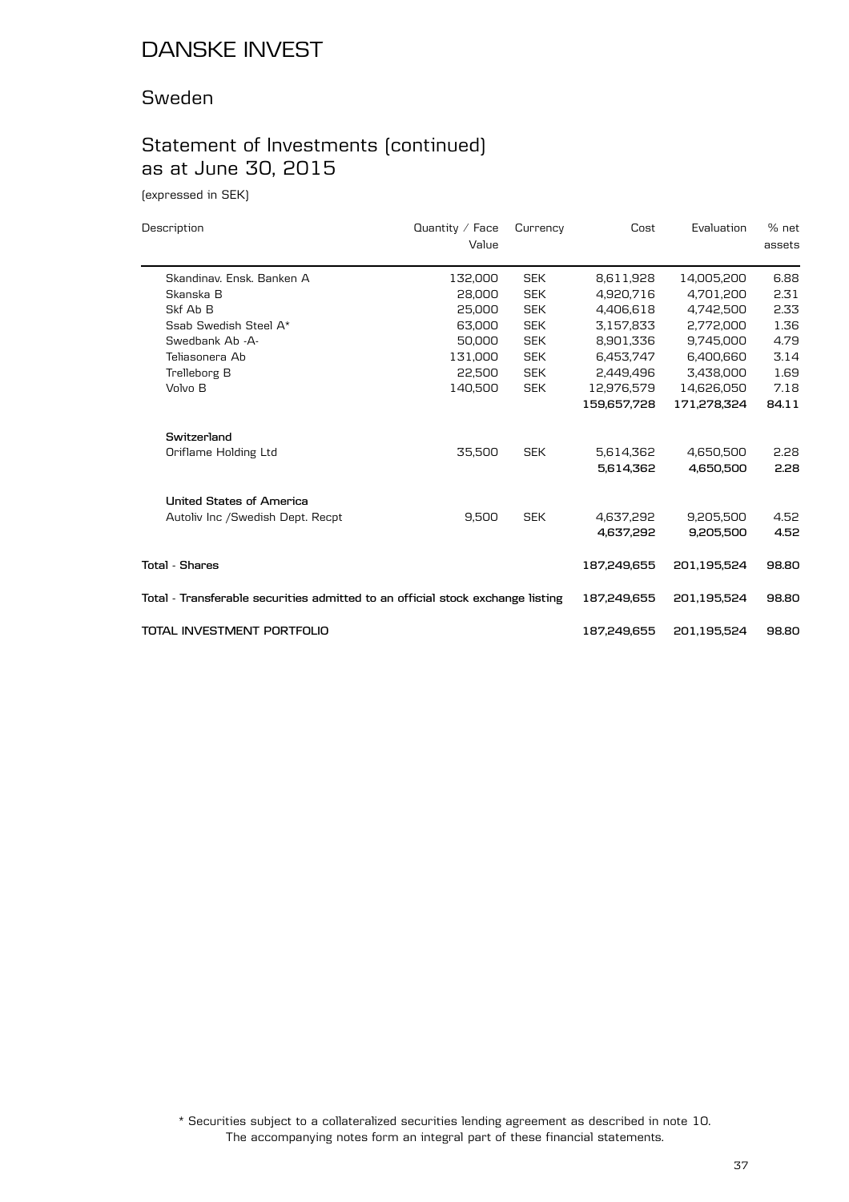# DANSKE INVEST

## Sweden

## Statement of Investments (continued) as at June 30, 2015

(expressed in SEK)

| Description | Quantity / Face Value | Currency | Cost | Evaluation | % net assets |
|---|---|---|---|---|---|
| Skandinav. Ensk. Banken A | 132,000 | SEK | 8,611,928 | 14,005,200 | 6.88 |
| Skanska B | 28,000 | SEK | 4,920,716 | 4,701,200 | 2.31 |
| Skf Ab B | 25,000 | SEK | 4,406,618 | 4,742,500 | 2.33 |
| Ssab Swedish Steel A* | 63,000 | SEK | 3,157,833 | 2,772,000 | 1.36 |
| Swedbank Ab -A- | 50,000 | SEK | 8,901,336 | 9,745,000 | 4.79 |
| Teliasonera Ab | 131,000 | SEK | 6,453,747 | 6,400,660 | 3.14 |
| Trelleborg B | 22,500 | SEK | 2,449,496 | 3,438,000 | 1.69 |
| Volvo B | 140,500 | SEK | 12,976,579 | 14,626,050 | 7.18 |
| | | | **159,657,728** | **171,278,324** | **84.11** |
| **Switzerland** | | | | | |
| Oriflame Holding Ltd | 35,500 | SEK | 5,614,362 | 4,650,500 | 2.28 |
| | | | **5,614,362** | **4,650,500** | **2.28** |
| **United States of America** | | | | | |
| Autoliv Inc /Swedish Dept. Recpt | 9,500 | SEK | 4,637,292 | 9,205,500 | 4.52 |
| | | | **4,637,292** | **9,205,500** | **4.52** |
| **Total - Shares** | | | **187,249,655** | **201,195,524** | **98.80** |
| **Total - Transferable securities admitted to an official stock exchange listing** | | | **187,249,655** | **201,195,524** | **98.80** |
| **TOTAL INVESTMENT PORTFOLIO** | | | **187,249,655** | **201,195,524** | **98.80** |

\* Securities subject to a collateralized securities lending agreement as described in note 10.
The accompanying notes form an integral part of these financial statements.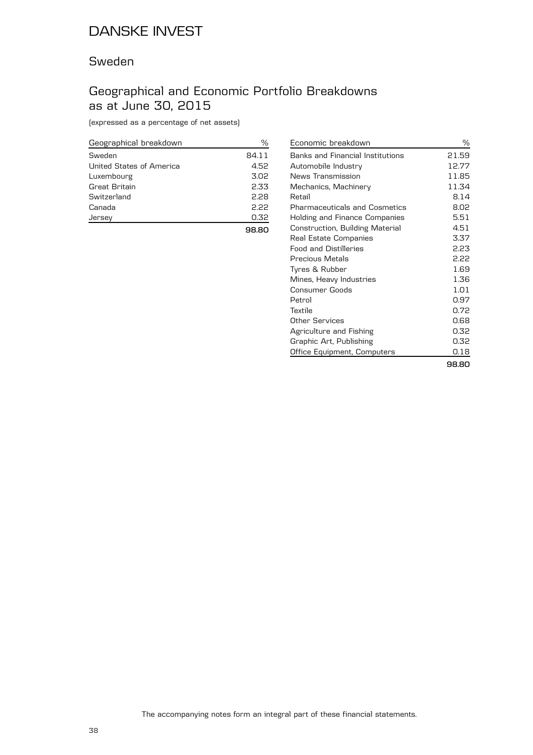# DANSKE INVEST

## Sweden

## Geographical and Economic Portfolio Breakdowns as at June 30, 2015

(expressed as a percentage of net assets)

| Geographical breakdown | % |
|---|---|
| Sweden | 84.11 |
| United States of America | 4.52 |
| Luxembourg | 3.02 |
| Great Britain | 2.33 |
| Switzerland | 2.28 |
| Canada | 2.22 |
| Jersey | 0.32 |
| | **98.80** |

| Economic breakdown | % |
|---|---|
| Banks and Financial Institutions | 21.59 |
| Automobile Industry | 12.77 |
| News Transmission | 11.85 |
| Mechanics, Machinery | 11.34 |
| Retail | 8.14 |
| Pharmaceuticals and Cosmetics | 8.02 |
| Holding and Finance Companies | 5.51 |
| Construction, Building Material | 4.51 |
| Real Estate Companies | 3.37 |
| Food and Distilleries | 2.23 |
| Precious Metals | 2.22 |
| Tyres & Rubber | 1.69 |
| Mines, Heavy Industries | 1.36 |
| Consumer Goods | 1.01 |
| Petrol | 0.97 |
| Textile | 0.72 |
| Other Services | 0.68 |
| Agriculture and Fishing | 0.32 |
| Graphic Art, Publishing | 0.32 |
| Office Equipment, Computers | 0.18 |
| | **98.80** |

The accompanying notes form an integral part of these financial statements.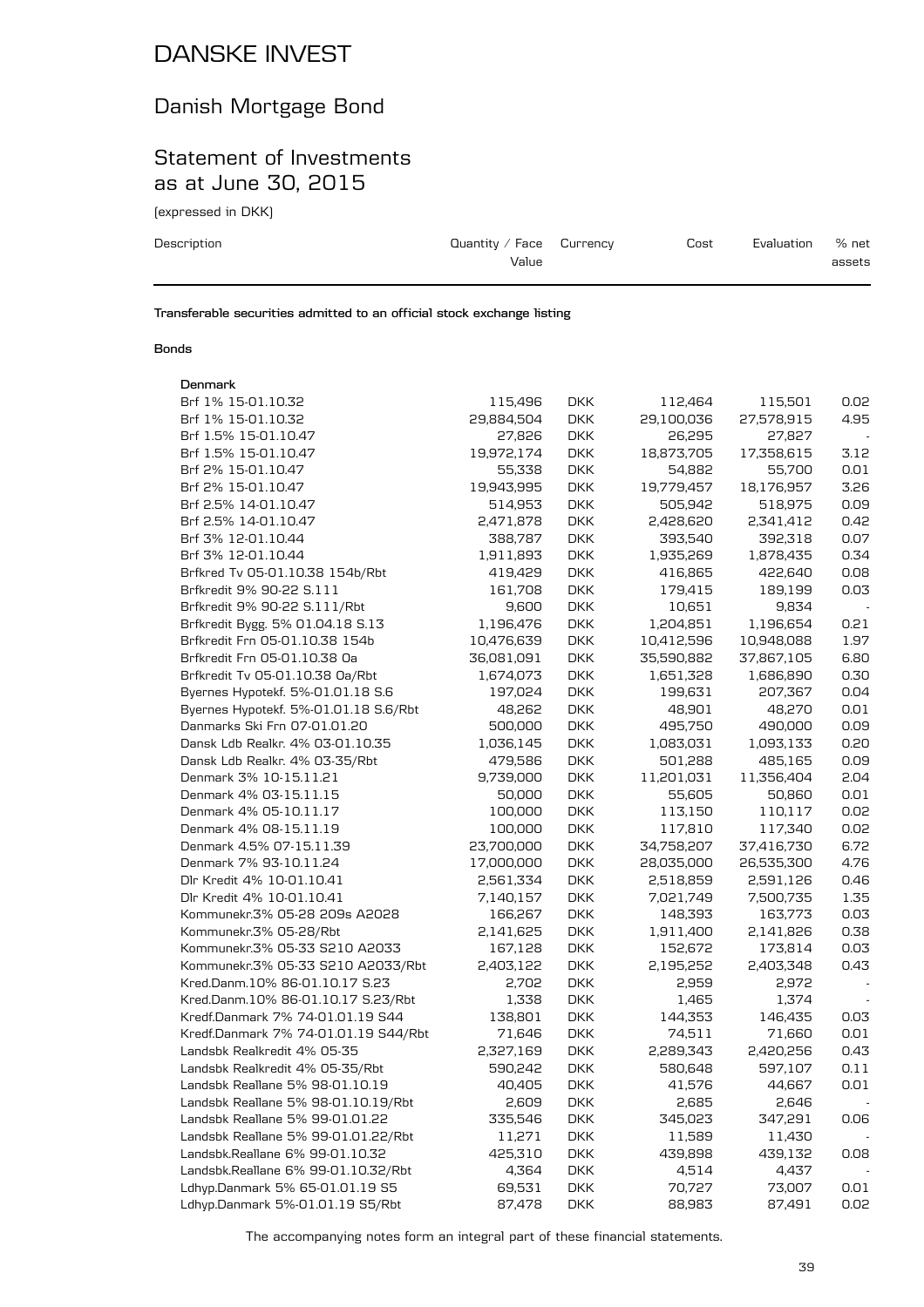# DANSKE INVEST

## Danish Mortgage Bond

## Statement of Investments as at June 30, 2015

(expressed in DKK)

| Description | Quantity / Face Value | Currency | Cost | Evaluation | % net assets |
|---|---|---|---|---|---|
| **Transferable securities admitted to an official stock exchange listing** | | | | | |
| **Bonds** | | | | | |
| **Denmark** | | | | | |
| Brf 1% 15-01.10.32 | 115,496 | DKK | 112,464 | 115,501 | 0.02 |
| Brf 1% 15-01.10.32 | 29,884,504 | DKK | 29,100,036 | 27,578,915 | 4.95 |
| Brf 1.5% 15-01.10.47 | 27,826 | DKK | 26,295 | 27,827 | - |
| Brf 1.5% 15-01.10.47 | 19,972,174 | DKK | 18,873,705 | 17,358,615 | 3.12 |
| Brf 2% 15-01.10.47 | 55,338 | DKK | 54,882 | 55,700 | 0.01 |
| Brf 2% 15-01.10.47 | 19,943,995 | DKK | 19,779,457 | 18,176,957 | 3.26 |
| Brf 2.5% 14-01.10.47 | 514,953 | DKK | 505,942 | 518,975 | 0.09 |
| Brf 2.5% 14-01.10.47 | 2,471,878 | DKK | 2,428,620 | 2,341,412 | 0.42 |
| Brf 3% 12-01.10.44 | 388,787 | DKK | 393,540 | 392,318 | 0.07 |
| Brf 3% 12-01.10.44 | 1,911,893 | DKK | 1,935,269 | 1,878,435 | 0.34 |
| Brfkred Tv 05-01.10.38 154b/Rbt | 419,429 | DKK | 416,865 | 422,640 | 0.08 |
| Brfkredit 9% 90-22 S.111 | 161,708 | DKK | 179,415 | 189,199 | 0.03 |
| Brfkredit 9% 90-22 S.111/Rbt | 9,600 | DKK | 10,651 | 9,834 | - |
| Brfkredit Bygg. 5% 01.04.18 S.13 | 1,196,476 | DKK | 1,204,851 | 1,196,654 | 0.21 |
| Brfkredit Frn 05-01.10.38 154b | 10,476,639 | DKK | 10,412,596 | 10,948,088 | 1.97 |
| Brfkredit Frn 05-01.10.38 Oa | 36,081,091 | DKK | 35,590,882 | 37,867,105 | 6.80 |
| Brfkredit Tv 05-01.10.38 Oa/Rbt | 1,674,073 | DKK | 1,651,328 | 1,686,890 | 0.30 |
| Byernes Hypotekf. 5%-01.01.18 S.6 | 197,024 | DKK | 199,631 | 207,367 | 0.04 |
| Byernes Hypotekf. 5%-01.01.18 S.6/Rbt | 48,262 | DKK | 48,901 | 48,270 | 0.01 |
| Danmarks Ski Frn 07-01.01.20 | 500,000 | DKK | 495,750 | 490,000 | 0.09 |
| Dansk Ldb Realkr. 4% 03-01.10.35 | 1,036,145 | DKK | 1,083,031 | 1,093,133 | 0.20 |
| Dansk Ldb Realkr. 4% 03-35/Rbt | 479,586 | DKK | 501,288 | 485,165 | 0.09 |
| Denmark 3% 10-15.11.21 | 9,739,000 | DKK | 11,201,031 | 11,356,404 | 2.04 |
| Denmark 4% 03-15.11.15 | 50,000 | DKK | 55,605 | 50,860 | 0.01 |
| Denmark 4% 05-10.11.17 | 100,000 | DKK | 113,150 | 110,117 | 0.02 |
| Denmark 4% 08-15.11.19 | 100,000 | DKK | 117,810 | 117,340 | 0.02 |
| Denmark 4.5% 07-15.11.39 | 23,700,000 | DKK | 34,758,207 | 37,416,730 | 6.72 |
| Denmark 7% 93-10.11.24 | 17,000,000 | DKK | 28,035,000 | 26,535,300 | 4.76 |
| Dlr Kredit 4% 10-01.10.41 | 2,561,334 | DKK | 2,518,859 | 2,591,126 | 0.46 |
| Dlr Kredit 4% 10-01.10.41 | 7,140,157 | DKK | 7,021,749 | 7,500,735 | 1.35 |
| Kommunekr.3% 05-28 209s A2028 | 166,267 | DKK | 148,393 | 163,773 | 0.03 |
| Kommunekr.3% 05-28/Rbt | 2,141,625 | DKK | 1,911,400 | 2,141,826 | 0.38 |
| Kommunekr.3% 05-33 S210 A2033 | 167,128 | DKK | 152,672 | 173,814 | 0.03 |
| Kommunekr.3% 05-33 S210 A2033/Rbt | 2,403,122 | DKK | 2,195,252 | 2,403,348 | 0.43 |
| Kred.Danm.10% 86-01.10.17 S.23 | 2,702 | DKK | 2,959 | 2,972 | - |
| Kred.Danm.10% 86-01.10.17 S.23/Rbt | 1,338 | DKK | 1,465 | 1,374 | - |
| Kredf.Danmark 7% 74-01.01.19 S44 | 138,801 | DKK | 144,353 | 146,435 | 0.03 |
| Kredf.Danmark 7% 74-01.01.19 S44/Rbt | 71,646 | DKK | 74,511 | 71,660 | 0.01 |
| Landsbk Realkredit 4% 05-35 | 2,327,169 | DKK | 2,289,343 | 2,420,256 | 0.43 |
| Landsbk Realkredit 4% 05-35/Rbt | 590,242 | DKK | 580,648 | 597,107 | 0.11 |
| Landsbk Reallane 5% 98-01.10.19 | 40,405 | DKK | 41,576 | 44,667 | 0.01 |
| Landsbk Reallane 5% 98-01.10.19/Rbt | 2,609 | DKK | 2,685 | 2,646 | - |
| Landsbk Reallane 5% 99-01.01.22 | 335,546 | DKK | 345,023 | 347,291 | 0.06 |
| Landsbk Reallane 5% 99-01.01.22/Rbt | 11,271 | DKK | 11,589 | 11,430 | - |
| Landsbk.Reallane 6% 99-01.10.32 | 425,310 | DKK | 439,898 | 439,132 | 0.08 |
| Landsbk.Reallane 6% 99-01.10.32/Rbt | 4,364 | DKK | 4,514 | 4,437 | - |
| Ldhyp.Danmark 5% 65-01.01.19 S5 | 69,531 | DKK | 70,727 | 73,007 | 0.01 |
| Ldhyp.Danmark 5%-01.01.19 S5/Rbt | 87,478 | DKK | 88,983 | 87,491 | 0.02 |

The accompanying notes form an integral part of these financial statements.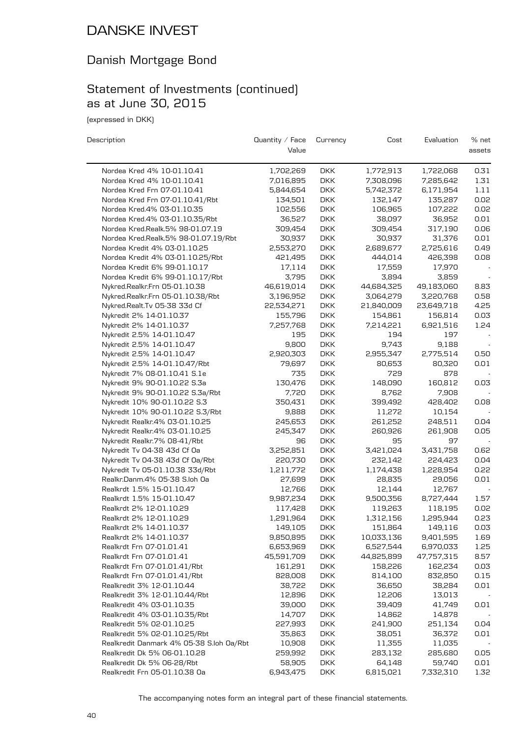# DANSKE INVEST

## Danish Mortgage Bond

## Statement of Investments (continued) as at June 30, 2015

(expressed in DKK)

| Description | Quantity / Face Value | Currency | Cost | Evaluation | % net assets |
|---|---|---|---|---|---|
| Nordea Kred 4% 10-01.10.41 | 1,702,269 | DKK | 1,772,913 | 1,722,068 | 0.31 |
| Nordea Kred 4% 10-01.10.41 | 7,016,895 | DKK | 7,308,096 | 7,285,642 | 1.31 |
| Nordea Kred Frn 07-01.10.41 | 5,844,654 | DKK | 5,742,372 | 6,171,954 | 1.11 |
| Nordea Kred Frn 07-01.10.41/Rbt | 134,501 | DKK | 132,147 | 135,287 | 0.02 |
| Nordea Kred.4% 03-01.10.35 | 102,556 | DKK | 106,965 | 107,222 | 0.02 |
| Nordea Kred.4% 03-01.10.35/Rbt | 36,527 | DKK | 38,097 | 36,952 | 0.01 |
| Nordea Kred.Realk.5% 98-01.07.19 | 309,454 | DKK | 309,454 | 317,190 | 0.06 |
| Nordea Kred.Realk.5% 98-01.07.19/Rbt | 30,937 | DKK | 30,937 | 31,376 | 0.01 |
| Nordea Kredit 4% 03-01.10.25 | 2,553,270 | DKK | 2,689,677 | 2,725,616 | 0.49 |
| Nordea Kredit 4% 03-01.10.25/Rbt | 421,495 | DKK | 444,014 | 426,398 | 0.08 |
| Nordea Kredit 6% 99-01.10.17 | 17,114 | DKK | 17,559 | 17,970 | - |
| Nordea Kredit 6% 99-01.10.17/Rbt | 3,795 | DKK | 3,894 | 3,859 | - |
| Nykred.Realkr.Frn 05-01.10.38 | 46,619,014 | DKK | 44,684,325 | 49,183,060 | 8.83 |
| Nykred.Realkr.Frn 05-01.10.38/Rbt | 3,196,952 | DKK | 3,064,279 | 3,220,768 | 0.58 |
| Nykred.Realt.Tv 05-38 33d Cf | 22,534,271 | DKK | 21,840,009 | 23,649,718 | 4.25 |
| Nykredit 2% 14-01.10.37 | 155,796 | DKK | 154,861 | 156,814 | 0.03 |
| Nykredit 2% 14-01.10.37 | 7,257,768 | DKK | 7,214,221 | 6,921,516 | 1.24 |
| Nykredit 2.5% 14-01.10.47 | 195 | DKK | 194 | 197 | - |
| Nykredit 2.5% 14-01.10.47 | 9,800 | DKK | 9,743 | 9,188 | - |
| Nykredit 2.5% 14-01.10.47 | 2,920,303 | DKK | 2,955,347 | 2,775,514 | 0.50 |
| Nykredit 2.5% 14-01.10.47/Rbt | 79,697 | DKK | 80,653 | 80,320 | 0.01 |
| Nykredit 7% 08-01.10.41 S.1e | 735 | DKK | 729 | 878 | - |
| Nykredit 9% 90-01.10.22 S.3a | 130,476 | DKK | 148,090 | 160,812 | 0.03 |
| Nykredit 9% 90-01.10.22 S.3a/Rbt | 7,720 | DKK | 8,762 | 7,908 | - |
| Nykredit 10% 90-01.10.22 S.3 | 350,431 | DKK | 399,492 | 428,402 | 0.08 |
| Nykredit 10% 90-01.10.22 S.3/Rbt | 9,888 | DKK | 11,272 | 10,154 | - |
| Nykredit Realkr.4% 03-01.10.25 | 245,653 | DKK | 261,252 | 248,511 | 0.04 |
| Nykredit Realkr.4% 03-01.10.25 | 245,347 | DKK | 260,926 | 261,908 | 0.05 |
| Nykredit Realkr.7% 08-41/Rbt | 96 | DKK | 95 | 97 | - |
| Nykredit Tv 04-38 43d Cf Oa | 3,252,851 | DKK | 3,421,024 | 3,431,758 | 0.62 |
| Nykredit Tv 04-38 43d Cf Oa/Rbt | 220,730 | DKK | 232,142 | 224,423 | 0.04 |
| Nykredit Tv 05-01.10.38 33d/Rbt | 1,211,772 | DKK | 1,174,438 | 1,228,954 | 0.22 |
| Realkr.Danm.4% 05-38 S.Ioh Oa | 27,699 | DKK | 28,835 | 29,056 | 0.01 |
| Realkrdt 1.5% 15-01.10.47 | 12,766 | DKK | 12,144 | 12,767 | - |
| Realkrdt 1.5% 15-01.10.47 | 9,987,234 | DKK | 9,500,356 | 8,727,444 | 1.57 |
| Realkrdt 2% 12-01.10.29 | 117,428 | DKK | 119,263 | 118,195 | 0.02 |
| Realkrdt 2% 12-01.10.29 | 1,291,964 | DKK | 1,312,156 | 1,295,944 | 0.23 |
| Realkrdt 2% 14-01.10.37 | 149,105 | DKK | 151,864 | 149,116 | 0.03 |
| Realkrdt 2% 14-01.10.37 | 9,850,895 | DKK | 10,033,136 | 9,401,595 | 1.69 |
| Realkrdt Frn 07-01.01.41 | 6,653,969 | DKK | 6,527,544 | 6,970,033 | 1.25 |
| Realkrdt Frn 07-01.01.41 | 45,591,709 | DKK | 44,825,899 | 47,757,315 | 8.57 |
| Realkrdt Frn 07-01.01.41/Rbt | 161,291 | DKK | 158,226 | 162,234 | 0.03 |
| Realkrdt Frn 07-01.01.41/Rbt | 828,008 | DKK | 814,100 | 832,850 | 0.15 |
| Realkredit 3% 12-01.10.44 | 38,722 | DKK | 36,650 | 38,284 | 0.01 |
| Realkredit 3% 12-01.10.44/Rbt | 12,896 | DKK | 12,206 | 13,013 | - |
| Realkredit 4% 03-01.10.35 | 39,000 | DKK | 39,409 | 41,749 | 0.01 |
| Realkredit 4% 03-01.10.35/Rbt | 14,707 | DKK | 14,862 | 14,878 | - |
| Realkredit 5% 02-01.10.25 | 227,993 | DKK | 241,900 | 251,134 | 0.04 |
| Realkredit 5% 02-01.10.25/Rbt | 35,863 | DKK | 38,051 | 36,372 | 0.01 |
| Realkredit Danmark 4% 05-38 S.Ioh Oa/Rbt | 10,908 | DKK | 11,355 | 11,035 | - |
| Realkredit Dk 5% 06-01.10.28 | 259,992 | DKK | 283,132 | 285,680 | 0.05 |
| Realkredit Dk 5% 06-28/Rbt | 58,905 | DKK | 64,148 | 59,740 | 0.01 |
| Realkredit Frn 05-01.10.38 Oa | 6,943,475 | DKK | 6,815,021 | 7,332,310 | 1.32 |

The accompanying notes form an integral part of these financial statements.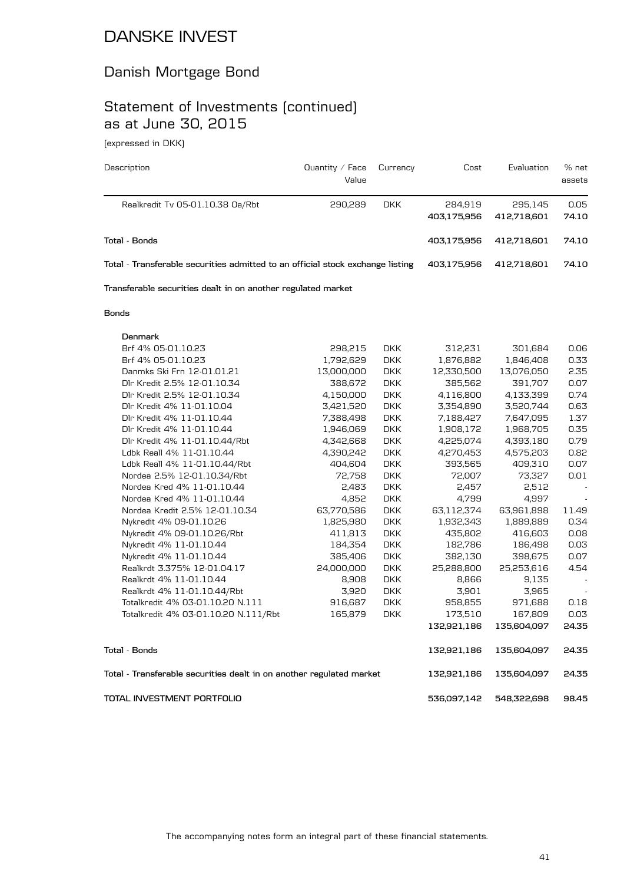# DANSKE INVEST

## Danish Mortgage Bond

## Statement of Investments (continued) as at June 30, 2015

(expressed in DKK)

| Description | Quantity / Face Value | Currency | Cost | Evaluation | % net assets |
|---|---|---|---|---|---|
| Realkredit Tv 05-01.10.38 Oa/Rbt | 290,289 | DKK | 284,919 | 295,145 | 0.05 |
| | | | **403,175,956** | **412,718,601** | **74.10** |
| **Total - Bonds** | | | **403,175,956** | **412,718,601** | **74.10** |
| **Total - Transferable securities admitted to an official stock exchange listing** | | | **403,175,956** | **412,718,601** | **74.10** |
| **Transferable securities dealt in on another regulated market** | | | | | |
| **Bonds** | | | | | |
| **Denmark** | | | | | |
| Brf 4% 05-01.10.23 | 298,215 | DKK | 312,231 | 301,684 | 0.06 |
| Brf 4% 05-01.10.23 | 1,792,629 | DKK | 1,876,882 | 1,846,408 | 0.33 |
| Danmks Ski Frn 12-01.01.21 | 13,000,000 | DKK | 12,330,500 | 13,076,050 | 2.35 |
| Dlr Kredit 2.5% 12-01.10.34 | 388,672 | DKK | 385,562 | 391,707 | 0.07 |
| Dlr Kredit 2.5% 12-01.10.34 | 4,150,000 | DKK | 4,116,800 | 4,133,399 | 0.74 |
| Dlr Kredit 4% 11-01.10.04 | 3,421,520 | DKK | 3,354,890 | 3,520,744 | 0.63 |
| Dlr Kredit 4% 11-01.10.44 | 7,388,498 | DKK | 7,188,427 | 7,647,095 | 1.37 |
| Dlr Kredit 4% 11-01.10.44 | 1,946,069 | DKK | 1,908,172 | 1,968,705 | 0.35 |
| Dlr Kredit 4% 11-01.10.44/Rbt | 4,342,668 | DKK | 4,225,074 | 4,393,180 | 0.79 |
| Ldbk Reall 4% 11-01.10.44 | 4,390,242 | DKK | 4,270,453 | 4,575,203 | 0.82 |
| Ldbk Reall 4% 11-01.10.44/Rbt | 404,604 | DKK | 393,565 | 409,310 | 0.07 |
| Nordea 2.5% 12-01.10.34/Rbt | 72,758 | DKK | 72,007 | 73,327 | 0.01 |
| Nordea Kred 4% 11-01.10.44 | 2,483 | DKK | 2,457 | 2,512 | - |
| Nordea Kred 4% 11-01.10.44 | 4,852 | DKK | 4,799 | 4,997 | - |
| Nordea Kredit 2.5% 12-01.10.34 | 63,770,586 | DKK | 63,112,374 | 63,961,898 | 11.49 |
| Nykredit 4% 09-01.10.26 | 1,825,980 | DKK | 1,932,343 | 1,889,889 | 0.34 |
| Nykredit 4% 09-01.10.26/Rbt | 411,813 | DKK | 435,802 | 416,603 | 0.08 |
| Nykredit 4% 11-01.10.44 | 184,354 | DKK | 182,786 | 186,498 | 0.03 |
| Nykredit 4% 11-01.10.44 | 385,406 | DKK | 382,130 | 398,675 | 0.07 |
| Realkrdt 3.375% 12-01.04.17 | 24,000,000 | DKK | 25,288,800 | 25,253,616 | 4.54 |
| Realkrdt 4% 11-01.10.44 | 8,908 | DKK | 8,866 | 9,135 | - |
| Realkrdt 4% 11-01.10.44/Rbt | 3,920 | DKK | 3,901 | 3,965 | - |
| Totalkredit 4% 03-01.10.20 N.111 | 916,687 | DKK | 958,855 | 971,688 | 0.18 |
| Totalkredit 4% 03-01.10.20 N.111/Rbt | 165,879 | DKK | 173,510 | 167,809 | 0.03 |
| | | | **132,921,186** | **135,604,097** | **24.35** |
| **Total - Bonds** | | | **132,921,186** | **135,604,097** | **24.35** |
| **Total - Transferable securities dealt in on another regulated market** | | | **132,921,186** | **135,604,097** | **24.35** |
| **TOTAL INVESTMENT PORTFOLIO** | | | **536,097,142** | **548,322,698** | **98.45** |

The accompanying notes form an integral part of these financial statements.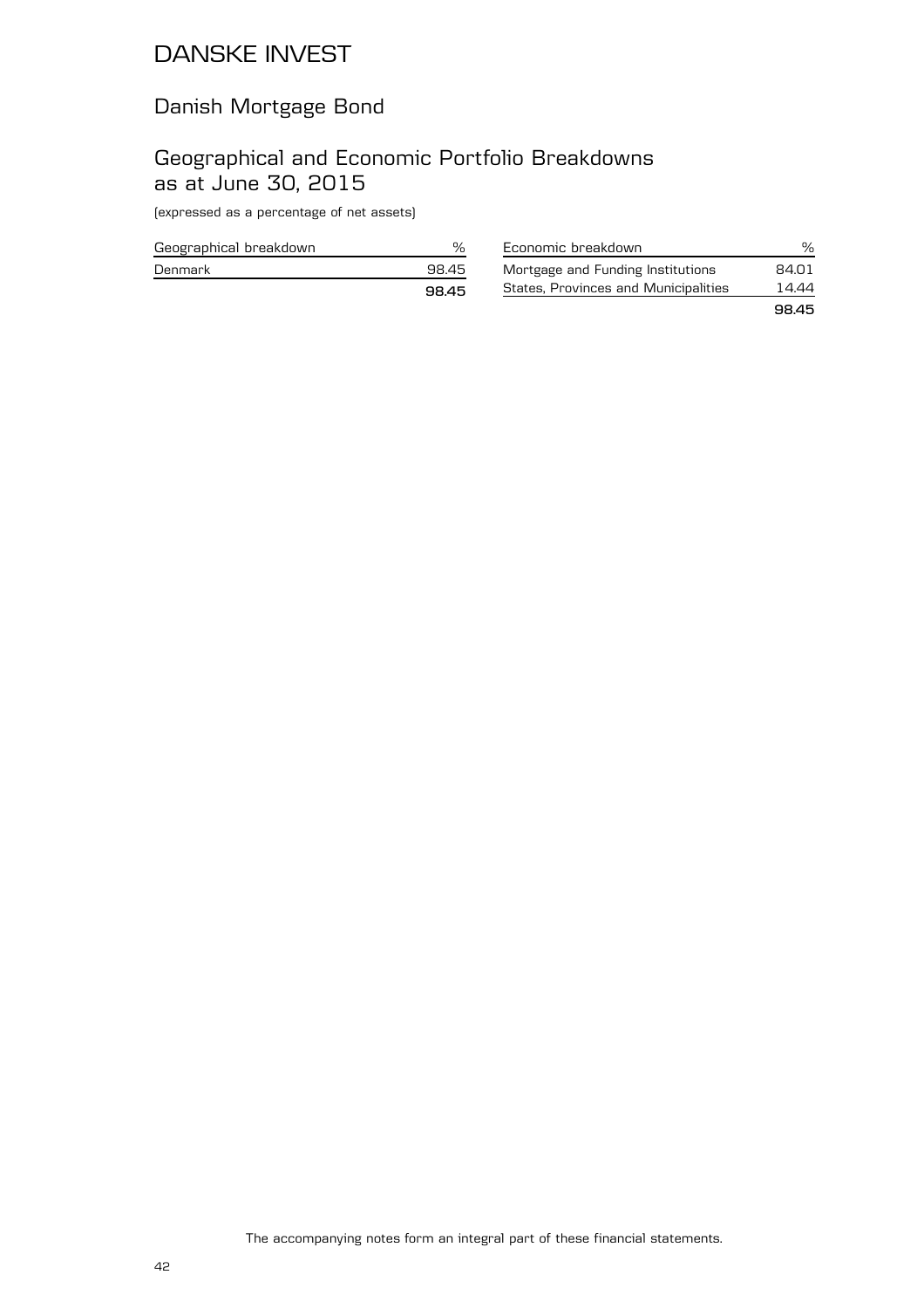# DANSKE INVEST

## Danish Mortgage Bond

## Geographical and Economic Portfolio Breakdowns as at June 30, 2015

(expressed as a percentage of net assets)

| Geographical breakdown | % |
|---|---|
| Denmark | 98.45 |
| | **98.45** |

| Economic breakdown | % |
|---|---|
| Mortgage and Funding Institutions | 84.01 |
| States, Provinces and Municipalities | 14.44 |
| | **98.45** |

The accompanying notes form an integral part of these financial statements.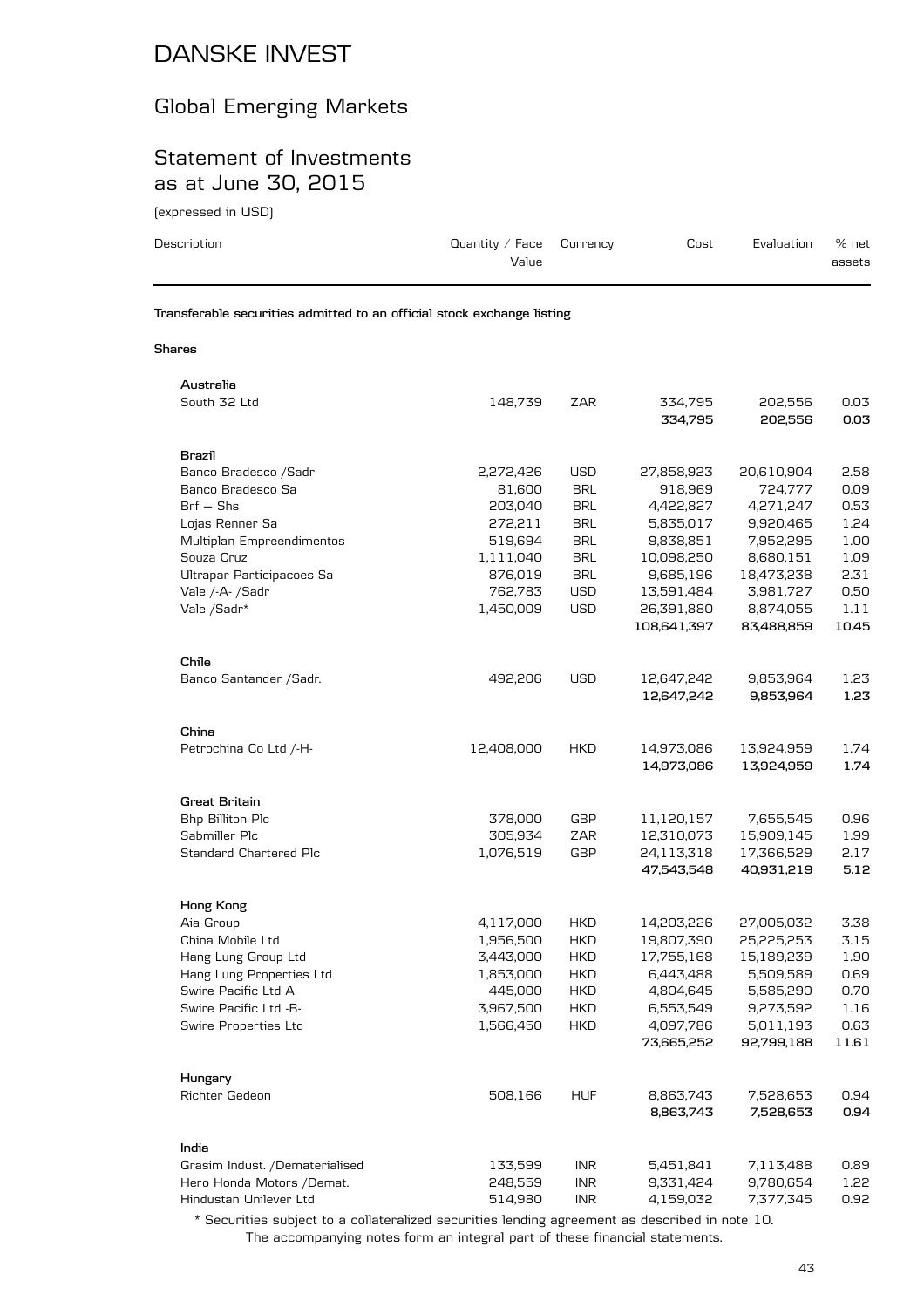# DANSKE INVEST

## Global Emerging Markets

## Statement of Investments as at June 30, 2015

(expressed in USD)

| Description | Quantity / Face Value | Currency | Cost | Evaluation | % net assets |
|---|---|---|---|---|---|
| **Transferable securities admitted to an official stock exchange listing** | | | | | |
| **Shares** | | | | | |
| **Australia** | | | | | |
| South 32 Ltd | 148,739 | ZAR | 334,795 | 202,556 | 0.03 |
| | | | **334,795** | **202,556** | **0.03** |
| **Brazil** | | | | | |
| Banco Bradesco /Sadr | 2,272,426 | USD | 27,858,923 | 20,610,904 | 2.58 |
| Banco Bradesco Sa | 81,600 | BRL | 918,969 | 724,777 | 0.09 |
| Brf – Shs | 203,040 | BRL | 4,422,827 | 4,271,247 | 0.53 |
| Lojas Renner Sa | 272,211 | BRL | 5,835,017 | 9,920,465 | 1.24 |
| Multiplan Empreendimentos | 519,694 | BRL | 9,838,851 | 7,952,295 | 1.00 |
| Souza Cruz | 1,111,040 | BRL | 10,098,250 | 8,680,151 | 1.09 |
| Ultrapar Participacoes Sa | 876,019 | BRL | 9,685,196 | 18,473,238 | 2.31 |
| Vale /-A- /Sadr | 762,783 | USD | 13,591,484 | 3,981,727 | 0.50 |
| Vale /Sadr* | 1,450,009 | USD | 26,391,880 | 8,874,055 | 1.11 |
| | | | **108,641,397** | **83,488,859** | **10.45** |
| **Chile** | | | | | |
| Banco Santander /Sadr. | 492,206 | USD | 12,647,242 | 9,853,964 | 1.23 |
| | | | **12,647,242** | **9,853,964** | **1.23** |
| **China** | | | | | |
| Petrochina Co Ltd /-H- | 12,408,000 | HKD | 14,973,086 | 13,924,959 | 1.74 |
| | | | **14,973,086** | **13,924,959** | **1.74** |
| **Great Britain** | | | | | |
| Bhp Billiton Plc | 378,000 | GBP | 11,120,157 | 7,655,545 | 0.96 |
| Sabmiller Plc | 305,934 | ZAR | 12,310,073 | 15,909,145 | 1.99 |
| Standard Chartered Plc | 1,076,519 | GBP | 24,113,318 | 17,366,529 | 2.17 |
| | | | **47,543,548** | **40,931,219** | **5.12** |
| **Hong Kong** | | | | | |
| Aia Group | 4,117,000 | HKD | 14,203,226 | 27,005,032 | 3.38 |
| China Mobile Ltd | 1,956,500 | HKD | 19,807,390 | 25,225,253 | 3.15 |
| Hang Lung Group Ltd | 3,443,000 | HKD | 17,755,168 | 15,189,239 | 1.90 |
| Hang Lung Properties Ltd | 1,853,000 | HKD | 6,443,488 | 5,509,589 | 0.69 |
| Swire Pacific Ltd A | 445,000 | HKD | 4,804,645 | 5,585,290 | 0.70 |
| Swire Pacific Ltd -B- | 3,967,500 | HKD | 6,553,549 | 9,273,592 | 1.16 |
| Swire Properties Ltd | 1,566,450 | HKD | 4,097,786 | 5,011,193 | 0.63 |
| | | | **73,665,252** | **92,799,188** | **11.61** |
| **Hungary** | | | | | |
| Richter Gedeon | 508,166 | HUF | 8,863,743 | 7,528,653 | 0.94 |
| | | | **8,863,743** | **7,528,653** | **0.94** |
| **India** | | | | | |
| Grasim Indust. /Dematerialised | 133,599 | INR | 5,451,841 | 7,113,488 | 0.89 |
| Hero Honda Motors /Demat. | 248,559 | INR | 9,331,424 | 9,780,654 | 1.22 |
| Hindustan Unilever Ltd | 514,980 | INR | 4,159,032 | 7,377,345 | 0.92 |

* Securities subject to a collateralized securities lending agreement as described in note 10.

The accompanying notes form an integral part of these financial statements.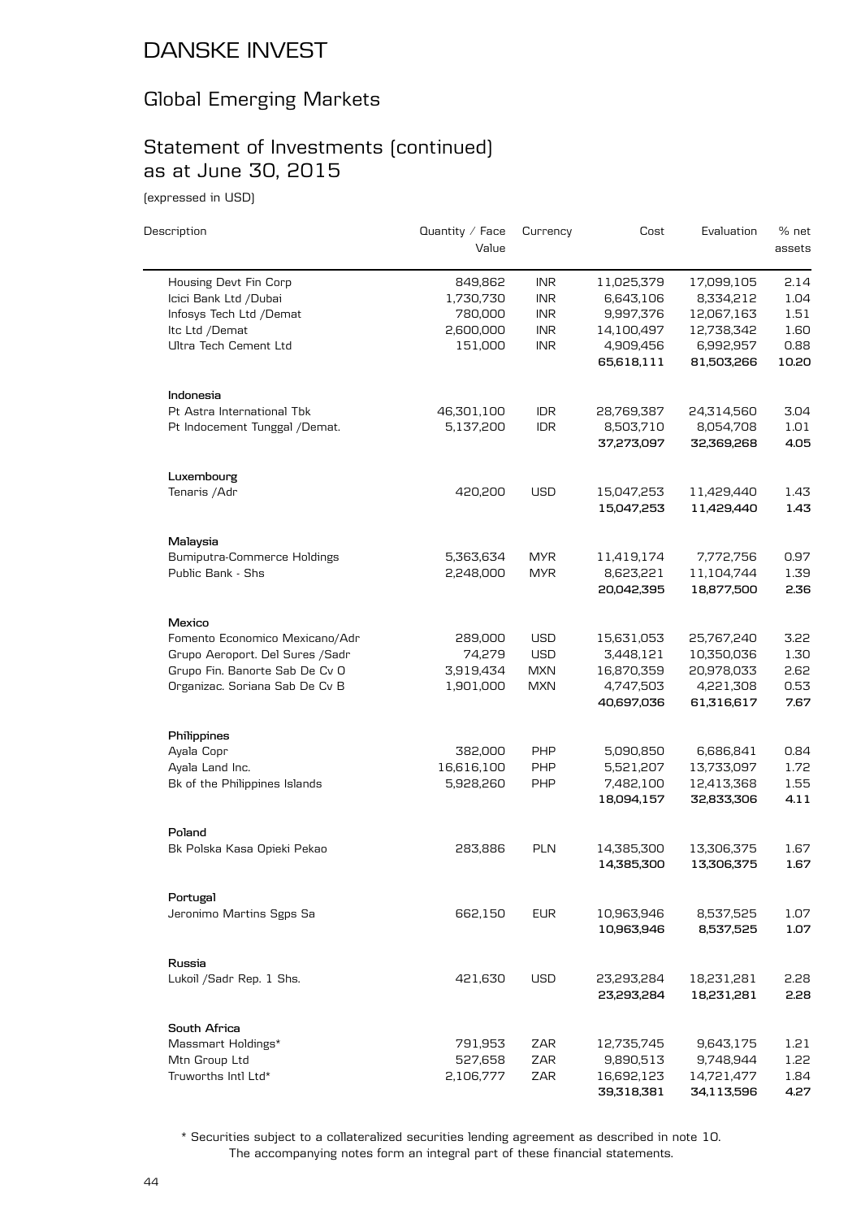# DANSKE INVEST

## Global Emerging Markets

## Statement of Investments (continued) as at June 30, 2015

(expressed in USD)

| Description | Quantity / Face Value | Currency | Cost | Evaluation | % net assets |
|---|---|---|---|---|---|
| Housing Devt Fin Corp | 849,862 | INR | 11,025,379 | 17,099,105 | 2.14 |
| Icici Bank Ltd /Dubai | 1,730,730 | INR | 6,643,106 | 8,334,212 | 1.04 |
| Infosys Tech Ltd /Demat | 780,000 | INR | 9,997,376 | 12,067,163 | 1.51 |
| Itc Ltd /Demat | 2,600,000 | INR | 14,100,497 | 12,738,342 | 1.60 |
| Ultra Tech Cement Ltd | 151,000 | INR | 4,909,456 | 6,992,957 | 0.88 |
| | | | **65,618,111** | **81,503,266** | **10.20** |
| **Indonesia** | | | | | |
| Pt Astra International Tbk | 46,301,100 | IDR | 28,769,387 | 24,314,560 | 3.04 |
| Pt Indocement Tunggal /Demat. | 5,137,200 | IDR | 8,503,710 | 8,054,708 | 1.01 |
| | | | **37,273,097** | **32,369,268** | **4.05** |
| **Luxembourg** | | | | | |
| Tenaris /Adr | 420,200 | USD | 15,047,253 | 11,429,440 | 1.43 |
| | | | **15,047,253** | **11,429,440** | **1.43** |
| **Malaysia** | | | | | |
| Bumiputra-Commerce Holdings | 5,363,634 | MYR | 11,419,174 | 7,772,756 | 0.97 |
| Public Bank - Shs | 2,248,000 | MYR | 8,623,221 | 11,104,744 | 1.39 |
| | | | **20,042,395** | **18,877,500** | **2.36** |
| **Mexico** | | | | | |
| Fomento Economico Mexicano/Adr | 289,000 | USD | 15,631,053 | 25,767,240 | 3.22 |
| Grupo Aeroport. Del Sures /Sadr | 74,279 | USD | 3,448,121 | 10,350,036 | 1.30 |
| Grupo Fin. Banorte Sab De Cv O | 3,919,434 | MXN | 16,870,359 | 20,978,033 | 2.62 |
| Organizac. Soriana Sab De Cv B | 1,901,000 | MXN | 4,747,503 | 4,221,308 | 0.53 |
| | | | **40,697,036** | **61,316,617** | **7.67** |
| **Philippines** | | | | | |
| Ayala Copr | 382,000 | PHP | 5,090,850 | 6,686,841 | 0.84 |
| Ayala Land Inc. | 16,616,100 | PHP | 5,521,207 | 13,733,097 | 1.72 |
| Bk of the Philippines Islands | 5,928,260 | PHP | 7,482,100 | 12,413,368 | 1.55 |
| | | | **18,094,157** | **32,833,306** | **4.11** |
| **Poland** | | | | | |
| Bk Polska Kasa Opieki Pekao | 283,886 | PLN | 14,385,300 | 13,306,375 | 1.67 |
| | | | **14,385,300** | **13,306,375** | **1.67** |
| **Portugal** | | | | | |
| Jeronimo Martins Sgps Sa | 662,150 | EUR | 10,963,946 | 8,537,525 | 1.07 |
| | | | **10,963,946** | **8,537,525** | **1.07** |
| **Russia** | | | | | |
| Lukoil /Sadr Rep. 1 Shs. | 421,630 | USD | 23,293,284 | 18,231,281 | 2.28 |
| | | | **23,293,284** | **18,231,281** | **2.28** |
| **South Africa** | | | | | |
| Massmart Holdings* | 791,953 | ZAR | 12,735,745 | 9,643,175 | 1.21 |
| Mtn Group Ltd | 527,658 | ZAR | 9,890,513 | 9,748,944 | 1.22 |
| Truworths Intl Ltd* | 2,106,777 | ZAR | 16,692,123 | 14,721,477 | 1.84 |
| | | | **39,318,381** | **34,113,596** | **4.27** |

\* Securities subject to a collateralized securities lending agreement as described in note 10.

The accompanying notes form an integral part of these financial statements.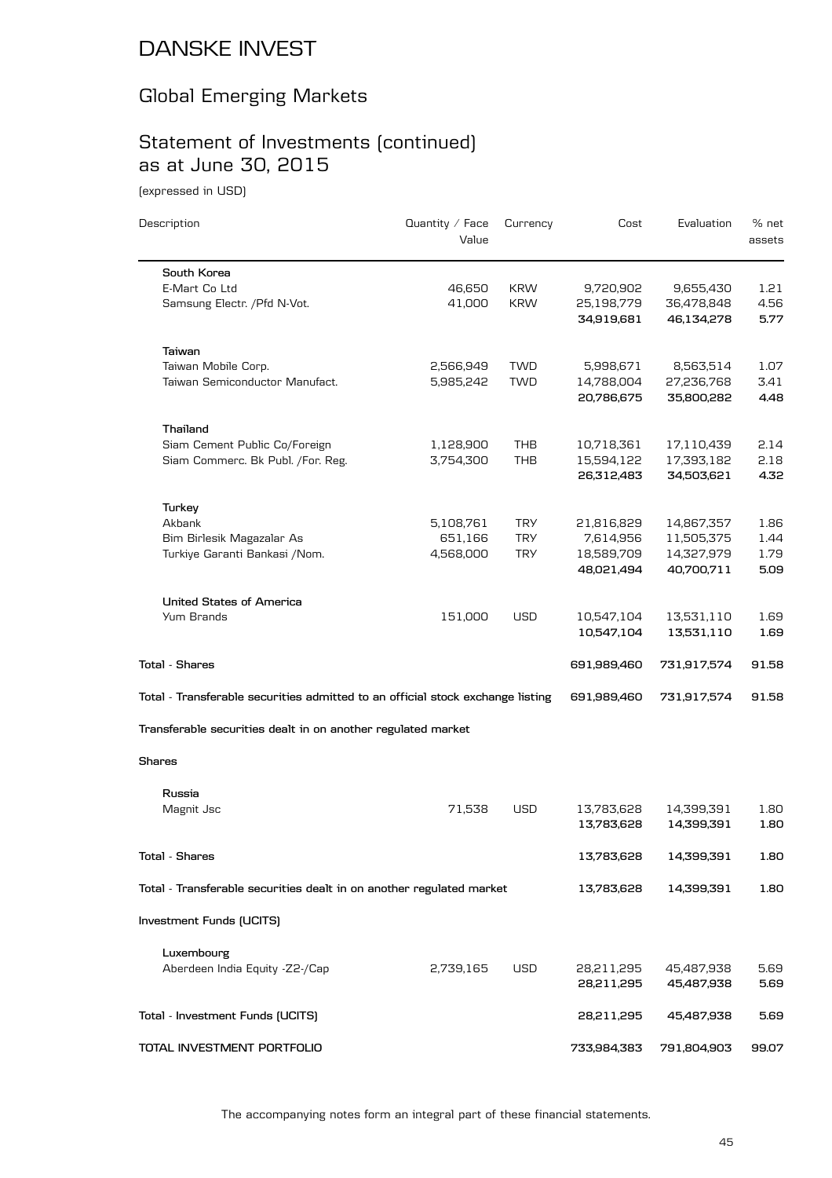# DANSKE INVEST

## Global Emerging Markets

## Statement of Investments (continued) as at June 30, 2015

(expressed in USD)

| Description | Quantity / Face Value | Currency | Cost | Evaluation | % net assets |
|---|---|---|---|---|---|
| **South Korea** | | | | | |
| E-Mart Co Ltd | 46,650 | KRW | 9,720,902 | 9,655,430 | 1.21 |
| Samsung Electr. /Pfd N-Vot. | 41,000 | KRW | 25,198,779 | 36,478,848 | 4.56 |
| | | | **34,919,681** | **46,134,278** | **5.77** |
| **Taiwan** | | | | | |
| Taiwan Mobile Corp. | 2,566,949 | TWD | 5,998,671 | 8,563,514 | 1.07 |
| Taiwan Semiconductor Manufact. | 5,985,242 | TWD | 14,788,004 | 27,236,768 | 3.41 |
| | | | **20,786,675** | **35,800,282** | **4.48** |
| **Thailand** | | | | | |
| Siam Cement Public Co/Foreign | 1,128,900 | THB | 10,718,361 | 17,110,439 | 2.14 |
| Siam Commerc. Bk Publ. /For. Reg. | 3,754,300 | THB | 15,594,122 | 17,393,182 | 2.18 |
| | | | **26,312,483** | **34,503,621** | **4.32** |
| **Turkey** | | | | | |
| Akbank | 5,108,761 | TRY | 21,816,829 | 14,867,357 | 1.86 |
| Bim Birlesik Magazalar As | 651,166 | TRY | 7,614,956 | 11,505,375 | 1.44 |
| Turkiye Garanti Bankasi /Nom. | 4,568,000 | TRY | 18,589,709 | 14,327,979 | 1.79 |
| | | | **48,021,494** | **40,700,711** | **5.09** |
| **United States of America** | | | | | |
| Yum Brands | 151,000 | USD | 10,547,104 | 13,531,110 | 1.69 |
| | | | **10,547,104** | **13,531,110** | **1.69** |
| **Total - Shares** | | | **691,989,460** | **731,917,574** | **91.58** |
| **Total - Transferable securities admitted to an official stock exchange listing** | | | **691,989,460** | **731,917,574** | **91.58** |
| **Transferable securities dealt in on another regulated market** | | | | | |
| **Shares** | | | | | |
| **Russia** | | | | | |
| Magnit Jsc | 71,538 | USD | 13,783,628 | 14,399,391 | 1.80 |
| | | | **13,783,628** | **14,399,391** | **1.80** |
| **Total - Shares** | | | **13,783,628** | **14,399,391** | **1.80** |
| **Total - Transferable securities dealt in on another regulated market** | | | **13,783,628** | **14,399,391** | **1.80** |
| **Investment Funds (UCITS)** | | | | | |
| **Luxembourg** | | | | | |
| Aberdeen India Equity -Z2-/Cap | 2,739,165 | USD | 28,211,295 | 45,487,938 | 5.69 |
| | | | **28,211,295** | **45,487,938** | **5.69** |
| **Total - Investment Funds (UCITS)** | | | **28,211,295** | **45,487,938** | **5.69** |
| **TOTAL INVESTMENT PORTFOLIO** | | | **733,984,383** | **791,804,903** | **99.07** |

The accompanying notes form an integral part of these financial statements.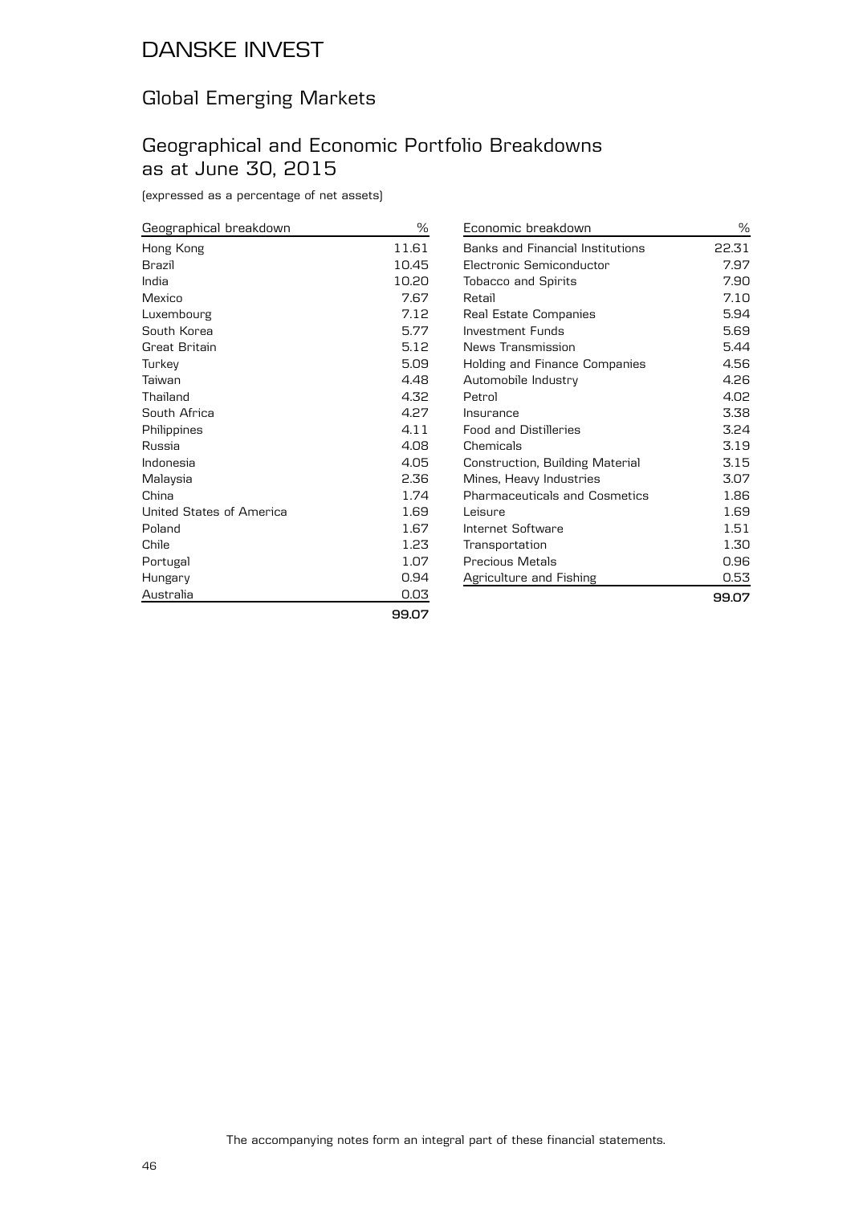# DANSKE INVEST

## Global Emerging Markets

## Geographical and Economic Portfolio Breakdowns as at June 30, 2015

(expressed as a percentage of net assets)

| Geographical breakdown | % |
|---|---|
| Hong Kong | 11.61 |
| Brazil | 10.45 |
| India | 10.20 |
| Mexico | 7.67 |
| Luxembourg | 7.12 |
| South Korea | 5.77 |
| Great Britain | 5.12 |
| Turkey | 5.09 |
| Taiwan | 4.48 |
| Thailand | 4.32 |
| South Africa | 4.27 |
| Philippines | 4.11 |
| Russia | 4.08 |
| Indonesia | 4.05 |
| Malaysia | 2.36 |
| China | 1.74 |
| United States of America | 1.69 |
| Poland | 1.67 |
| Chile | 1.23 |
| Portugal | 1.07 |
| Hungary | 0.94 |
| Australia | 0.03 |
| | **99.07** |

| Economic breakdown | % |
|---|---|
| Banks and Financial Institutions | 22.31 |
| Electronic Semiconductor | 7.97 |
| Tobacco and Spirits | 7.90 |
| Retail | 7.10 |
| Real Estate Companies | 5.94 |
| Investment Funds | 5.69 |
| News Transmission | 5.44 |
| Holding and Finance Companies | 4.56 |
| Automobile Industry | 4.26 |
| Petrol | 4.02 |
| Insurance | 3.38 |
| Food and Distilleries | 3.24 |
| Chemicals | 3.19 |
| Construction, Building Material | 3.15 |
| Mines, Heavy Industries | 3.07 |
| Pharmaceuticals and Cosmetics | 1.86 |
| Leisure | 1.69 |
| Internet Software | 1.51 |
| Transportation | 1.30 |
| Precious Metals | 0.96 |
| Agriculture and Fishing | 0.53 |
| | **99.07** |

The accompanying notes form an integral part of these financial statements.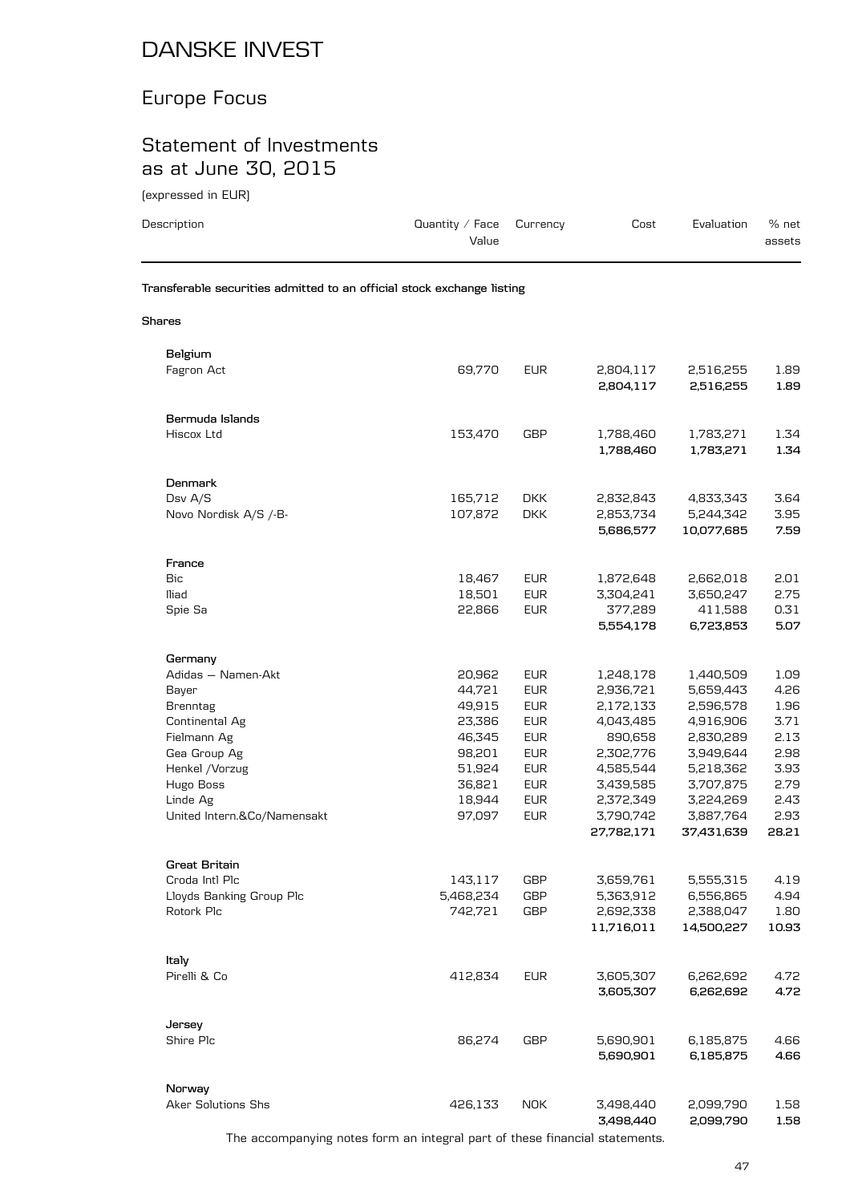# DANSKE INVEST

## Europe Focus

## Statement of Investments as at June 30, 2015

(expressed in EUR)

| Description | Quantity / Face Value | Currency | Cost | Evaluation | % net assets |
|---|---|---|---|---|---|
| **Transferable securities admitted to an official stock exchange listing** | | | | | |
| **Shares** | | | | | |
| **Belgium** | | | | | |
| Fagron Act | 69,770 | EUR | 2,804,117 | 2,516,255 | 1.89 |
| | | | **2,804,117** | **2,516,255** | **1.89** |
| **Bermuda Islands** | | | | | |
| Hiscox Ltd | 153,470 | GBP | 1,788,460 | 1,783,271 | 1.34 |
| | | | **1,788,460** | **1,783,271** | **1.34** |
| **Denmark** | | | | | |
| Dsv A/S | 165,712 | DKK | 2,832,843 | 4,833,343 | 3.64 |
| Novo Nordisk A/S /-B- | 107,872 | DKK | 2,853,734 | 5,244,342 | 3.95 |
| | | | **5,686,577** | **10,077,685** | **7.59** |
| **France** | | | | | |
| Bic | 18,467 | EUR | 1,872,648 | 2,662,018 | 2.01 |
| Iliad | 18,501 | EUR | 3,304,241 | 3,650,247 | 2.75 |
| Spie Sa | 22,866 | EUR | 377,289 | 411,588 | 0.31 |
| | | | **5,554,178** | **6,723,853** | **5.07** |
| **Germany** | | | | | |
| Adidas – Namen-Akt | 20,962 | EUR | 1,248,178 | 1,440,509 | 1.09 |
| Bayer | 44,721 | EUR | 2,936,721 | 5,659,443 | 4.26 |
| Brenntag | 49,915 | EUR | 2,172,133 | 2,596,578 | 1.96 |
| Continental Ag | 23,386 | EUR | 4,043,485 | 4,916,906 | 3.71 |
| Fielmann Ag | 46,345 | EUR | 890,658 | 2,830,289 | 2.13 |
| Gea Group Ag | 98,201 | EUR | 2,302,776 | 3,949,644 | 2.98 |
| Henkel /Vorzug | 51,924 | EUR | 4,585,544 | 5,218,362 | 3.93 |
| Hugo Boss | 36,821 | EUR | 3,439,585 | 3,707,875 | 2.79 |
| Linde Ag | 18,944 | EUR | 2,372,349 | 3,224,269 | 2.43 |
| United Intern.&Co/Namensakt | 97,097 | EUR | 3,790,742 | 3,887,764 | 2.93 |
| | | | **27,782,171** | **37,431,639** | **28.21** |
| **Great Britain** | | | | | |
| Croda Intl Plc | 143,117 | GBP | 3,659,761 | 5,555,315 | 4.19 |
| Lloyds Banking Group Plc | 5,468,234 | GBP | 5,363,912 | 6,556,865 | 4.94 |
| Rotork Plc | 742,721 | GBP | 2,692,338 | 2,388,047 | 1.80 |
| | | | **11,716,011** | **14,500,227** | **10.93** |
| **Italy** | | | | | |
| Pirelli & Co | 412,834 | EUR | 3,605,307 | 6,262,692 | 4.72 |
| | | | **3,605,307** | **6,262,692** | **4.72** |
| **Jersey** | | | | | |
| Shire Plc | 86,274 | GBP | 5,690,901 | 6,185,875 | 4.66 |
| | | | **5,690,901** | **6,185,875** | **4.66** |
| **Norway** | | | | | |
| Aker Solutions Shs | 426,133 | NOK | 3,498,440 | 2,099,790 | 1.58 |
| | | | **3,498,440** | **2,099,790** | **1.58** |

The accompanying notes form an integral part of these financial statements.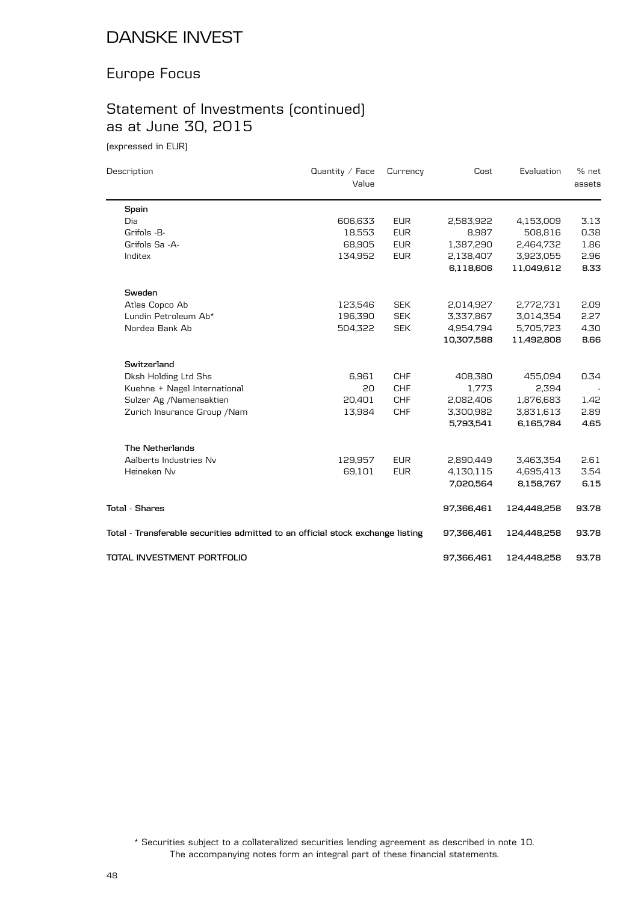# DANSKE INVEST

## Europe Focus

## Statement of Investments (continued) as at June 30, 2015

(expressed in EUR)

| Description | Quantity / Face Value | Currency | Cost | Evaluation | % net assets |
|---|---|---|---|---|---|
| **Spain** | | | | | |
| Dia | 606,633 | EUR | 2,583,922 | 4,153,009 | 3.13 |
| Grifols -B- | 18,553 | EUR | 8,987 | 508,816 | 0.38 |
| Grifols Sa -A- | 68,905 | EUR | 1,387,290 | 2,464,732 | 1.86 |
| Inditex | 134,952 | EUR | 2,138,407 | 3,923,055 | 2.96 |
| | | | **6,118,606** | **11,049,612** | **8.33** |
| **Sweden** | | | | | |
| Atlas Copco Ab | 123,546 | SEK | 2,014,927 | 2,772,731 | 2.09 |
| Lundin Petroleum Ab* | 196,390 | SEK | 3,337,867 | 3,014,354 | 2.27 |
| Nordea Bank Ab | 504,322 | SEK | 4,954,794 | 5,705,723 | 4.30 |
| | | | **10,307,588** | **11,492,808** | **8.66** |
| **Switzerland** | | | | | |
| Dksh Holding Ltd Shs | 6,961 | CHF | 408,380 | 455,094 | 0.34 |
| Kuehne + Nagel International | 20 | CHF | 1,773 | 2,394 | - |
| Sulzer Ag /Namensaktien | 20,401 | CHF | 2,082,406 | 1,876,683 | 1.42 |
| Zurich Insurance Group /Nam | 13,984 | CHF | 3,300,982 | 3,831,613 | 2.89 |
| | | | **5,793,541** | **6,165,784** | **4.65** |
| **The Netherlands** | | | | | |
| Aalberts Industries Nv | 129,957 | EUR | 2,890,449 | 3,463,354 | 2.61 |
| Heineken Nv | 69,101 | EUR | 4,130,115 | 4,695,413 | 3.54 |
| | | | **7,020,564** | **8,158,767** | **6.15** |
| **Total - Shares** | | | **97,366,461** | **124,448,258** | **93.78** |
| **Total - Transferable securities admitted to an official stock exchange listing** | | | **97,366,461** | **124,448,258** | **93.78** |
| **TOTAL INVESTMENT PORTFOLIO** | | | **97,366,461** | **124,448,258** | **93.78** |

\* Securities subject to a collateralized securities lending agreement as described in note 10.
The accompanying notes form an integral part of these financial statements.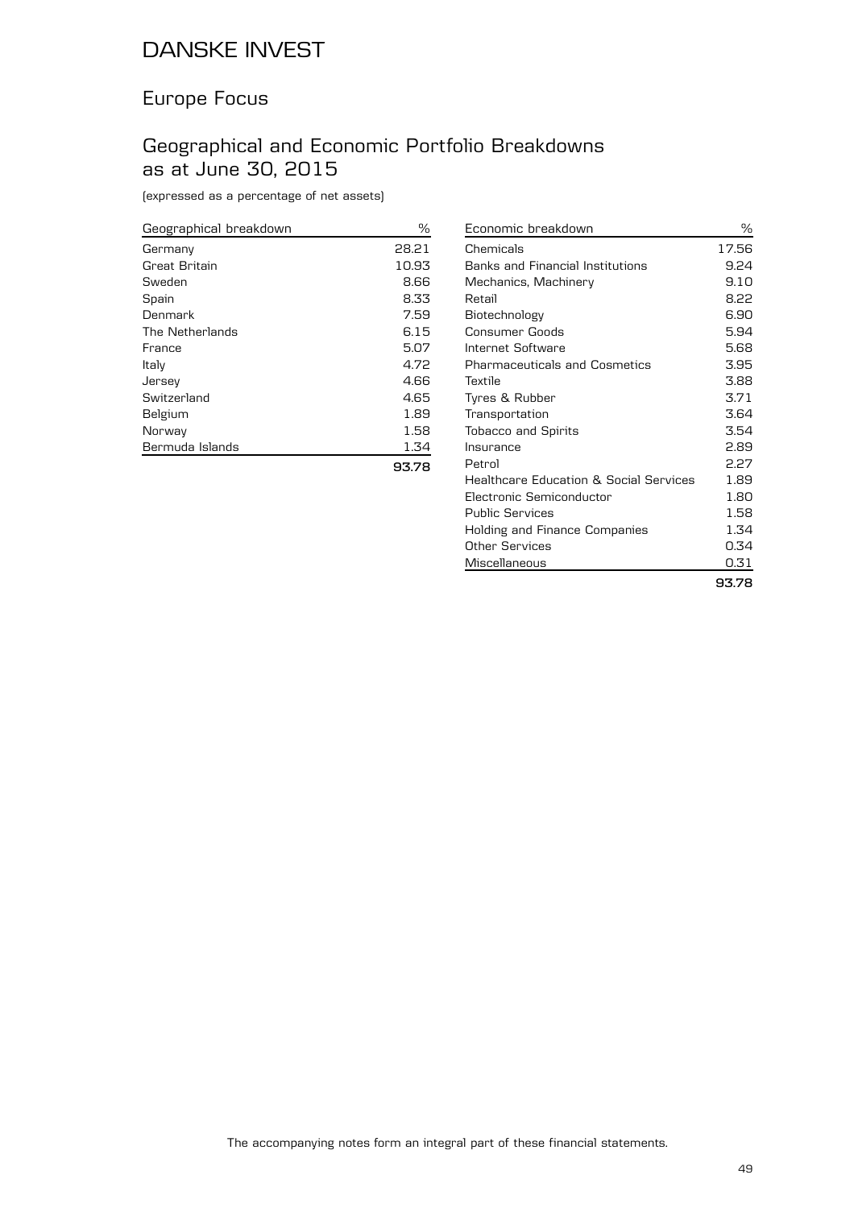# DANSKE INVEST

## Europe Focus

## Geographical and Economic Portfolio Breakdowns as at June 30, 2015

(expressed as a percentage of net assets)

| Geographical breakdown | % |
|---|---|
| Germany | 28.21 |
| Great Britain | 10.93 |
| Sweden | 8.66 |
| Spain | 8.33 |
| Denmark | 7.59 |
| The Netherlands | 6.15 |
| France | 5.07 |
| Italy | 4.72 |
| Jersey | 4.66 |
| Switzerland | 4.65 |
| Belgium | 1.89 |
| Norway | 1.58 |
| Bermuda Islands | 1.34 |
| | **93.78** |

| Economic breakdown | % |
|---|---|
| Chemicals | 17.56 |
| Banks and Financial Institutions | 9.24 |
| Mechanics, Machinery | 9.10 |
| Retail | 8.22 |
| Biotechnology | 6.90 |
| Consumer Goods | 5.94 |
| Internet Software | 5.68 |
| Pharmaceuticals and Cosmetics | 3.95 |
| Textile | 3.88 |
| Tyres & Rubber | 3.71 |
| Transportation | 3.64 |
| Tobacco and Spirits | 3.54 |
| Insurance | 2.89 |
| Petrol | 2.27 |
| Healthcare Education & Social Services | 1.89 |
| Electronic Semiconductor | 1.80 |
| Public Services | 1.58 |
| Holding and Finance Companies | 1.34 |
| Other Services | 0.34 |
| Miscellaneous | 0.31 |
| | **93.78** |

The accompanying notes form an integral part of these financial statements.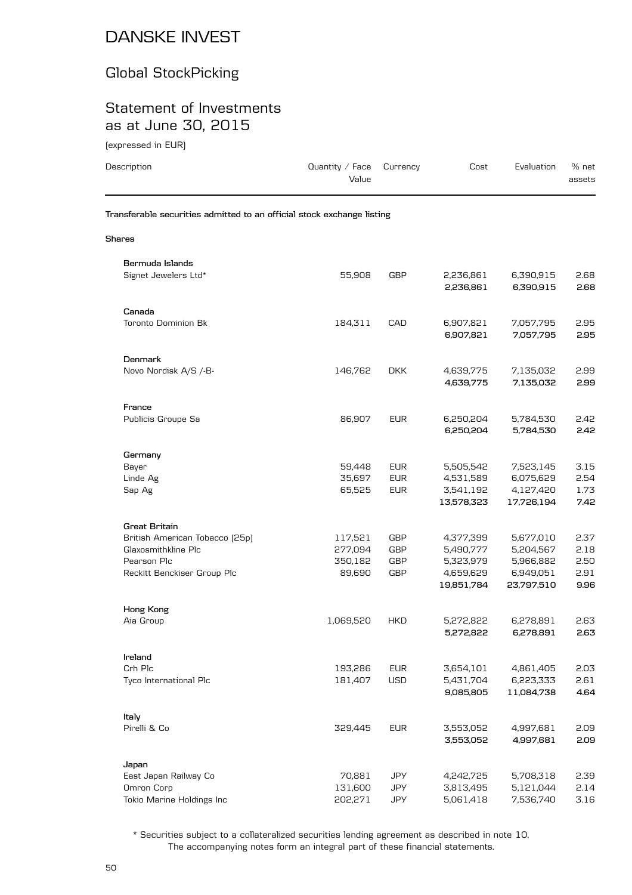# DANSKE INVEST

## Global StockPicking

## Statement of Investments as at June 30, 2015

(expressed in EUR)

| Description | Quantity / Face Value | Currency | Cost | Evaluation | % net assets |
|---|---|---|---|---|---|
| **Transferable securities admitted to an official stock exchange listing** | | | | | |
| **Shares** | | | | | |
| **Bermuda Islands** | | | | | |
| Signet Jewelers Ltd* | 55,908 | GBP | 2,236,861 | 6,390,915 | 2.68 |
| | | | **2,236,861** | **6,390,915** | **2.68** |
| **Canada** | | | | | |
| Toronto Dominion Bk | 184,311 | CAD | 6,907,821 | 7,057,795 | 2.95 |
| | | | **6,907,821** | **7,057,795** | **2.95** |
| **Denmark** | | | | | |
| Novo Nordisk A/S /-B- | 146,762 | DKK | 4,639,775 | 7,135,032 | 2.99 |
| | | | **4,639,775** | **7,135,032** | **2.99** |
| **France** | | | | | |
| Publicis Groupe Sa | 86,907 | EUR | 6,250,204 | 5,784,530 | 2.42 |
| | | | **6,250,204** | **5,784,530** | **2.42** |
| **Germany** | | | | | |
| Bayer | 59,448 | EUR | 5,505,542 | 7,523,145 | 3.15 |
| Linde Ag | 35,697 | EUR | 4,531,589 | 6,075,629 | 2.54 |
| Sap Ag | 65,525 | EUR | 3,541,192 | 4,127,420 | 1.73 |
| | | | **13,578,323** | **17,726,194** | **7.42** |
| **Great Britain** | | | | | |
| British American Tobacco (25p) | 117,521 | GBP | 4,377,399 | 5,677,010 | 2.37 |
| Glaxosmithkline Plc | 277,094 | GBP | 5,490,777 | 5,204,567 | 2.18 |
| Pearson Plc | 350,182 | GBP | 5,323,979 | 5,966,882 | 2.50 |
| Reckitt Benckiser Group Plc | 89,690 | GBP | 4,659,629 | 6,949,051 | 2.91 |
| | | | **19,851,784** | **23,797,510** | **9.96** |
| **Hong Kong** | | | | | |
| Aia Group | 1,069,520 | HKD | 5,272,822 | 6,278,891 | 2.63 |
| | | | **5,272,822** | **6,278,891** | **2.63** |
| **Ireland** | | | | | |
| Crh Plc | 193,286 | EUR | 3,654,101 | 4,861,405 | 2.03 |
| Tyco International Plc | 181,407 | USD | 5,431,704 | 6,223,333 | 2.61 |
| | | | **9,085,805** | **11,084,738** | **4.64** |
| **Italy** | | | | | |
| Pirelli & Co | 329,445 | EUR | 3,553,052 | 4,997,681 | 2.09 |
| | | | **3,553,052** | **4,997,681** | **2.09** |
| **Japan** | | | | | |
| East Japan Railway Co | 70,881 | JPY | 4,242,725 | 5,708,318 | 2.39 |
| Omron Corp | 131,600 | JPY | 3,813,495 | 5,121,044 | 2.14 |
| Tokio Marine Holdings Inc | 202,271 | JPY | 5,061,418 | 7,536,740 | 3.16 |

* Securities subject to a collateralized securities lending agreement as described in note 10.
The accompanying notes form an integral part of these financial statements.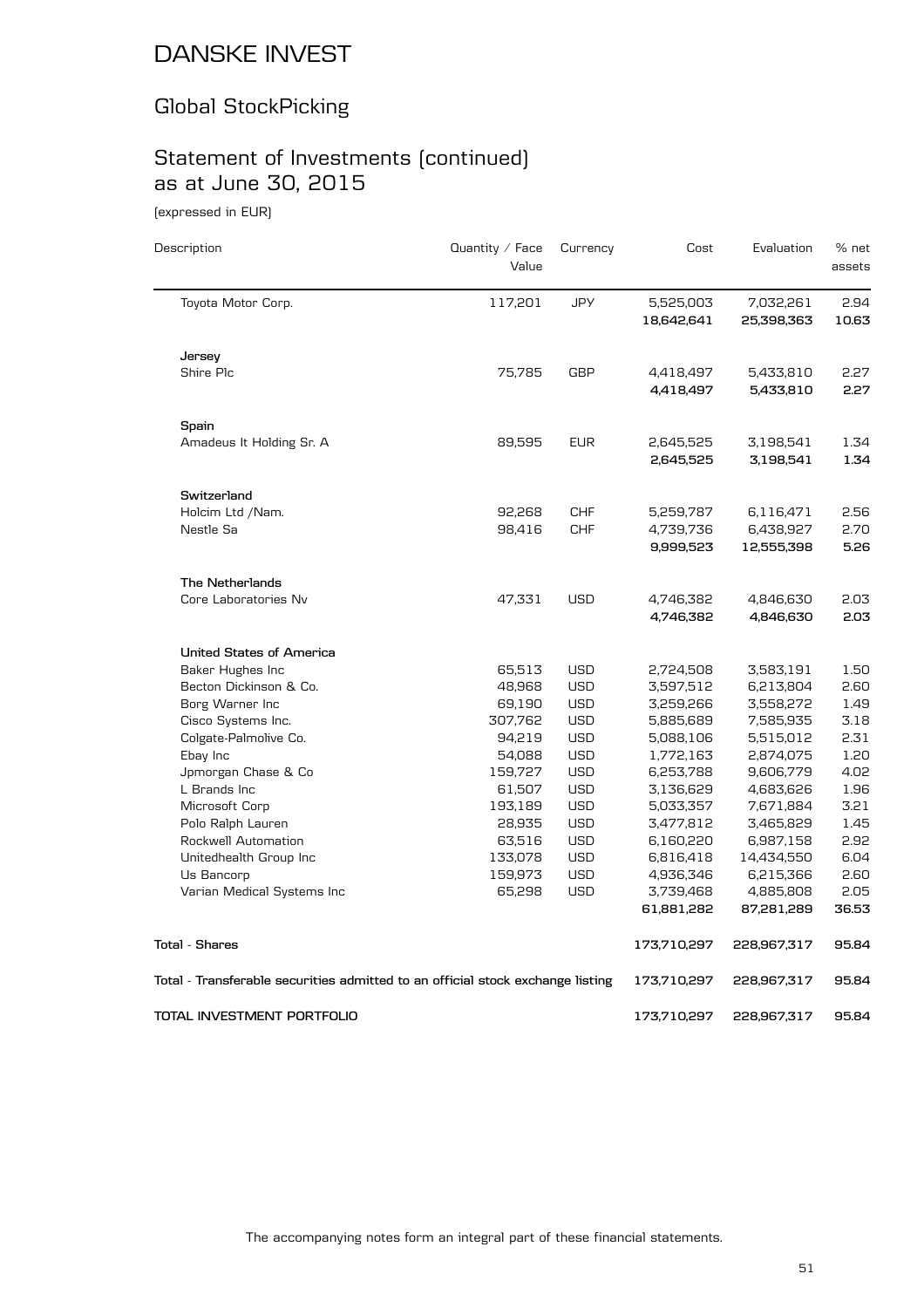# DANSKE INVEST

## Global StockPicking

## Statement of Investments (continued) as at June 30, 2015

(expressed in EUR)

| Description | Quantity / Face Value | Currency | Cost | Evaluation | % net assets |
|---|---|---|---|---|---|
| Toyota Motor Corp. | 117,201 | JPY | 5,525,003 | 7,032,261 | 2.94 |
| | | | **18,642,641** | **25,398,363** | **10.63** |
| **Jersey** | | | | | |
| Shire Plc | 75,785 | GBP | 4,418,497 | 5,433,810 | 2.27 |
| | | | **4,418,497** | **5,433,810** | **2.27** |
| **Spain** | | | | | |
| Amadeus It Holding Sr. A | 89,595 | EUR | 2,645,525 | 3,198,541 | 1.34 |
| | | | **2,645,525** | **3,198,541** | **1.34** |
| **Switzerland** | | | | | |
| Holcim Ltd /Nam. | 92,268 | CHF | 5,259,787 | 6,116,471 | 2.56 |
| Nestle Sa | 98,416 | CHF | 4,739,736 | 6,438,927 | 2.70 |
| | | | **9,999,523** | **12,555,398** | **5.26** |
| **The Netherlands** | | | | | |
| Core Laboratories Nv | 47,331 | USD | 4,746,382 | 4,846,630 | 2.03 |
| | | | **4,746,382** | **4,846,630** | **2.03** |
| **United States of America** | | | | | |
| Baker Hughes Inc | 65,513 | USD | 2,724,508 | 3,583,191 | 1.50 |
| Becton Dickinson & Co. | 48,968 | USD | 3,597,512 | 6,213,804 | 2.60 |
| Borg Warner Inc | 69,190 | USD | 3,259,266 | 3,558,272 | 1.49 |
| Cisco Systems Inc. | 307,762 | USD | 5,885,689 | 7,585,935 | 3.18 |
| Colgate-Palmolive Co. | 94,219 | USD | 5,088,106 | 5,515,012 | 2.31 |
| Ebay Inc | 54,088 | USD | 1,772,163 | 2,874,075 | 1.20 |
| Jpmorgan Chase & Co | 159,727 | USD | 6,253,788 | 9,606,779 | 4.02 |
| L Brands Inc | 61,507 | USD | 3,136,629 | 4,683,626 | 1.96 |
| Microsoft Corp | 193,189 | USD | 5,033,357 | 7,671,884 | 3.21 |
| Polo Ralph Lauren | 28,935 | USD | 3,477,812 | 3,465,829 | 1.45 |
| Rockwell Automation | 63,516 | USD | 6,160,220 | 6,987,158 | 2.92 |
| Unitedhealth Group Inc | 133,078 | USD | 6,816,418 | 14,434,550 | 6.04 |
| Us Bancorp | 159,973 | USD | 4,936,346 | 6,215,366 | 2.60 |
| Varian Medical Systems Inc | 65,298 | USD | 3,739,468 | 4,885,808 | 2.05 |
| | | | **61,881,282** | **87,281,289** | **36.53** |
| **Total - Shares** | | | **173,710,297** | **228,967,317** | **95.84** |
| **Total - Transferable securities admitted to an official stock exchange listing** | | | **173,710,297** | **228,967,317** | **95.84** |
| **TOTAL INVESTMENT PORTFOLIO** | | | **173,710,297** | **228,967,317** | **95.84** |

The accompanying notes form an integral part of these financial statements.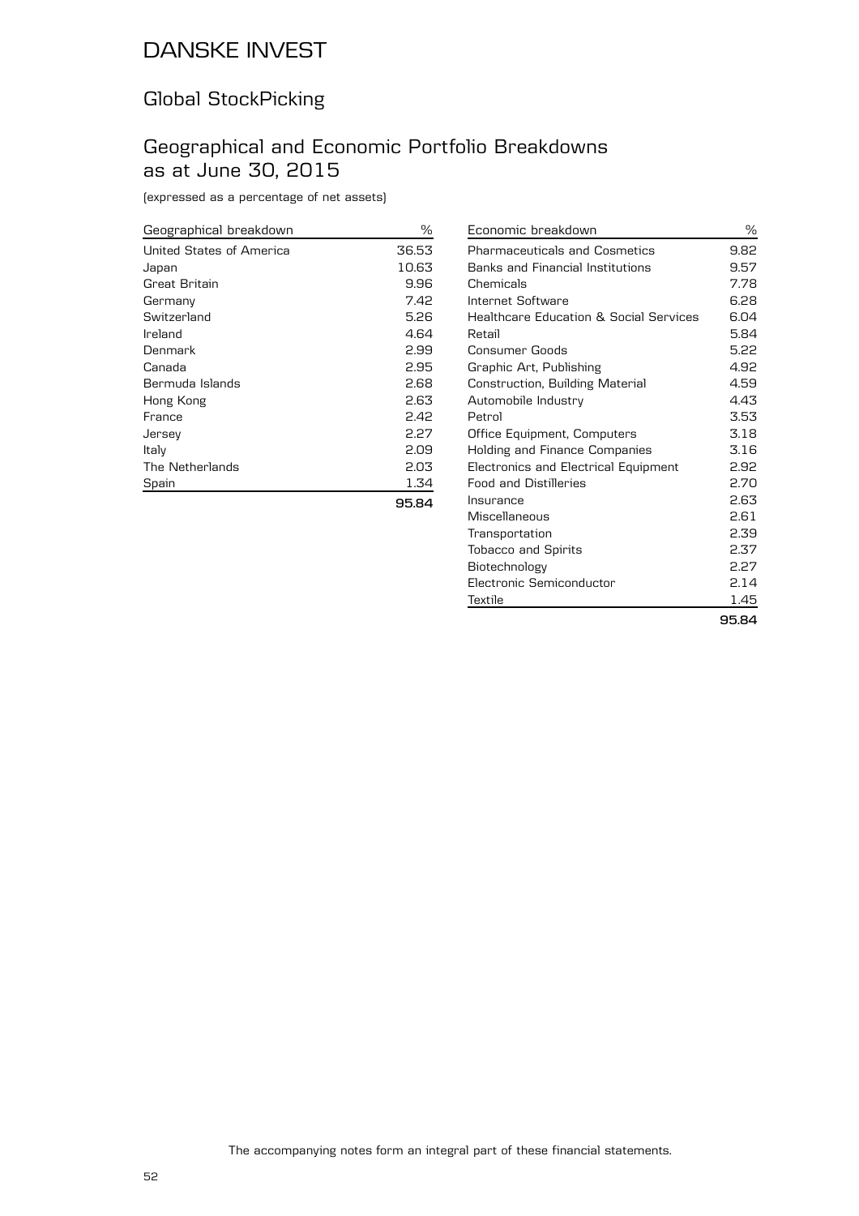# DANSKE INVEST

## Global StockPicking

## Geographical and Economic Portfolio Breakdowns as at June 30, 2015

(expressed as a percentage of net assets)

| Geographical breakdown | % |
|---|---|
| United States of America | 36.53 |
| Japan | 10.63 |
| Great Britain | 9.96 |
| Germany | 7.42 |
| Switzerland | 5.26 |
| Ireland | 4.64 |
| Denmark | 2.99 |
| Canada | 2.95 |
| Bermuda Islands | 2.68 |
| Hong Kong | 2.63 |
| France | 2.42 |
| Jersey | 2.27 |
| Italy | 2.09 |
| The Netherlands | 2.03 |
| Spain | 1.34 |
| | **95.84** |

| Economic breakdown | % |
|---|---|
| Pharmaceuticals and Cosmetics | 9.82 |
| Banks and Financial Institutions | 9.57 |
| Chemicals | 7.78 |
| Internet Software | 6.28 |
| Healthcare Education & Social Services | 6.04 |
| Retail | 5.84 |
| Consumer Goods | 5.22 |
| Graphic Art, Publishing | 4.92 |
| Construction, Building Material | 4.59 |
| Automobile Industry | 4.43 |
| Petrol | 3.53 |
| Office Equipment, Computers | 3.18 |
| Holding and Finance Companies | 3.16 |
| Electronics and Electrical Equipment | 2.92 |
| Food and Distilleries | 2.70 |
| Insurance | 2.63 |
| Miscellaneous | 2.61 |
| Transportation | 2.39 |
| Tobacco and Spirits | 2.37 |
| Biotechnology | 2.27 |
| Electronic Semiconductor | 2.14 |
| Textile | 1.45 |
| | **95.84** |

The accompanying notes form an integral part of these financial statements.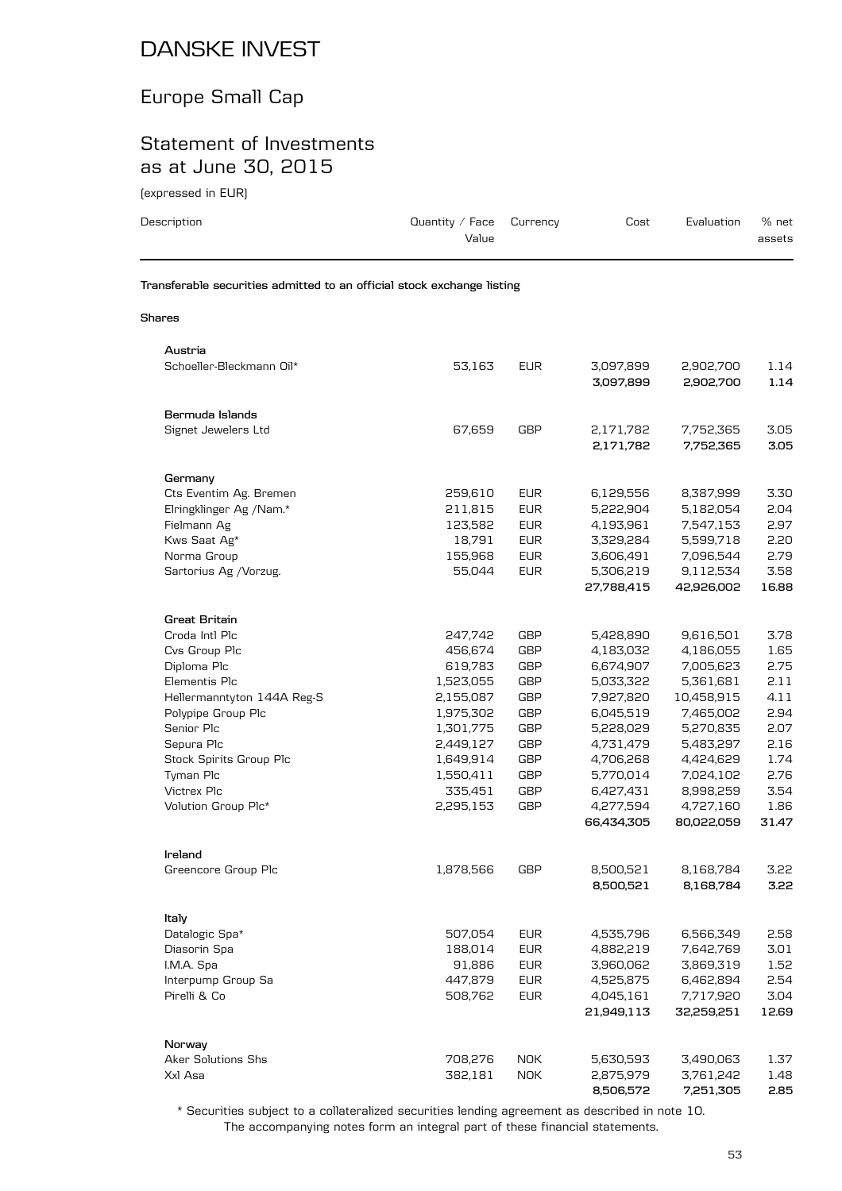# DANSKE INVEST

## Europe Small Cap

## Statement of Investments as at June 30, 2015

(expressed in EUR)

| Description | Quantity / Face Value | Currency | Cost | Evaluation | % net assets |
|---|---|---|---|---|---|
| **Transferable securities admitted to an official stock exchange listing** | | | | | |
| **Shares** | | | | | |
| **Austria** | | | | | |
| Schoeller-Bleckmann Oil* | 53,163 | EUR | 3,097,899 | 2,902,700 | 1.14 |
| | | | **3,097,899** | **2,902,700** | **1.14** |
| **Bermuda Islands** | | | | | |
| Signet Jewelers Ltd | 67,659 | GBP | 2,171,782 | 7,752,365 | 3.05 |
| | | | **2,171,782** | **7,752,365** | **3.05** |
| **Germany** | | | | | |
| Cts Eventim Ag. Bremen | 259,610 | EUR | 6,129,556 | 8,387,999 | 3.30 |
| Elringklinger Ag /Nam.* | 211,815 | EUR | 5,222,904 | 5,182,054 | 2.04 |
| Fielmann Ag | 123,582 | EUR | 4,193,961 | 7,547,153 | 2.97 |
| Kws Saat Ag* | 18,791 | EUR | 3,329,284 | 5,599,718 | 2.20 |
| Norma Group | 155,968 | EUR | 3,606,491 | 7,096,544 | 2.79 |
| Sartorius Ag /Vorzug. | 55,044 | EUR | 5,306,219 | 9,112,534 | 3.58 |
| | | | **27,788,415** | **42,926,002** | **16.88** |
| **Great Britain** | | | | | |
| Croda Intl Plc | 247,742 | GBP | 5,428,890 | 9,616,501 | 3.78 |
| Cvs Group Plc | 456,674 | GBP | 4,183,032 | 4,186,055 | 1.65 |
| Diploma Plc | 619,783 | GBP | 6,674,907 | 7,005,623 | 2.75 |
| Elementis Plc | 1,523,055 | GBP | 5,033,322 | 5,361,681 | 2.11 |
| Hellermanntyton 144A Reg-S | 2,155,087 | GBP | 7,927,820 | 10,458,915 | 4.11 |
| Polypipe Group Plc | 1,975,302 | GBP | 6,045,519 | 7,465,002 | 2.94 |
| Senior Plc | 1,301,775 | GBP | 5,228,029 | 5,270,835 | 2.07 |
| Sepura Plc | 2,449,127 | GBP | 4,731,479 | 5,483,297 | 2.16 |
| Stock Spirits Group Plc | 1,649,914 | GBP | 4,706,268 | 4,424,629 | 1.74 |
| Tyman Plc | 1,550,411 | GBP | 5,770,014 | 7,024,102 | 2.76 |
| Victrex Plc | 335,451 | GBP | 6,427,431 | 8,998,259 | 3.54 |
| Volution Group Plc* | 2,295,153 | GBP | 4,277,594 | 4,727,160 | 1.86 |
| | | | **66,434,305** | **80,022,059** | **31.47** |
| **Ireland** | | | | | |
| Greencore Group Plc | 1,878,566 | GBP | 8,500,521 | 8,168,784 | 3.22 |
| | | | **8,500,521** | **8,168,784** | **3.22** |
| **Italy** | | | | | |
| Datalogic Spa* | 507,054 | EUR | 4,535,796 | 6,566,349 | 2.58 |
| Diasorin Spa | 188,014 | EUR | 4,882,219 | 7,642,769 | 3.01 |
| I.M.A. Spa | 91,886 | EUR | 3,960,062 | 3,869,319 | 1.52 |
| Interpump Group Sa | 447,879 | EUR | 4,525,875 | 6,462,894 | 2.54 |
| Pirelli & Co | 508,762 | EUR | 4,045,161 | 7,717,920 | 3.04 |
| | | | **21,949,113** | **32,259,251** | **12.69** |
| **Norway** | | | | | |
| Aker Solutions Shs | 708,276 | NOK | 5,630,593 | 3,490,063 | 1.37 |
| Xxl Asa | 382,181 | NOK | 2,875,979 | 3,761,242 | 1.48 |
| | | | **8,506,572** | **7,251,305** | **2.85** |

\* Securities subject to a collateralized securities lending agreement as described in note 10.

The accompanying notes form an integral part of these financial statements.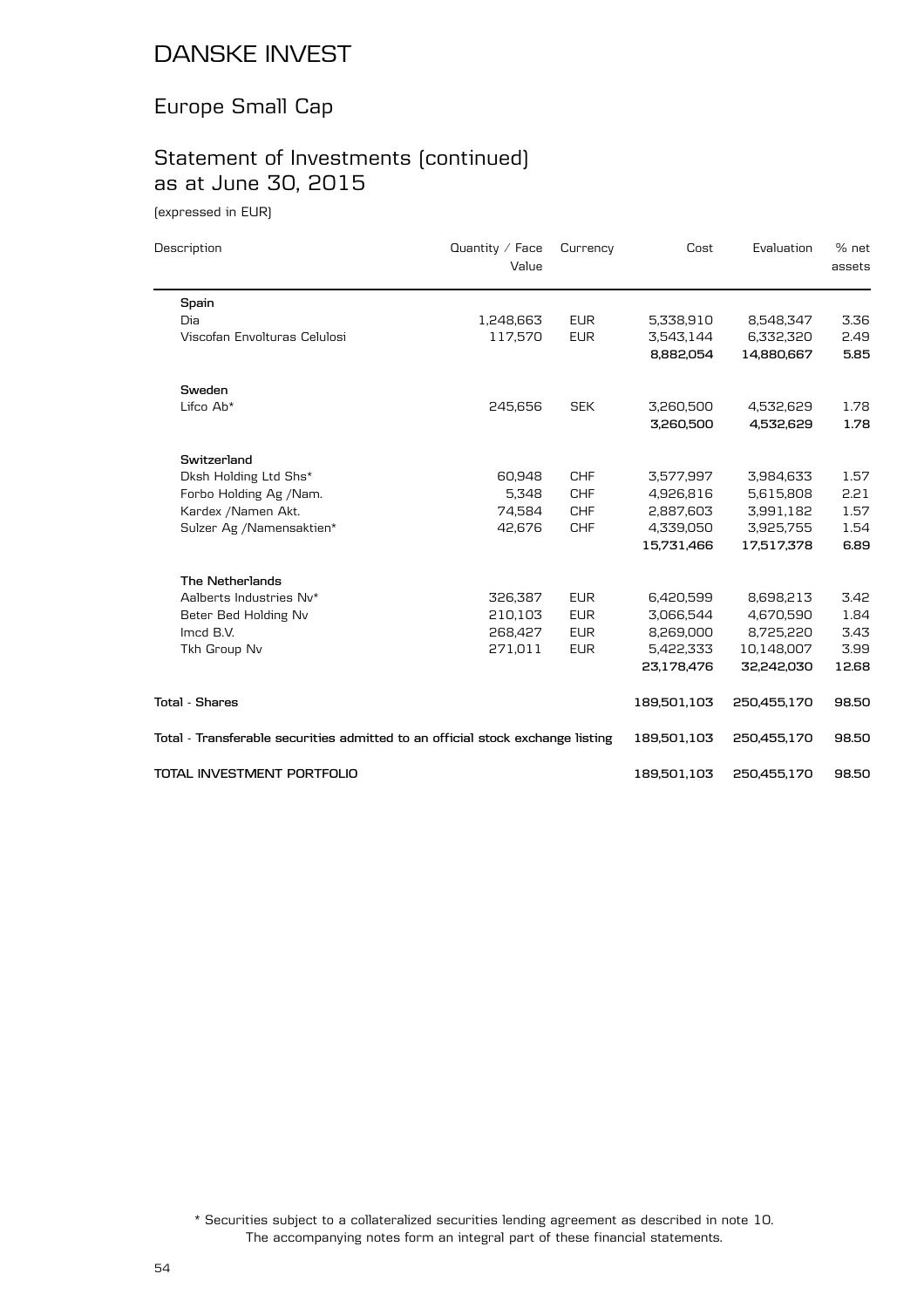# DANSKE INVEST

## Europe Small Cap

## Statement of Investments (continued) as at June 30, 2015

(expressed in EUR)

| Description | Quantity / Face Value | Currency | Cost | Evaluation | % net assets |
|---|---|---|---|---|---|
| **Spain** | | | | | |
| Dia | 1,248,663 | EUR | 5,338,910 | 8,548,347 | 3.36 |
| Viscofan Envolturas Celulosi | 117,570 | EUR | 3,543,144 | 6,332,320 | 2.49 |
| | | | **8,882,054** | **14,880,667** | **5.85** |
| **Sweden** | | | | | |
| Lifco Ab* | 245,656 | SEK | 3,260,500 | 4,532,629 | 1.78 |
| | | | **3,260,500** | **4,532,629** | **1.78** |
| **Switzerland** | | | | | |
| Dksh Holding Ltd Shs* | 60,948 | CHF | 3,577,997 | 3,984,633 | 1.57 |
| Forbo Holding Ag /Nam. | 5,348 | CHF | 4,926,816 | 5,615,808 | 2.21 |
| Kardex /Namen Akt. | 74,584 | CHF | 2,887,603 | 3,991,182 | 1.57 |
| Sulzer Ag /Namensaktien* | 42,676 | CHF | 4,339,050 | 3,925,755 | 1.54 |
| | | | **15,731,466** | **17,517,378** | **6.89** |
| **The Netherlands** | | | | | |
| Aalberts Industries Nv* | 326,387 | EUR | 6,420,599 | 8,698,213 | 3.42 |
| Beter Bed Holding Nv | 210,103 | EUR | 3,066,544 | 4,670,590 | 1.84 |
| Imcd B.V. | 268,427 | EUR | 8,269,000 | 8,725,220 | 3.43 |
| Tkh Group Nv | 271,011 | EUR | 5,422,333 | 10,148,007 | 3.99 |
| | | | **23,178,476** | **32,242,030** | **12.68** |
| **Total - Shares** | | | **189,501,103** | **250,455,170** | **98.50** |
| **Total - Transferable securities admitted to an official stock exchange listing** | | | **189,501,103** | **250,455,170** | **98.50** |
| **TOTAL INVESTMENT PORTFOLIO** | | | **189,501,103** | **250,455,170** | **98.50** |

* Securities subject to a collateralized securities lending agreement as described in note 10.
The accompanying notes form an integral part of these financial statements.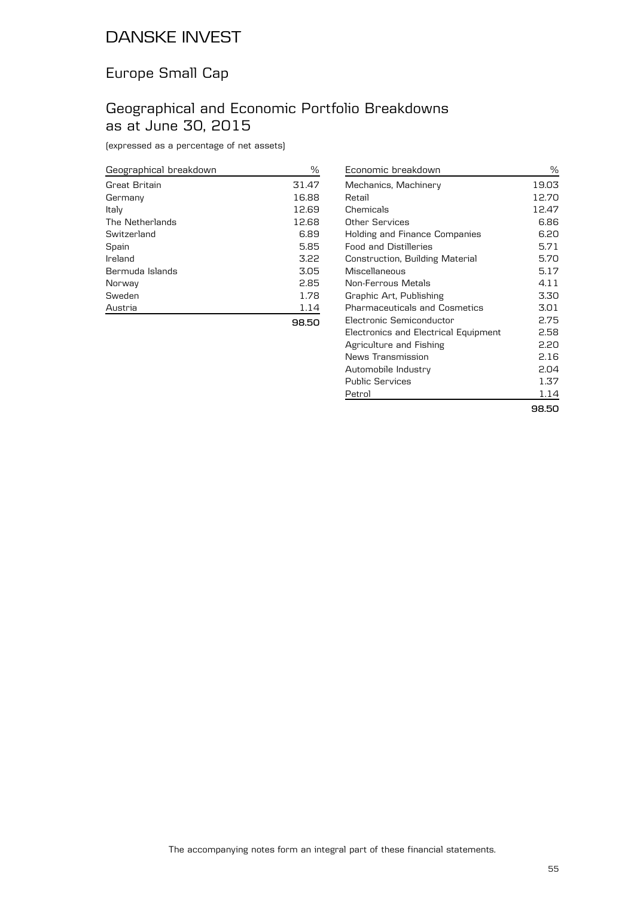# DANSKE INVEST

## Europe Small Cap

## Geographical and Economic Portfolio Breakdowns as at June 30, 2015

(expressed as a percentage of net assets)

| Geographical breakdown | % |
|---|---|
| Great Britain | 31.47 |
| Germany | 16.88 |
| Italy | 12.69 |
| The Netherlands | 12.68 |
| Switzerland | 6.89 |
| Spain | 5.85 |
| Ireland | 3.22 |
| Bermuda Islands | 3.05 |
| Norway | 2.85 |
| Sweden | 1.78 |
| Austria | 1.14 |
| | **98.50** |

| Economic breakdown | % |
|---|---|
| Mechanics, Machinery | 19.03 |
| Retail | 12.70 |
| Chemicals | 12.47 |
| Other Services | 6.86 |
| Holding and Finance Companies | 6.20 |
| Food and Distilleries | 5.71 |
| Construction, Building Material | 5.70 |
| Miscellaneous | 5.17 |
| Non-Ferrous Metals | 4.11 |
| Graphic Art, Publishing | 3.30 |
| Pharmaceuticals and Cosmetics | 3.01 |
| Electronic Semiconductor | 2.75 |
| Electronics and Electrical Equipment | 2.58 |
| Agriculture and Fishing | 2.20 |
| News Transmission | 2.16 |
| Automobile Industry | 2.04 |
| Public Services | 1.37 |
| Petrol | 1.14 |
| | **98.50** |

The accompanying notes form an integral part of these financial statements.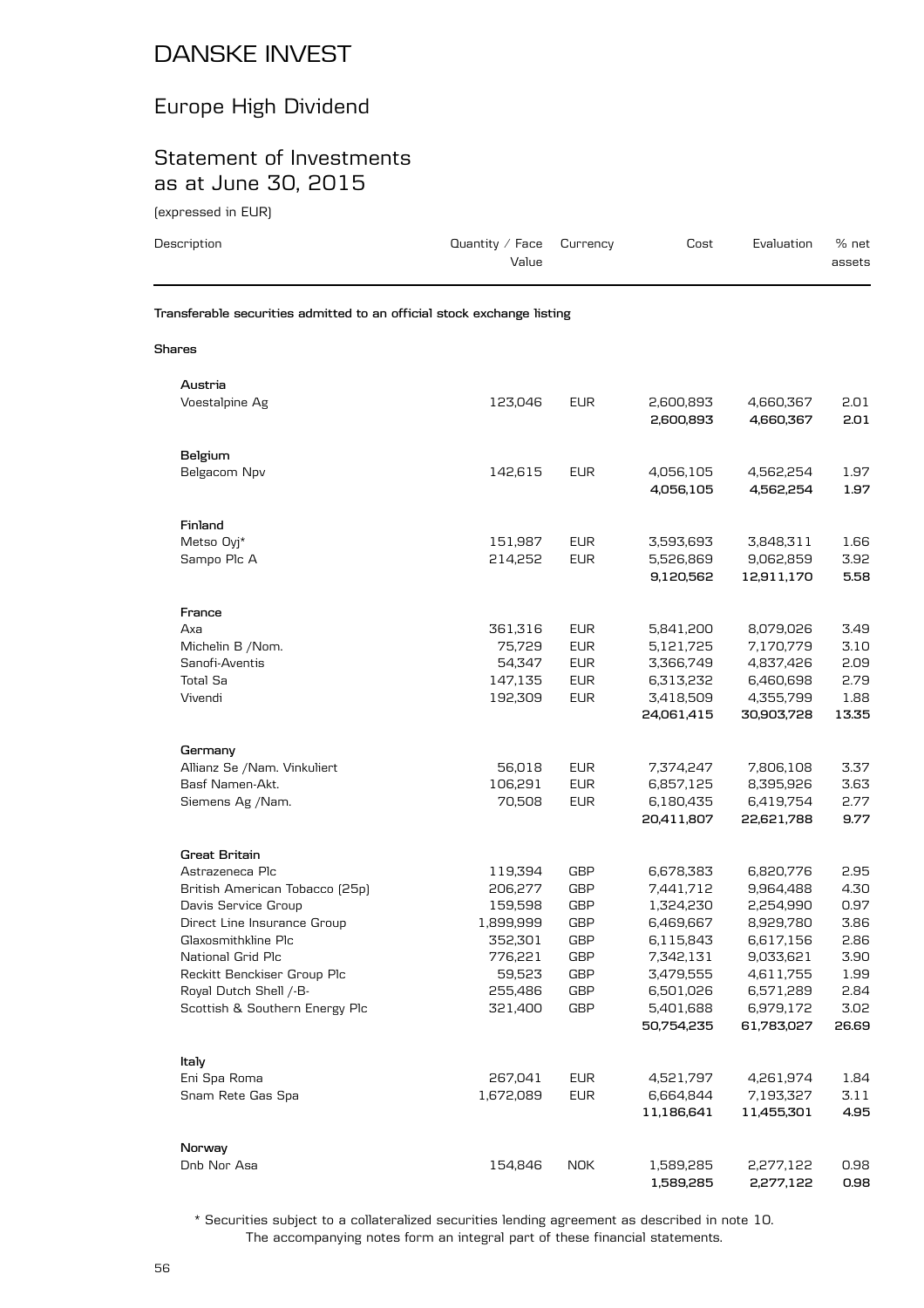# DANSKE INVEST

## Europe High Dividend

## Statement of Investments as at June 30, 2015

(expressed in EUR)

| Description | Quantity / Face Value | Currency | Cost | Evaluation | % net assets |
|---|---|---|---|---|---|
| **Transferable securities admitted to an official stock exchange listing** | | | | | |
| **Shares** | | | | | |
| **Austria** | | | | | |
| Voestalpine Ag | 123,046 | EUR | 2,600,893 | 4,660,367 | 2.01 |
| | | | **2,600,893** | **4,660,367** | **2.01** |
| **Belgium** | | | | | |
| Belgacom Npv | 142,615 | EUR | 4,056,105 | 4,562,254 | 1.97 |
| | | | **4,056,105** | **4,562,254** | **1.97** |
| **Finland** | | | | | |
| Metso Oyj* | 151,987 | EUR | 3,593,693 | 3,848,311 | 1.66 |
| Sampo Plc A | 214,252 | EUR | 5,526,869 | 9,062,859 | 3.92 |
| | | | **9,120,562** | **12,911,170** | **5.58** |
| **France** | | | | | |
| Axa | 361,316 | EUR | 5,841,200 | 8,079,026 | 3.49 |
| Michelin B /Nom. | 75,729 | EUR | 5,121,725 | 7,170,779 | 3.10 |
| Sanofi-Aventis | 54,347 | EUR | 3,366,749 | 4,837,426 | 2.09 |
| Total Sa | 147,135 | EUR | 6,313,232 | 6,460,698 | 2.79 |
| Vivendi | 192,309 | EUR | 3,418,509 | 4,355,799 | 1.88 |
| | | | **24,061,415** | **30,903,728** | **13.35** |
| **Germany** | | | | | |
| Allianz Se /Nam. Vinkuliert | 56,018 | EUR | 7,374,247 | 7,806,108 | 3.37 |
| Basf Namen-Akt. | 106,291 | EUR | 6,857,125 | 8,395,926 | 3.63 |
| Siemens Ag /Nam. | 70,508 | EUR | 6,180,435 | 6,419,754 | 2.77 |
| | | | **20,411,807** | **22,621,788** | **9.77** |
| **Great Britain** | | | | | |
| Astrazeneca Plc | 119,394 | GBP | 6,678,383 | 6,820,776 | 2.95 |
| British American Tobacco (25p) | 206,277 | GBP | 7,441,712 | 9,964,488 | 4.30 |
| Davis Service Group | 159,598 | GBP | 1,324,230 | 2,254,990 | 0.97 |
| Direct Line Insurance Group | 1,899,999 | GBP | 6,469,667 | 8,929,780 | 3.86 |
| Glaxosmithkline Plc | 352,301 | GBP | 6,115,843 | 6,617,156 | 2.86 |
| National Grid Plc | 776,221 | GBP | 7,342,131 | 9,033,621 | 3.90 |
| Reckitt Benckiser Group Plc | 59,523 | GBP | 3,479,555 | 4,611,755 | 1.99 |
| Royal Dutch Shell /-B- | 255,486 | GBP | 6,501,026 | 6,571,289 | 2.84 |
| Scottish & Southern Energy Plc | 321,400 | GBP | 5,401,688 | 6,979,172 | 3.02 |
| | | | **50,754,235** | **61,783,027** | **26.69** |
| **Italy** | | | | | |
| Eni Spa Roma | 267,041 | EUR | 4,521,797 | 4,261,974 | 1.84 |
| Snam Rete Gas Spa | 1,672,089 | EUR | 6,664,844 | 7,193,327 | 3.11 |
| | | | **11,186,641** | **11,455,301** | **4.95** |
| **Norway** | | | | | |
| Dnb Nor Asa | 154,846 | NOK | 1,589,285 | 2,277,122 | 0.98 |
| | | | **1,589,285** | **2,277,122** | **0.98** |

* Securities subject to a collateralized securities lending agreement as described in note 10.

The accompanying notes form an integral part of these financial statements.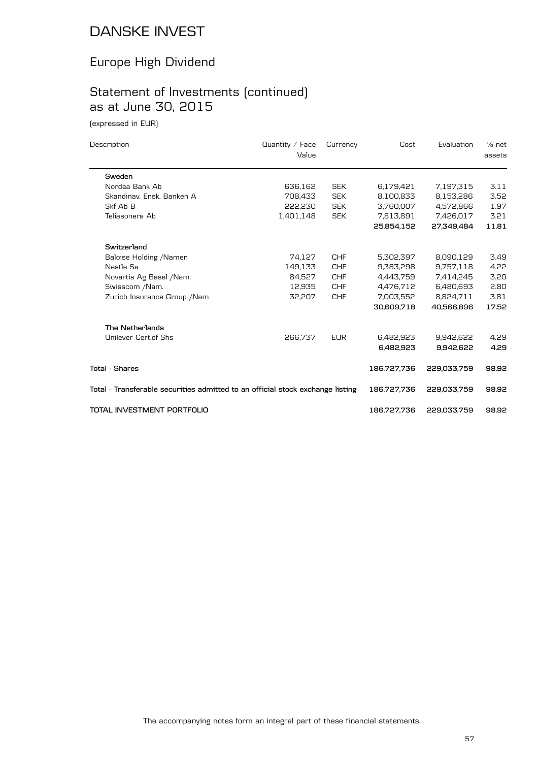# DANSKE INVEST

## Europe High Dividend

## Statement of Investments (continued) as at June 30, 2015

(expressed in EUR)

| Description | Quantity / Face Value | Currency | Cost | Evaluation | % net assets |
|---|---|---|---|---|---|
| **Sweden** | | | | | |
| Nordea Bank Ab | 636,162 | SEK | 6,179,421 | 7,197,315 | 3.11 |
| Skandinav. Ensk. Banken A | 708,433 | SEK | 8,100,833 | 8,153,286 | 3.52 |
| Skf Ab B | 222,230 | SEK | 3,760,007 | 4,572,866 | 1.97 |
| Teliasonera Ab | 1,401,148 | SEK | 7,813,891 | 7,426,017 | 3.21 |
| | | | **25,854,152** | **27,349,484** | **11.81** |
| **Switzerland** | | | | | |
| Baloise Holding /Namen | 74,127 | CHF | 5,302,397 | 8,090,129 | 3.49 |
| Nestle Sa | 149,133 | CHF | 9,383,298 | 9,757,118 | 4.22 |
| Novartis Ag Basel /Nam. | 84,527 | CHF | 4,443,759 | 7,414,245 | 3.20 |
| Swisscom /Nam. | 12,935 | CHF | 4,476,712 | 6,480,693 | 2.80 |
| Zurich Insurance Group /Nam | 32,207 | CHF | 7,003,552 | 8,824,711 | 3.81 |
| | | | **30,609,718** | **40,566,896** | **17.52** |
| **The Netherlands** | | | | | |
| Unilever Cert.of Shs | 266,737 | EUR | 6,482,923 | 9,942,622 | 4.29 |
| | | | **6,482,923** | **9,942,622** | **4.29** |
| **Total - Shares** | | | **186,727,736** | **229,033,759** | **98.92** |
| **Total - Transferable securities admitted to an official stock exchange listing** | | | **186,727,736** | **229,033,759** | **98.92** |
| **TOTAL INVESTMENT PORTFOLIO** | | | **186,727,736** | **229,033,759** | **98.92** |

The accompanying notes form an integral part of these financial statements.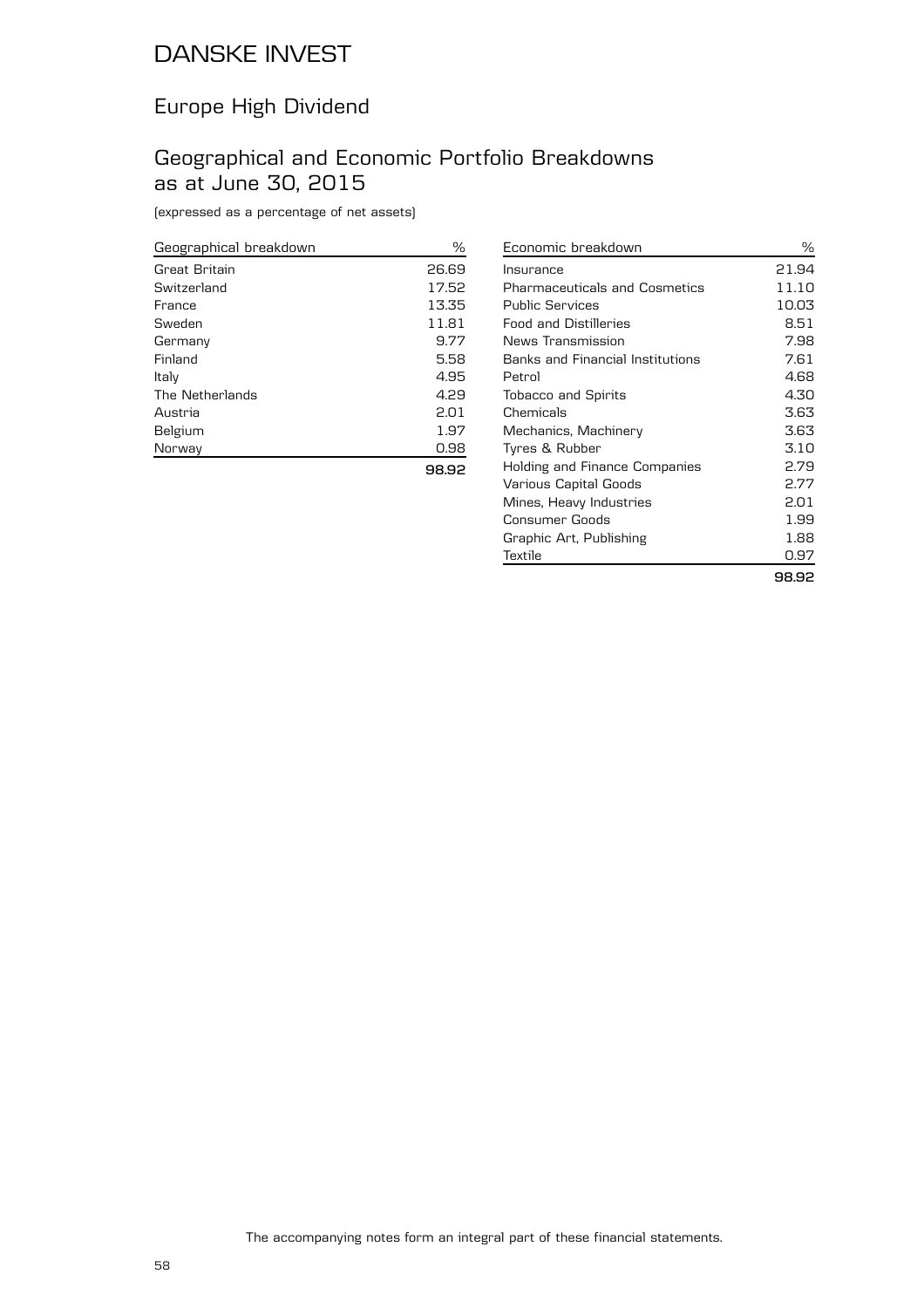# DANSKE INVEST

## Europe High Dividend

## Geographical and Economic Portfolio Breakdowns as at June 30, 2015

(expressed as a percentage of net assets)

| Geographical breakdown | % |
|---|---|
| Great Britain | 26.69 |
| Switzerland | 17.52 |
| France | 13.35 |
| Sweden | 11.81 |
| Germany | 9.77 |
| Finland | 5.58 |
| Italy | 4.95 |
| The Netherlands | 4.29 |
| Austria | 2.01 |
| Belgium | 1.97 |
| Norway | 0.98 |
| | **98.92** |

| Economic breakdown | % |
|---|---|
| Insurance | 21.94 |
| Pharmaceuticals and Cosmetics | 11.10 |
| Public Services | 10.03 |
| Food and Distilleries | 8.51 |
| News Transmission | 7.98 |
| Banks and Financial Institutions | 7.61 |
| Petrol | 4.68 |
| Tobacco and Spirits | 4.30 |
| Chemicals | 3.63 |
| Mechanics, Machinery | 3.63 |
| Tyres & Rubber | 3.10 |
| Holding and Finance Companies | 2.79 |
| Various Capital Goods | 2.77 |
| Mines, Heavy Industries | 2.01 |
| Consumer Goods | 1.99 |
| Graphic Art, Publishing | 1.88 |
| Textile | 0.97 |
| | **98.92** |

The accompanying notes form an integral part of these financial statements.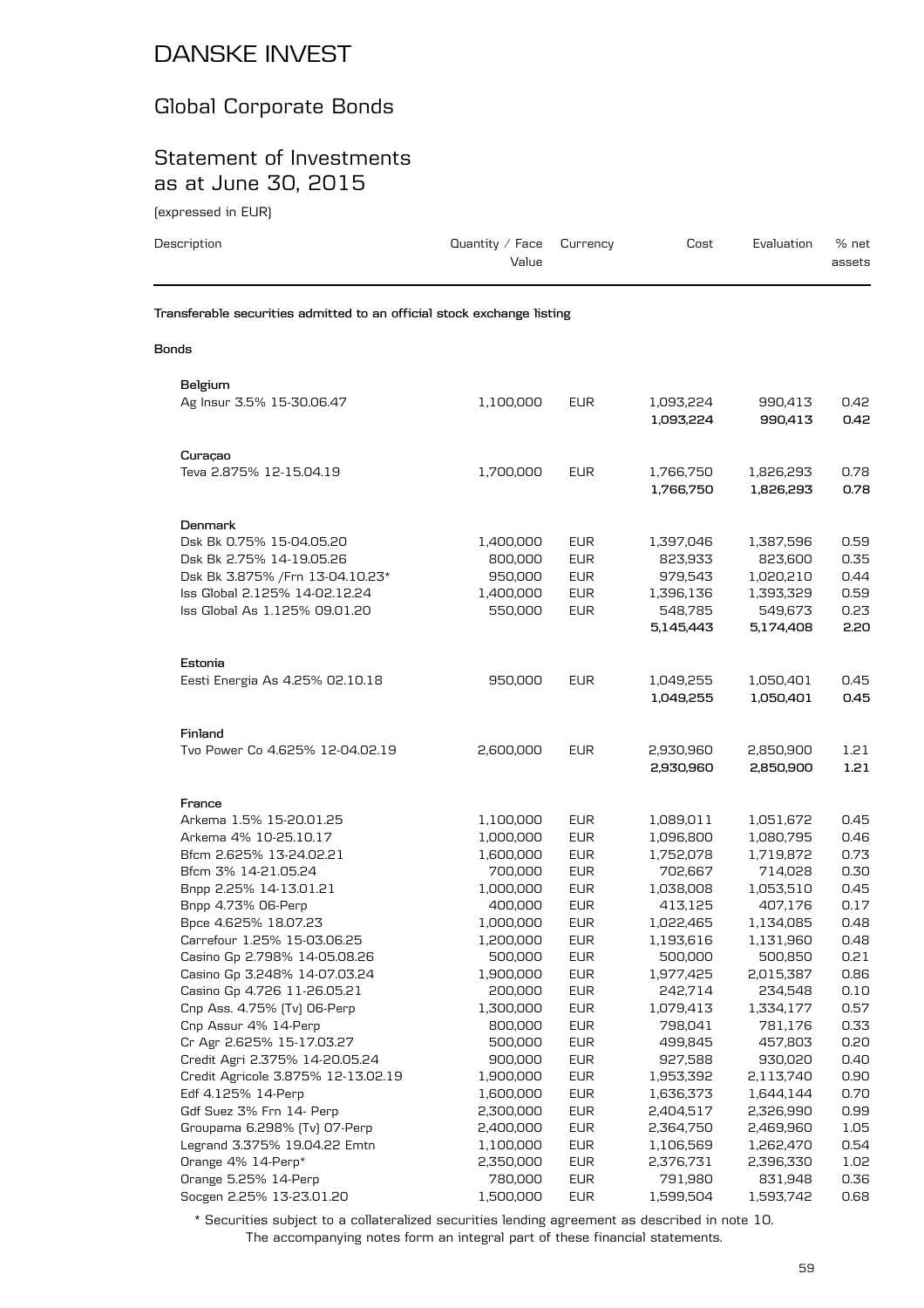# DANSKE INVEST

## Global Corporate Bonds

## Statement of Investments as at June 30, 2015

(expressed in EUR)

| Description | Quantity / Face Value | Currency | Cost | Evaluation | % net assets |
|---|---|---|---|---|---|
| **Transferable securities admitted to an official stock exchange listing** | | | | | |
| **Bonds** | | | | | |
| **Belgium** | | | | | |
| Ag Insur 3.5% 15-30.06.47 | 1,100,000 | EUR | 1,093,224 | 990,413 | 0.42 |
| | | | **1,093,224** | **990,413** | **0.42** |
| **Curaçao** | | | | | |
| Teva 2.875% 12-15.04.19 | 1,700,000 | EUR | 1,766,750 | 1,826,293 | 0.78 |
| | | | **1,766,750** | **1,826,293** | **0.78** |
| **Denmark** | | | | | |
| Dsk Bk 0.75% 15-04.05.20 | 1,400,000 | EUR | 1,397,046 | 1,387,596 | 0.59 |
| Dsk Bk 2.75% 14-19.05.26 | 800,000 | EUR | 823,933 | 823,600 | 0.35 |
| Dsk Bk 3.875% /Frn 13-04.10.23* | 950,000 | EUR | 979,543 | 1,020,210 | 0.44 |
| Iss Global 2.125% 14-02.12.24 | 1,400,000 | EUR | 1,396,136 | 1,393,329 | 0.59 |
| Iss Global As 1.125% 09.01.20 | 550,000 | EUR | 548,785 | 549,673 | 0.23 |
| | | | **5,145,443** | **5,174,408** | **2.20** |
| **Estonia** | | | | | |
| Eesti Energia As 4.25% 02.10.18 | 950,000 | EUR | 1,049,255 | 1,050,401 | 0.45 |
| | | | **1,049,255** | **1,050,401** | **0.45** |
| **Finland** | | | | | |
| Tvo Power Co 4.625% 12-04.02.19 | 2,600,000 | EUR | 2,930,960 | 2,850,900 | 1.21 |
| | | | **2,930,960** | **2,850,900** | **1.21** |
| **France** | | | | | |
| Arkema 1.5% 15-20.01.25 | 1,100,000 | EUR | 1,089,011 | 1,051,672 | 0.45 |
| Arkema 4% 10-25.10.17 | 1,000,000 | EUR | 1,096,800 | 1,080,795 | 0.46 |
| Bfcm 2.625% 13-24.02.21 | 1,600,000 | EUR | 1,752,078 | 1,719,872 | 0.73 |
| Bfcm 3% 14-21.05.24 | 700,000 | EUR | 702,667 | 714,028 | 0.30 |
| Bnpp 2.25% 14-13.01.21 | 1,000,000 | EUR | 1,038,008 | 1,053,510 | 0.45 |
| Bnpp 4.73% 06-Perp | 400,000 | EUR | 413,125 | 407,176 | 0.17 |
| Bpce 4.625% 18.07.23 | 1,000,000 | EUR | 1,022,465 | 1,134,085 | 0.48 |
| Carrefour 1.25% 15-03.06.25 | 1,200,000 | EUR | 1,193,616 | 1,131,960 | 0.48 |
| Casino Gp 2.798% 14-05.08.26 | 500,000 | EUR | 500,000 | 500,850 | 0.21 |
| Casino Gp 3.248% 14-07.03.24 | 1,900,000 | EUR | 1,977,425 | 2,015,387 | 0.86 |
| Casino Gp 4.726 11-26.05.21 | 200,000 | EUR | 242,714 | 234,548 | 0.10 |
| Cnp Ass. 4.75% (Tv) 06-Perp | 1,300,000 | EUR | 1,079,413 | 1,334,177 | 0.57 |
| Cnp Assur 4% 14-Perp | 800,000 | EUR | 798,041 | 781,176 | 0.33 |
| Cr Agr 2.625% 15-17.03.27 | 500,000 | EUR | 499,845 | 457,803 | 0.20 |
| Credit Agri 2.375% 14-20.05.24 | 900,000 | EUR | 927,588 | 930,020 | 0.40 |
| Credit Agricole 3.875% 12-13.02.19 | 1,900,000 | EUR | 1,953,392 | 2,113,740 | 0.90 |
| Edf 4.125% 14-Perp | 1,600,000 | EUR | 1,636,373 | 1,644,144 | 0.70 |
| Gdf Suez 3% Frn 14- Perp | 2,300,000 | EUR | 2,404,517 | 2,326,990 | 0.99 |
| Groupama 6.298% (Tv) 07-Perp | 2,400,000 | EUR | 2,364,750 | 2,469,960 | 1.05 |
| Legrand 3.375% 19.04.22 Emtn | 1,100,000 | EUR | 1,106,569 | 1,262,470 | 0.54 |
| Orange 4% 14-Perp* | 2,350,000 | EUR | 2,376,731 | 2,396,330 | 1.02 |
| Orange 5.25% 14-Perp | 780,000 | EUR | 791,980 | 831,948 | 0.36 |
| Socgen 2.25% 13-23.01.20 | 1,500,000 | EUR | 1,599,504 | 1,593,742 | 0.68 |

\* Securities subject to a collateralized securities lending agreement as described in note 10.

The accompanying notes form an integral part of these financial statements.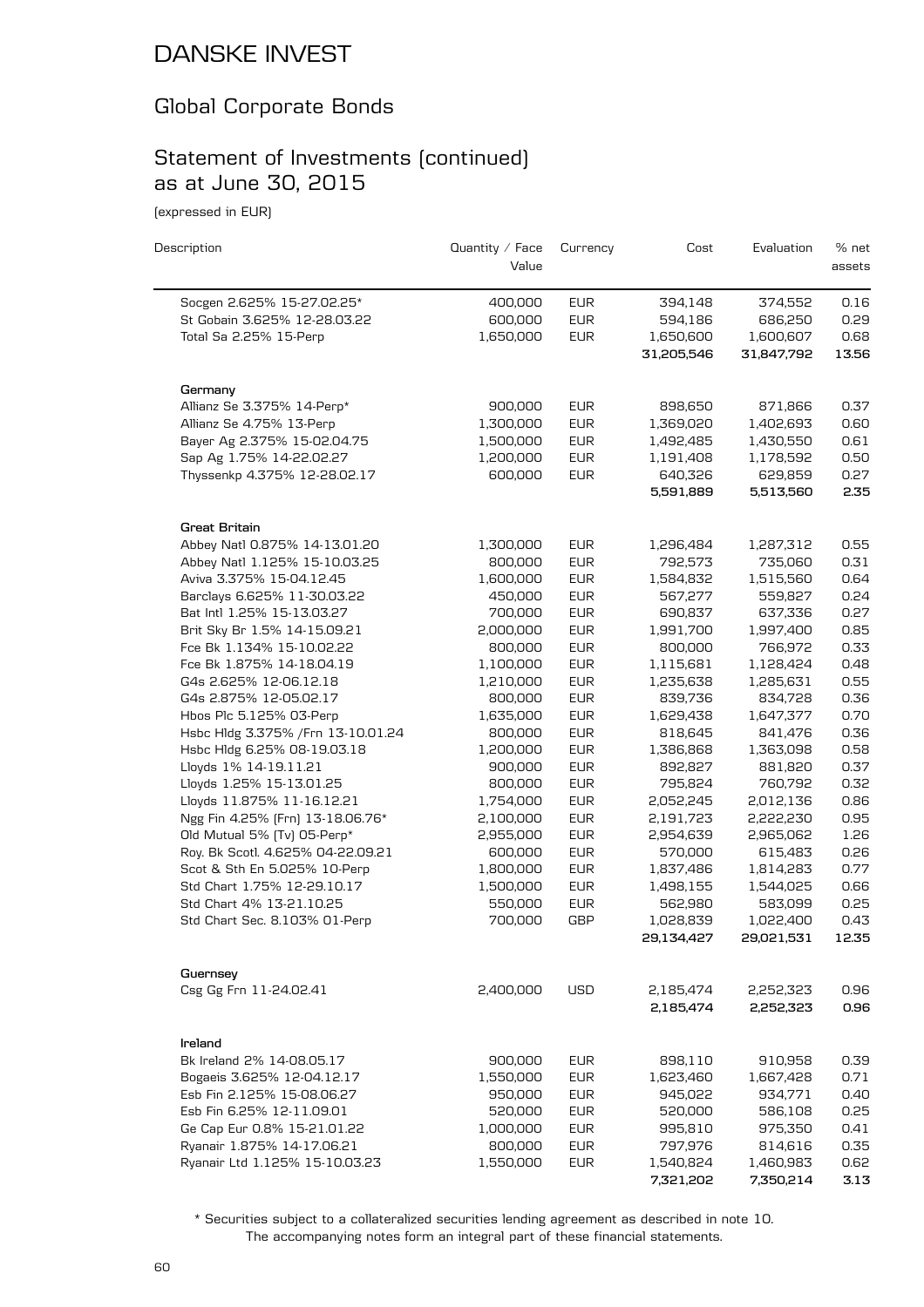# DANSKE INVEST

## Global Corporate Bonds

## Statement of Investments (continued) as at June 30, 2015

(expressed in EUR)

| Description | Quantity / Face Value | Currency | Cost | Evaluation | % net assets |
|---|---|---|---|---|---|
| Socgen 2.625% 15-27.02.25* | 400,000 | EUR | 394,148 | 374,552 | 0.16 |
| St Gobain 3.625% 12-28.03.22 | 600,000 | EUR | 594,186 | 686,250 | 0.29 |
| Total Sa 2.25% 15-Perp | 1,650,000 | EUR | 1,650,600 | 1,600,607 | 0.68 |
| | | | **31,205,546** | **31,847,792** | **13.56** |
| **Germany** | | | | | |
| Allianz Se 3.375% 14-Perp* | 900,000 | EUR | 898,650 | 871,866 | 0.37 |
| Allianz Se 4.75% 13-Perp | 1,300,000 | EUR | 1,369,020 | 1,402,693 | 0.60 |
| Bayer Ag 2.375% 15-02.04.75 | 1,500,000 | EUR | 1,492,485 | 1,430,550 | 0.61 |
| Sap Ag 1.75% 14-22.02.27 | 1,200,000 | EUR | 1,191,408 | 1,178,592 | 0.50 |
| Thyssenkp 4.375% 12-28.02.17 | 600,000 | EUR | 640,326 | 629,859 | 0.27 |
| | | | **5,591,889** | **5,513,560** | **2.35** |
| **Great Britain** | | | | | |
| Abbey Natl 0.875% 14-13.01.20 | 1,300,000 | EUR | 1,296,484 | 1,287,312 | 0.55 |
| Abbey Natl 1.125% 15-10.03.25 | 800,000 | EUR | 792,573 | 735,060 | 0.31 |
| Aviva 3.375% 15-04.12.45 | 1,600,000 | EUR | 1,584,832 | 1,515,560 | 0.64 |
| Barclays 6.625% 11-30.03.22 | 450,000 | EUR | 567,277 | 559,827 | 0.24 |
| Bat Intl 1.25% 15-13.03.27 | 700,000 | EUR | 690,837 | 637,336 | 0.27 |
| Brit Sky Br 1.5% 14-15.09.21 | 2,000,000 | EUR | 1,991,700 | 1,997,400 | 0.85 |
| Fce Bk 1.134% 15-10.02.22 | 800,000 | EUR | 800,000 | 766,972 | 0.33 |
| Fce Bk 1.875% 14-18.04.19 | 1,100,000 | EUR | 1,115,681 | 1,128,424 | 0.48 |
| G4s 2.625% 12-06.12.18 | 1,210,000 | EUR | 1,235,638 | 1,285,631 | 0.55 |
| G4s 2.875% 12-05.02.17 | 800,000 | EUR | 839,736 | 834,728 | 0.36 |
| Hbos Plc 5.125% 03-Perp | 1,635,000 | EUR | 1,629,438 | 1,647,377 | 0.70 |
| Hsbc Hldg 3.375% /Frn 13-10.01.24 | 800,000 | EUR | 818,645 | 841,476 | 0.36 |
| Hsbc Hldg 6.25% 08-19.03.18 | 1,200,000 | EUR | 1,386,868 | 1,363,098 | 0.58 |
| Lloyds 1% 14-19.11.21 | 900,000 | EUR | 892,827 | 881,820 | 0.37 |
| Lloyds 1.25% 15-13.01.25 | 800,000 | EUR | 795,824 | 760,792 | 0.32 |
| Lloyds 11.875% 11-16.12.21 | 1,754,000 | EUR | 2,052,245 | 2,012,136 | 0.86 |
| Ngg Fin 4.25% (Frn) 13-18.06.76* | 2,100,000 | EUR | 2,191,723 | 2,222,230 | 0.95 |
| Old Mutual 5% (Tv) 05-Perp* | 2,955,000 | EUR | 2,954,639 | 2,965,062 | 1.26 |
| Roy. Bk Scotl. 4.625% 04-22.09.21 | 600,000 | EUR | 570,000 | 615,483 | 0.26 |
| Scot & Sth En 5.025% 10-Perp | 1,800,000 | EUR | 1,837,486 | 1,814,283 | 0.77 |
| Std Chart 1.75% 12-29.10.17 | 1,500,000 | EUR | 1,498,155 | 1,544,025 | 0.66 |
| Std Chart 4% 13-21.10.25 | 550,000 | EUR | 562,980 | 583,099 | 0.25 |
| Std Chart Sec. 8.103% 01-Perp | 700,000 | GBP | 1,028,839 | 1,022,400 | 0.43 |
| | | | **29,134,427** | **29,021,531** | **12.35** |
| **Guernsey** | | | | | |
| Csg Gg Frn 11-24.02.41 | 2,400,000 | USD | 2,185,474 | 2,252,323 | 0.96 |
| | | | **2,185,474** | **2,252,323** | **0.96** |
| **Ireland** | | | | | |
| Bk Ireland 2% 14-08.05.17 | 900,000 | EUR | 898,110 | 910,958 | 0.39 |
| Bogaeis 3.625% 12-04.12.17 | 1,550,000 | EUR | 1,623,460 | 1,667,428 | 0.71 |
| Esb Fin 2.125% 15-08.06.27 | 950,000 | EUR | 945,022 | 934,771 | 0.40 |
| Esb Fin 6.25% 12-11.09.01 | 520,000 | EUR | 520,000 | 586,108 | 0.25 |
| Ge Cap Eur 0.8% 15-21.01.22 | 1,000,000 | EUR | 995,810 | 975,350 | 0.41 |
| Ryanair 1.875% 14-17.06.21 | 800,000 | EUR | 797,976 | 814,616 | 0.35 |
| Ryanair Ltd 1.125% 15-10.03.23 | 1,550,000 | EUR | 1,540,824 | 1,460,983 | 0.62 |
| | | | **7,321,202** | **7,350,214** | **3.13** |

\* Securities subject to a collateralized securities lending agreement as described in note 10.

The accompanying notes form an integral part of these financial statements.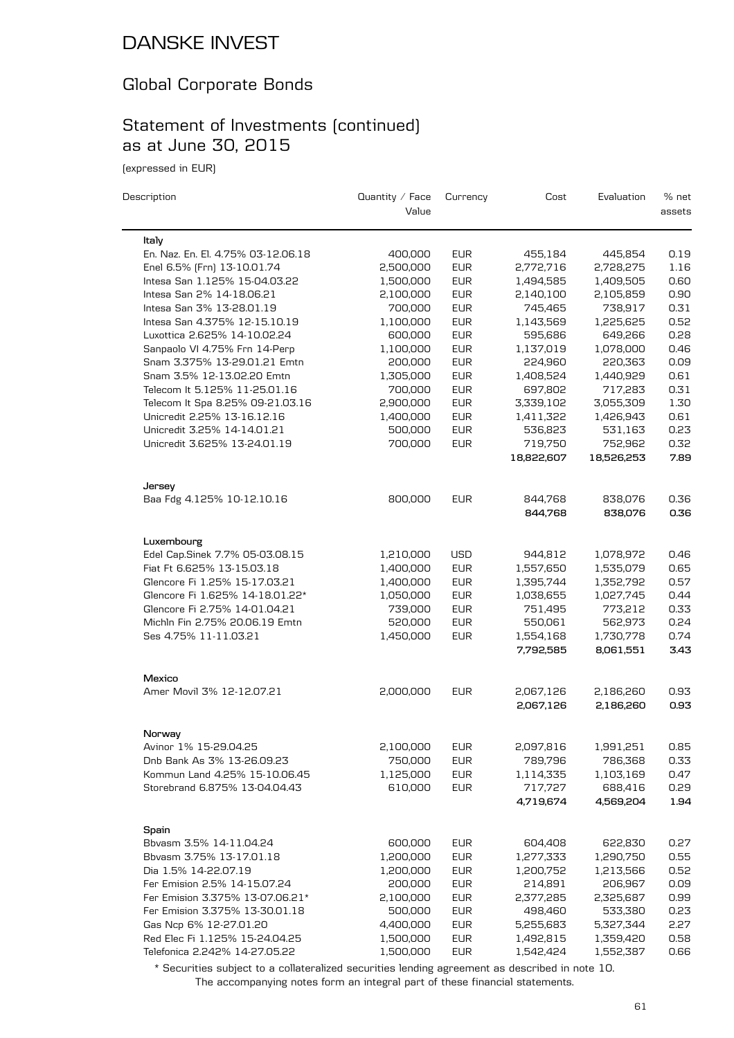# DANSKE INVEST

## Global Corporate Bonds

## Statement of Investments (continued) as at June 30, 2015

(expressed in EUR)

| Description | Quantity / Face Value | Currency | Cost | Evaluation | % net assets |
|---|---|---|---|---|---|
| **Italy** | | | | | |
| En. Naz. En. El. 4.75% 03-12.06.18 | 400,000 | EUR | 455,184 | 445,854 | 0.19 |
| Enel 6.5% (Frn) 13-10.01.74 | 2,500,000 | EUR | 2,772,716 | 2,728,275 | 1.16 |
| Intesa San 1.125% 15-04.03.22 | 1,500,000 | EUR | 1,494,585 | 1,409,505 | 0.60 |
| Intesa San 2% 14-18.06.21 | 2,100,000 | EUR | 2,140,100 | 2,105,859 | 0.90 |
| Intesa San 3% 13-28.01.19 | 700,000 | EUR | 745,465 | 738,917 | 0.31 |
| Intesa San 4.375% 12-15.10.19 | 1,100,000 | EUR | 1,143,569 | 1,225,625 | 0.52 |
| Luxottica 2.625% 14-10.02.24 | 600,000 | EUR | 595,686 | 649,266 | 0.28 |
| Sanpaolo VI 4.75% Frn 14-Perp | 1,100,000 | EUR | 1,137,019 | 1,078,000 | 0.46 |
| Snam 3.375% 13-29.01.21 Emtn | 200,000 | EUR | 224,960 | 220,363 | 0.09 |
| Snam 3.5% 12-13.02.20 Emtn | 1,305,000 | EUR | 1,408,524 | 1,440,929 | 0.61 |
| Telecom It 5.125% 11-25.01.16 | 700,000 | EUR | 697,802 | 717,283 | 0.31 |
| Telecom It Spa 8.25% 09-21.03.16 | 2,900,000 | EUR | 3,339,102 | 3,055,309 | 1.30 |
| Unicredit 2.25% 13-16.12.16 | 1,400,000 | EUR | 1,411,322 | 1,426,943 | 0.61 |
| Unicredit 3.25% 14-14.01.21 | 500,000 | EUR | 536,823 | 531,163 | 0.23 |
| Unicredit 3.625% 13-24.01.19 | 700,000 | EUR | 719,750 | 752,962 | 0.32 |
| | | | **18,822,607** | **18,526,253** | **7.89** |
| **Jersey** | | | | | |
| Baa Fdg 4.125% 10-12.10.16 | 800,000 | EUR | 844,768 | 838,076 | 0.36 |
| | | | **844,768** | **838,076** | **0.36** |
| **Luxembourg** | | | | | |
| Edel Cap.Sinek 7.7% 05-03.08.15 | 1,210,000 | USD | 944,812 | 1,078,972 | 0.46 |
| Fiat Ft 6.625% 13-15.03.18 | 1,400,000 | EUR | 1,557,650 | 1,535,079 | 0.65 |
| Glencore Fi 1.25% 15-17.03.21 | 1,400,000 | EUR | 1,395,744 | 1,352,792 | 0.57 |
| Glencore Fi 1.625% 14-18.01.22* | 1,050,000 | EUR | 1,038,655 | 1,027,745 | 0.44 |
| Glencore Fi 2.75% 14-01.04.21 | 739,000 | EUR | 751,495 | 773,212 | 0.33 |
| Michln Fin 2.75% 20.06.19 Emtn | 520,000 | EUR | 550,061 | 562,973 | 0.24 |
| Ses 4.75% 11-11.03.21 | 1,450,000 | EUR | 1,554,168 | 1,730,778 | 0.74 |
| | | | **7,792,585** | **8,061,551** | **3.43** |
| **Mexico** | | | | | |
| Amer Movil 3% 12-12.07.21 | 2,000,000 | EUR | 2,067,126 | 2,186,260 | 0.93 |
| | | | **2,067,126** | **2,186,260** | **0.93** |
| **Norway** | | | | | |
| Avinor 1% 15-29.04.25 | 2,100,000 | EUR | 2,097,816 | 1,991,251 | 0.85 |
| Dnb Bank As 3% 13-26.09.23 | 750,000 | EUR | 789,796 | 786,368 | 0.33 |
| Kommun Land 4.25% 15-10.06.45 | 1,125,000 | EUR | 1,114,335 | 1,103,169 | 0.47 |
| Storebrand 6.875% 13-04.04.43 | 610,000 | EUR | 717,727 | 688,416 | 0.29 |
| | | | **4,719,674** | **4,569,204** | **1.94** |
| **Spain** | | | | | |
| Bbvasm 3.5% 14-11.04.24 | 600,000 | EUR | 604,408 | 622,830 | 0.27 |
| Bbvasm 3.75% 13-17.01.18 | 1,200,000 | EUR | 1,277,333 | 1,290,750 | 0.55 |
| Dia 1.5% 14-22.07.19 | 1,200,000 | EUR | 1,200,752 | 1,213,566 | 0.52 |
| Fer Emision 2.5% 14-15.07.24 | 200,000 | EUR | 214,891 | 206,967 | 0.09 |
| Fer Emision 3.375% 13-07.06.21* | 2,100,000 | EUR | 2,377,285 | 2,325,687 | 0.99 |
| Fer Emision 3.375% 13-30.01.18 | 500,000 | EUR | 498,460 | 533,380 | 0.23 |
| Gas Ncp 6% 12-27.01.20 | 4,400,000 | EUR | 5,255,683 | 5,327,344 | 2.27 |
| Red Elec Fi 1.125% 15-24.04.25 | 1,500,000 | EUR | 1,492,815 | 1,359,420 | 0.58 |
| Telefonica 2.242% 14-27.05.22 | 1,500,000 | EUR | 1,542,424 | 1,552,387 | 0.66 |

\* Securities subject to a collateralized securities lending agreement as described in note 10.

The accompanying notes form an integral part of these financial statements.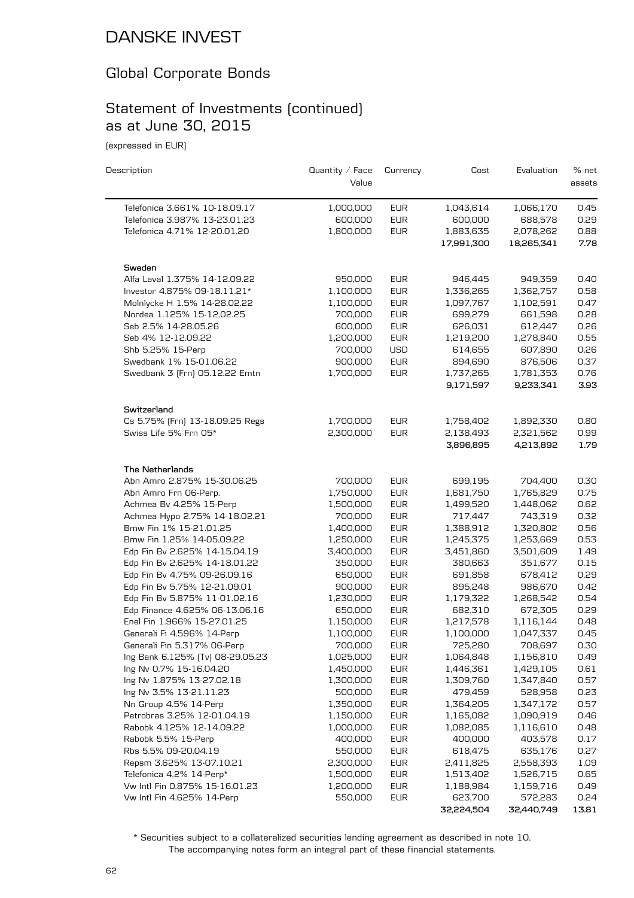# DANSKE INVEST

## Global Corporate Bonds

## Statement of Investments (continued) as at June 30, 2015

(expressed in EUR)

| Description | Quantity / Face Value | Currency | Cost | Evaluation | % net assets |
|---|---|---|---|---|---|
| Telefonica 3.661% 10-18.09.17 | 1,000,000 | EUR | 1,043,614 | 1,066,170 | 0.45 |
| Telefonica 3.987% 13-23.01.23 | 600,000 | EUR | 600,000 | 688,578 | 0.29 |
| Telefonica 4.71% 12-20.01.20 | 1,800,000 | EUR | 1,883,635 | 2,078,262 | 0.88 |
| | | | **17,991,300** | **18,265,341** | **7.78** |
| **Sweden** | | | | | |
| Alfa Laval 1.375% 14-12.09.22 | 950,000 | EUR | 946,445 | 949,359 | 0.40 |
| Investor 4.875% 09-18.11.21* | 1,100,000 | EUR | 1,336,265 | 1,362,757 | 0.58 |
| Molnlycke H 1.5% 14-28.02.22 | 1,100,000 | EUR | 1,097,767 | 1,102,591 | 0.47 |
| Nordea 1.125% 15-12.02.25 | 700,000 | EUR | 699,279 | 661,598 | 0.28 |
| Seb 2.5% 14-28.05.26 | 600,000 | EUR | 626,031 | 612,447 | 0.26 |
| Seb 4% 12-12.09.22 | 1,200,000 | EUR | 1,219,200 | 1,278,840 | 0.55 |
| Shb 5.25% 15-Perp | 700,000 | USD | 614,655 | 607,890 | 0.26 |
| Swedbank 1% 15-01.06.22 | 900,000 | EUR | 894,690 | 876,506 | 0.37 |
| Swedbank 3 (Frn) 05.12.22 Emtn | 1,700,000 | EUR | 1,737,265 | 1,781,353 | 0.76 |
| | | | **9,171,597** | **9,233,341** | **3.93** |
| **Switzerland** | | | | | |
| Cs 5.75% (Frn) 13-18.09.25 Regs | 1,700,000 | EUR | 1,758,402 | 1,892,330 | 0.80 |
| Swiss Life 5% Frn 05* | 2,300,000 | EUR | 2,138,493 | 2,321,562 | 0.99 |
| | | | **3,896,895** | **4,213,892** | **1.79** |
| **The Netherlands** | | | | | |
| Abn Amro 2.875% 15-30.06.25 | 700,000 | EUR | 699,195 | 704,400 | 0.30 |
| Abn Amro Frn 06-Perp. | 1,750,000 | EUR | 1,681,750 | 1,765,829 | 0.75 |
| Achmea Bv 4.25% 15-Perp | 1,500,000 | EUR | 1,499,520 | 1,448,062 | 0.62 |
| Achmea Hypo 2.75% 14-18.02.21 | 700,000 | EUR | 717,447 | 743,319 | 0.32 |
| Bmw Fin 1% 15-21.01.25 | 1,400,000 | EUR | 1,388,912 | 1,320,802 | 0.56 |
| Bmw Fin 1.25% 14-05.09.22 | 1,250,000 | EUR | 1,245,375 | 1,253,669 | 0.53 |
| Edp Fin Bv 2.625% 14-15.04.19 | 3,400,000 | EUR | 3,451,860 | 3,501,609 | 1.49 |
| Edp Fin Bv 2.625% 14-18.01.22 | 350,000 | EUR | 380,663 | 351,677 | 0.15 |
| Edp Fin Bv 4.75% 09-26.09.16 | 650,000 | EUR | 691,858 | 678,412 | 0.29 |
| Edp Fin Bv 5.75% 12-21.09.01 | 900,000 | EUR | 895,248 | 986,670 | 0.42 |
| Edp Fin Bv 5.875% 11-01.02.16 | 1,230,000 | EUR | 1,179,322 | 1,268,542 | 0.54 |
| Edp Finance 4.625% 06-13.06.16 | 650,000 | EUR | 682,310 | 672,305 | 0.29 |
| Enel Fin 1.966% 15-27.01.25 | 1,150,000 | EUR | 1,217,578 | 1,116,144 | 0.48 |
| Generali Fi 4.596% 14-Perp | 1,100,000 | EUR | 1,100,000 | 1,047,337 | 0.45 |
| Generali Fin 5.317% 06-Perp | 700,000 | EUR | 725,280 | 708,697 | 0.30 |
| Ing Bank 6.125% (Tv) 08-29.05.23 | 1,025,000 | EUR | 1,064,848 | 1,156,810 | 0.49 |
| Ing Nv 0.7% 15-16.04.20 | 1,450,000 | EUR | 1,446,361 | 1,429,105 | 0.61 |
| Ing Nv 1.875% 13-27.02.18 | 1,300,000 | EUR | 1,309,760 | 1,347,840 | 0.57 |
| Ing Nv 3.5% 13-21.11.23 | 500,000 | EUR | 479,459 | 528,958 | 0.23 |
| Nn Group 4.5% 14-Perp | 1,350,000 | EUR | 1,364,205 | 1,347,172 | 0.57 |
| Petrobras 3.25% 12-01.04.19 | 1,150,000 | EUR | 1,165,082 | 1,090,919 | 0.46 |
| Rabobk 4.125% 12-14.09.22 | 1,000,000 | EUR | 1,082,085 | 1,116,610 | 0.48 |
| Rabobk 5.5% 15-Perp | 400,000 | EUR | 400,000 | 403,578 | 0.17 |
| Rbs 5.5% 09-20.04.19 | 550,000 | EUR | 618,475 | 635,176 | 0.27 |
| Repsm 3.625% 13-07.10.21 | 2,300,000 | EUR | 2,411,825 | 2,558,393 | 1.09 |
| Telefonica 4.2% 14-Perp* | 1,500,000 | EUR | 1,513,402 | 1,526,715 | 0.65 |
| Vw Intl Fin 0.875% 15-16.01.23 | 1,200,000 | EUR | 1,188,984 | 1,159,716 | 0.49 |
| Vw Intl Fin 4.625% 14-Perp | 550,000 | EUR | 623,700 | 572,283 | 0.24 |
| | | | **32,224,504** | **32,440,749** | **13.81** |

\* Securities subject to a collateralized securities lending agreement as described in note 10.

The accompanying notes form an integral part of these financial statements.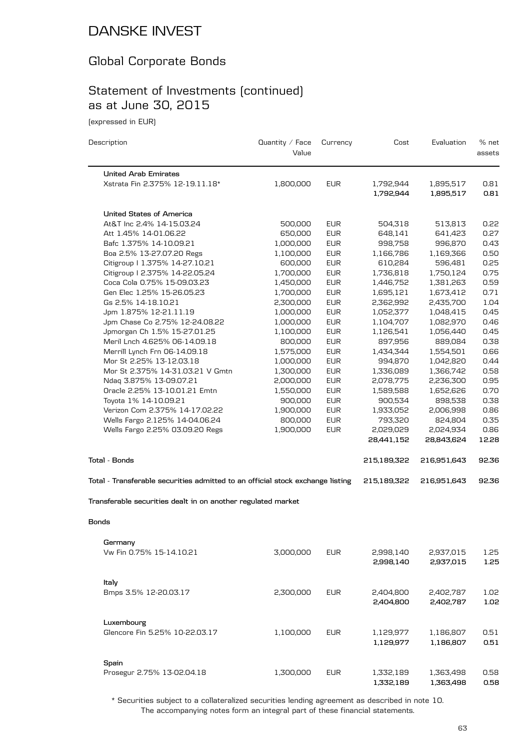# DANSKE INVEST

## Global Corporate Bonds

## Statement of Investments (continued) as at June 30, 2015

(expressed in EUR)

| Description | Quantity / Face Value | Currency | Cost | Evaluation | % net assets |
|---|---|---|---|---|---|
| **United Arab Emirates** | | | | | |
| Xstrata Fin 2.375% 12-19.11.18* | 1,800,000 | EUR | 1,792,944 | 1,895,517 | 0.81 |
| | | | **1,792,944** | **1,895,517** | **0.81** |
| **United States of America** | | | | | |
| At&T Inc 2.4% 14-15.03.24 | 500,000 | EUR | 504,318 | 513,813 | 0.22 |
| Att 1.45% 14-01.06.22 | 650,000 | EUR | 648,141 | 641,423 | 0.27 |
| Bafc 1.375% 14-10.09.21 | 1,000,000 | EUR | 998,758 | 996,870 | 0.43 |
| Boa 2.5% 13-27.07.20 Regs | 1,100,000 | EUR | 1,166,786 | 1,169,366 | 0.50 |
| Citigroup I 1.375% 14-27.10.21 | 600,000 | EUR | 610,284 | 596,481 | 0.25 |
| Citigroup I 2.375% 14-22.05.24 | 1,700,000 | EUR | 1,736,818 | 1,750,124 | 0.75 |
| Coca Cola 0.75% 15-09.03.23 | 1,450,000 | EUR | 1,446,752 | 1,381,263 | 0.59 |
| Gen Elec 1.25% 15-26.05.23 | 1,700,000 | EUR | 1,695,121 | 1,673,412 | 0.71 |
| Gs 2.5% 14-18.10.21 | 2,300,000 | EUR | 2,362,992 | 2,435,700 | 1.04 |
| Jpm 1.875% 12-21.11.19 | 1,000,000 | EUR | 1,052,377 | 1,048,415 | 0.45 |
| Jpm Chase Co 2.75% 12-24.08.22 | 1,000,000 | EUR | 1,104,707 | 1,082,970 | 0.46 |
| Jpmorgan Ch 1.5% 15-27.01.25 | 1,100,000 | EUR | 1,126,541 | 1,056,440 | 0.45 |
| Meril Lnch 4.625% 06-14.09.18 | 800,000 | EUR | 897,956 | 889,084 | 0.38 |
| Merrill Lynch Frn 06-14.09.18 | 1,575,000 | EUR | 1,434,344 | 1,554,501 | 0.66 |
| Mor St 2.25% 13-12.03.18 | 1,000,000 | EUR | 994,870 | 1,042,820 | 0.44 |
| Mor St 2.375% 14-31.03.21 V Gmtn | 1,300,000 | EUR | 1,336,089 | 1,366,742 | 0.58 |
| Ndaq 3.875% 13-09.07.21 | 2,000,000 | EUR | 2,078,775 | 2,236,300 | 0.95 |
| Oracle 2.25% 13-10.01.21 Emtn | 1,550,000 | EUR | 1,589,588 | 1,652,626 | 0.70 |
| Toyota 1% 14-10.09.21 | 900,000 | EUR | 900,534 | 898,538 | 0.38 |
| Verizon Com 2.375% 14-17.02.22 | 1,900,000 | EUR | 1,933,052 | 2,006,998 | 0.86 |
| Wells Fargo 2.125% 14-04.06.24 | 800,000 | EUR | 793,320 | 824,804 | 0.35 |
| Wells Fargo 2.25% 03.09.20 Regs | 1,900,000 | EUR | 2,029,029 | 2,024,934 | 0.86 |
| | | | **28,441,152** | **28,843,624** | **12.28** |
| **Total - Bonds** | | | **215,189,322** | **216,951,643** | **92.36** |
| **Total - Transferable securities admitted to an official stock exchange listing** | | | **215,189,322** | **216,951,643** | **92.36** |
| **Transferable securities dealt in on another regulated market** | | | | | |
| **Bonds** | | | | | |
| **Germany** | | | | | |
| Vw Fin 0.75% 15-14.10.21 | 3,000,000 | EUR | 2,998,140 | 2,937,015 | 1.25 |
| | | | **2,998,140** | **2,937,015** | **1.25** |
| **Italy** | | | | | |
| Bmps 3.5% 12-20.03.17 | 2,300,000 | EUR | 2,404,800 | 2,402,787 | 1.02 |
| | | | **2,404,800** | **2,402,787** | **1.02** |
| **Luxembourg** | | | | | |
| Glencore Fin 5.25% 10-22.03.17 | 1,100,000 | EUR | 1,129,977 | 1,186,807 | 0.51 |
| | | | **1,129,977** | **1,186,807** | **0.51** |
| **Spain** | | | | | |
| Prosegur 2.75% 13-02.04.18 | 1,300,000 | EUR | 1,332,189 | 1,363,498 | 0.58 |
| | | | **1,332,189** | **1,363,498** | **0.58** |

\* Securities subject to a collateralized securities lending agreement as described in note 10.
The accompanying notes form an integral part of these financial statements.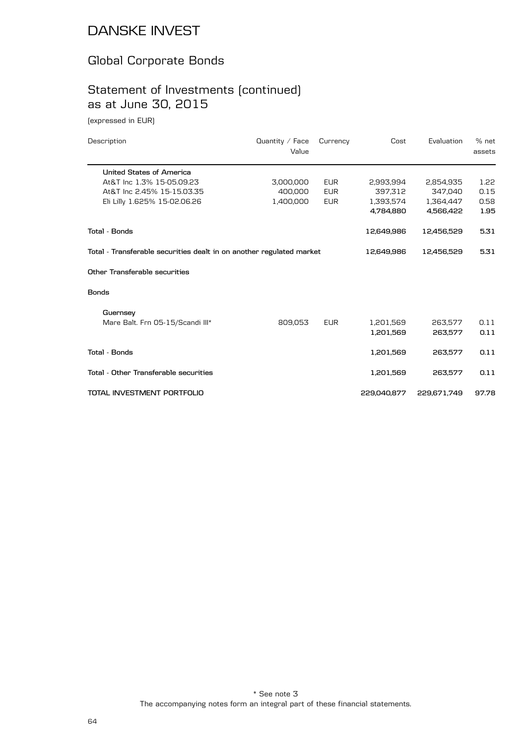# DANSKE INVEST

## Global Corporate Bonds

## Statement of Investments (continued) as at June 30, 2015

(expressed in EUR)

| Description | Quantity / Face Value | Currency | Cost | Evaluation | % net assets |
|---|---|---|---|---|---|
| **United States of America** | | | | | |
| At&T Inc 1.3% 15-05.09.23 | 3,000,000 | EUR | 2,993,994 | 2,854,935 | 1.22 |
| At&T Inc 2.45% 15-15.03.35 | 400,000 | EUR | 397,312 | 347,040 | 0.15 |
| Eli Lilly 1.625% 15-02.06.26 | 1,400,000 | EUR | 1,393,574 | 1,364,447 | 0.58 |
| | | | **4,784,880** | **4,566,422** | **1.95** |
| **Total - Bonds** | | | **12,649,986** | **12,456,529** | **5.31** |
| **Total - Transferable securities dealt in on another regulated market** | | | **12,649,986** | **12,456,529** | **5.31** |
| **Other Transferable securities** | | | | | |
| **Bonds** | | | | | |
| **Guernsey** | | | | | |
| Mare Balt. Frn 05-15/Scandi III* | 809,053 | EUR | 1,201,569 | 263,577 | 0.11 |
| | | | **1,201,569** | **263,577** | **0.11** |
| **Total - Bonds** | | | **1,201,569** | **263,577** | **0.11** |
| **Total - Other Transferable securities** | | | **1,201,569** | **263,577** | **0.11** |
| **TOTAL INVESTMENT PORTFOLIO** | | | **229,040,877** | **229,671,749** | **97.78** |

* See note 3

The accompanying notes form an integral part of these financial statements.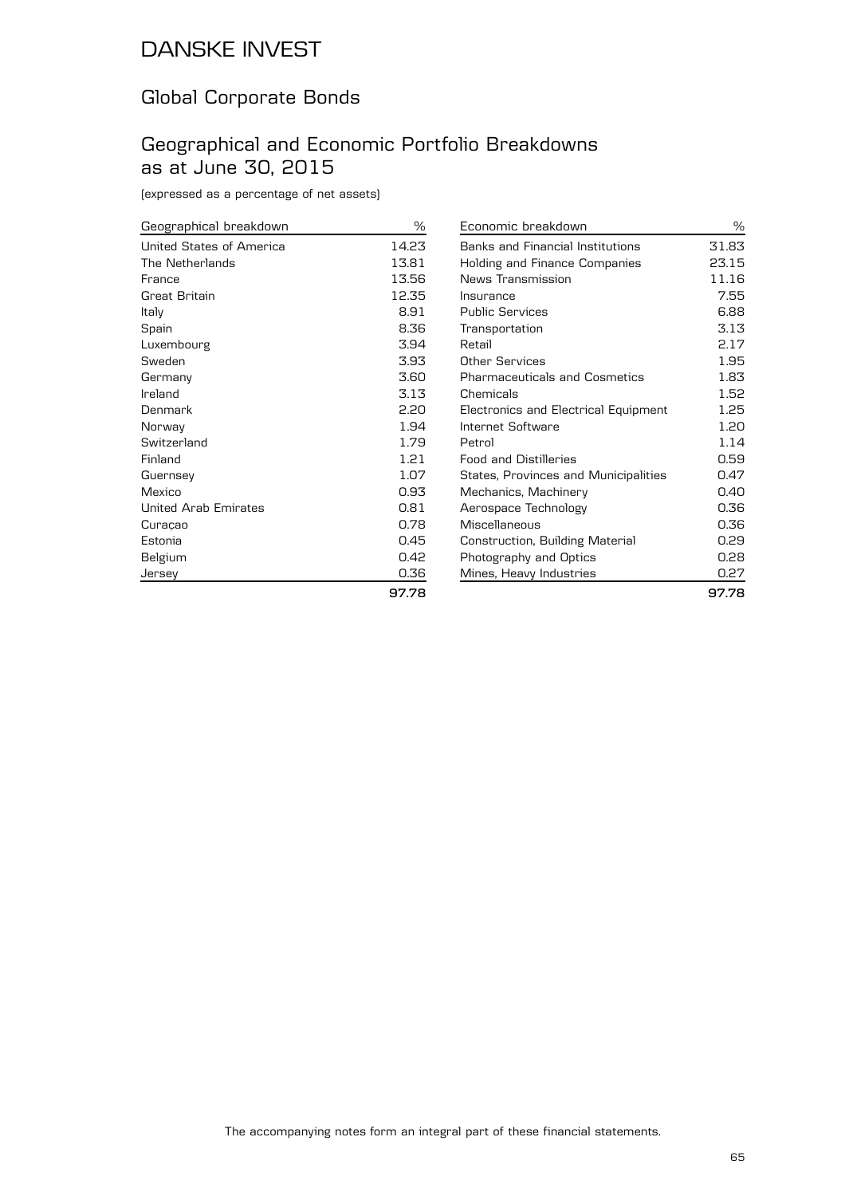# DANSKE INVEST

## Global Corporate Bonds

## Geographical and Economic Portfolio Breakdowns as at June 30, 2015

(expressed as a percentage of net assets)

| Geographical breakdown | % |
|---|---|
| United States of America | 14.23 |
| The Netherlands | 13.81 |
| France | 13.56 |
| Great Britain | 12.35 |
| Italy | 8.91 |
| Spain | 8.36 |
| Luxembourg | 3.94 |
| Sweden | 3.93 |
| Germany | 3.60 |
| Ireland | 3.13 |
| Denmark | 2.20 |
| Norway | 1.94 |
| Switzerland | 1.79 |
| Finland | 1.21 |
| Guernsey | 1.07 |
| Mexico | 0.93 |
| United Arab Emirates | 0.81 |
| Curaçao | 0.78 |
| Estonia | 0.45 |
| Belgium | 0.42 |
| Jersey | 0.36 |
| | **97.78** |

| Economic breakdown | % |
|---|---|
| Banks and Financial Institutions | 31.83 |
| Holding and Finance Companies | 23.15 |
| News Transmission | 11.16 |
| Insurance | 7.55 |
| Public Services | 6.88 |
| Transportation | 3.13 |
| Retail | 2.17 |
| Other Services | 1.95 |
| Pharmaceuticals and Cosmetics | 1.83 |
| Chemicals | 1.52 |
| Electronics and Electrical Equipment | 1.25 |
| Internet Software | 1.20 |
| Petrol | 1.14 |
| Food and Distilleries | 0.59 |
| States, Provinces and Municipalities | 0.47 |
| Mechanics, Machinery | 0.40 |
| Aerospace Technology | 0.36 |
| Miscellaneous | 0.36 |
| Construction, Building Material | 0.29 |
| Photography and Optics | 0.28 |
| Mines, Heavy Industries | 0.27 |
| | **97.78** |

The accompanying notes form an integral part of these financial statements.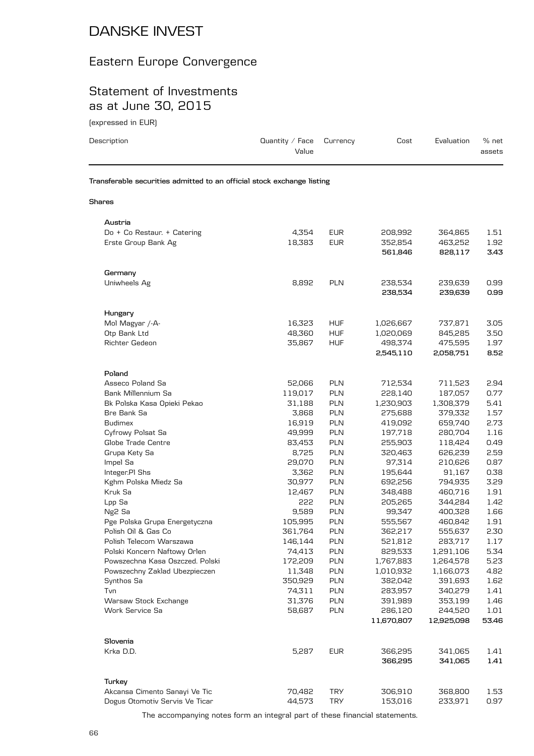# DANSKE INVEST

## Eastern Europe Convergence

## Statement of Investments as at June 30, 2015

(expressed in EUR)

| Description | Quantity / Face Value | Currency | Cost | Evaluation | % net assets |
|---|---|---|---|---|---|
| **Transferable securities admitted to an official stock exchange listing** | | | | | |
| **Shares** | | | | | |
| **Austria** | | | | | |
| Do + Co Restaur. + Catering | 4,354 | EUR | 208,992 | 364,865 | 1.51 |
| Erste Group Bank Ag | 18,383 | EUR | 352,854 | 463,252 | 1.92 |
| | | | **561,846** | **828,117** | **3.43** |
| **Germany** | | | | | |
| Uniwheels Ag | 8,892 | PLN | 238,534 | 239,639 | 0.99 |
| | | | **238,534** | **239,639** | **0.99** |
| **Hungary** | | | | | |
| Mol Magyar /-A- | 16,323 | HUF | 1,026,667 | 737,871 | 3.05 |
| Otp Bank Ltd | 48,360 | HUF | 1,020,069 | 845,285 | 3.50 |
| Richter Gedeon | 35,867 | HUF | 498,374 | 475,595 | 1.97 |
| | | | **2,545,110** | **2,058,751** | **8.52** |
| **Poland** | | | | | |
| Asseco Poland Sa | 52,066 | PLN | 712,534 | 711,523 | 2.94 |
| Bank Millennium Sa | 119,017 | PLN | 228,140 | 187,057 | 0.77 |
| Bk Polska Kasa Opieki Pekao | 31,188 | PLN | 1,230,903 | 1,308,379 | 5.41 |
| Bre Bank Sa | 3,868 | PLN | 275,688 | 379,332 | 1.57 |
| Budimex | 16,919 | PLN | 419,092 | 659,740 | 2.73 |
| Cyfrowy Polsat Sa | 49,999 | PLN | 197,718 | 280,704 | 1.16 |
| Globe Trade Centre | 83,453 | PLN | 255,903 | 118,424 | 0.49 |
| Grupa Kety Sa | 8,725 | PLN | 320,463 | 626,239 | 2.59 |
| Impel Sa | 29,070 | PLN | 97,314 | 210,626 | 0.87 |
| Integer.Pl Shs | 3,362 | PLN | 195,644 | 91,167 | 0.38 |
| Kghm Polska Miedz Sa | 30,977 | PLN | 692,256 | 794,935 | 3.29 |
| Kruk Sa | 12,467 | PLN | 348,488 | 460,716 | 1.91 |
| Lpp Sa | 222 | PLN | 205,265 | 344,284 | 1.42 |
| Ng2 Sa | 9,589 | PLN | 99,347 | 400,328 | 1.66 |
| Pge Polska Grupa Energetyczna | 105,995 | PLN | 555,567 | 460,842 | 1.91 |
| Polish Oil & Gas Co | 361,764 | PLN | 362,217 | 555,637 | 2.30 |
| Polish Telecom Warszawa | 146,144 | PLN | 521,812 | 283,717 | 1.17 |
| Polski Koncern Naftowy Orlen | 74,413 | PLN | 829,533 | 1,291,106 | 5.34 |
| Powszechna Kasa Oszczed. Polski | 172,209 | PLN | 1,767,883 | 1,264,578 | 5.23 |
| Powszechny Zaklad Ubezpieczen | 11,348 | PLN | 1,010,932 | 1,166,073 | 4.82 |
| Synthos Sa | 350,929 | PLN | 382,042 | 391,693 | 1.62 |
| Tvn | 74,311 | PLN | 283,957 | 340,279 | 1.41 |
| Warsaw Stock Exchange | 31,376 | PLN | 391,989 | 353,199 | 1.46 |
| Work Service Sa | 58,687 | PLN | 286,120 | 244,520 | 1.01 |
| | | | **11,670,807** | **12,925,098** | **53.46** |
| **Slovenia** | | | | | |
| Krka D.D. | 5,287 | EUR | 366,295 | 341,065 | 1.41 |
| | | | **366,295** | **341,065** | **1.41** |
| **Turkey** | | | | | |
| Akcansa Cimento Sanayi Ve Tic | 70,482 | TRY | 306,910 | 368,800 | 1.53 |
| Dogus Otomotiv Servis Ve Ticar | 44,573 | TRY | 153,016 | 233,971 | 0.97 |

The accompanying notes form an integral part of these financial statements.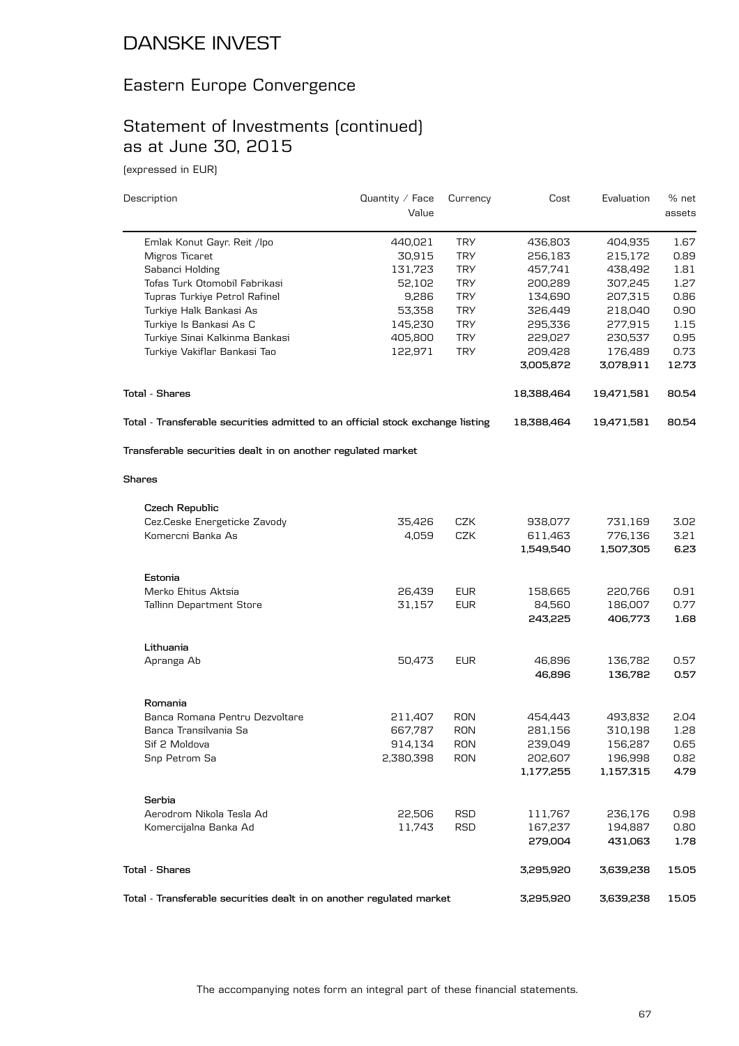# DANSKE INVEST

## Eastern Europe Convergence

## Statement of Investments (continued) as at June 30, 2015

(expressed in EUR)

| Description | Quantity / Face Value | Currency | Cost | Evaluation | % net assets |
|---|---|---|---|---|---|
| Emlak Konut Gayr. Reit /Ipo | 440,021 | TRY | 436,803 | 404,935 | 1.67 |
| Migros Ticaret | 30,915 | TRY | 256,183 | 215,172 | 0.89 |
| Sabanci Holding | 131,723 | TRY | 457,741 | 438,492 | 1.81 |
| Tofas Turk Otomobil Fabrikasi | 52,102 | TRY | 200,289 | 307,245 | 1.27 |
| Tupras Turkiye Petrol Rafinel | 9,286 | TRY | 134,690 | 207,315 | 0.86 |
| Turkiye Halk Bankasi As | 53,358 | TRY | 326,449 | 218,040 | 0.90 |
| Turkiye Is Bankasi As C | 145,230 | TRY | 295,336 | 277,915 | 1.15 |
| Turkiye Sinai Kalkinma Bankasi | 405,800 | TRY | 229,027 | 230,537 | 0.95 |
| Turkiye Vakiflar Bankasi Tao | 122,971 | TRY | 209,428 | 176,489 | 0.73 |
| | | | **3,005,872** | **3,078,911** | **12.73** |
| **Total - Shares** | | | **18,388,464** | **19,471,581** | **80.54** |
| **Total - Transferable securities admitted to an official stock exchange listing** | | | **18,388,464** | **19,471,581** | **80.54** |
| **Transferable securities dealt in on another regulated market** | | | | | |
| **Shares** | | | | | |
| **Czech Republic** | | | | | |
| Cez.Ceske Energeticke Zavody | 35,426 | CZK | 938,077 | 731,169 | 3.02 |
| Komercni Banka As | 4,059 | CZK | 611,463 | 776,136 | 3.21 |
| | | | **1,549,540** | **1,507,305** | **6.23** |
| **Estonia** | | | | | |
| Merko Ehitus Aktsia | 26,439 | EUR | 158,665 | 220,766 | 0.91 |
| Tallinn Department Store | 31,157 | EUR | 84,560 | 186,007 | 0.77 |
| | | | **243,225** | **406,773** | **1.68** |
| **Lithuania** | | | | | |
| Apranga Ab | 50,473 | EUR | 46,896 | 136,782 | 0.57 |
| | | | **46,896** | **136,782** | **0.57** |
| **Romania** | | | | | |
| Banca Romana Pentru Dezvoltare | 211,407 | RON | 454,443 | 493,832 | 2.04 |
| Banca Transilvania Sa | 667,787 | RON | 281,156 | 310,198 | 1.28 |
| Sif 2 Moldova | 914,134 | RON | 239,049 | 156,287 | 0.65 |
| Snp Petrom Sa | 2,380,398 | RON | 202,607 | 196,998 | 0.82 |
| | | | **1,177,255** | **1,157,315** | **4.79** |
| **Serbia** | | | | | |
| Aerodrom Nikola Tesla Ad | 22,506 | RSD | 111,767 | 236,176 | 0.98 |
| Komercijalna Banka Ad | 11,743 | RSD | 167,237 | 194,887 | 0.80 |
| | | | **279,004** | **431,063** | **1.78** |
| **Total - Shares** | | | **3,295,920** | **3,639,238** | **15.05** |
| **Total - Transferable securities dealt in on another regulated market** | | | **3,295,920** | **3,639,238** | **15.05** |

The accompanying notes form an integral part of these financial statements.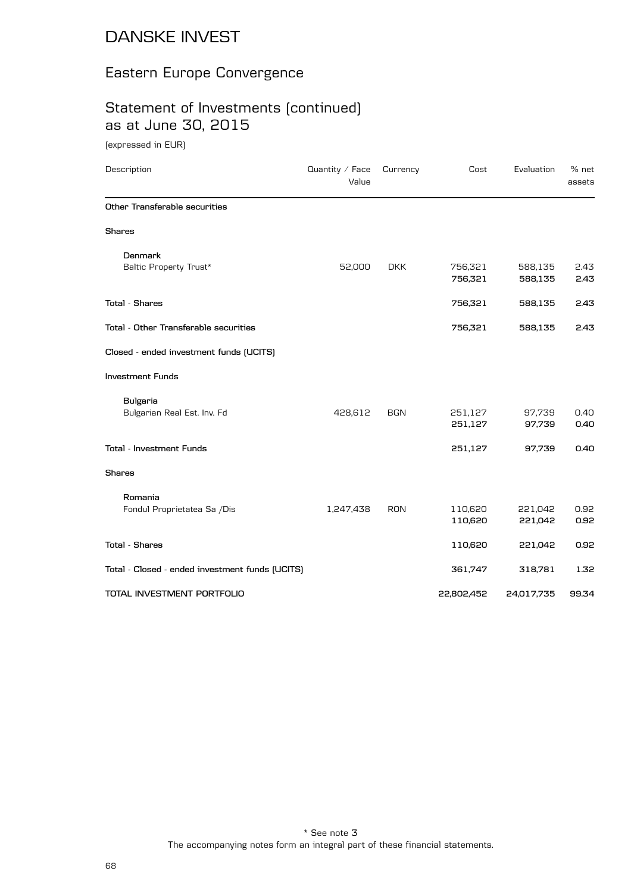# DANSKE INVEST

## Eastern Europe Convergence

## Statement of Investments (continued) as at June 30, 2015

(expressed in EUR)

| Description | Quantity / Face Value | Currency | Cost | Evaluation | % net assets |
|---|---|---|---|---|---|
| **Other Transferable securities** | | | | | |
| **Shares** | | | | | |
| **Denmark** | | | | | |
| Baltic Property Trust* | 52,000 | DKK | 756,321 | 588,135 | 2.43 |
| | | | **756,321** | **588,135** | **2.43** |
| **Total - Shares** | | | **756,321** | **588,135** | **2.43** |
| **Total - Other Transferable securities** | | | **756,321** | **588,135** | **2.43** |
| **Closed - ended investment funds (UCITS)** | | | | | |
| **Investment Funds** | | | | | |
| **Bulgaria** | | | | | |
| Bulgarian Real Est. Inv. Fd | 428,612 | BGN | 251,127 | 97,739 | 0.40 |
| | | | **251,127** | **97,739** | **0.40** |
| **Total - Investment Funds** | | | **251,127** | **97,739** | **0.40** |
| **Shares** | | | | | |
| **Romania** | | | | | |
| Fondul Proprietatea Sa /Dis | 1,247,438 | RON | 110,620 | 221,042 | 0.92 |
| | | | **110,620** | **221,042** | **0.92** |
| **Total - Shares** | | | **110,620** | **221,042** | **0.92** |
| **Total - Closed - ended investment funds (UCITS)** | | | **361,747** | **318,781** | **1.32** |
| **TOTAL INVESTMENT PORTFOLIO** | | | **22,802,452** | **24,017,735** | **99.34** |

\* See note 3

The accompanying notes form an integral part of these financial statements.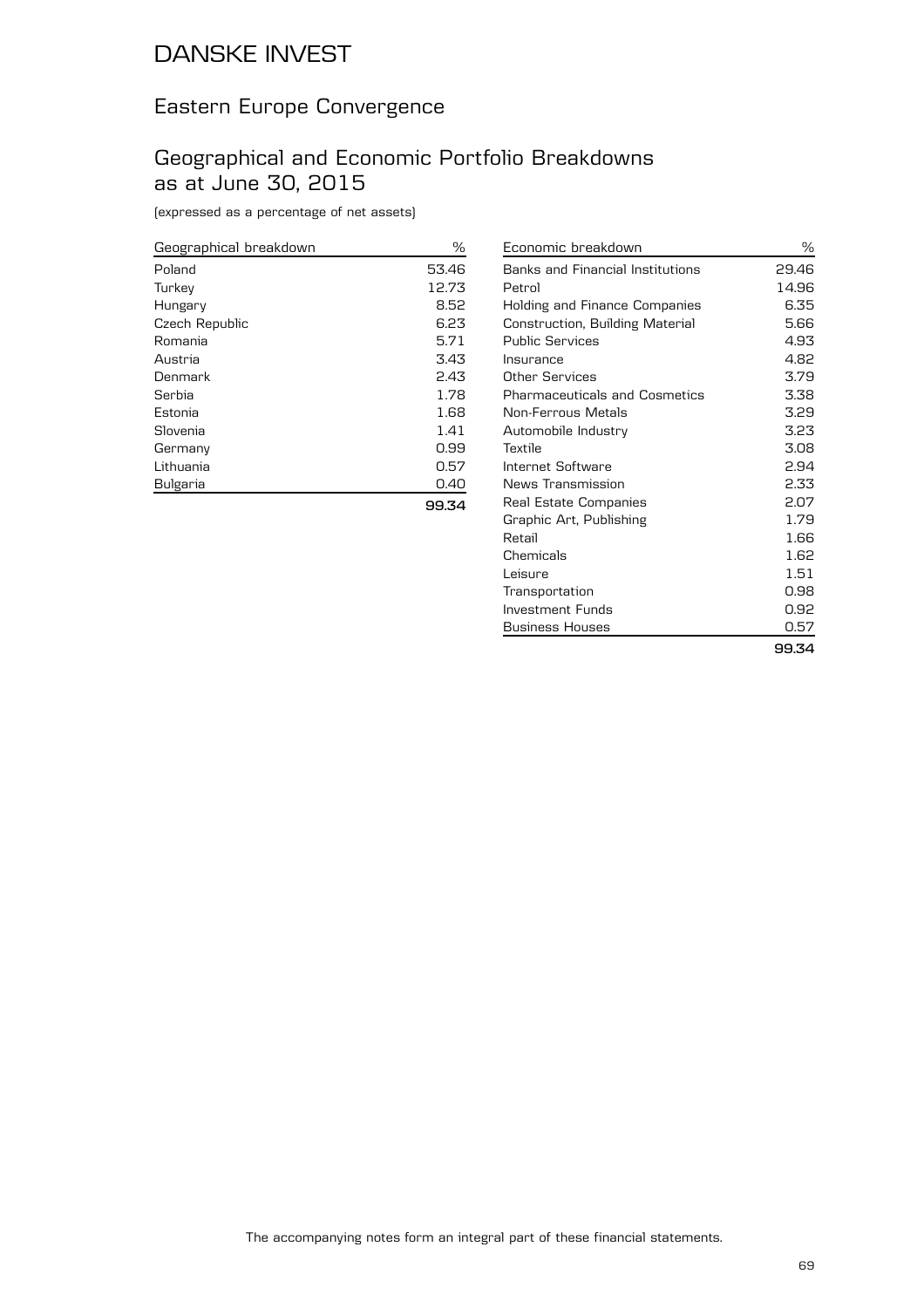# DANSKE INVEST

## Eastern Europe Convergence

## Geographical and Economic Portfolio Breakdowns as at June 30, 2015

(expressed as a percentage of net assets)

| Geographical breakdown | % |
|---|---|
| Poland | 53.46 |
| Turkey | 12.73 |
| Hungary | 8.52 |
| Czech Republic | 6.23 |
| Romania | 5.71 |
| Austria | 3.43 |
| Denmark | 2.43 |
| Serbia | 1.78 |
| Estonia | 1.68 |
| Slovenia | 1.41 |
| Germany | 0.99 |
| Lithuania | 0.57 |
| Bulgaria | 0.40 |
| | **99.34** |

| Economic breakdown | % |
|---|---|
| Banks and Financial Institutions | 29.46 |
| Petrol | 14.96 |
| Holding and Finance Companies | 6.35 |
| Construction, Building Material | 5.66 |
| Public Services | 4.93 |
| Insurance | 4.82 |
| Other Services | 3.79 |
| Pharmaceuticals and Cosmetics | 3.38 |
| Non-Ferrous Metals | 3.29 |
| Automobile Industry | 3.23 |
| Textile | 3.08 |
| Internet Software | 2.94 |
| News Transmission | 2.33 |
| Real Estate Companies | 2.07 |
| Graphic Art, Publishing | 1.79 |
| Retail | 1.66 |
| Chemicals | 1.62 |
| Leisure | 1.51 |
| Transportation | 0.98 |
| Investment Funds | 0.92 |
| Business Houses | 0.57 |
| | **99.34** |

The accompanying notes form an integral part of these financial statements.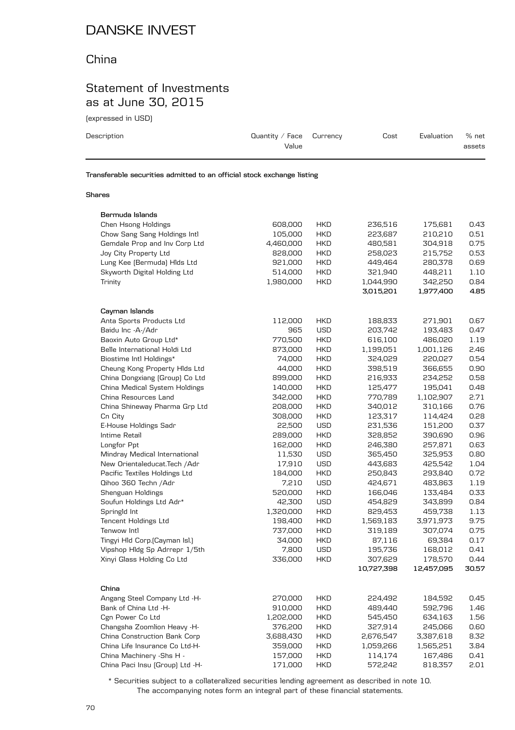# DANSKE INVEST

## China

## Statement of Investments as at June 30, 2015

(expressed in USD)

| Description | Quantity / Face Value | Currency | Cost | Evaluation | % net assets |
|---|---|---|---|---|---|
| **Transferable securities admitted to an official stock exchange listing** | | | | | |
| **Shares** | | | | | |
| **Bermuda Islands** | | | | | |
| Chen Hsong Holdings | 608,000 | HKD | 236,516 | 175,681 | 0.43 |
| Chow Sang Sang Holdings Intl | 105,000 | HKD | 223,687 | 210,210 | 0.51 |
| Gemdale Prop and Inv Corp Ltd | 4,460,000 | HKD | 480,581 | 304,918 | 0.75 |
| Joy City Property Ltd | 828,000 | HKD | 258,023 | 215,752 | 0.53 |
| Lung Kee (Bermuda) Hlds Ltd | 921,000 | HKD | 449,464 | 280,378 | 0.69 |
| Skyworth Digital Holding Ltd | 514,000 | HKD | 321,940 | 448,211 | 1.10 |
| Trinity | 1,980,000 | HKD | 1,044,990 | 342,250 | 0.84 |
| | | | **3,015,201** | **1,977,400** | **4.85** |
| **Cayman Islands** | | | | | |
| Anta Sports Products Ltd | 112,000 | HKD | 188,833 | 271,901 | 0.67 |
| Baidu Inc -A-/Adr | 965 | USD | 203,742 | 193,483 | 0.47 |
| Baoxin Auto Group Ltd* | 770,500 | HKD | 616,100 | 486,020 | 1.19 |
| Belle International Holdi Ltd | 873,000 | HKD | 1,199,051 | 1,001,126 | 2.46 |
| Biostime Intl Holdings* | 74,000 | HKD | 324,029 | 220,027 | 0.54 |
| Cheung Kong Property Hlds Ltd | 44,000 | HKD | 398,519 | 366,655 | 0.90 |
| China Dongxiang (Group) Co Ltd | 899,000 | HKD | 216,933 | 234,252 | 0.58 |
| China Medical System Holdings | 140,000 | HKD | 125,477 | 195,041 | 0.48 |
| China Resources Land | 342,000 | HKD | 770,789 | 1,102,907 | 2.71 |
| China Shineway Pharma Grp Ltd | 208,000 | HKD | 340,012 | 310,166 | 0.76 |
| Cn City | 308,000 | HKD | 123,317 | 114,424 | 0.28 |
| E-House Holdings Sadr | 22,500 | USD | 231,536 | 151,200 | 0.37 |
| Intime Retail | 289,000 | HKD | 328,852 | 390,690 | 0.96 |
| Longfor Ppt | 162,000 | HKD | 246,380 | 257,871 | 0.63 |
| Mindray Medical International | 11,530 | USD | 365,450 | 325,953 | 0.80 |
| New Orientaleducat.Tech /Adr | 17,910 | USD | 443,683 | 425,542 | 1.04 |
| Pacific Textiles Holdings Ltd | 184,000 | HKD | 250,843 | 293,840 | 0.72 |
| Qihoo 360 Techn /Adr | 7,210 | USD | 424,671 | 483,863 | 1.19 |
| Shenguan Holdings | 520,000 | HKD | 166,046 | 133,484 | 0.33 |
| Soufun Holdings Ltd Adr* | 42,300 | USD | 454,829 | 343,899 | 0.84 |
| Springld Int | 1,320,000 | HKD | 829,453 | 459,738 | 1.13 |
| Tencent Holdings Ltd | 198,400 | HKD | 1,569,183 | 3,971,973 | 9.75 |
| Tenwow Intl | 737,000 | HKD | 319,189 | 307,074 | 0.75 |
| Tingyi Hld Corp.(Cayman Isl.) | 34,000 | HKD | 87,116 | 69,384 | 0.17 |
| Vipshop Hldg Sp Adrrepr 1/5th | 7,800 | USD | 195,736 | 168,012 | 0.41 |
| Xinyi Glass Holding Co Ltd | 336,000 | HKD | 307,629 | 178,570 | 0.44 |
| | | | **10,727,398** | **12,457,095** | **30.57** |
| **China** | | | | | |
| Angang Steel Company Ltd -H- | 270,000 | HKD | 224,492 | 184,592 | 0.45 |
| Bank of China Ltd -H- | 910,000 | HKD | 489,440 | 592,796 | 1.46 |
| Cgn Power Co Ltd | 1,202,000 | HKD | 545,450 | 634,163 | 1.56 |
| Changsha Zoomlion Heavy -H- | 376,200 | HKD | 327,914 | 245,066 | 0.60 |
| China Construction Bank Corp | 3,688,430 | HKD | 2,676,547 | 3,387,618 | 8.32 |
| China Life Insurance Co Ltd-H- | 359,000 | HKD | 1,059,266 | 1,565,251 | 3.84 |
| China Machinery -Shs H - | 157,000 | HKD | 114,174 | 167,486 | 0.41 |
| China Paci Insu (Group) Ltd -H- | 171,000 | HKD | 572,242 | 818,357 | 2.01 |

\* Securities subject to a collateralized securities lending agreement as described in note 10.

The accompanying notes form an integral part of these financial statements.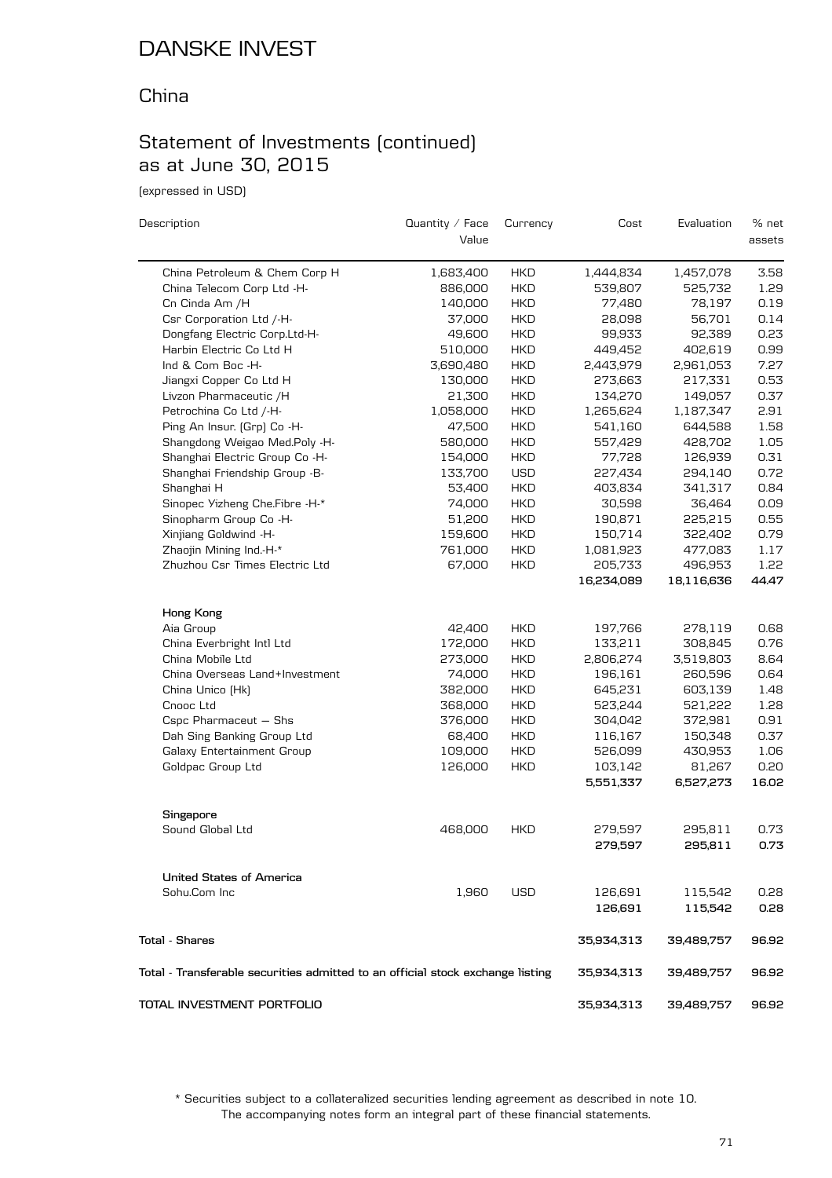# DANSKE INVEST

## China

## Statement of Investments (continued) as at June 30, 2015

(expressed in USD)

| Description | Quantity / Face Value | Currency | Cost | Evaluation | % net assets |
|---|---|---|---|---|---|
| China Petroleum & Chem Corp H | 1,683,400 | HKD | 1,444,834 | 1,457,078 | 3.58 |
| China Telecom Corp Ltd -H- | 886,000 | HKD | 539,807 | 525,732 | 1.29 |
| Cn Cinda Am /H | 140,000 | HKD | 77,480 | 78,197 | 0.19 |
| Csr Corporation Ltd /-H- | 37,000 | HKD | 28,098 | 56,701 | 0.14 |
| Dongfang Electric Corp.Ltd-H- | 49,600 | HKD | 99,933 | 92,389 | 0.23 |
| Harbin Electric Co Ltd H | 510,000 | HKD | 449,452 | 402,619 | 0.99 |
| Ind & Com Boc -H- | 3,690,480 | HKD | 2,443,979 | 2,961,053 | 7.27 |
| Jiangxi Copper Co Ltd H | 130,000 | HKD | 273,663 | 217,331 | 0.53 |
| Livzon Pharmaceutic /H | 21,300 | HKD | 134,270 | 149,057 | 0.37 |
| Petrochina Co Ltd /-H- | 1,058,000 | HKD | 1,265,624 | 1,187,347 | 2.91 |
| Ping An Insur. (Grp) Co -H- | 47,500 | HKD | 541,160 | 644,588 | 1.58 |
| Shangdong Weigao Med.Poly -H- | 580,000 | HKD | 557,429 | 428,702 | 1.05 |
| Shanghai Electric Group Co -H- | 154,000 | HKD | 77,728 | 126,939 | 0.31 |
| Shanghai Friendship Group -B- | 133,700 | USD | 227,434 | 294,140 | 0.72 |
| Shanghai H | 53,400 | HKD | 403,834 | 341,317 | 0.84 |
| Sinopec Yizheng Che.Fibre -H-* | 74,000 | HKD | 30,598 | 36,464 | 0.09 |
| Sinopharm Group Co -H- | 51,200 | HKD | 190,871 | 225,215 | 0.55 |
| Xinjiang Goldwind -H- | 159,600 | HKD | 150,714 | 322,402 | 0.79 |
| Zhaojin Mining Ind.-H-* | 761,000 | HKD | 1,081,923 | 477,083 | 1.17 |
| Zhuzhou Csr Times Electric Ltd | 67,000 | HKD | 205,733 | 496,953 | 1.22 |
| | | | **16,234,089** | **18,116,636** | **44.47** |
| **Hong Kong** | | | | | |
| Aia Group | 42,400 | HKD | 197,766 | 278,119 | 0.68 |
| China Everbright Intl Ltd | 172,000 | HKD | 133,211 | 308,845 | 0.76 |
| China Mobile Ltd | 273,000 | HKD | 2,806,274 | 3,519,803 | 8.64 |
| China Overseas Land+Investment | 74,000 | HKD | 196,161 | 260,596 | 0.64 |
| China Unico (Hk) | 382,000 | HKD | 645,231 | 603,139 | 1.48 |
| Cnooc Ltd | 368,000 | HKD | 523,244 | 521,222 | 1.28 |
| Cspc Pharmaceut – Shs | 376,000 | HKD | 304,042 | 372,981 | 0.91 |
| Dah Sing Banking Group Ltd | 68,400 | HKD | 116,167 | 150,348 | 0.37 |
| Galaxy Entertainment Group | 109,000 | HKD | 526,099 | 430,953 | 1.06 |
| Goldpac Group Ltd | 126,000 | HKD | 103,142 | 81,267 | 0.20 |
| | | | **5,551,337** | **6,527,273** | **16.02** |
| **Singapore** | | | | | |
| Sound Global Ltd | 468,000 | HKD | 279,597 | 295,811 | 0.73 |
| | | | **279,597** | **295,811** | **0.73** |
| **United States of America** | | | | | |
| Sohu.Com Inc | 1,960 | USD | 126,691 | 115,542 | 0.28 |
| | | | **126,691** | **115,542** | **0.28** |
| **Total - Shares** | | | **35,934,313** | **39,489,757** | **96.92** |
| **Total - Transferable securities admitted to an official stock exchange listing** | | | **35,934,313** | **39,489,757** | **96.92** |
| **TOTAL INVESTMENT PORTFOLIO** | | | **35,934,313** | **39,489,757** | **96.92** |

\* Securities subject to a collateralized securities lending agreement as described in note 10.
The accompanying notes form an integral part of these financial statements.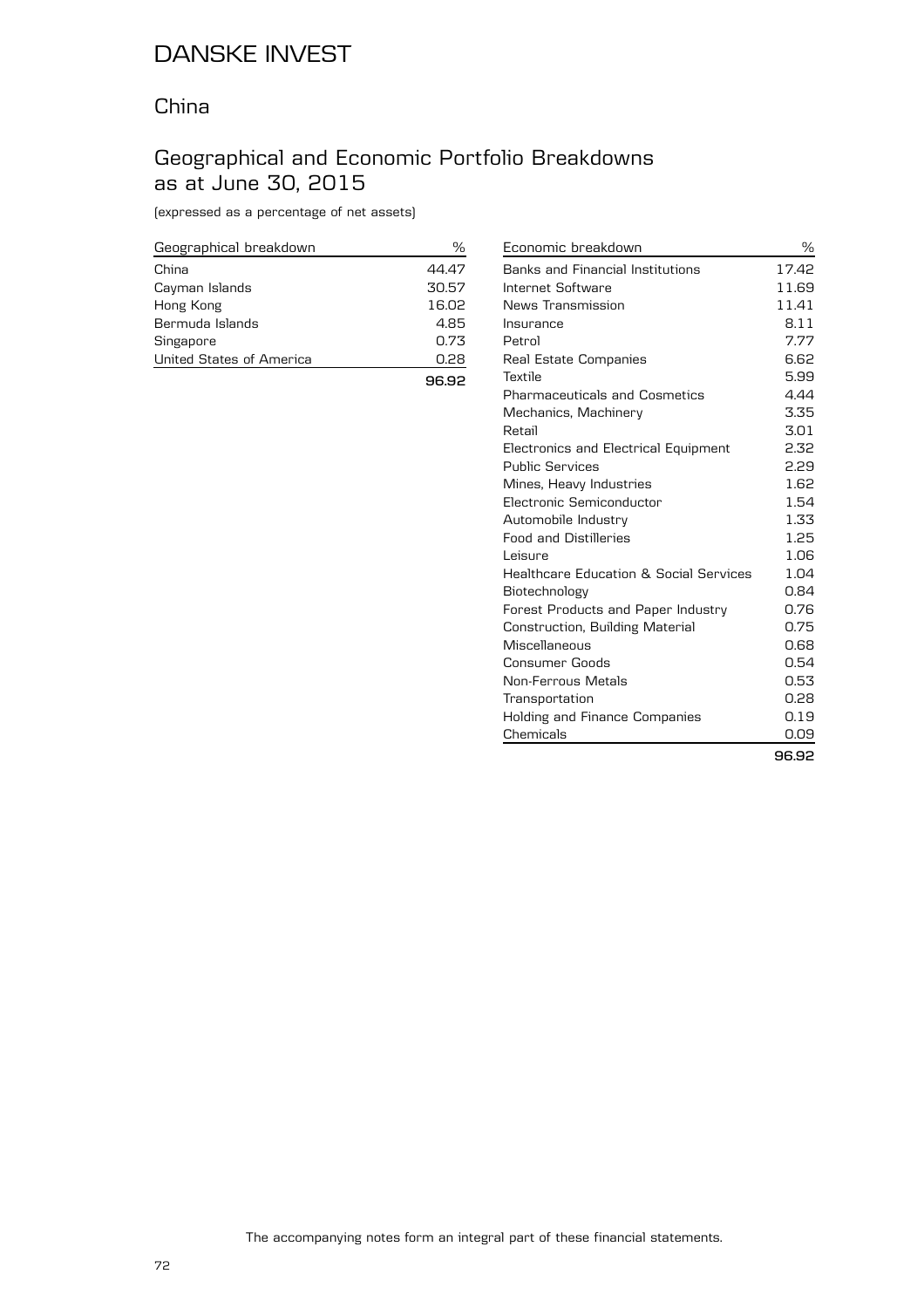# DANSKE INVEST

## China

## Geographical and Economic Portfolio Breakdowns as at June 30, 2015

(expressed as a percentage of net assets)

| Geographical breakdown | % |
|---|---|
| China | 44.47 |
| Cayman Islands | 30.57 |
| Hong Kong | 16.02 |
| Bermuda Islands | 4.85 |
| Singapore | 0.73 |
| United States of America | 0.28 |
| | **96.92** |

| Economic breakdown | % |
|---|---|
| Banks and Financial Institutions | 17.42 |
| Internet Software | 11.69 |
| News Transmission | 11.41 |
| Insurance | 8.11 |
| Petrol | 7.77 |
| Real Estate Companies | 6.62 |
| Textile | 5.99 |
| Pharmaceuticals and Cosmetics | 4.44 |
| Mechanics, Machinery | 3.35 |
| Retail | 3.01 |
| Electronics and Electrical Equipment | 2.32 |
| Public Services | 2.29 |
| Mines, Heavy Industries | 1.62 |
| Electronic Semiconductor | 1.54 |
| Automobile Industry | 1.33 |
| Food and Distilleries | 1.25 |
| Leisure | 1.06 |
| Healthcare Education & Social Services | 1.04 |
| Biotechnology | 0.84 |
| Forest Products and Paper Industry | 0.76 |
| Construction, Building Material | 0.75 |
| Miscellaneous | 0.68 |
| Consumer Goods | 0.54 |
| Non-Ferrous Metals | 0.53 |
| Transportation | 0.28 |
| Holding and Finance Companies | 0.19 |
| Chemicals | 0.09 |
| | **96.92** |

The accompanying notes form an integral part of these financial statements.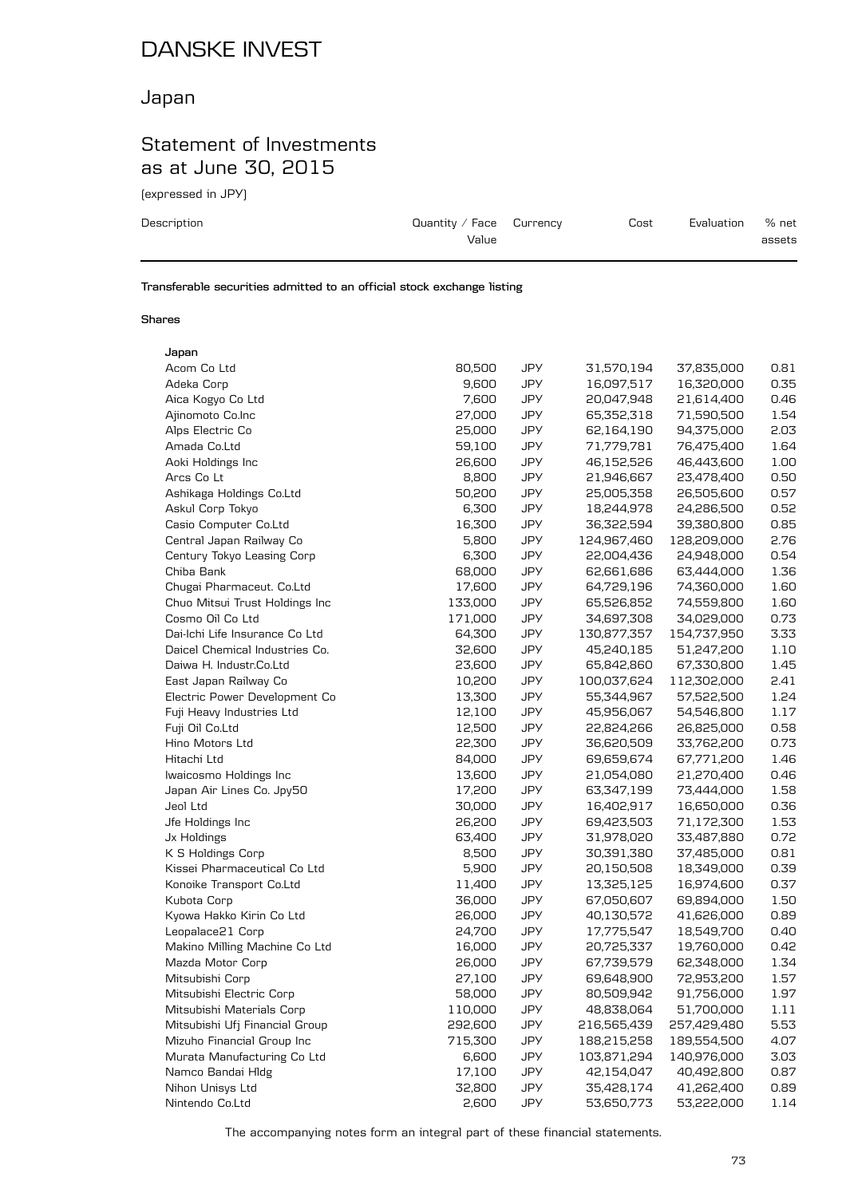# DANSKE INVEST

## Japan

## Statement of Investments as at June 30, 2015

(expressed in JPY)

| Description | Quantity / Face Value | Currency | Cost | Evaluation | % net assets |
|---|---|---|---|---|---|
| **Transferable securities admitted to an official stock exchange listing** | | | | | |
| **Shares** | | | | | |
| **Japan** | | | | | |
| Acom Co Ltd | 80,500 | JPY | 31,570,194 | 37,835,000 | 0.81 |
| Adeka Corp | 9,600 | JPY | 16,097,517 | 16,320,000 | 0.35 |
| Aica Kogyo Co Ltd | 7,600 | JPY | 20,047,948 | 21,614,400 | 0.46 |
| Ajinomoto Co.Inc | 27,000 | JPY | 65,352,318 | 71,590,500 | 1.54 |
| Alps Electric Co | 25,000 | JPY | 62,164,190 | 94,375,000 | 2.03 |
| Amada Co.Ltd | 59,100 | JPY | 71,779,781 | 76,475,400 | 1.64 |
| Aoki Holdings Inc | 26,600 | JPY | 46,152,526 | 46,443,600 | 1.00 |
| Arcs Co Lt | 8,800 | JPY | 21,946,667 | 23,478,400 | 0.50 |
| Ashikaga Holdings Co.Ltd | 50,200 | JPY | 25,005,358 | 26,505,600 | 0.57 |
| Askul Corp Tokyo | 6,300 | JPY | 18,244,978 | 24,286,500 | 0.52 |
| Casio Computer Co.Ltd | 16,300 | JPY | 36,322,594 | 39,380,800 | 0.85 |
| Central Japan Railway Co | 5,800 | JPY | 124,967,460 | 128,209,000 | 2.76 |
| Century Tokyo Leasing Corp | 6,300 | JPY | 22,004,436 | 24,948,000 | 0.54 |
| Chiba Bank | 68,000 | JPY | 62,661,686 | 63,444,000 | 1.36 |
| Chugai Pharmaceut. Co.Ltd | 17,600 | JPY | 64,729,196 | 74,360,000 | 1.60 |
| Chuo Mitsui Trust Holdings Inc | 133,000 | JPY | 65,526,852 | 74,559,800 | 1.60 |
| Cosmo Oil Co Ltd | 171,000 | JPY | 34,697,308 | 34,029,000 | 0.73 |
| Dai-Ichi Life Insurance Co Ltd | 64,300 | JPY | 130,877,357 | 154,737,950 | 3.33 |
| Daicel Chemical Industries Co. | 32,600 | JPY | 45,240,185 | 51,247,200 | 1.10 |
| Daiwa H. Industr.Co.Ltd | 23,600 | JPY | 65,842,860 | 67,330,800 | 1.45 |
| East Japan Railway Co | 10,200 | JPY | 100,037,624 | 112,302,000 | 2.41 |
| Electric Power Development Co | 13,300 | JPY | 55,344,967 | 57,522,500 | 1.24 |
| Fuji Heavy Industries Ltd | 12,100 | JPY | 45,956,067 | 54,546,800 | 1.17 |
| Fuji Oil Co.Ltd | 12,500 | JPY | 22,824,266 | 26,825,000 | 0.58 |
| Hino Motors Ltd | 22,300 | JPY | 36,620,509 | 33,762,200 | 0.73 |
| Hitachi Ltd | 84,000 | JPY | 69,659,674 | 67,771,200 | 1.46 |
| Iwaicosmo Holdings Inc | 13,600 | JPY | 21,054,080 | 21,270,400 | 0.46 |
| Japan Air Lines Co. Jpy50 | 17,200 | JPY | 63,347,199 | 73,444,000 | 1.58 |
| Jeol Ltd | 30,000 | JPY | 16,402,917 | 16,650,000 | 0.36 |
| Jfe Holdings Inc | 26,200 | JPY | 69,423,503 | 71,172,300 | 1.53 |
| Jx Holdings | 63,400 | JPY | 31,978,020 | 33,487,880 | 0.72 |
| K S Holdings Corp | 8,500 | JPY | 30,391,380 | 37,485,000 | 0.81 |
| Kissei Pharmaceutical Co Ltd | 5,900 | JPY | 20,150,508 | 18,349,000 | 0.39 |
| Konoike Transport Co.Ltd | 11,400 | JPY | 13,325,125 | 16,974,600 | 0.37 |
| Kubota Corp | 36,000 | JPY | 67,050,607 | 69,894,000 | 1.50 |
| Kyowa Hakko Kirin Co Ltd | 26,000 | JPY | 40,130,572 | 41,626,000 | 0.89 |
| Leopalace21 Corp | 24,700 | JPY | 17,775,547 | 18,549,700 | 0.40 |
| Makino Milling Machine Co Ltd | 16,000 | JPY | 20,725,337 | 19,760,000 | 0.42 |
| Mazda Motor Corp | 26,000 | JPY | 67,739,579 | 62,348,000 | 1.34 |
| Mitsubishi Corp | 27,100 | JPY | 69,648,900 | 72,953,200 | 1.57 |
| Mitsubishi Electric Corp | 58,000 | JPY | 80,509,942 | 91,756,000 | 1.97 |
| Mitsubishi Materials Corp | 110,000 | JPY | 48,838,064 | 51,700,000 | 1.11 |
| Mitsubishi Ufj Financial Group | 292,600 | JPY | 216,565,439 | 257,429,480 | 5.53 |
| Mizuho Financial Group Inc | 715,300 | JPY | 188,215,258 | 189,554,500 | 4.07 |
| Murata Manufacturing Co Ltd | 6,600 | JPY | 103,871,294 | 140,976,000 | 3.03 |
| Namco Bandai Hldg | 17,100 | JPY | 42,154,047 | 40,492,800 | 0.87 |
| Nihon Unisys Ltd | 32,800 | JPY | 35,428,174 | 41,262,400 | 0.89 |
| Nintendo Co.Ltd | 2,600 | JPY | 53,650,773 | 53,222,000 | 1.14 |

The accompanying notes form an integral part of these financial statements.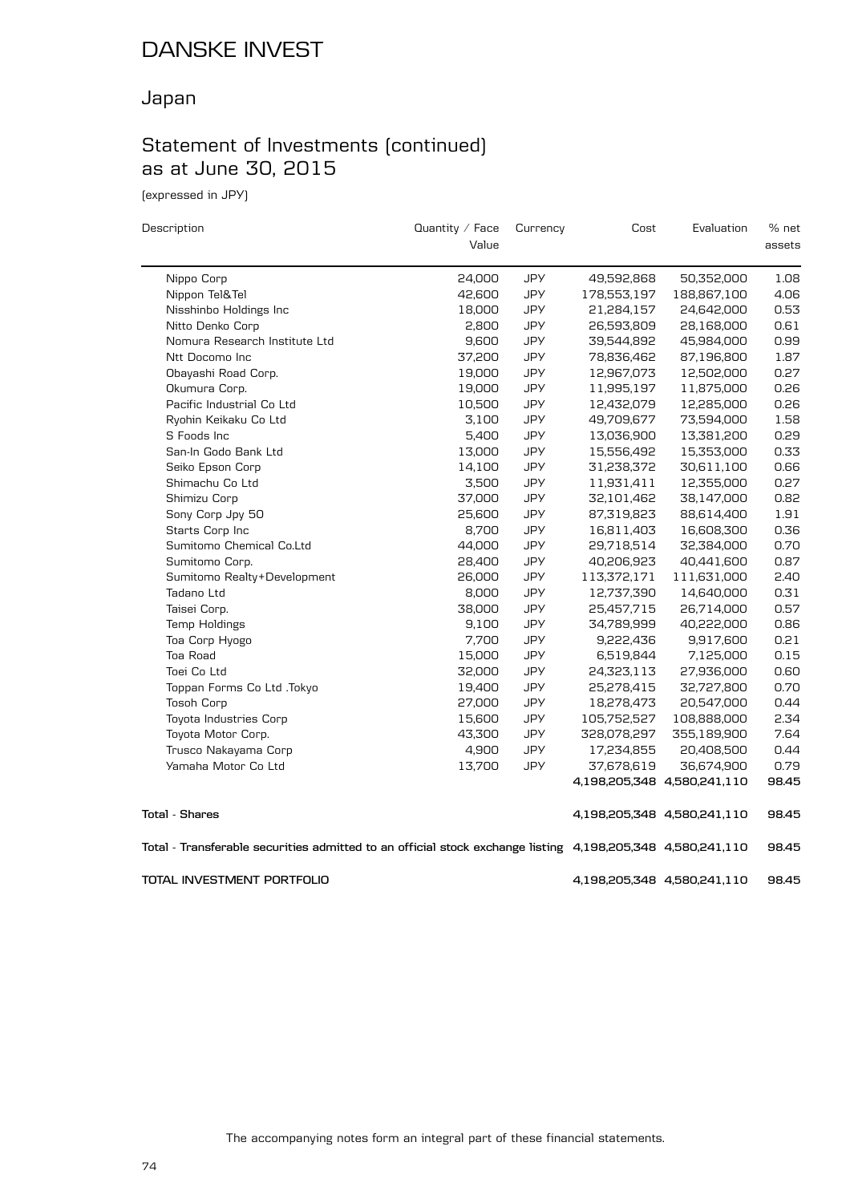# DANSKE INVEST

## Japan

## Statement of Investments (continued) as at June 30, 2015

(expressed in JPY)

| Description | Quantity / Face Value | Currency | Cost | Evaluation | % net assets |
|---|---|---|---|---|---|
| Nippo Corp | 24,000 | JPY | 49,592,868 | 50,352,000 | 1.08 |
| Nippon Tel&Tel | 42,600 | JPY | 178,553,197 | 188,867,100 | 4.06 |
| Nisshinbo Holdings Inc | 18,000 | JPY | 21,284,157 | 24,642,000 | 0.53 |
| Nitto Denko Corp | 2,800 | JPY | 26,593,809 | 28,168,000 | 0.61 |
| Nomura Research Institute Ltd | 9,600 | JPY | 39,544,892 | 45,984,000 | 0.99 |
| Ntt Docomo Inc | 37,200 | JPY | 78,836,462 | 87,196,800 | 1.87 |
| Obayashi Road Corp. | 19,000 | JPY | 12,967,073 | 12,502,000 | 0.27 |
| Okumura Corp. | 19,000 | JPY | 11,995,197 | 11,875,000 | 0.26 |
| Pacific Industrial Co Ltd | 10,500 | JPY | 12,432,079 | 12,285,000 | 0.26 |
| Ryohin Keikaku Co Ltd | 3,100 | JPY | 49,709,677 | 73,594,000 | 1.58 |
| S Foods Inc | 5,400 | JPY | 13,036,900 | 13,381,200 | 0.29 |
| San-In Godo Bank Ltd | 13,000 | JPY | 15,556,492 | 15,353,000 | 0.33 |
| Seiko Epson Corp | 14,100 | JPY | 31,238,372 | 30,611,100 | 0.66 |
| Shimachu Co Ltd | 3,500 | JPY | 11,931,411 | 12,355,000 | 0.27 |
| Shimizu Corp | 37,000 | JPY | 32,101,462 | 38,147,000 | 0.82 |
| Sony Corp Jpy 50 | 25,600 | JPY | 87,319,823 | 88,614,400 | 1.91 |
| Starts Corp Inc | 8,700 | JPY | 16,811,403 | 16,608,300 | 0.36 |
| Sumitomo Chemical Co.Ltd | 44,000 | JPY | 29,718,514 | 32,384,000 | 0.70 |
| Sumitomo Corp. | 28,400 | JPY | 40,206,923 | 40,441,600 | 0.87 |
| Sumitomo Realty+Development | 26,000 | JPY | 113,372,171 | 111,631,000 | 2.40 |
| Tadano Ltd | 8,000 | JPY | 12,737,390 | 14,640,000 | 0.31 |
| Taisei Corp. | 38,000 | JPY | 25,457,715 | 26,714,000 | 0.57 |
| Temp Holdings | 9,100 | JPY | 34,789,999 | 40,222,000 | 0.86 |
| Toa Corp Hyogo | 7,700 | JPY | 9,222,436 | 9,917,600 | 0.21 |
| Toa Road | 15,000 | JPY | 6,519,844 | 7,125,000 | 0.15 |
| Toei Co Ltd | 32,000 | JPY | 24,323,113 | 27,936,000 | 0.60 |
| Toppan Forms Co Ltd .Tokyo | 19,400 | JPY | 25,278,415 | 32,727,800 | 0.70 |
| Tosoh Corp | 27,000 | JPY | 18,278,473 | 20,547,000 | 0.44 |
| Toyota Industries Corp | 15,600 | JPY | 105,752,527 | 108,888,000 | 2.34 |
| Toyota Motor Corp. | 43,300 | JPY | 328,078,297 | 355,189,900 | 7.64 |
| Trusco Nakayama Corp | 4,900 | JPY | 17,234,855 | 20,408,500 | 0.44 |
| Yamaha Motor Co Ltd | 13,700 | JPY | 37,678,619 | 36,674,900 | 0.79 |
| | | | **4,198,205,348** | **4,580,241,110** | **98.45** |
| **Total - Shares** | | | **4,198,205,348** | **4,580,241,110** | **98.45** |
| **Total - Transferable securities admitted to an official stock exchange listing** | | | **4,198,205,348** | **4,580,241,110** | **98.45** |
| **TOTAL INVESTMENT PORTFOLIO** | | | **4,198,205,348** | **4,580,241,110** | **98.45** |

The accompanying notes form an integral part of these financial statements.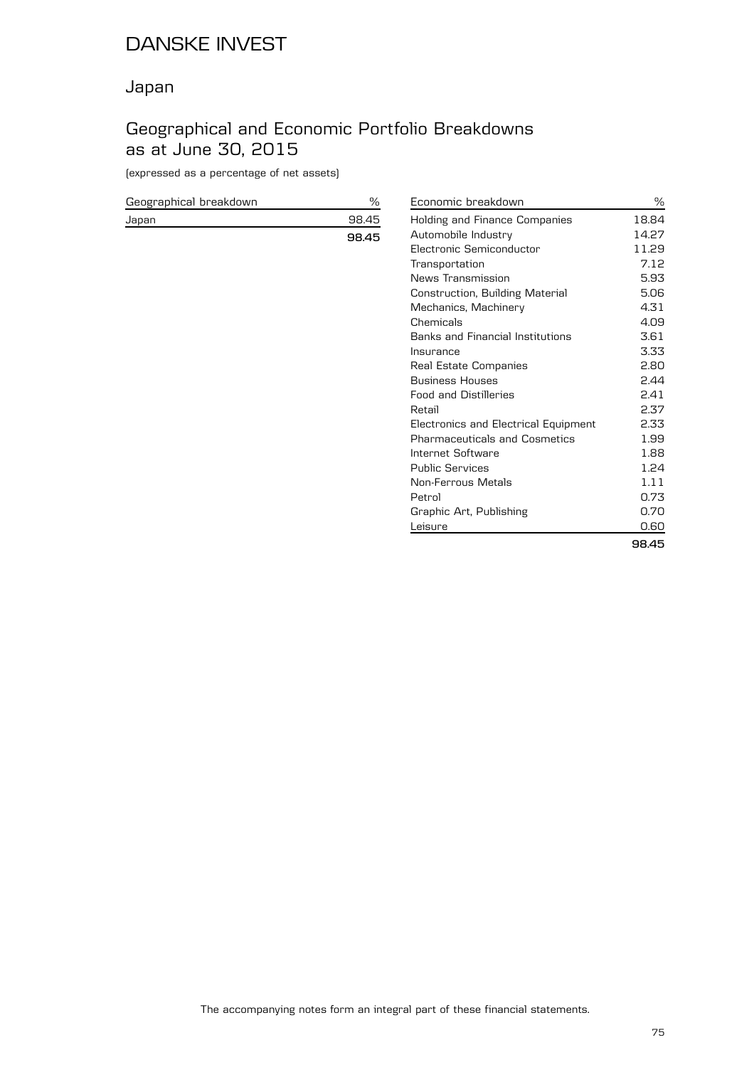# DANSKE INVEST

## Japan

## Geographical and Economic Portfolio Breakdowns as at June 30, 2015

(expressed as a percentage of net assets)

| Geographical breakdown | % |
|---|---|
| Japan | 98.45 |
| | **98.45** |

| Economic breakdown | % |
|---|---|
| Holding and Finance Companies | 18.84 |
| Automobile Industry | 14.27 |
| Electronic Semiconductor | 11.29 |
| Transportation | 7.12 |
| News Transmission | 5.93 |
| Construction, Building Material | 5.06 |
| Mechanics, Machinery | 4.31 |
| Chemicals | 4.09 |
| Banks and Financial Institutions | 3.61 |
| Insurance | 3.33 |
| Real Estate Companies | 2.80 |
| Business Houses | 2.44 |
| Food and Distilleries | 2.41 |
| Retail | 2.37 |
| Electronics and Electrical Equipment | 2.33 |
| Pharmaceuticals and Cosmetics | 1.99 |
| Internet Software | 1.88 |
| Public Services | 1.24 |
| Non-Ferrous Metals | 1.11 |
| Petrol | 0.73 |
| Graphic Art, Publishing | 0.70 |
| Leisure | 0.60 |
| | **98.45** |

The accompanying notes form an integral part of these financial statements.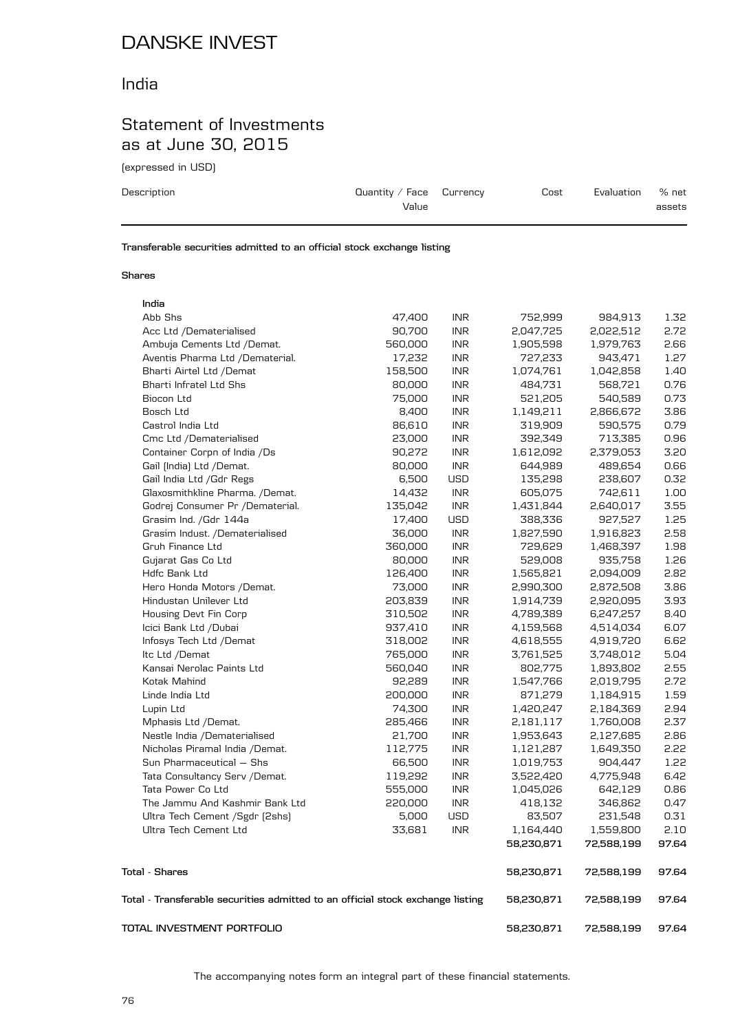# DANSKE INVEST

## India

## Statement of Investments as at June 30, 2015

(expressed in USD)

| Description | Quantity / Face Value | Currency | Cost | Evaluation | % net assets |
|---|---|---|---|---|---|
| **Transferable securities admitted to an official stock exchange listing** | | | | | |
| **Shares** | | | | | |
| **India** | | | | | |
| Abb Shs | 47,400 | INR | 752,999 | 984,913 | 1.32 |
| Acc Ltd /Dematerialised | 90,700 | INR | 2,047,725 | 2,022,512 | 2.72 |
| Ambuja Cements Ltd /Demat. | 560,000 | INR | 1,905,598 | 1,979,763 | 2.66 |
| Aventis Pharma Ltd /Dematerial. | 17,232 | INR | 727,233 | 943,471 | 1.27 |
| Bharti Airtel Ltd /Demat | 158,500 | INR | 1,074,761 | 1,042,858 | 1.40 |
| Bharti Infratel Ltd Shs | 80,000 | INR | 484,731 | 568,721 | 0.76 |
| Biocon Ltd | 75,000 | INR | 521,205 | 540,589 | 0.73 |
| Bosch Ltd | 8,400 | INR | 1,149,211 | 2,866,672 | 3.86 |
| Castrol India Ltd | 86,610 | INR | 319,909 | 590,575 | 0.79 |
| Cmc Ltd /Dematerialised | 23,000 | INR | 392,349 | 713,385 | 0.96 |
| Container Corpn of India /Ds | 90,272 | INR | 1,612,092 | 2,379,053 | 3.20 |
| Gail (India) Ltd /Demat. | 80,000 | INR | 644,989 | 489,654 | 0.66 |
| Gail India Ltd /Gdr Regs | 6,500 | USD | 135,298 | 238,607 | 0.32 |
| Glaxosmithkline Pharma. /Demat. | 14,432 | INR | 605,075 | 742,611 | 1.00 |
| Godrej Consumer Pr /Dematerial. | 135,042 | INR | 1,431,844 | 2,640,017 | 3.55 |
| Grasim Ind. /Gdr 144a | 17,400 | USD | 388,336 | 927,527 | 1.25 |
| Grasim Indust. /Dematerialised | 36,000 | INR | 1,827,590 | 1,916,823 | 2.58 |
| Gruh Finance Ltd | 360,000 | INR | 729,629 | 1,468,397 | 1.98 |
| Gujarat Gas Co Ltd | 80,000 | INR | 529,008 | 935,758 | 1.26 |
| Hdfc Bank Ltd | 126,400 | INR | 1,565,821 | 2,094,009 | 2.82 |
| Hero Honda Motors /Demat. | 73,000 | INR | 2,990,300 | 2,872,508 | 3.86 |
| Hindustan Unilever Ltd | 203,839 | INR | 1,914,739 | 2,920,095 | 3.93 |
| Housing Devt Fin Corp | 310,502 | INR | 4,789,389 | 6,247,257 | 8.40 |
| Icici Bank Ltd /Dubai | 937,410 | INR | 4,159,568 | 4,514,034 | 6.07 |
| Infosys Tech Ltd /Demat | 318,002 | INR | 4,618,555 | 4,919,720 | 6.62 |
| Itc Ltd /Demat | 765,000 | INR | 3,761,525 | 3,748,012 | 5.04 |
| Kansai Nerolac Paints Ltd | 560,040 | INR | 802,775 | 1,893,802 | 2.55 |
| Kotak Mahind | 92,289 | INR | 1,547,766 | 2,019,795 | 2.72 |
| Linde India Ltd | 200,000 | INR | 871,279 | 1,184,915 | 1.59 |
| Lupin Ltd | 74,300 | INR | 1,420,247 | 2,184,369 | 2.94 |
| Mphasis Ltd /Demat. | 285,466 | INR | 2,181,117 | 1,760,008 | 2.37 |
| Nestle India /Dematerialised | 21,700 | INR | 1,953,643 | 2,127,685 | 2.86 |
| Nicholas Piramal India /Demat. | 112,775 | INR | 1,121,287 | 1,649,350 | 2.22 |
| Sun Pharmaceutical — Shs | 66,500 | INR | 1,019,753 | 904,447 | 1.22 |
| Tata Consultancy Serv /Demat. | 119,292 | INR | 3,522,420 | 4,775,948 | 6.42 |
| Tata Power Co Ltd | 555,000 | INR | 1,045,026 | 642,129 | 0.86 |
| The Jammu And Kashmir Bank Ltd | 220,000 | INR | 418,132 | 346,862 | 0.47 |
| Ultra Tech Cement /Sgdr (2shs) | 5,000 | USD | 83,507 | 231,548 | 0.31 |
| Ultra Tech Cement Ltd | 33,681 | INR | 1,164,440 | 1,559,800 | 2.10 |
| | | | **58,230,871** | **72,588,199** | **97.64** |
| **Total - Shares** | | | **58,230,871** | **72,588,199** | **97.64** |
| **Total - Transferable securities admitted to an official stock exchange listing** | | | **58,230,871** | **72,588,199** | **97.64** |
| **TOTAL INVESTMENT PORTFOLIO** | | | **58,230,871** | **72,588,199** | **97.64** |

The accompanying notes form an integral part of these financial statements.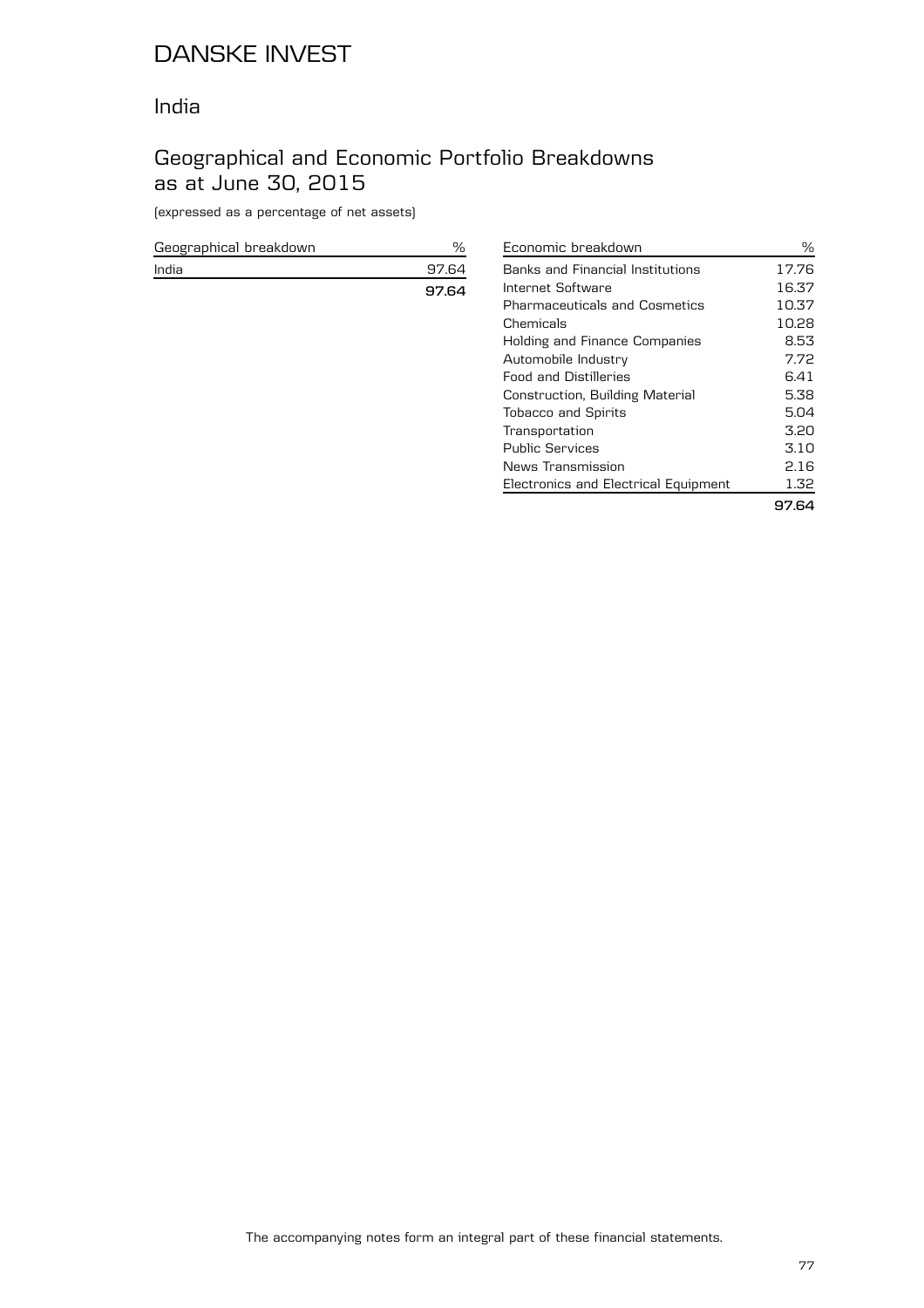# DANSKE INVEST

## India

## Geographical and Economic Portfolio Breakdowns as at June 30, 2015

(expressed as a percentage of net assets)

| Geographical breakdown | % |
|---|---|
| India | 97.64 |
| | **97.64** |

| Economic breakdown | % |
|---|---|
| Banks and Financial Institutions | 17.76 |
| Internet Software | 16.37 |
| Pharmaceuticals and Cosmetics | 10.37 |
| Chemicals | 10.28 |
| Holding and Finance Companies | 8.53 |
| Automobile Industry | 7.72 |
| Food and Distilleries | 6.41 |
| Construction, Building Material | 5.38 |
| Tobacco and Spirits | 5.04 |
| Transportation | 3.20 |
| Public Services | 3.10 |
| News Transmission | 2.16 |
| Electronics and Electrical Equipment | 1.32 |
| | **97.64** |

The accompanying notes form an integral part of these financial statements.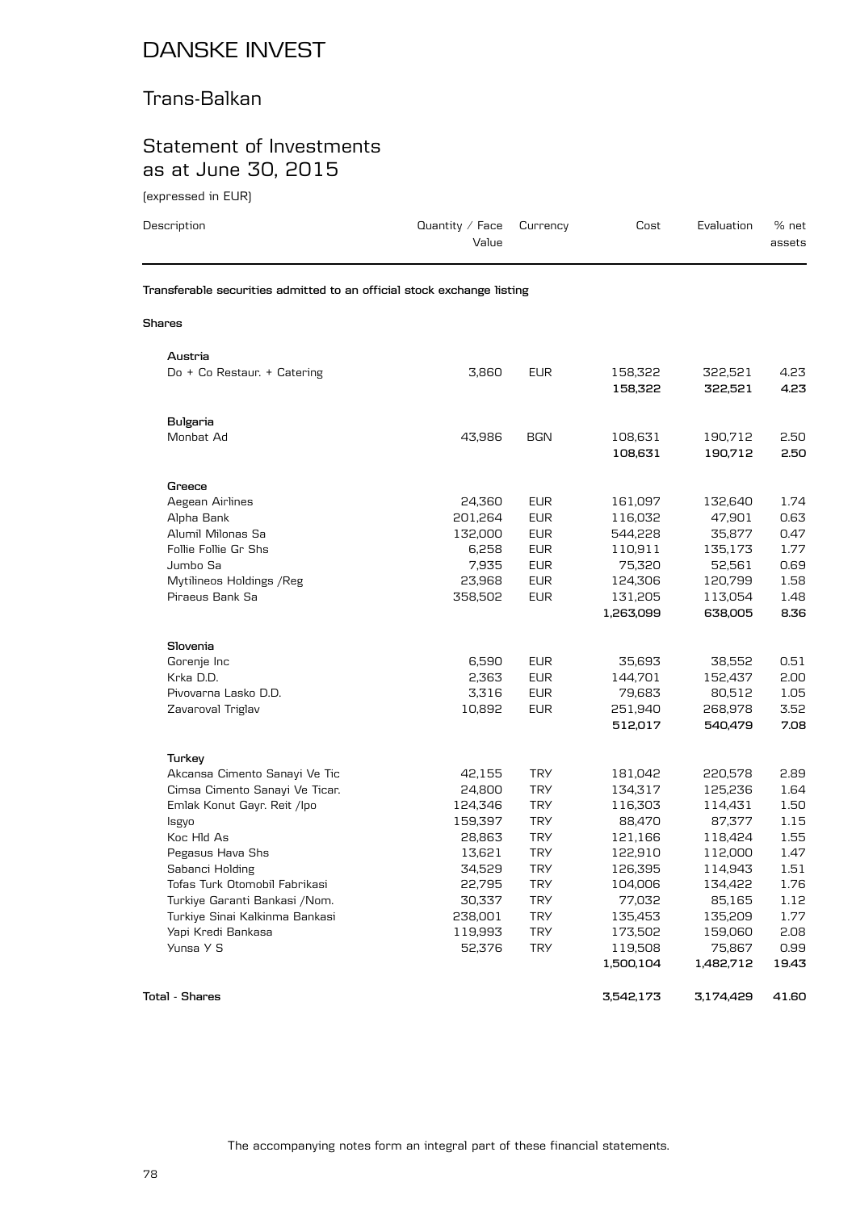# DANSKE INVEST

## Trans-Balkan

## Statement of Investments as at June 30, 2015

(expressed in EUR)

| Description | Quantity / Face Value | Currency | Cost | Evaluation | % net assets |
|---|---|---|---|---|---|
| **Transferable securities admitted to an official stock exchange listing** | | | | | |
| **Shares** | | | | | |
| **Austria** | | | | | |
| Do + Co Restaur. + Catering | 3,860 | EUR | 158,322 | 322,521 | 4.23 |
| | | | **158,322** | **322,521** | **4.23** |
| **Bulgaria** | | | | | |
| Monbat Ad | 43,986 | BGN | 108,631 | 190,712 | 2.50 |
| | | | **108,631** | **190,712** | **2.50** |
| **Greece** | | | | | |
| Aegean Airlines | 24,360 | EUR | 161,097 | 132,640 | 1.74 |
| Alpha Bank | 201,264 | EUR | 116,032 | 47,901 | 0.63 |
| Alumil Milonas Sa | 132,000 | EUR | 544,228 | 35,877 | 0.47 |
| Follie Follie Gr Shs | 6,258 | EUR | 110,911 | 135,173 | 1.77 |
| Jumbo Sa | 7,935 | EUR | 75,320 | 52,561 | 0.69 |
| Mytilineos Holdings /Reg | 23,968 | EUR | 124,306 | 120,799 | 1.58 |
| Piraeus Bank Sa | 358,502 | EUR | 131,205 | 113,054 | 1.48 |
| | | | **1,263,099** | **638,005** | **8.36** |
| **Slovenia** | | | | | |
| Gorenje Inc | 6,590 | EUR | 35,693 | 38,552 | 0.51 |
| Krka D.D. | 2,363 | EUR | 144,701 | 152,437 | 2.00 |
| Pivovarna Lasko D.D. | 3,316 | EUR | 79,683 | 80,512 | 1.05 |
| Zavaroval Triglav | 10,892 | EUR | 251,940 | 268,978 | 3.52 |
| | | | **512,017** | **540,479** | **7.08** |
| **Turkey** | | | | | |
| Akcansa Cimento Sanayi Ve Tic | 42,155 | TRY | 181,042 | 220,578 | 2.89 |
| Cimsa Cimento Sanayi Ve Ticar. | 24,800 | TRY | 134,317 | 125,236 | 1.64 |
| Emlak Konut Gayr. Reit /Ipo | 124,346 | TRY | 116,303 | 114,431 | 1.50 |
| Isgyo | 159,397 | TRY | 88,470 | 87,377 | 1.15 |
| Koc Hld As | 28,863 | TRY | 121,166 | 118,424 | 1.55 |
| Pegasus Hava Shs | 13,621 | TRY | 122,910 | 112,000 | 1.47 |
| Sabanci Holding | 34,529 | TRY | 126,395 | 114,943 | 1.51 |
| Tofas Turk Otomobil Fabrikasi | 22,795 | TRY | 104,006 | 134,422 | 1.76 |
| Turkiye Garanti Bankasi /Nom. | 30,337 | TRY | 77,032 | 85,165 | 1.12 |
| Turkiye Sinai Kalkinma Bankasi | 238,001 | TRY | 135,453 | 135,209 | 1.77 |
| Yapi Kredi Bankasa | 119,993 | TRY | 173,502 | 159,060 | 2.08 |
| Yunsa Y S | 52,376 | TRY | 119,508 | 75,867 | 0.99 |
| | | | **1,500,104** | **1,482,712** | **19.43** |
| **Total - Shares** | | | **3,542,173** | **3,174,429** | **41.60** |

The accompanying notes form an integral part of these financial statements.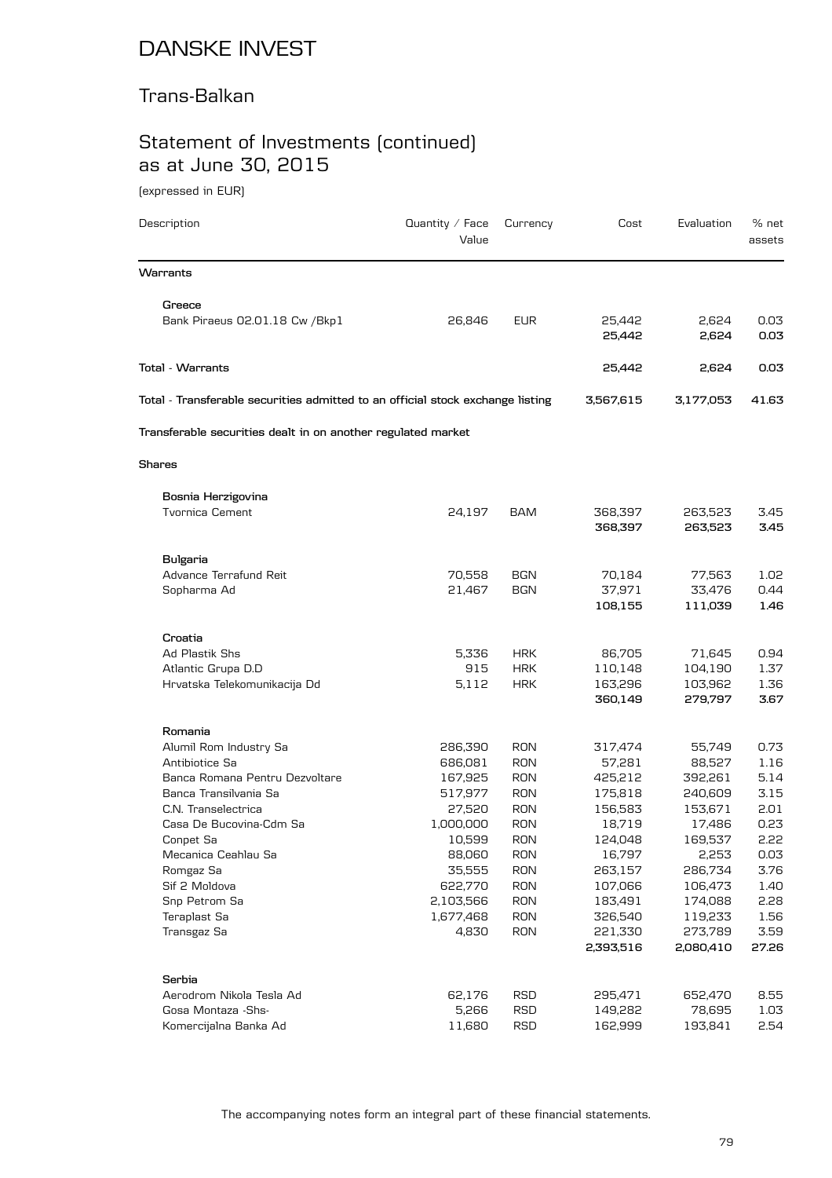# DANSKE INVEST

## Trans-Balkan

## Statement of Investments (continued) as at June 30, 2015

(expressed in EUR)

| Description | Quantity / Face Value | Currency | Cost | Evaluation | % net assets |
|---|---|---|---|---|---|
| **Warrants** | | | | | |
| **Greece** | | | | | |
| Bank Piraeus 02.01.18 Cw /Bkp1 | 26,846 | EUR | 25,442 | 2,624 | 0.03 |
| | | | **25,442** | **2,624** | **0.03** |
| **Total - Warrants** | | | **25,442** | **2,624** | **0.03** |
| **Total - Transferable securities admitted to an official stock exchange listing** | | | **3,567,615** | **3,177,053** | **41.63** |
| **Transferable securities dealt in on another regulated market** | | | | | |
| **Shares** | | | | | |
| **Bosnia Herzigovina** | | | | | |
| Tvornica Cement | 24,197 | BAM | 368,397 | 263,523 | 3.45 |
| | | | **368,397** | **263,523** | **3.45** |
| **Bulgaria** | | | | | |
| Advance Terrafund Reit | 70,558 | BGN | 70,184 | 77,563 | 1.02 |
| Sopharma Ad | 21,467 | BGN | 37,971 | 33,476 | 0.44 |
| | | | **108,155** | **111,039** | **1.46** |
| **Croatia** | | | | | |
| Ad Plastik Shs | 5,336 | HRK | 86,705 | 71,645 | 0.94 |
| Atlantic Grupa D.D | 915 | HRK | 110,148 | 104,190 | 1.37 |
| Hrvatska Telekomunikacija Dd | 5,112 | HRK | 163,296 | 103,962 | 1.36 |
| | | | **360,149** | **279,797** | **3.67** |
| **Romania** | | | | | |
| Alumil Rom Industry Sa | 286,390 | RON | 317,474 | 55,749 | 0.73 |
| Antibiotice Sa | 686,081 | RON | 57,281 | 88,527 | 1.16 |
| Banca Romana Pentru Dezvoltare | 167,925 | RON | 425,212 | 392,261 | 5.14 |
| Banca Transilvania Sa | 517,977 | RON | 175,818 | 240,609 | 3.15 |
| C.N. Transelectrica | 27,520 | RON | 156,583 | 153,671 | 2.01 |
| Casa De Bucovina-Cdm Sa | 1,000,000 | RON | 18,719 | 17,486 | 0.23 |
| Conpet Sa | 10,599 | RON | 124,048 | 169,537 | 2.22 |
| Mecanica Ceahlau Sa | 88,060 | RON | 16,797 | 2,253 | 0.03 |
| Romgaz Sa | 35,555 | RON | 263,157 | 286,734 | 3.76 |
| Sif 2 Moldova | 622,770 | RON | 107,066 | 106,473 | 1.40 |
| Snp Petrom Sa | 2,103,566 | RON | 183,491 | 174,088 | 2.28 |
| Teraplast Sa | 1,677,468 | RON | 326,540 | 119,233 | 1.56 |
| Transgaz Sa | 4,830 | RON | 221,330 | 273,789 | 3.59 |
| | | | **2,393,516** | **2,080,410** | **27.26** |
| **Serbia** | | | | | |
| Aerodrom Nikola Tesla Ad | 62,176 | RSD | 295,471 | 652,470 | 8.55 |
| Gosa Montaza -Shs- | 5,266 | RSD | 149,282 | 78,695 | 1.03 |
| Komercijalna Banka Ad | 11,680 | RSD | 162,999 | 193,841 | 2.54 |

The accompanying notes form an integral part of these financial statements.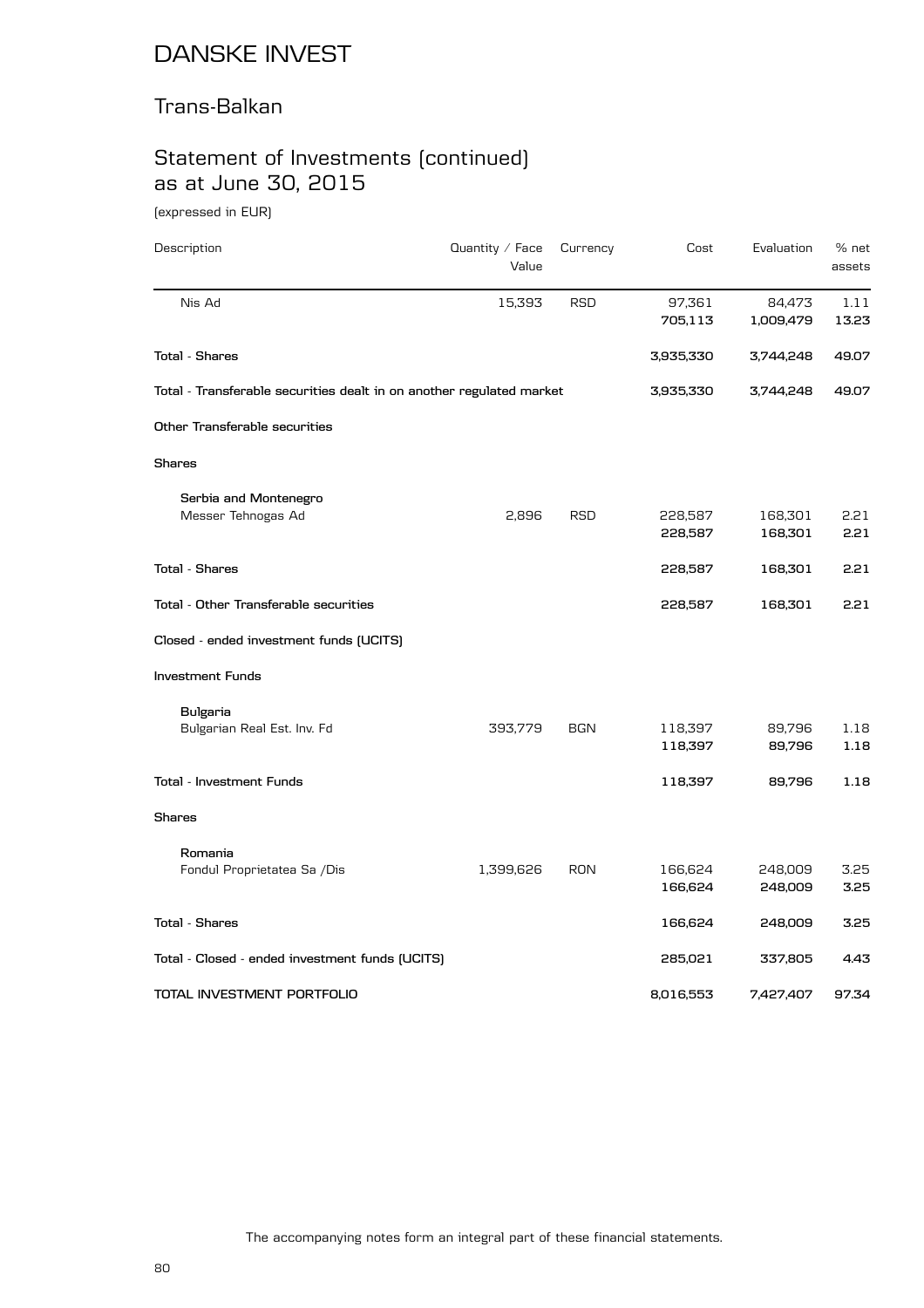# DANSKE INVEST

## Trans-Balkan

## Statement of Investments (continued) as at June 30, 2015

(expressed in EUR)

| Description | Quantity / Face Value | Currency | Cost | Evaluation | % net assets |
|---|---|---|---|---|---|
| Nis Ad | 15,393 | RSD | 97,361 | 84,473 | 1.11 |
| | | | **705,113** | **1,009,479** | **13.23** |
| **Total - Shares** | | | **3,935,330** | **3,744,248** | **49.07** |
| **Total - Transferable securities dealt in on another regulated market** | | | **3,935,330** | **3,744,248** | **49.07** |
| **Other Transferable securities** | | | | | |
| **Shares** | | | | | |
| **Serbia and Montenegro** | | | | | |
| Messer Tehnogas Ad | 2,896 | RSD | 228,587 | 168,301 | 2.21 |
| | | | **228,587** | **168,301** | **2.21** |
| **Total - Shares** | | | **228,587** | **168,301** | **2.21** |
| **Total - Other Transferable securities** | | | **228,587** | **168,301** | **2.21** |
| **Closed - ended investment funds (UCITS)** | | | | | |
| **Investment Funds** | | | | | |
| **Bulgaria** | | | | | |
| Bulgarian Real Est. Inv. Fd | 393,779 | BGN | 118,397 | 89,796 | 1.18 |
| | | | **118,397** | **89,796** | **1.18** |
| **Total - Investment Funds** | | | **118,397** | **89,796** | **1.18** |
| **Shares** | | | | | |
| **Romania** | | | | | |
| Fondul Proprietatea Sa /Dis | 1,399,626 | RON | 166,624 | 248,009 | 3.25 |
| | | | **166,624** | **248,009** | **3.25** |
| **Total - Shares** | | | **166,624** | **248,009** | **3.25** |
| **Total - Closed - ended investment funds (UCITS)** | | | **285,021** | **337,805** | **4.43** |
| **TOTAL INVESTMENT PORTFOLIO** | | | **8,016,553** | **7,427,407** | **97.34** |

The accompanying notes form an integral part of these financial statements.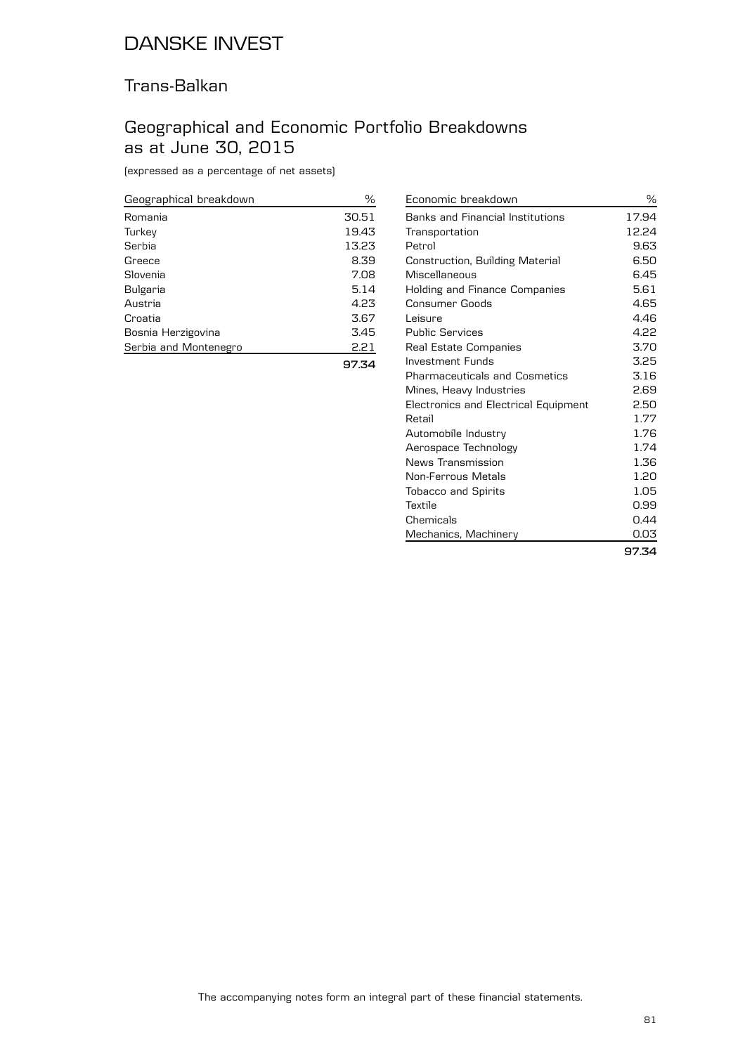# DANSKE INVEST

## Trans-Balkan

## Geographical and Economic Portfolio Breakdowns as at June 30, 2015

(expressed as a percentage of net assets)

| Geographical breakdown | % |
|---|---|
| Romania | 30.51 |
| Turkey | 19.43 |
| Serbia | 13.23 |
| Greece | 8.39 |
| Slovenia | 7.08 |
| Bulgaria | 5.14 |
| Austria | 4.23 |
| Croatia | 3.67 |
| Bosnia Herzigovina | 3.45 |
| Serbia and Montenegro | 2.21 |
| | **97.34** |

| Economic breakdown | % |
|---|---|
| Banks and Financial Institutions | 17.94 |
| Transportation | 12.24 |
| Petrol | 9.63 |
| Construction, Building Material | 6.50 |
| Miscellaneous | 6.45 |
| Holding and Finance Companies | 5.61 |
| Consumer Goods | 4.65 |
| Leisure | 4.46 |
| Public Services | 4.22 |
| Real Estate Companies | 3.70 |
| Investment Funds | 3.25 |
| Pharmaceuticals and Cosmetics | 3.16 |
| Mines, Heavy Industries | 2.69 |
| Electronics and Electrical Equipment | 2.50 |
| Retail | 1.77 |
| Automobile Industry | 1.76 |
| Aerospace Technology | 1.74 |
| News Transmission | 1.36 |
| Non-Ferrous Metals | 1.20 |
| Tobacco and Spirits | 1.05 |
| Textile | 0.99 |
| Chemicals | 0.44 |
| Mechanics, Machinery | 0.03 |
| | **97.34** |

The accompanying notes form an integral part of these financial statements.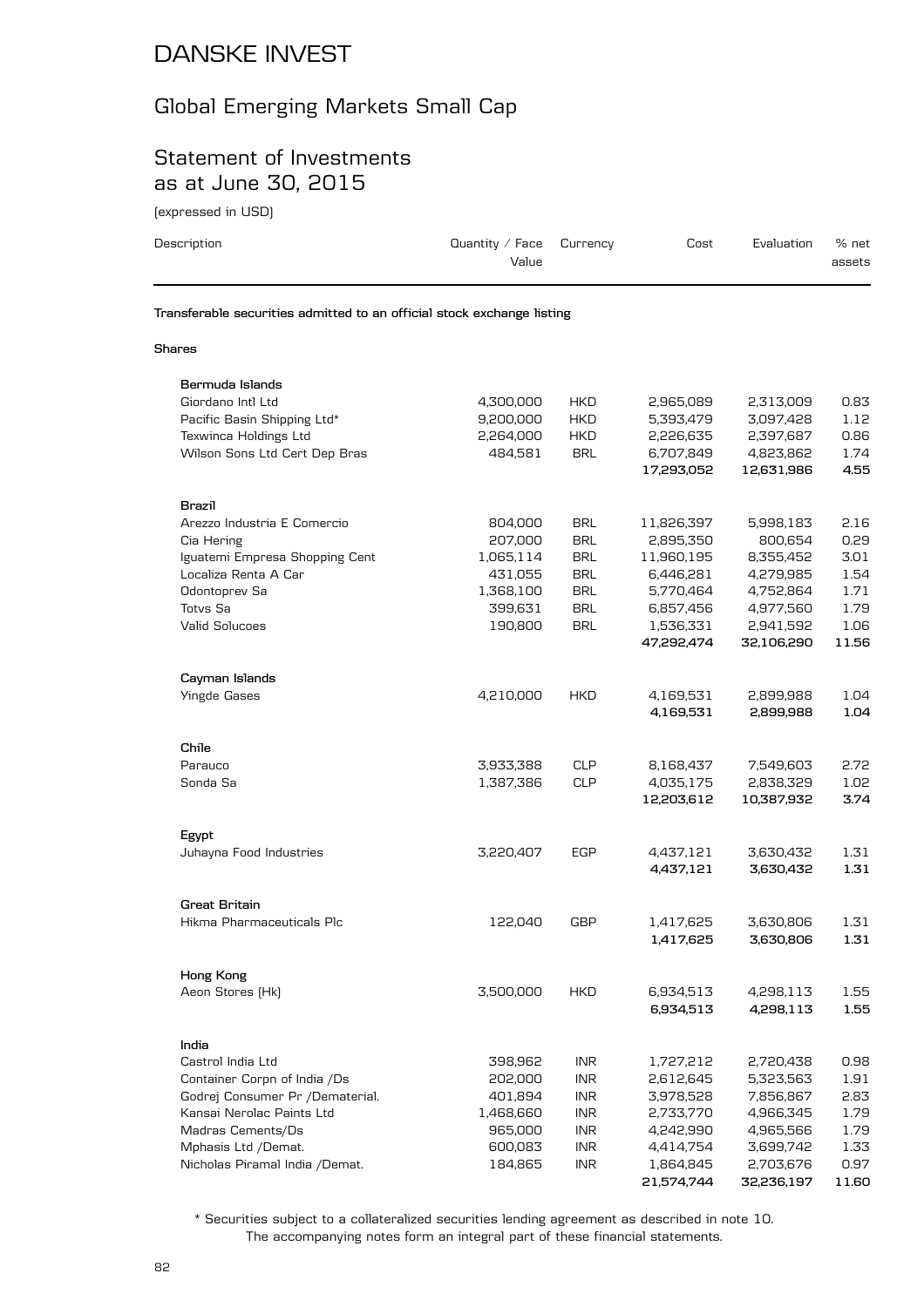# DANSKE INVEST

## Global Emerging Markets Small Cap

## Statement of Investments as at June 30, 2015

(expressed in USD)

| Description | Quantity / Face Value | Currency | Cost | Evaluation | % net assets |
|---|---|---|---|---|---|
| **Transferable securities admitted to an official stock exchange listing** | | | | | |
| **Shares** | | | | | |
| **Bermuda Islands** | | | | | |
| Giordano Intl Ltd | 4,300,000 | HKD | 2,965,089 | 2,313,009 | 0.83 |
| Pacific Basin Shipping Ltd* | 9,200,000 | HKD | 5,393,479 | 3,097,428 | 1.12 |
| Texwinca Holdings Ltd | 2,264,000 | HKD | 2,226,635 | 2,397,687 | 0.86 |
| Wilson Sons Ltd Cert Dep Bras | 484,581 | BRL | 6,707,849 | 4,823,862 | 1.74 |
| | | | **17,293,052** | **12,631,986** | **4.55** |
| **Brazil** | | | | | |
| Arezzo Industria E Comercio | 804,000 | BRL | 11,826,397 | 5,998,183 | 2.16 |
| Cia Hering | 207,000 | BRL | 2,895,350 | 800,654 | 0.29 |
| Iguatemi Empresa Shopping Cent | 1,065,114 | BRL | 11,960,195 | 8,355,452 | 3.01 |
| Localiza Renta A Car | 431,055 | BRL | 6,446,281 | 4,279,985 | 1.54 |
| Odontoprev Sa | 1,368,100 | BRL | 5,770,464 | 4,752,864 | 1.71 |
| Totvs Sa | 399,631 | BRL | 6,857,456 | 4,977,560 | 1.79 |
| Valid Solucoes | 190,800 | BRL | 1,536,331 | 2,941,592 | 1.06 |
| | | | **47,292,474** | **32,106,290** | **11.56** |
| **Cayman Islands** | | | | | |
| Yingde Gases | 4,210,000 | HKD | 4,169,531 | 2,899,988 | 1.04 |
| | | | **4,169,531** | **2,899,988** | **1.04** |
| **Chile** | | | | | |
| Parauco | 3,933,388 | CLP | 8,168,437 | 7,549,603 | 2.72 |
| Sonda Sa | 1,387,386 | CLP | 4,035,175 | 2,838,329 | 1.02 |
| | | | **12,203,612** | **10,387,932** | **3.74** |
| **Egypt** | | | | | |
| Juhayna Food Industries | 3,220,407 | EGP | 4,437,121 | 3,630,432 | 1.31 |
| | | | **4,437,121** | **3,630,432** | **1.31** |
| **Great Britain** | | | | | |
| Hikma Pharmaceuticals Plc | 122,040 | GBP | 1,417,625 | 3,630,806 | 1.31 |
| | | | **1,417,625** | **3,630,806** | **1.31** |
| **Hong Kong** | | | | | |
| Aeon Stores (Hk) | 3,500,000 | HKD | 6,934,513 | 4,298,113 | 1.55 |
| | | | **6,934,513** | **4,298,113** | **1.55** |
| **India** | | | | | |
| Castrol India Ltd | 398,962 | INR | 1,727,212 | 2,720,438 | 0.98 |
| Container Corpn of India /Ds | 202,000 | INR | 2,612,645 | 5,323,563 | 1.91 |
| Godrej Consumer Pr /Dematerial. | 401,894 | INR | 3,978,528 | 7,856,867 | 2.83 |
| Kansai Nerolac Paints Ltd | 1,468,660 | INR | 2,733,770 | 4,966,345 | 1.79 |
| Madras Cements/Ds | 965,000 | INR | 4,242,990 | 4,965,566 | 1.79 |
| Mphasis Ltd /Demat. | 600,083 | INR | 4,414,754 | 3,699,742 | 1.33 |
| Nicholas Piramal India /Demat. | 184,865 | INR | 1,864,845 | 2,703,676 | 0.97 |
| | | | **21,574,744** | **32,236,197** | **11.60** |

\* Securities subject to a collateralized securities lending agreement as described in note 10.

The accompanying notes form an integral part of these financial statements.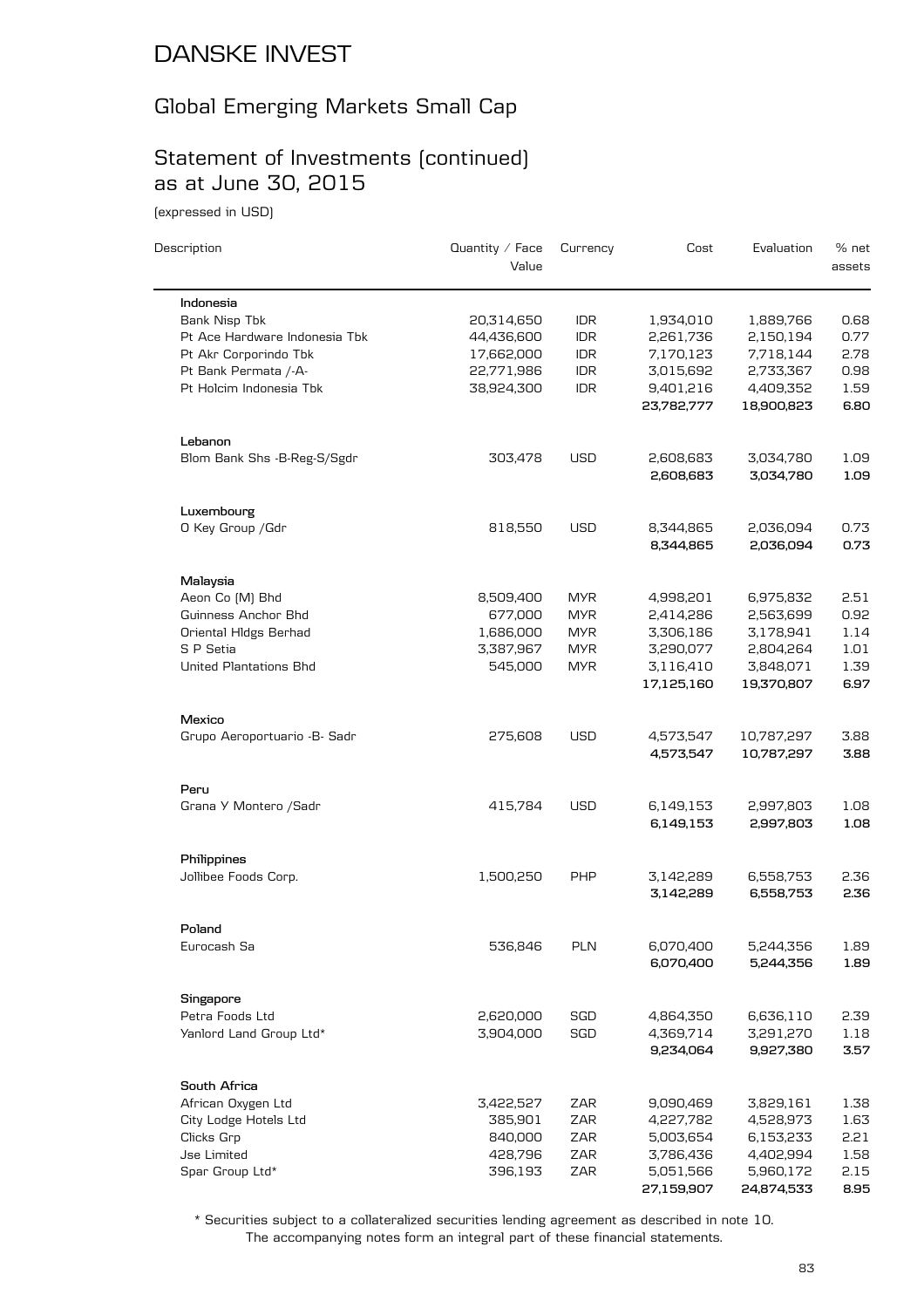# DANSKE INVEST

## Global Emerging Markets Small Cap

## Statement of Investments (continued) as at June 30, 2015

(expressed in USD)

| Description | Quantity / Face Value | Currency | Cost | Evaluation | % net assets |
|---|---|---|---|---|---|
| **Indonesia** | | | | | |
| Bank Nisp Tbk | 20,314,650 | IDR | 1,934,010 | 1,889,766 | 0.68 |
| Pt Ace Hardware Indonesia Tbk | 44,436,600 | IDR | 2,261,736 | 2,150,194 | 0.77 |
| Pt Akr Corporindo Tbk | 17,662,000 | IDR | 7,170,123 | 7,718,144 | 2.78 |
| Pt Bank Permata /-A- | 22,771,986 | IDR | 3,015,692 | 2,733,367 | 0.98 |
| Pt Holcim Indonesia Tbk | 38,924,300 | IDR | 9,401,216 | 4,409,352 | 1.59 |
| | | | **23,782,777** | **18,900,823** | **6.80** |
| **Lebanon** | | | | | |
| Blom Bank Shs -B-Reg-S/Sgdr | 303,478 | USD | 2,608,683 | 3,034,780 | 1.09 |
| | | | **2,608,683** | **3,034,780** | **1.09** |
| **Luxembourg** | | | | | |
| O Key Group /Gdr | 818,550 | USD | 8,344,865 | 2,036,094 | 0.73 |
| | | | **8,344,865** | **2,036,094** | **0.73** |
| **Malaysia** | | | | | |
| Aeon Co (M) Bhd | 8,509,400 | MYR | 4,998,201 | 6,975,832 | 2.51 |
| Guinness Anchor Bhd | 677,000 | MYR | 2,414,286 | 2,563,699 | 0.92 |
| Oriental Hldgs Berhad | 1,686,000 | MYR | 3,306,186 | 3,178,941 | 1.14 |
| S P Setia | 3,387,967 | MYR | 3,290,077 | 2,804,264 | 1.01 |
| United Plantations Bhd | 545,000 | MYR | 3,116,410 | 3,848,071 | 1.39 |
| | | | **17,125,160** | **19,370,807** | **6.97** |
| **Mexico** | | | | | |
| Grupo Aeroportuario -B- Sadr | 275,608 | USD | 4,573,547 | 10,787,297 | 3.88 |
| | | | **4,573,547** | **10,787,297** | **3.88** |
| **Peru** | | | | | |
| Grana Y Montero /Sadr | 415,784 | USD | 6,149,153 | 2,997,803 | 1.08 |
| | | | **6,149,153** | **2,997,803** | **1.08** |
| **Philippines** | | | | | |
| Jollibee Foods Corp. | 1,500,250 | PHP | 3,142,289 | 6,558,753 | 2.36 |
| | | | **3,142,289** | **6,558,753** | **2.36** |
| **Poland** | | | | | |
| Eurocash Sa | 536,846 | PLN | 6,070,400 | 5,244,356 | 1.89 |
| | | | **6,070,400** | **5,244,356** | **1.89** |
| **Singapore** | | | | | |
| Petra Foods Ltd | 2,620,000 | SGD | 4,864,350 | 6,636,110 | 2.39 |
| Yanlord Land Group Ltd* | 3,904,000 | SGD | 4,369,714 | 3,291,270 | 1.18 |
| | | | **9,234,064** | **9,927,380** | **3.57** |
| **South Africa** | | | | | |
| African Oxygen Ltd | 3,422,527 | ZAR | 9,090,469 | 3,829,161 | 1.38 |
| City Lodge Hotels Ltd | 385,901 | ZAR | 4,227,782 | 4,528,973 | 1.63 |
| Clicks Grp | 840,000 | ZAR | 5,003,654 | 6,153,233 | 2.21 |
| Jse Limited | 428,796 | ZAR | 3,786,436 | 4,402,994 | 1.58 |
| Spar Group Ltd* | 396,193 | ZAR | 5,051,566 | 5,960,172 | 2.15 |
| | | | **27,159,907** | **24,874,533** | **8.95** |

* Securities subject to a collateralized securities lending agreement as described in note 10.

The accompanying notes form an integral part of these financial statements.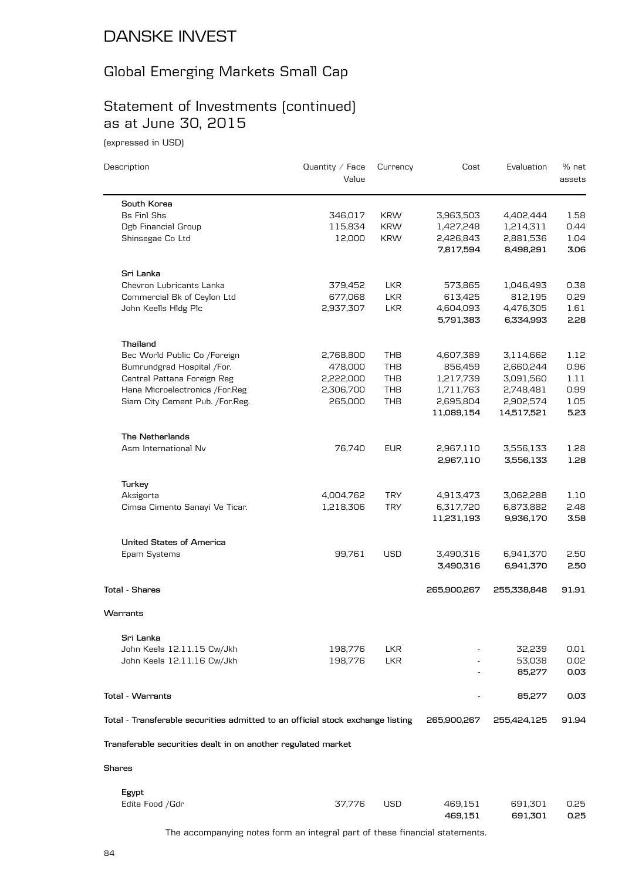# DANSKE INVEST

## Global Emerging Markets Small Cap

## Statement of Investments (continued) as at June 30, 2015

(expressed in USD)

| Description | Quantity / Face Value | Currency | Cost | Evaluation | % net assets |
|---|---|---|---|---|---|
| **South Korea** | | | | | |
| Bs Finl Shs | 346,017 | KRW | 3,963,503 | 4,402,444 | 1.58 |
| Dgb Financial Group | 115,834 | KRW | 1,427,248 | 1,214,311 | 0.44 |
| Shinsegae Co Ltd | 12,000 | KRW | 2,426,843 | 2,881,536 | 1.04 |
| | | | **7,817,594** | **8,498,291** | **3.06** |
| **Sri Lanka** | | | | | |
| Chevron Lubricants Lanka | 379,452 | LKR | 573,865 | 1,046,493 | 0.38 |
| Commercial Bk of Ceylon Ltd | 677,068 | LKR | 613,425 | 812,195 | 0.29 |
| John Keells Hldg Plc | 2,937,307 | LKR | 4,604,093 | 4,476,305 | 1.61 |
| | | | **5,791,383** | **6,334,993** | **2.28** |
| **Thailand** | | | | | |
| Bec World Public Co /Foreign | 2,768,800 | THB | 4,607,389 | 3,114,662 | 1.12 |
| Bumrundgrad Hospital /For. | 478,000 | THB | 856,459 | 2,660,244 | 0.96 |
| Central Pattana Foreign Reg | 2,222,000 | THB | 1,217,739 | 3,091,560 | 1.11 |
| Hana Microelectronics /For.Reg | 2,306,700 | THB | 1,711,763 | 2,748,481 | 0.99 |
| Siam City Cement Pub. /For.Reg. | 265,000 | THB | 2,695,804 | 2,902,574 | 1.05 |
| | | | **11,089,154** | **14,517,521** | **5.23** |
| **The Netherlands** | | | | | |
| Asm International Nv | 76,740 | EUR | 2,967,110 | 3,556,133 | 1.28 |
| | | | **2,967,110** | **3,556,133** | **1.28** |
| **Turkey** | | | | | |
| Aksigorta | 4,004,762 | TRY | 4,913,473 | 3,062,288 | 1.10 |
| Cimsa Cimento Sanayi Ve Ticar. | 1,218,306 | TRY | 6,317,720 | 6,873,882 | 2.48 |
| | | | **11,231,193** | **9,936,170** | **3.58** |
| **United States of America** | | | | | |
| Epam Systems | 99,761 | USD | 3,490,316 | 6,941,370 | 2.50 |
| | | | **3,490,316** | **6,941,370** | **2.50** |
| **Total - Shares** | | | **265,900,267** | **255,338,848** | **91.91** |
| **Warrants** | | | | | |
| **Sri Lanka** | | | | | |
| John Keels 12.11.15 Cw/Jkh | 198,776 | LKR | - | 32,239 | 0.01 |
| John Keels 12.11.16 Cw/Jkh | 198,776 | LKR | - | 53,038 | 0.02 |
| | | | - | **85,277** | **0.03** |
| **Total - Warrants** | | | - | **85,277** | **0.03** |
| **Total - Transferable securities admitted to an official stock exchange listing** | | | **265,900,267** | **255,424,125** | **91.94** |
| **Transferable securities dealt in on another regulated market** | | | | | |
| **Shares** | | | | | |
| **Egypt** | | | | | |
| Edita Food /Gdr | 37,776 | USD | 469,151 | 691,301 | 0.25 |
| | | | **469,151** | **691,301** | **0.25** |

The accompanying notes form an integral part of these financial statements.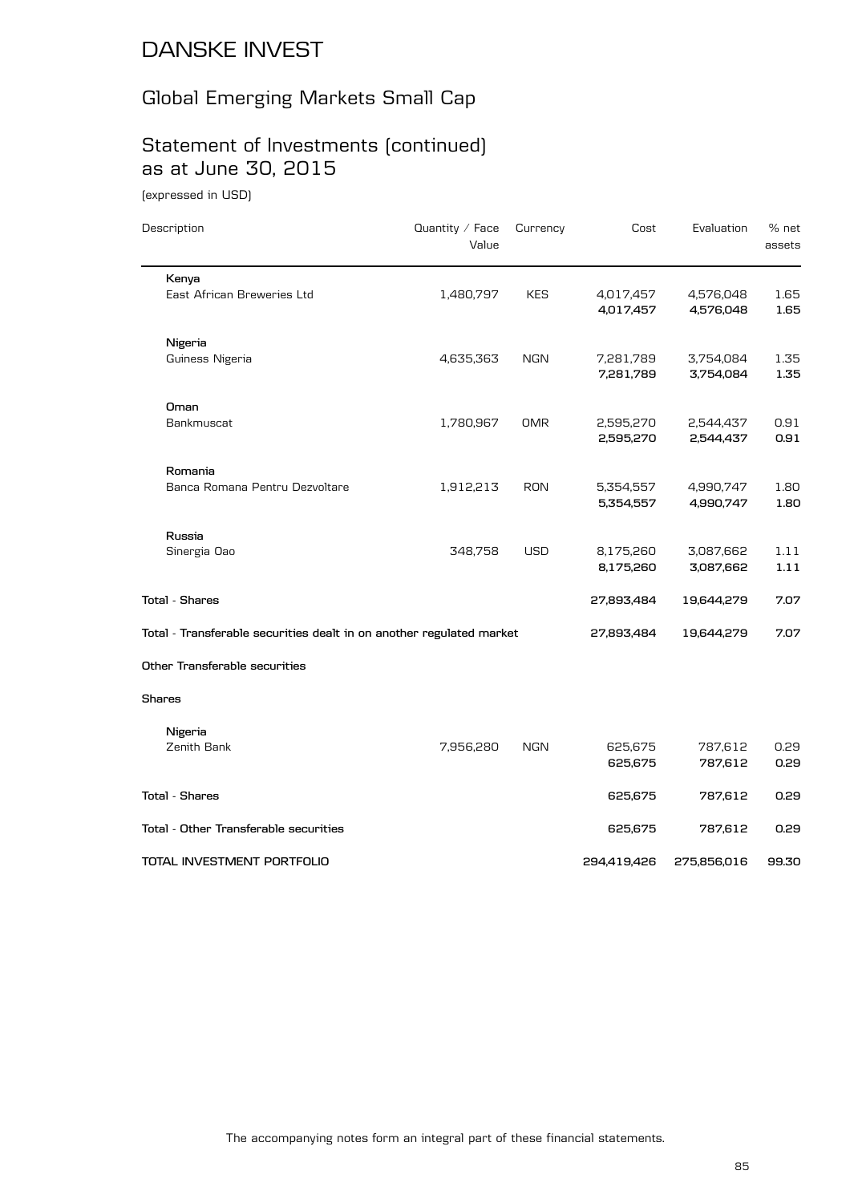# DANSKE INVEST

## Global Emerging Markets Small Cap

## Statement of Investments (continued) as at June 30, 2015

(expressed in USD)

| Description | Quantity / Face Value | Currency | Cost | Evaluation | % net assets |
|---|---|---|---|---|---|
| **Kenya** | | | | | |
| East African Breweries Ltd | 1,480,797 | KES | 4,017,457 | 4,576,048 | 1.65 |
| | | | **4,017,457** | **4,576,048** | **1.65** |
| **Nigeria** | | | | | |
| Guiness Nigeria | 4,635,363 | NGN | 7,281,789 | 3,754,084 | 1.35 |
| | | | **7,281,789** | **3,754,084** | **1.35** |
| **Oman** | | | | | |
| Bankmuscat | 1,780,967 | OMR | 2,595,270 | 2,544,437 | 0.91 |
| | | | **2,595,270** | **2,544,437** | **0.91** |
| **Romania** | | | | | |
| Banca Romana Pentru Dezvoltare | 1,912,213 | RON | 5,354,557 | 4,990,747 | 1.80 |
| | | | **5,354,557** | **4,990,747** | **1.80** |
| **Russia** | | | | | |
| Sinergia Oao | 348,758 | USD | 8,175,260 | 3,087,662 | 1.11 |
| | | | **8,175,260** | **3,087,662** | **1.11** |
| **Total - Shares** | | | **27,893,484** | **19,644,279** | **7.07** |
| **Total - Transferable securities dealt in on another regulated market** | | | **27,893,484** | **19,644,279** | **7.07** |
| **Other Transferable securities** | | | | | |
| **Shares** | | | | | |
| **Nigeria** | | | | | |
| Zenith Bank | 7,956,280 | NGN | 625,675 | 787,612 | 0.29 |
| | | | **625,675** | **787,612** | **0.29** |
| **Total - Shares** | | | **625,675** | **787,612** | **0.29** |
| **Total - Other Transferable securities** | | | **625,675** | **787,612** | **0.29** |
| **TOTAL INVESTMENT PORTFOLIO** | | | **294,419,426** | **275,856,016** | **99.30** |

The accompanying notes form an integral part of these financial statements.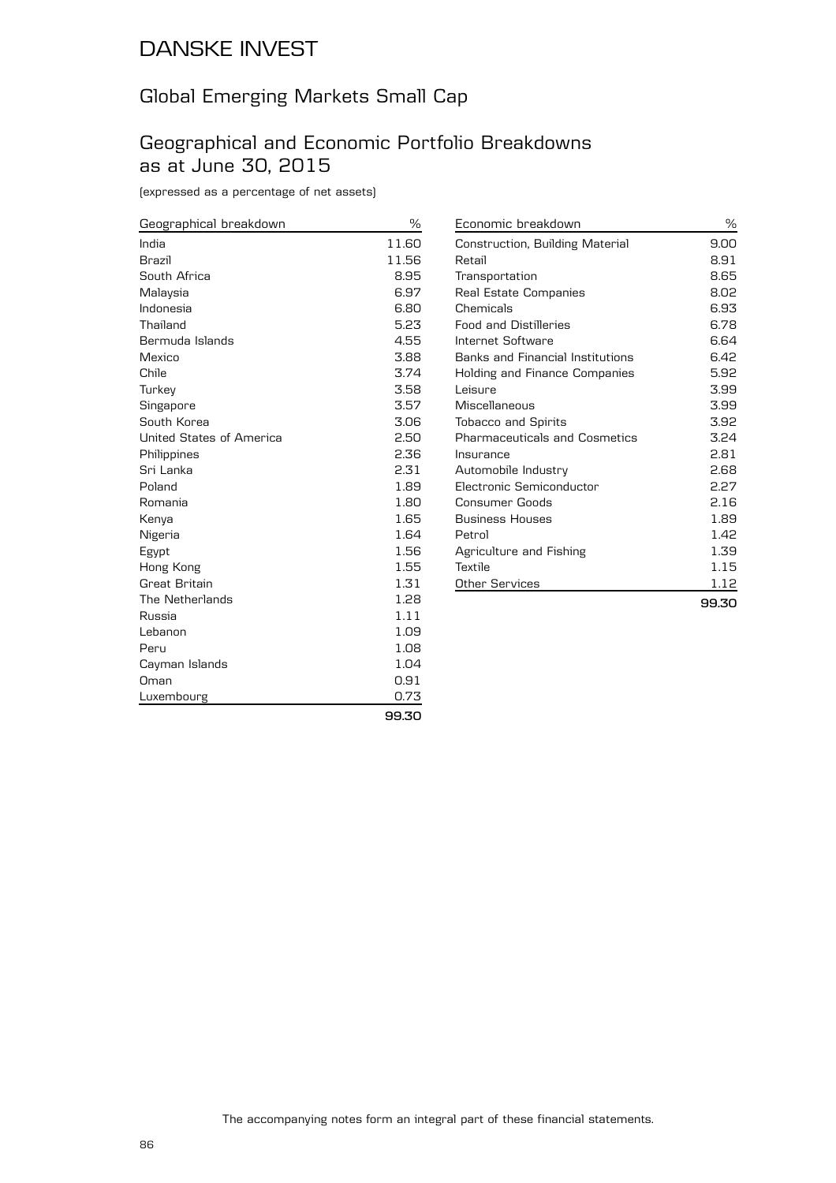# DANSKE INVEST

## Global Emerging Markets Small Cap

## Geographical and Economic Portfolio Breakdowns as at June 30, 2015

(expressed as a percentage of net assets)

| Geographical breakdown | % |
|---|---|
| India | 11.60 |
| Brazil | 11.56 |
| South Africa | 8.95 |
| Malaysia | 6.97 |
| Indonesia | 6.80 |
| Thailand | 5.23 |
| Bermuda Islands | 4.55 |
| Mexico | 3.88 |
| Chile | 3.74 |
| Turkey | 3.58 |
| Singapore | 3.57 |
| South Korea | 3.06 |
| United States of America | 2.50 |
| Philippines | 2.36 |
| Sri Lanka | 2.31 |
| Poland | 1.89 |
| Romania | 1.80 |
| Kenya | 1.65 |
| Nigeria | 1.64 |
| Egypt | 1.56 |
| Hong Kong | 1.55 |
| Great Britain | 1.31 |
| The Netherlands | 1.28 |
| Russia | 1.11 |
| Lebanon | 1.09 |
| Peru | 1.08 |
| Cayman Islands | 1.04 |
| Oman | 0.91 |
| Luxembourg | 0.73 |
| | **99.30** |

| Economic breakdown | % |
|---|---|
| Construction, Building Material | 9.00 |
| Retail | 8.91 |
| Transportation | 8.65 |
| Real Estate Companies | 8.02 |
| Chemicals | 6.93 |
| Food and Distilleries | 6.78 |
| Internet Software | 6.64 |
| Banks and Financial Institutions | 6.42 |
| Holding and Finance Companies | 5.92 |
| Leisure | 3.99 |
| Miscellaneous | 3.99 |
| Tobacco and Spirits | 3.92 |
| Pharmaceuticals and Cosmetics | 3.24 |
| Insurance | 2.81 |
| Automobile Industry | 2.68 |
| Electronic Semiconductor | 2.27 |
| Consumer Goods | 2.16 |
| Business Houses | 1.89 |
| Petrol | 1.42 |
| Agriculture and Fishing | 1.39 |
| Textile | 1.15 |
| Other Services | 1.12 |
| | **99.30** |

The accompanying notes form an integral part of these financial statements.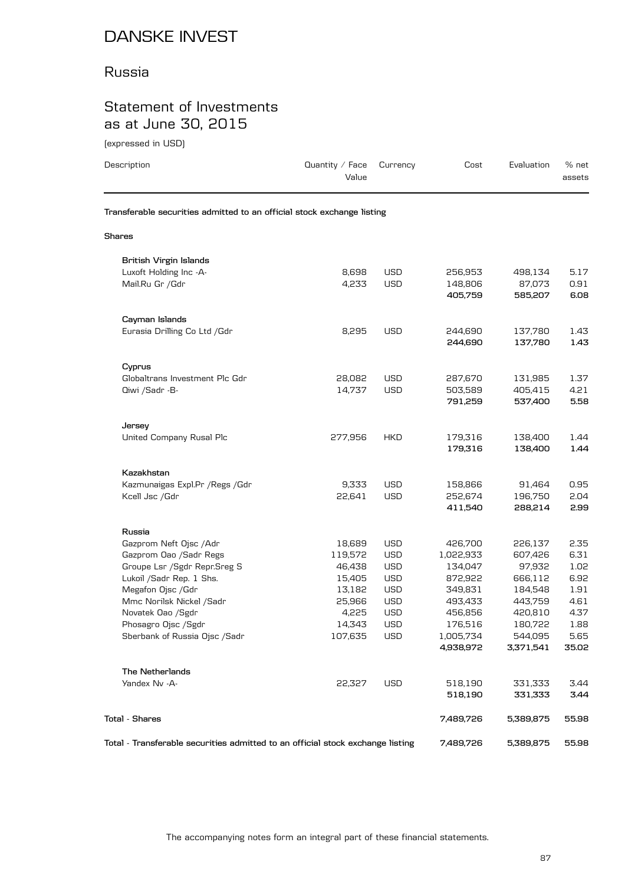# DANSKE INVEST

## Russia

## Statement of Investments as at June 30, 2015

(expressed in USD)

| Description | Quantity / Face Value | Currency | Cost | Evaluation | % net assets |
|---|---|---|---|---|---|
| **Transferable securities admitted to an official stock exchange listing** | | | | | |
| **Shares** | | | | | |
| **British Virgin Islands** | | | | | |
| Luxoft Holding Inc -A- | 8,698 | USD | 256,953 | 498,134 | 5.17 |
| Mail.Ru Gr /Gdr | 4,233 | USD | 148,806 | 87,073 | 0.91 |
| | | | **405,759** | **585,207** | **6.08** |
| **Cayman Islands** | | | | | |
| Eurasia Drilling Co Ltd /Gdr | 8,295 | USD | 244,690 | 137,780 | 1.43 |
| | | | **244,690** | **137,780** | **1.43** |
| **Cyprus** | | | | | |
| Globaltrans Investment Plc Gdr | 28,082 | USD | 287,670 | 131,985 | 1.37 |
| Qiwi /Sadr -B- | 14,737 | USD | 503,589 | 405,415 | 4.21 |
| | | | **791,259** | **537,400** | **5.58** |
| **Jersey** | | | | | |
| United Company Rusal Plc | 277,956 | HKD | 179,316 | 138,400 | 1.44 |
| | | | **179,316** | **138,400** | **1.44** |
| **Kazakhstan** | | | | | |
| Kazmunaigas Expl.Pr /Regs /Gdr | 9,333 | USD | 158,866 | 91,464 | 0.95 |
| Kcell Jsc /Gdr | 22,641 | USD | 252,674 | 196,750 | 2.04 |
| | | | **411,540** | **288,214** | **2.99** |
| **Russia** | | | | | |
| Gazprom Neft Ojsc /Adr | 18,689 | USD | 426,700 | 226,137 | 2.35 |
| Gazprom Oao /Sadr Regs | 119,572 | USD | 1,022,933 | 607,426 | 6.31 |
| Groupe Lsr /Sgdr Repr.Sreg S | 46,438 | USD | 134,047 | 97,932 | 1.02 |
| Lukoil /Sadr Rep. 1 Shs. | 15,405 | USD | 872,922 | 666,112 | 6.92 |
| Megafon Ojsc /Gdr | 13,182 | USD | 349,831 | 184,548 | 1.91 |
| Mmc Norilsk Nickel /Sadr | 25,966 | USD | 493,433 | 443,759 | 4.61 |
| Novatek Oao /Sgdr | 4,225 | USD | 456,856 | 420,810 | 4.37 |
| Phosagro Ojsc /Sgdr | 14,343 | USD | 176,516 | 180,722 | 1.88 |
| Sberbank of Russia Ojsc /Sadr | 107,635 | USD | 1,005,734 | 544,095 | 5.65 |
| | | | **4,938,972** | **3,371,541** | **35.02** |
| **The Netherlands** | | | | | |
| Yandex Nv -A- | 22,327 | USD | 518,190 | 331,333 | 3.44 |
| | | | **518,190** | **331,333** | **3.44** |
| **Total - Shares** | | | **7,489,726** | **5,389,875** | **55.98** |
| **Total - Transferable securities admitted to an official stock exchange listing** | | | **7,489,726** | **5,389,875** | **55.98** |

The accompanying notes form an integral part of these financial statements.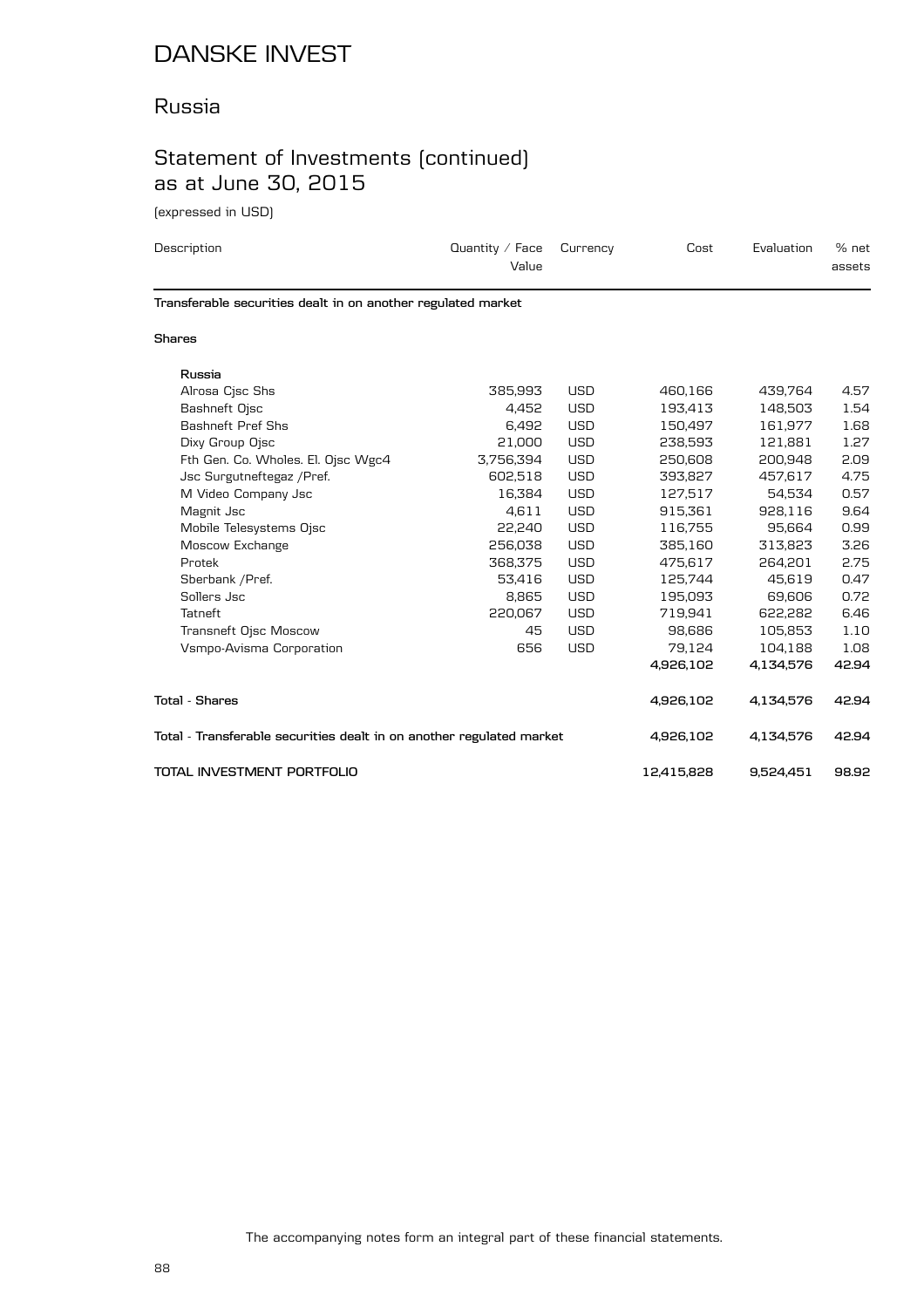# DANSKE INVEST

## Russia

## Statement of Investments (continued) as at June 30, 2015

(expressed in USD)

| Description | Quantity / Face Value | Currency | Cost | Evaluation | % net assets |
|---|---|---|---|---|---|
| **Transferable securities dealt in on another regulated market** | | | | | |
| **Shares** | | | | | |
| **Russia** | | | | | |
| Alrosa Cjsc Shs | 385,993 | USD | 460,166 | 439,764 | 4.57 |
| Bashneft Ojsc | 4,452 | USD | 193,413 | 148,503 | 1.54 |
| Bashneft Pref Shs | 6,492 | USD | 150,497 | 161,977 | 1.68 |
| Dixy Group Ojsc | 21,000 | USD | 238,593 | 121,881 | 1.27 |
| Fth Gen. Co. Wholes. El. Ojsc Wgc4 | 3,756,394 | USD | 250,608 | 200,948 | 2.09 |
| Jsc Surgutneftegaz /Pref. | 602,518 | USD | 393,827 | 457,617 | 4.75 |
| M Video Company Jsc | 16,384 | USD | 127,517 | 54,534 | 0.57 |
| Magnit Jsc | 4,611 | USD | 915,361 | 928,116 | 9.64 |
| Mobile Telesystems Ojsc | 22,240 | USD | 116,755 | 95,664 | 0.99 |
| Moscow Exchange | 256,038 | USD | 385,160 | 313,823 | 3.26 |
| Protek | 368,375 | USD | 475,617 | 264,201 | 2.75 |
| Sberbank /Pref. | 53,416 | USD | 125,744 | 45,619 | 0.47 |
| Sollers Jsc | 8,865 | USD | 195,093 | 69,606 | 0.72 |
| Tatneft | 220,067 | USD | 719,941 | 622,282 | 6.46 |
| Transneft Ojsc Moscow | 45 | USD | 98,686 | 105,853 | 1.10 |
| Vsmpo-Avisma Corporation | 656 | USD | 79,124 | 104,188 | 1.08 |
| | | | **4,926,102** | **4,134,576** | **42.94** |
| **Total - Shares** | | | **4,926,102** | **4,134,576** | **42.94** |
| **Total - Transferable securities dealt in on another regulated market** | | | **4,926,102** | **4,134,576** | **42.94** |
| **TOTAL INVESTMENT PORTFOLIO** | | | **12,415,828** | **9,524,451** | **98.92** |

The accompanying notes form an integral part of these financial statements.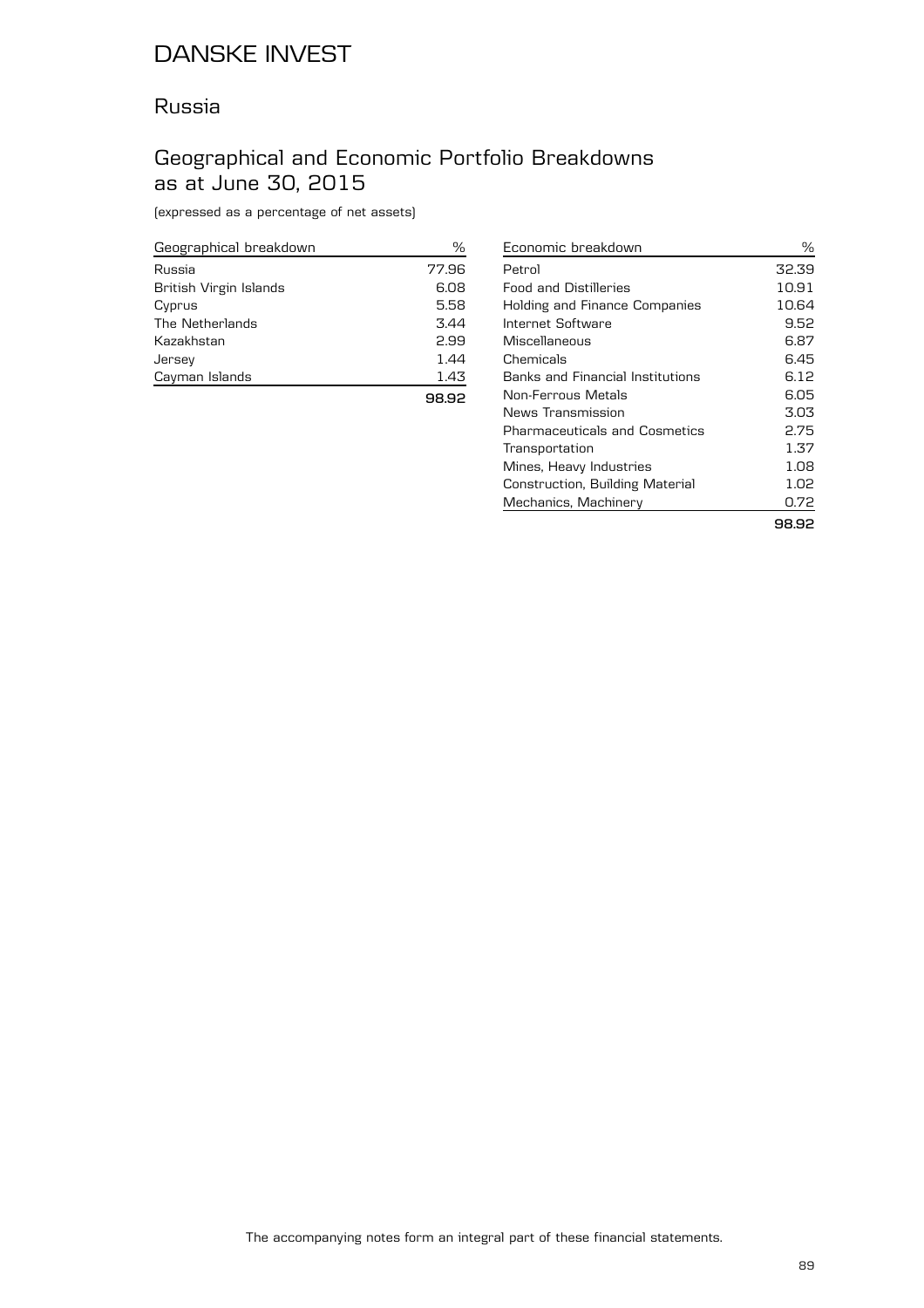# DANSKE INVEST

## Russia

## Geographical and Economic Portfolio Breakdowns as at June 30, 2015

(expressed as a percentage of net assets)

| Geographical breakdown | % |
|---|---|
| Russia | 77.96 |
| British Virgin Islands | 6.08 |
| Cyprus | 5.58 |
| The Netherlands | 3.44 |
| Kazakhstan | 2.99 |
| Jersey | 1.44 |
| Cayman Islands | 1.43 |
| | **98.92** |

| Economic breakdown | % |
|---|---|
| Petrol | 32.39 |
| Food and Distilleries | 10.91 |
| Holding and Finance Companies | 10.64 |
| Internet Software | 9.52 |
| Miscellaneous | 6.87 |
| Chemicals | 6.45 |
| Banks and Financial Institutions | 6.12 |
| Non-Ferrous Metals | 6.05 |
| News Transmission | 3.03 |
| Pharmaceuticals and Cosmetics | 2.75 |
| Transportation | 1.37 |
| Mines, Heavy Industries | 1.08 |
| Construction, Building Material | 1.02 |
| Mechanics, Machinery | 0.72 |
| | **98.92** |

The accompanying notes form an integral part of these financial statements.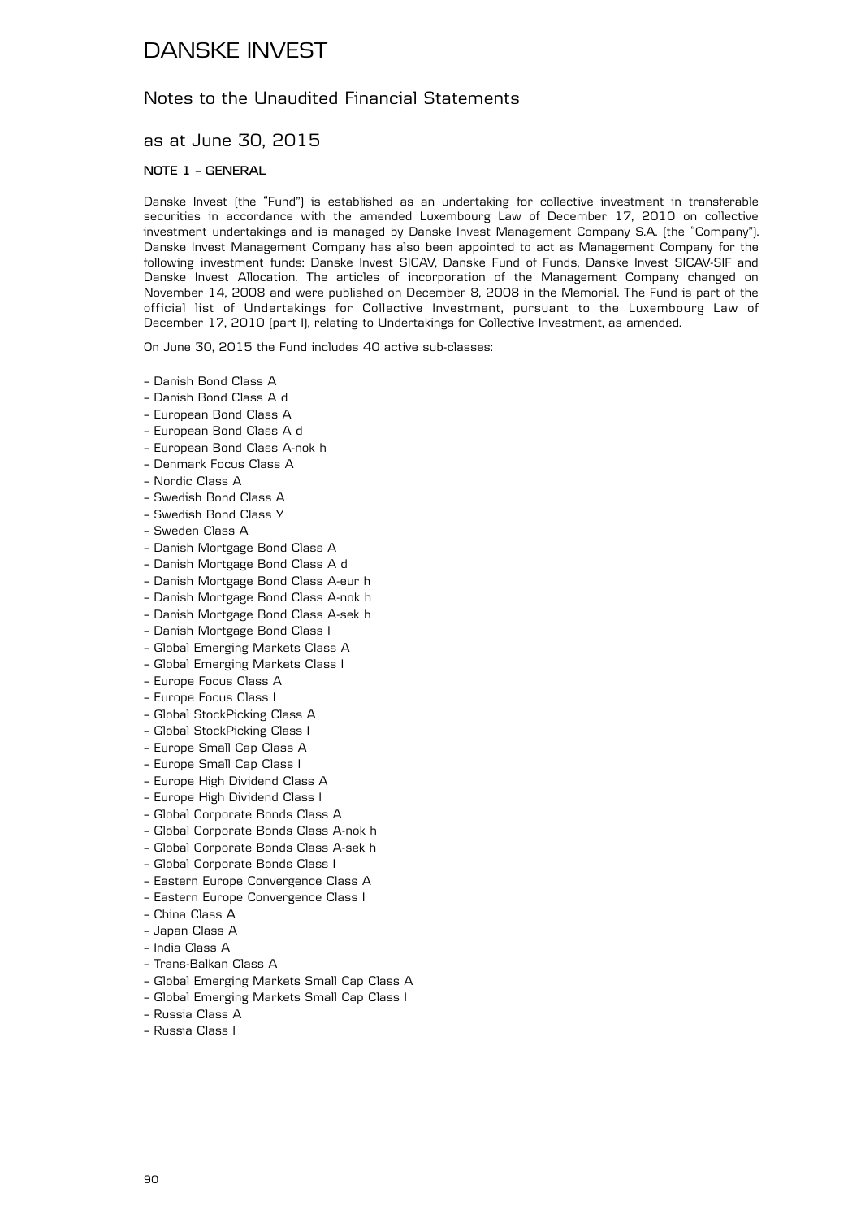# DANSKE INVEST

## Notes to the Unaudited Financial Statements

## as at June 30, 2015

### NOTE 1 – GENERAL

Danske Invest (the "Fund") is established as an undertaking for collective investment in transferable securities in accordance with the amended Luxembourg Law of December 17, 2010 on collective investment undertakings and is managed by Danske Invest Management Company S.A. (the "Company"). Danske Invest Management Company has also been appointed to act as Management Company for the following investment funds: Danske Invest SICAV, Danske Fund of Funds, Danske Invest SICAV-SIF and Danske Invest Allocation. The articles of incorporation of the Management Company changed on November 14, 2008 and were published on December 8, 2008 in the Memorial. The Fund is part of the official list of Undertakings for Collective Investment, pursuant to the Luxembourg Law of December 17, 2010 (part I), relating to Undertakings for Collective Investment, as amended.

On June 30, 2015 the Fund includes 40 active sub-classes:

- Danish Bond Class A
- Danish Bond Class A d
- European Bond Class A
- European Bond Class A d
- European Bond Class A-nok h
- Denmark Focus Class A
- Nordic Class A
- Swedish Bond Class A
- Swedish Bond Class Y
- Sweden Class A
- Danish Mortgage Bond Class A
- Danish Mortgage Bond Class A d
- Danish Mortgage Bond Class A-eur h
- Danish Mortgage Bond Class A-nok h
- Danish Mortgage Bond Class A-sek h
- Danish Mortgage Bond Class I
- Global Emerging Markets Class A
- Global Emerging Markets Class I
- Europe Focus Class A
- Europe Focus Class I
- Global StockPicking Class A
- Global StockPicking Class I
- Europe Small Cap Class A
- Europe Small Cap Class I
- Europe High Dividend Class A
- Europe High Dividend Class I
- Global Corporate Bonds Class A
- Global Corporate Bonds Class A-nok h
- Global Corporate Bonds Class A-sek h
- Global Corporate Bonds Class I
- Eastern Europe Convergence Class A
- Eastern Europe Convergence Class I
- China Class A
- Japan Class A
- India Class A
- Trans-Balkan Class A
- Global Emerging Markets Small Cap Class A
- Global Emerging Markets Small Cap Class I
- Russia Class A
- Russia Class I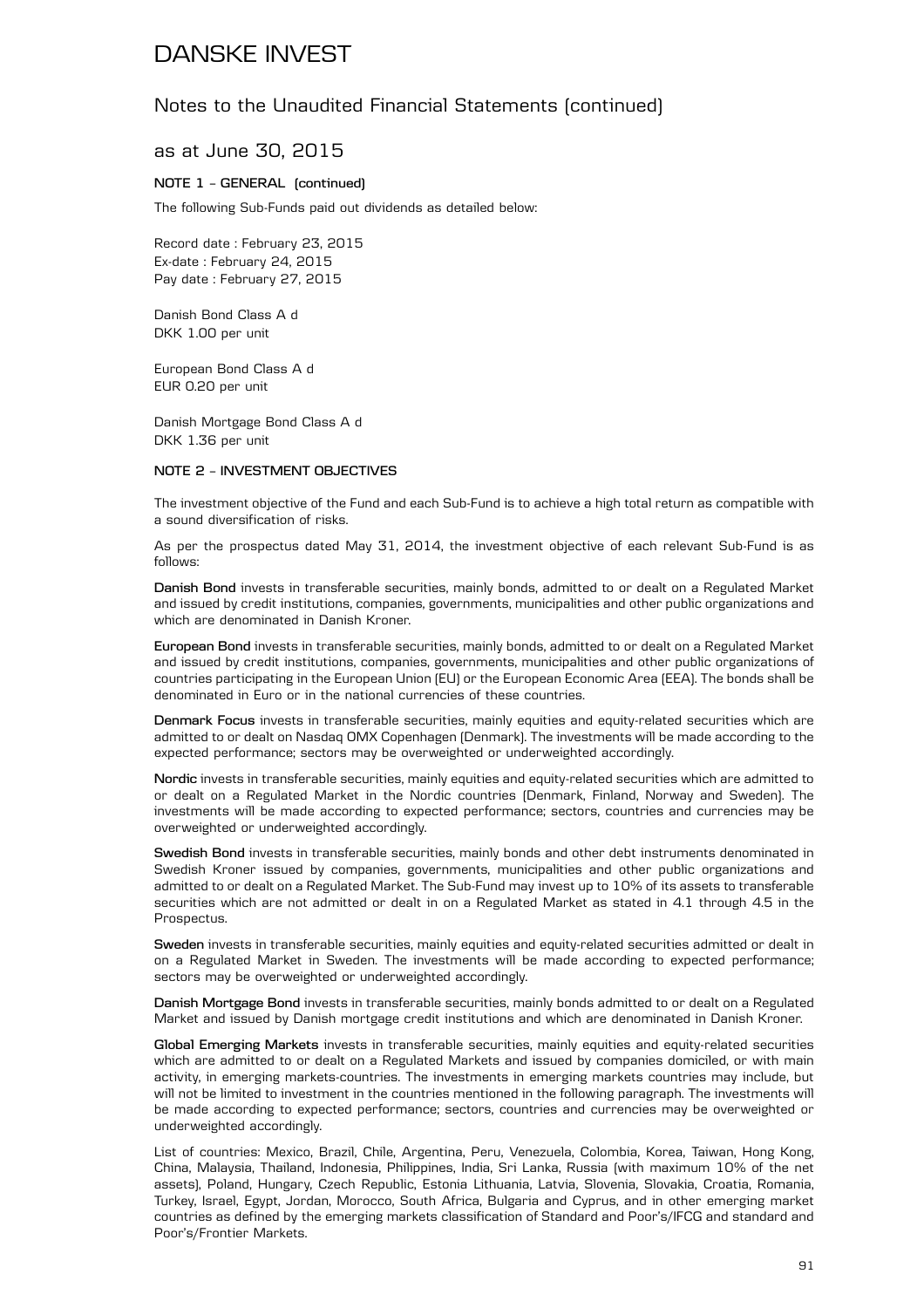# DANSKE INVEST

## Notes to the Unaudited Financial Statements (continued)

## as at June 30, 2015

### NOTE 1 – GENERAL (continued)

The following Sub-Funds paid out dividends as detailed below:

Record date : February 23, 2015
Ex-date : February 24, 2015
Pay date : February 27, 2015

Danish Bond Class A d
DKK 1.00 per unit

European Bond Class A d
EUR 0.20 per unit

Danish Mortgage Bond Class A d
DKK 1.36 per unit

### NOTE 2 – INVESTMENT OBJECTIVES

The investment objective of the Fund and each Sub-Fund is to achieve a high total return as compatible with a sound diversification of risks.

As per the prospectus dated May 31, 2014, the investment objective of each relevant Sub-Fund is as follows:

**Danish Bond** invests in transferable securities, mainly bonds, admitted to or dealt on a Regulated Market and issued by credit institutions, companies, governments, municipalities and other public organizations and which are denominated in Danish Kroner.

**European Bond** invests in transferable securities, mainly bonds, admitted to or dealt on a Regulated Market and issued by credit institutions, companies, governments, municipalities and other public organizations of countries participating in the European Union (EU) or the European Economic Area (EEA). The bonds shall be denominated in Euro or in the national currencies of these countries.

**Denmark Focus** invests in transferable securities, mainly equities and equity-related securities which are admitted to or dealt on Nasdaq OMX Copenhagen (Denmark). The investments will be made according to the expected performance; sectors may be overweighted or underweighted accordingly.

**Nordic** invests in transferable securities, mainly equities and equity-related securities which are admitted to or dealt on a Regulated Market in the Nordic countries (Denmark, Finland, Norway and Sweden). The investments will be made according to expected performance; sectors, countries and currencies may be overweighted or underweighted accordingly.

**Swedish Bond** invests in transferable securities, mainly bonds and other debt instruments denominated in Swedish Kroner issued by companies, governments, municipalities and other public organizations and admitted to or dealt on a Regulated Market. The Sub-Fund may invest up to 10% of its assets to transferable securities which are not admitted or dealt in on a Regulated Market as stated in 4.1 through 4.5 in the Prospectus.

**Sweden** invests in transferable securities, mainly equities and equity-related securities admitted or dealt in on a Regulated Market in Sweden. The investments will be made according to expected performance; sectors may be overweighted or underweighted accordingly.

**Danish Mortgage Bond** invests in transferable securities, mainly bonds admitted to or dealt on a Regulated Market and issued by Danish mortgage credit institutions and which are denominated in Danish Kroner.

**Global Emerging Markets** invests in transferable securities, mainly equities and equity-related securities which are admitted to or dealt on a Regulated Markets and issued by companies domiciled, or with main activity, in emerging markets-countries. The investments in emerging markets countries may include, but will not be limited to investment in the countries mentioned in the following paragraph. The investments will be made according to expected performance; sectors, countries and currencies may be overweighted or underweighted accordingly.

List of countries: Mexico, Brazil, Chile, Argentina, Peru, Venezuela, Colombia, Korea, Taiwan, Hong Kong, China, Malaysia, Thailand, Indonesia, Philippines, India, Sri Lanka, Russia (with maximum 10% of the net assets), Poland, Hungary, Czech Republic, Estonia Lithuania, Latvia, Slovenia, Slovakia, Croatia, Romania, Turkey, Israel, Egypt, Jordan, Morocco, South Africa, Bulgaria and Cyprus, and in other emerging market countries as defined by the emerging markets classification of Standard and Poor's/IFCG and standard and Poor's/Frontier Markets.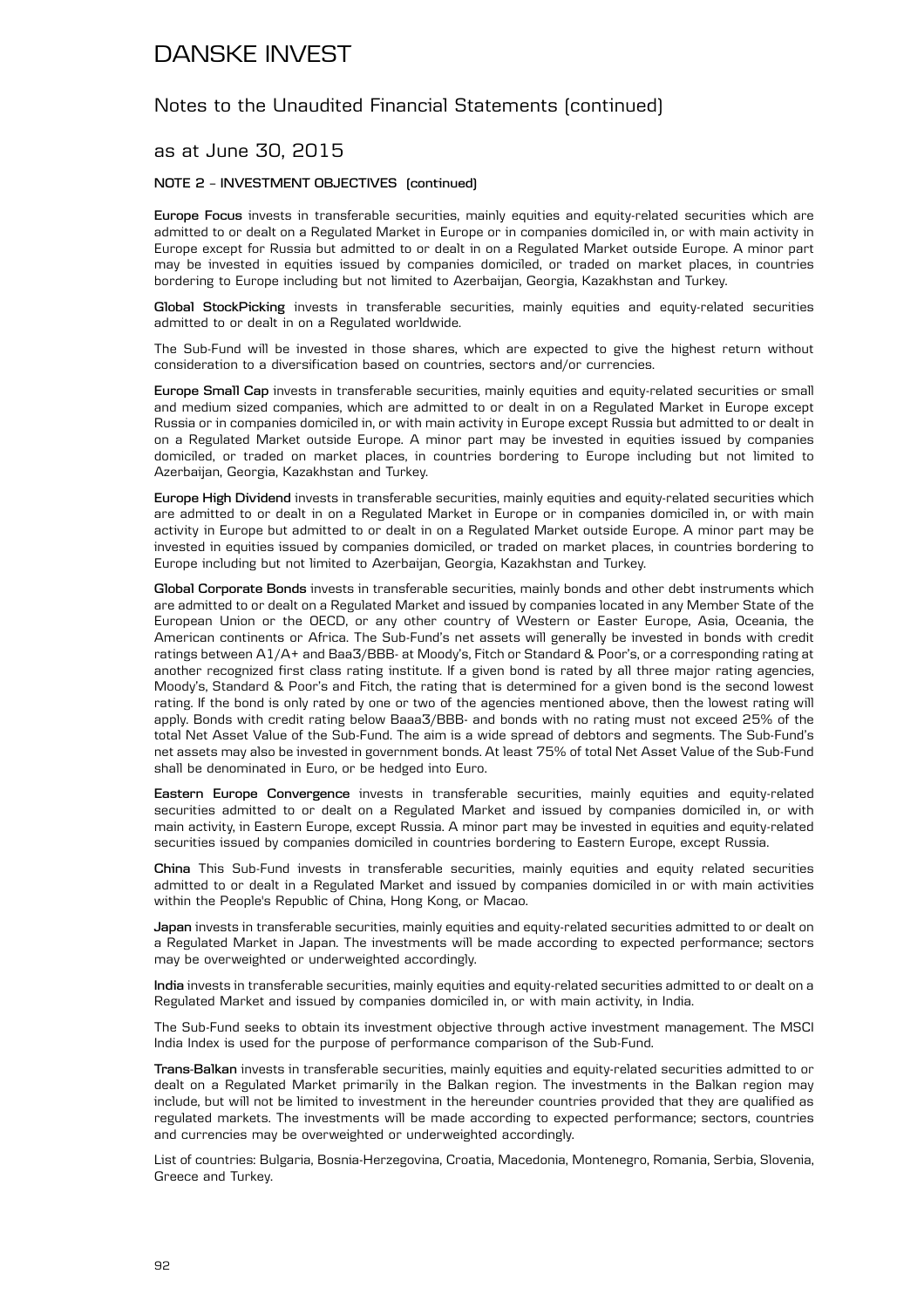# DANSKE INVEST

## Notes to the Unaudited Financial Statements (continued)

## as at June 30, 2015

### NOTE 2 – INVESTMENT OBJECTIVES (continued)

**Europe Focus** invests in transferable securities, mainly equities and equity-related securities which are admitted to or dealt on a Regulated Market in Europe or in companies domiciled in, or with main activity in Europe except for Russia but admitted to or dealt in on a Regulated Market outside Europe. A minor part may be invested in equities issued by companies domiciled, or traded on market places, in countries bordering to Europe including but not limited to Azerbaijan, Georgia, Kazakhstan and Turkey.

**Global StockPicking** invests in transferable securities, mainly equities and equity-related securities admitted to or dealt in on a Regulated worldwide.

The Sub-Fund will be invested in those shares, which are expected to give the highest return without consideration to a diversification based on countries, sectors and/or currencies.

**Europe Small Cap** invests in transferable securities, mainly equities and equity-related securities or small and medium sized companies, which are admitted to or dealt in on a Regulated Market in Europe except Russia or in companies domiciled in, or with main activity in Europe except Russia but admitted to or dealt in on a Regulated Market outside Europe. A minor part may be invested in equities issued by companies domiciled, or traded on market places, in countries bordering to Europe including but not limited to Azerbaijan, Georgia, Kazakhstan and Turkey.

**Europe High Dividend** invests in transferable securities, mainly equities and equity-related securities which are admitted to or dealt in on a Regulated Market in Europe or in companies domiciled in, or with main activity in Europe but admitted to or dealt in on a Regulated Market outside Europe. A minor part may be invested in equities issued by companies domiciled, or traded on market places, in countries bordering to Europe including but not limited to Azerbaijan, Georgia, Kazakhstan and Turkey.

**Global Corporate Bonds** invests in transferable securities, mainly bonds and other debt instruments which are admitted to or dealt on a Regulated Market and issued by companies located in any Member State of the European Union or the OECD, or any other country of Western or Easter Europe, Asia, Oceania, the American continents or Africa. The Sub-Fund's net assets will generally be invested in bonds with credit ratings between A1/A+ and Baa3/BBB- at Moody's, Fitch or Standard & Poor's, or a corresponding rating at another recognized first class rating institute. If a given bond is rated by all three major rating agencies, Moody's, Standard & Poor's and Fitch, the rating that is determined for a given bond is the second lowest rating. If the bond is only rated by one or two of the agencies mentioned above, then the lowest rating will apply. Bonds with credit rating below Baaa3/BBB- and bonds with no rating must not exceed 25% of the total Net Asset Value of the Sub-Fund. The aim is a wide spread of debtors and segments. The Sub-Fund's net assets may also be invested in government bonds. At least 75% of total Net Asset Value of the Sub-Fund shall be denominated in Euro, or be hedged into Euro.

**Eastern Europe Convergence** invests in transferable securities, mainly equities and equity-related securities admitted to or dealt on a Regulated Market and issued by companies domiciled in, or with main activity, in Eastern Europe, except Russia. A minor part may be invested in equities and equity-related securities issued by companies domiciled in countries bordering to Eastern Europe, except Russia.

**China** This Sub-Fund invests in transferable securities, mainly equities and equity related securities admitted to or dealt in a Regulated Market and issued by companies domiciled in or with main activities within the People's Republic of China, Hong Kong, or Macao.

**Japan** invests in transferable securities, mainly equities and equity-related securities admitted to or dealt on a Regulated Market in Japan. The investments will be made according to expected performance; sectors may be overweighted or underweighted accordingly.

**India** invests in transferable securities, mainly equities and equity-related securities admitted to or dealt on a Regulated Market and issued by companies domiciled in, or with main activity, in India.

The Sub-Fund seeks to obtain its investment objective through active investment management. The MSCI India Index is used for the purpose of performance comparison of the Sub-Fund.

**Trans-Balkan** invests in transferable securities, mainly equities and equity-related securities admitted to or dealt on a Regulated Market primarily in the Balkan region. The investments in the Balkan region may include, but will not be limited to investment in the hereunder countries provided that they are qualified as regulated markets. The investments will be made according to expected performance; sectors, countries and currencies may be overweighted or underweighted accordingly.

List of countries: Bulgaria, Bosnia-Herzegovina, Croatia, Macedonia, Montenegro, Romania, Serbia, Slovenia, Greece and Turkey.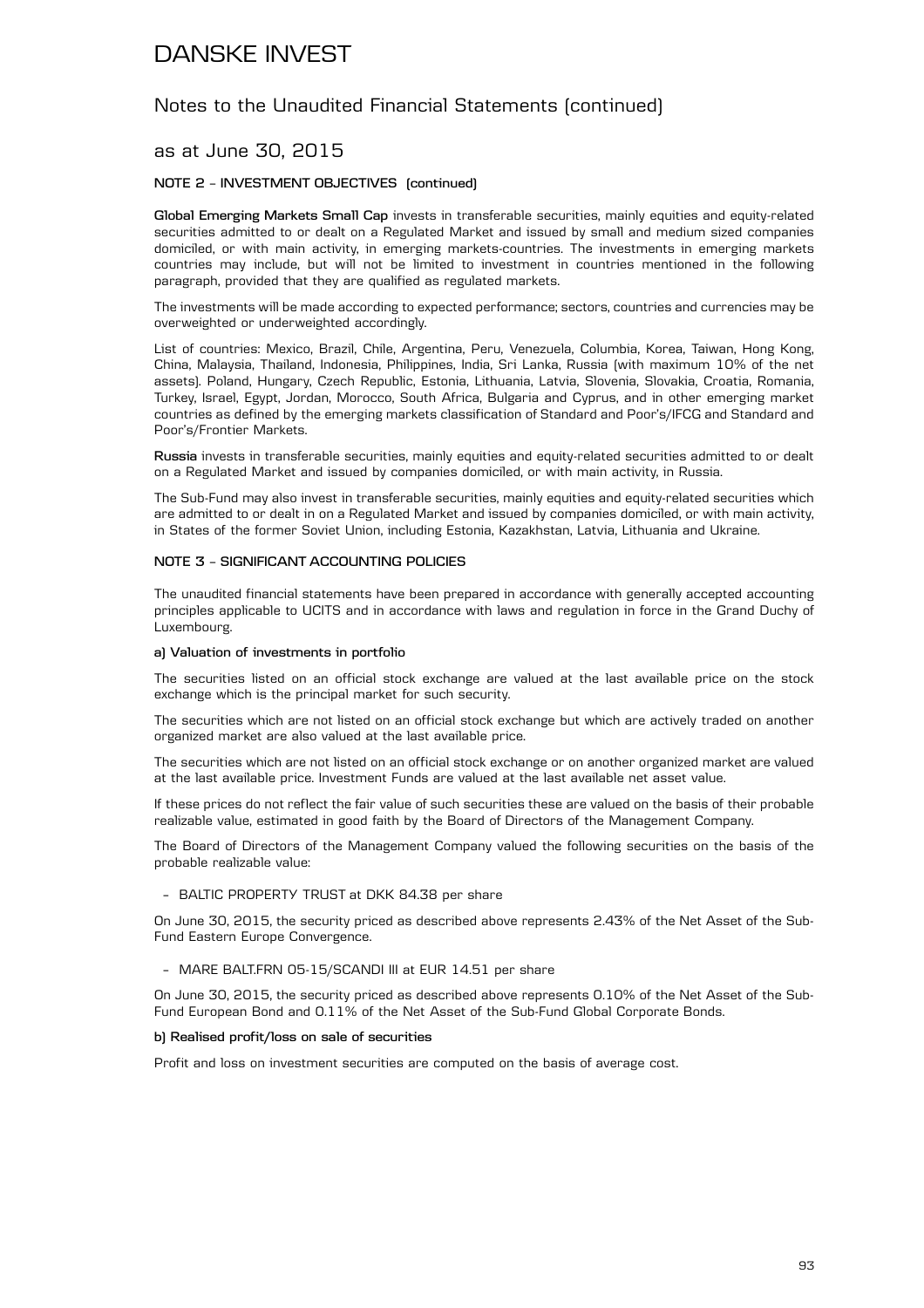# DANSKE INVEST

## Notes to the Unaudited Financial Statements (continued)

### as at June 30, 2015

**NOTE 2 – INVESTMENT OBJECTIVES (continued)**

**Global Emerging Markets Small Cap** invests in transferable securities, mainly equities and equity-related securities admitted to or dealt on a Regulated Market and issued by small and medium sized companies domiciled, or with main activity, in emerging markets-countries. The investments in emerging markets countries may include, but will not be limited to investment in countries mentioned in the following paragraph, provided that they are qualified as regulated markets.

The investments will be made according to expected performance; sectors, countries and currencies may be overweighted or underweighted accordingly.

List of countries: Mexico, Brazil, Chile, Argentina, Peru, Venezuela, Columbia, Korea, Taiwan, Hong Kong, China, Malaysia, Thailand, Indonesia, Philippines, India, Sri Lanka, Russia (with maximum 10% of the net assets). Poland, Hungary, Czech Republic, Estonia, Lithuania, Latvia, Slovenia, Slovakia, Croatia, Romania, Turkey, Israel, Egypt, Jordan, Morocco, South Africa, Bulgaria and Cyprus, and in other emerging market countries as defined by the emerging markets classification of Standard and Poor's/IFCG and Standard and Poor's/Frontier Markets.

**Russia** invests in transferable securities, mainly equities and equity-related securities admitted to or dealt on a Regulated Market and issued by companies domiciled, or with main activity, in Russia.

The Sub-Fund may also invest in transferable securities, mainly equities and equity-related securities which are admitted to or dealt in on a Regulated Market and issued by companies domiciled, or with main activity, in States of the former Soviet Union, including Estonia, Kazakhstan, Latvia, Lithuania and Ukraine.

**NOTE 3 – SIGNIFICANT ACCOUNTING POLICIES**

The unaudited financial statements have been prepared in accordance with generally accepted accounting principles applicable to UCITS and in accordance with laws and regulation in force in the Grand Duchy of Luxembourg.

**a) Valuation of investments in portfolio**

The securities listed on an official stock exchange are valued at the last available price on the stock exchange which is the principal market for such security.

The securities which are not listed on an official stock exchange but which are actively traded on another organized market are also valued at the last available price.

The securities which are not listed on an official stock exchange or on another organized market are valued at the last available price. Investment Funds are valued at the last available net asset value.

If these prices do not reflect the fair value of such securities these are valued on the basis of their probable realizable value, estimated in good faith by the Board of Directors of the Management Company.

The Board of Directors of the Management Company valued the following securities on the basis of the probable realizable value:

- BALTIC PROPERTY TRUST at DKK 84.38 per share

On June 30, 2015, the security priced as described above represents 2.43% of the Net Asset of the Sub-Fund Eastern Europe Convergence.

- MARE BALT.FRN 05-15/SCANDI III at EUR 14.51 per share

On June 30, 2015, the security priced as described above represents 0.10% of the Net Asset of the Sub-Fund European Bond and 0.11% of the Net Asset of the Sub-Fund Global Corporate Bonds.

**b) Realised profit/loss on sale of securities**

Profit and loss on investment securities are computed on the basis of average cost.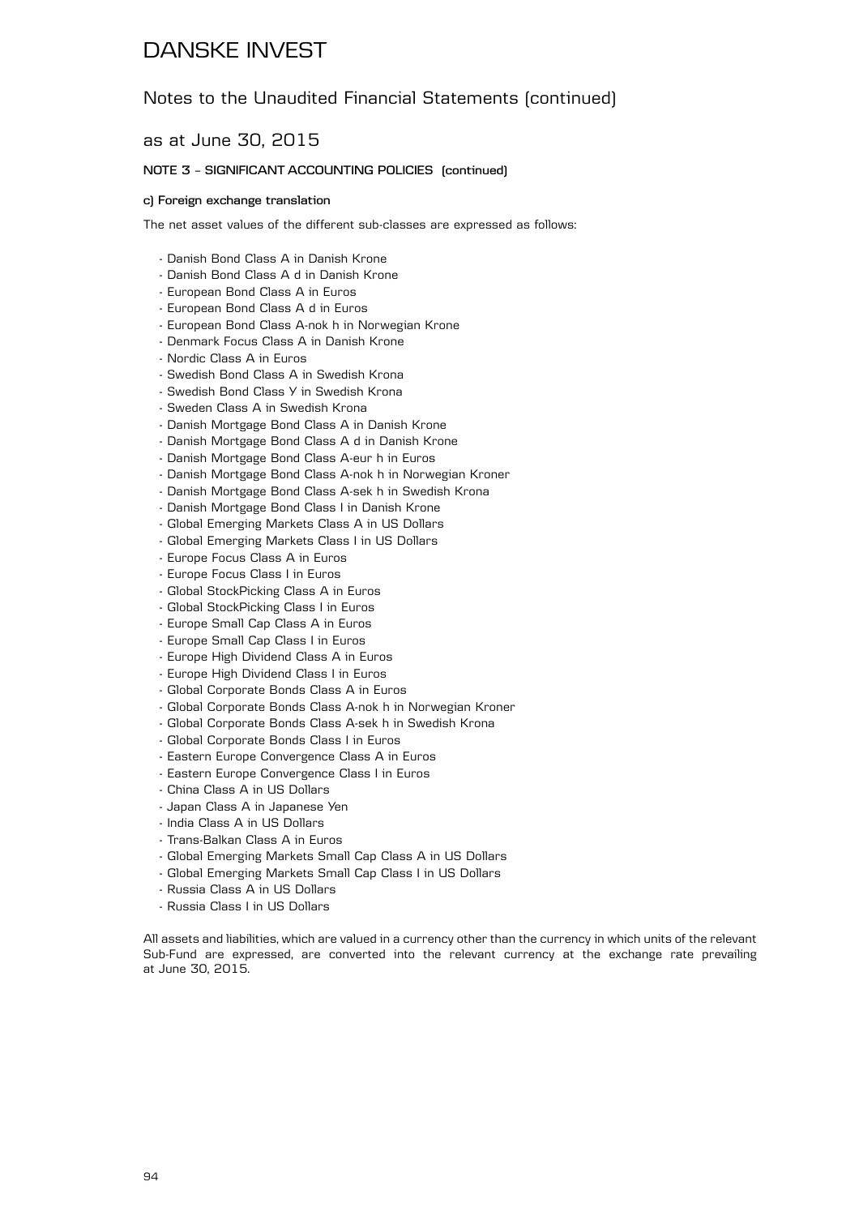# DANSKE INVEST

## Notes to the Unaudited Financial Statements (continued)

## as at June 30, 2015

### NOTE 3 – SIGNIFICANT ACCOUNTING POLICIES (continued)

#### c) Foreign exchange translation

The net asset values of the different sub-classes are expressed as follows:

- Danish Bond Class A in Danish Krone
- Danish Bond Class A d in Danish Krone
- European Bond Class A in Euros
- European Bond Class A d in Euros
- European Bond Class A-nok h in Norwegian Krone
- Denmark Focus Class A in Danish Krone
- Nordic Class A in Euros
- Swedish Bond Class A in Swedish Krona
- Swedish Bond Class Y in Swedish Krona
- Sweden Class A in Swedish Krona
- Danish Mortgage Bond Class A in Danish Krone
- Danish Mortgage Bond Class A d in Danish Krone
- Danish Mortgage Bond Class A-eur h in Euros
- Danish Mortgage Bond Class A-nok h in Norwegian Kroner
- Danish Mortgage Bond Class A-sek h in Swedish Krona
- Danish Mortgage Bond Class I in Danish Krone
- Global Emerging Markets Class A in US Dollars
- Global Emerging Markets Class I in US Dollars
- Europe Focus Class A in Euros
- Europe Focus Class I in Euros
- Global StockPicking Class A in Euros
- Global StockPicking Class I in Euros
- Europe Small Cap Class A in Euros
- Europe Small Cap Class I in Euros
- Europe High Dividend Class A in Euros
- Europe High Dividend Class I in Euros
- Global Corporate Bonds Class A in Euros
- Global Corporate Bonds Class A-nok h in Norwegian Kroner
- Global Corporate Bonds Class A-sek h in Swedish Krona
- Global Corporate Bonds Class I in Euros
- Eastern Europe Convergence Class A in Euros
- Eastern Europe Convergence Class I in Euros
- China Class A in US Dollars
- Japan Class A in Japanese Yen
- India Class A in US Dollars
- Trans-Balkan Class A in Euros
- Global Emerging Markets Small Cap Class A in US Dollars
- Global Emerging Markets Small Cap Class I in US Dollars
- Russia Class A in US Dollars
- Russia Class I in US Dollars

All assets and liabilities, which are valued in a currency other than the currency in which units of the relevant Sub-Fund are expressed, are converted into the relevant currency at the exchange rate prevailing at June 30, 2015.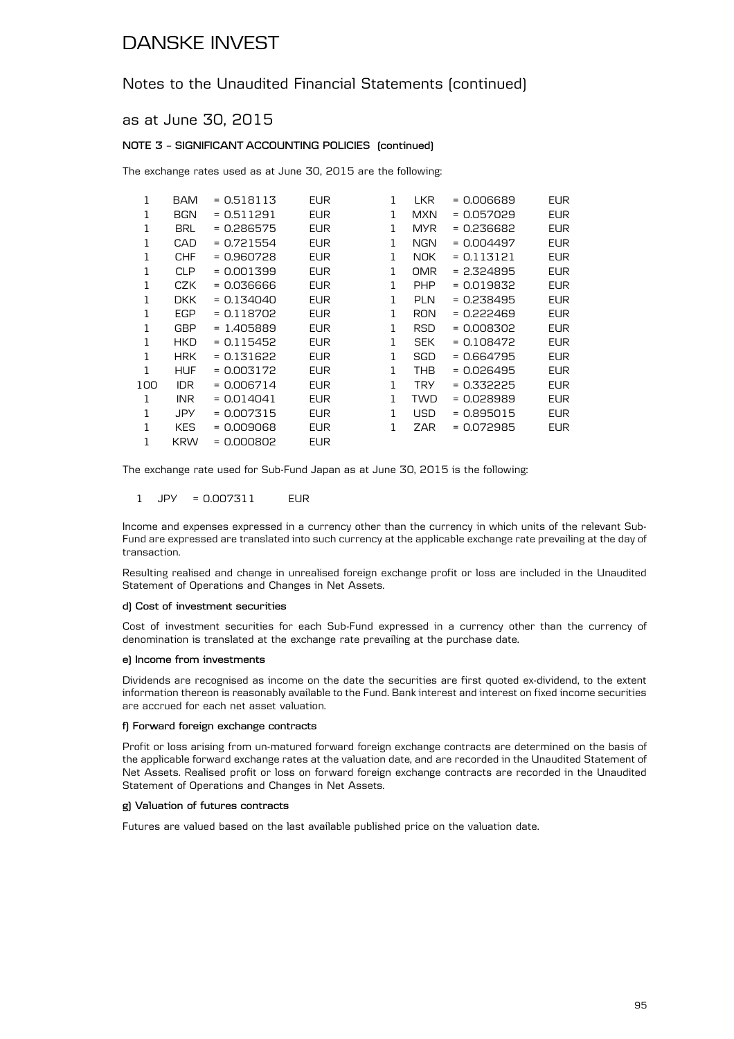# DANSKE INVEST

## Notes to the Unaudited Financial Statements (continued)

## as at June 30, 2015

**NOTE 3 – SIGNIFICANT ACCOUNTING POLICIES (continued)**

The exchange rates used as at June 30, 2015 are the following:

| | | | | | | | |
|---|---|---|---|---|---|---|---|
| 1 | BAM | = 0.518113 | EUR | 1 | LKR | = 0.006689 | EUR |
| 1 | BGN | = 0.511291 | EUR | 1 | MXN | = 0.057029 | EUR |
| 1 | BRL | = 0.286575 | EUR | 1 | MYR | = 0.236682 | EUR |
| 1 | CAD | = 0.721554 | EUR | 1 | NGN | = 0.004497 | EUR |
| 1 | CHF | = 0.960728 | EUR | 1 | NOK | = 0.113121 | EUR |
| 1 | CLP | = 0.001399 | EUR | 1 | OMR | = 2.324895 | EUR |
| 1 | CZK | = 0.036666 | EUR | 1 | PHP | = 0.019832 | EUR |
| 1 | DKK | = 0.134040 | EUR | 1 | PLN | = 0.238495 | EUR |
| 1 | EGP | = 0.118702 | EUR | 1 | RON | = 0.222469 | EUR |
| 1 | GBP | = 1.405889 | EUR | 1 | RSD | = 0.008302 | EUR |
| 1 | HKD | = 0.115452 | EUR | 1 | SEK | = 0.108472 | EUR |
| 1 | HRK | = 0.131622 | EUR | 1 | SGD | = 0.664795 | EUR |
| 1 | HUF | = 0.003172 | EUR | 1 | THB | = 0.026495 | EUR |
| 100 | IDR | = 0.006714 | EUR | 1 | TRY | = 0.332225 | EUR |
| 1 | INR | = 0.014041 | EUR | 1 | TWD | = 0.028989 | EUR |
| 1 | JPY | = 0.007315 | EUR | 1 | USD | = 0.895015 | EUR |
| 1 | KES | = 0.009068 | EUR | 1 | ZAR | = 0.072985 | EUR |
| 1 | KRW | = 0.000802 | EUR | | | | |

The exchange rate used for Sub-Fund Japan as at June 30, 2015 is the following:

1 JPY = 0.007311 EUR

Income and expenses expressed in a currency other than the currency in which units of the relevant Sub-Fund are expressed are translated into such currency at the applicable exchange rate prevailing at the day of transaction.

Resulting realised and change in unrealised foreign exchange profit or loss are included in the Unaudited Statement of Operations and Changes in Net Assets.

**d) Cost of investment securities**

Cost of investment securities for each Sub-Fund expressed in a currency other than the currency of denomination is translated at the exchange rate prevailing at the purchase date.

**e) Income from investments**

Dividends are recognised as income on the date the securities are first quoted ex-dividend, to the extent information thereon is reasonably available to the Fund. Bank interest and interest on fixed income securities are accrued for each net asset valuation.

**f) Forward foreign exchange contracts**

Profit or loss arising from un-matured forward foreign exchange contracts are determined on the basis of the applicable forward exchange rates at the valuation date, and are recorded in the Unaudited Statement of Net Assets. Realised profit or loss on forward foreign exchange contracts are recorded in the Unaudited Statement of Operations and Changes in Net Assets.

**g) Valuation of futures contracts**

Futures are valued based on the last available published price on the valuation date.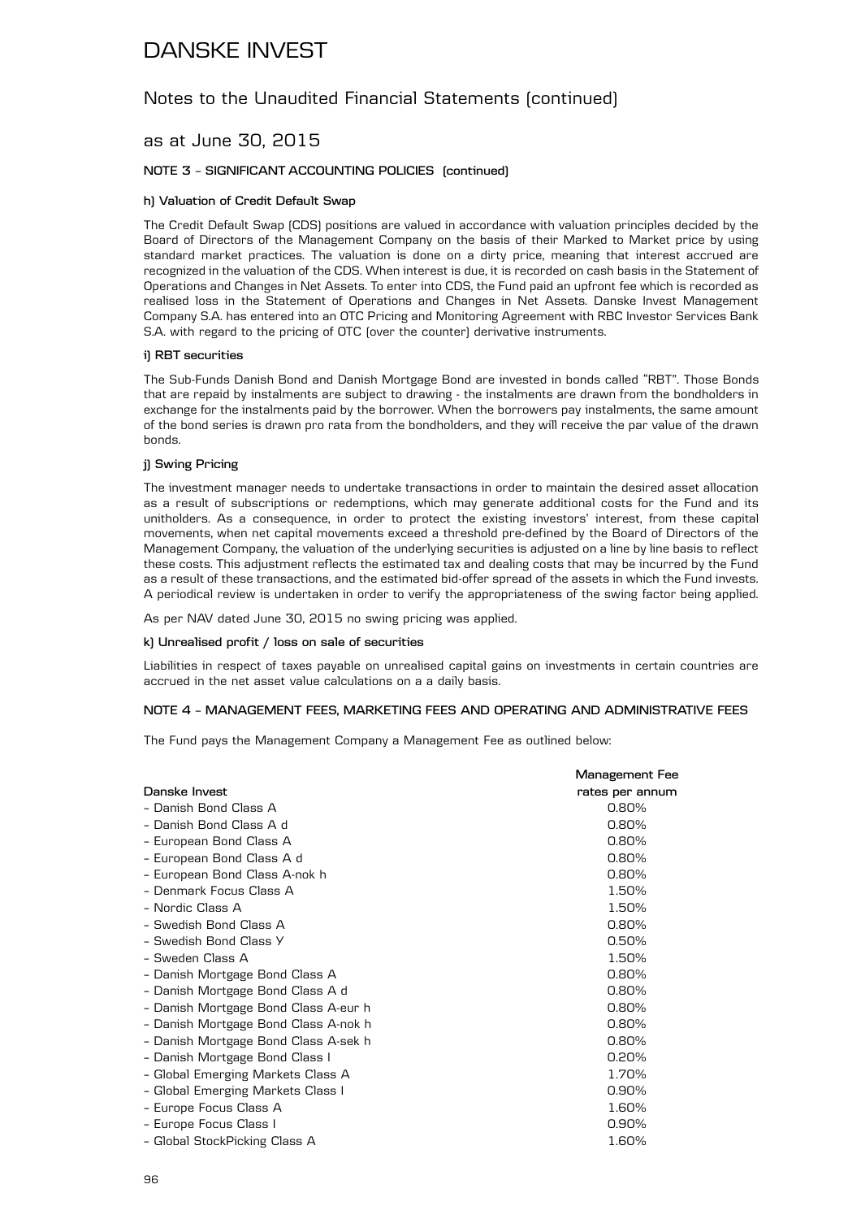# DANSKE INVEST

## Notes to the Unaudited Financial Statements (continued)

## as at June 30, 2015

### NOTE 3 – SIGNIFICANT ACCOUNTING POLICIES (continued)

#### h) Valuation of Credit Default Swap

The Credit Default Swap (CDS) positions are valued in accordance with valuation principles decided by the Board of Directors of the Management Company on the basis of their Marked to Market price by using standard market practices. The valuation is done on a dirty price, meaning that interest accrued are recognized in the valuation of the CDS. When interest is due, it is recorded on cash basis in the Statement of Operations and Changes in Net Assets. To enter into CDS, the Fund paid an upfront fee which is recorded as realised loss in the Statement of Operations and Changes in Net Assets. Danske Invest Management Company S.A. has entered into an OTC Pricing and Monitoring Agreement with RBC Investor Services Bank S.A. with regard to the pricing of OTC (over the counter) derivative instruments.

#### i) RBT securities

The Sub-Funds Danish Bond and Danish Mortgage Bond are invested in bonds called "RBT". Those Bonds that are repaid by instalments are subject to drawing - the instalments are drawn from the bondholders in exchange for the instalments paid by the borrower. When the borrowers pay instalments, the same amount of the bond series is drawn pro rata from the bondholders, and they will receive the par value of the drawn bonds.

#### j) Swing Pricing

The investment manager needs to undertake transactions in order to maintain the desired asset allocation as a result of subscriptions or redemptions, which may generate additional costs for the Fund and its unitholders. As a consequence, in order to protect the existing investors' interest, from these capital movements, when net capital movements exceed a threshold pre-defined by the Board of Directors of the Management Company, the valuation of the underlying securities is adjusted on a line by line basis to reflect these costs. This adjustment reflects the estimated tax and dealing costs that may be incurred by the Fund as a result of these transactions, and the estimated bid-offer spread of the assets in which the Fund invests. A periodical review is undertaken in order to verify the appropriateness of the swing factor being applied.

As per NAV dated June 30, 2015 no swing pricing was applied.

#### k) Unrealised profit / loss on sale of securities

Liabilities in respect of taxes payable on unrealised capital gains on investments in certain countries are accrued in the net asset value calculations on a a daily basis.

### NOTE 4 – MANAGEMENT FEES, MARKETING FEES AND OPERATING AND ADMINISTRATIVE FEES

The Fund pays the Management Company a Management Fee as outlined below:

| Danske Invest | Management Fee rates per annum |
|---|---|
| – Danish Bond Class A | 0.80% |
| – Danish Bond Class A d | 0.80% |
| – European Bond Class A | 0.80% |
| – European Bond Class A d | 0.80% |
| – European Bond Class A-nok h | 0.80% |
| – Denmark Focus Class A | 1.50% |
| – Nordic Class A | 1.50% |
| – Swedish Bond Class A | 0.80% |
| – Swedish Bond Class Y | 0.50% |
| – Sweden Class A | 1.50% |
| – Danish Mortgage Bond Class A | 0.80% |
| – Danish Mortgage Bond Class A d | 0.80% |
| – Danish Mortgage Bond Class A-eur h | 0.80% |
| – Danish Mortgage Bond Class A-nok h | 0.80% |
| – Danish Mortgage Bond Class A-sek h | 0.80% |
| – Danish Mortgage Bond Class I | 0.20% |
| – Global Emerging Markets Class A | 1.70% |
| – Global Emerging Markets Class I | 0.90% |
| – Europe Focus Class A | 1.60% |
| – Europe Focus Class I | 0.90% |
| – Global StockPicking Class A | 1.60% |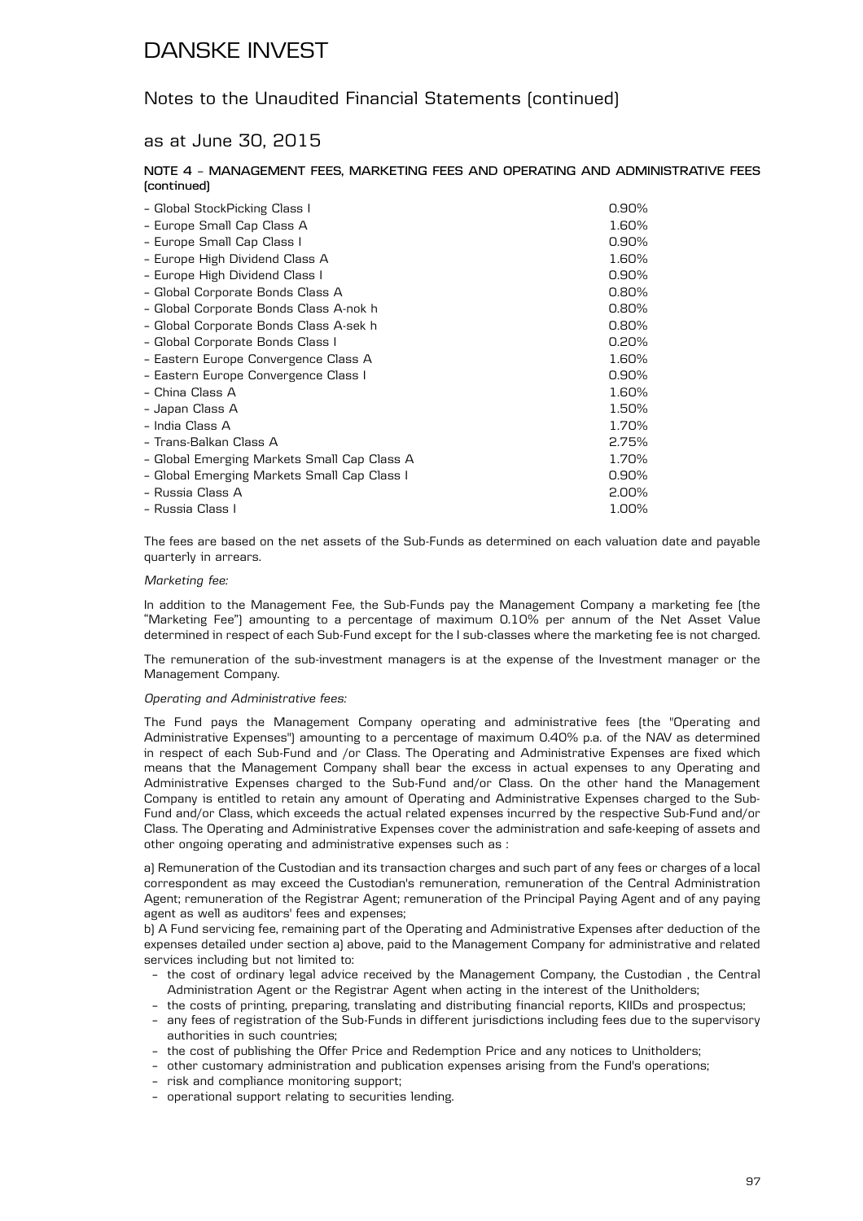# DANSKE INVEST

## Notes to the Unaudited Financial Statements (continued)

## as at June 30, 2015

### NOTE 4 – MANAGEMENT FEES, MARKETING FEES AND OPERATING AND ADMINISTRATIVE FEES (continued)

| | |
|---|---|
| – Global StockPicking Class I | 0.90% |
| – Europe Small Cap Class A | 1.60% |
| – Europe Small Cap Class I | 0.90% |
| – Europe High Dividend Class A | 1.60% |
| – Europe High Dividend Class I | 0.90% |
| – Global Corporate Bonds Class A | 0.80% |
| – Global Corporate Bonds Class A-nok h | 0.80% |
| – Global Corporate Bonds Class A-sek h | 0.80% |
| – Global Corporate Bonds Class I | 0.20% |
| – Eastern Europe Convergence Class A | 1.60% |
| – Eastern Europe Convergence Class I | 0.90% |
| – China Class A | 1.60% |
| – Japan Class A | 1.50% |
| – India Class A | 1.70% |
| – Trans-Balkan Class A | 2.75% |
| – Global Emerging Markets Small Cap Class A | 1.70% |
| – Global Emerging Markets Small Cap Class I | 0.90% |
| – Russia Class A | 2.00% |
| – Russia Class I | 1.00% |

The fees are based on the net assets of the Sub-Funds as determined on each valuation date and payable quarterly in arrears.

*Marketing fee:*

In addition to the Management Fee, the Sub-Funds pay the Management Company a marketing fee (the "Marketing Fee") amounting to a percentage of maximum 0.10% per annum of the Net Asset Value determined in respect of each Sub-Fund except for the I sub-classes where the marketing fee is not charged.

The remuneration of the sub-investment managers is at the expense of the Investment manager or the Management Company.

*Operating and Administrative fees:*

The Fund pays the Management Company operating and administrative fees (the "Operating and Administrative Expenses") amounting to a percentage of maximum 0.40% p.a. of the NAV as determined in respect of each Sub-Fund and /or Class. The Operating and Administrative Expenses are fixed which means that the Management Company shall bear the excess in actual expenses to any Operating and Administrative Expenses charged to the Sub-Fund and/or Class. On the other hand the Management Company is entitled to retain any amount of Operating and Administrative Expenses charged to the Sub-Fund and/or Class, which exceeds the actual related expenses incurred by the respective Sub-Fund and/or Class. The Operating and Administrative Expenses cover the administration and safe-keeping of assets and other ongoing operating and administrative expenses such as :

a) Remuneration of the Custodian and its transaction charges and such part of any fees or charges of a local correspondent as may exceed the Custodian's remuneration, remuneration of the Central Administration Agent; remuneration of the Registrar Agent; remuneration of the Principal Paying Agent and of any paying agent as well as auditors' fees and expenses;

b) A Fund servicing fee, remaining part of the Operating and Administrative Expenses after deduction of the expenses detailed under section a) above, paid to the Management Company for administrative and related services including but not limited to:

- the cost of ordinary legal advice received by the Management Company, the Custodian , the Central Administration Agent or the Registrar Agent when acting in the interest of the Unitholders;
- the costs of printing, preparing, translating and distributing financial reports, KIIDs and prospectus;
- any fees of registration of the Sub-Funds in different jurisdictions including fees due to the supervisory authorities in such countries;
- the cost of publishing the Offer Price and Redemption Price and any notices to Unitholders;
- other customary administration and publication expenses arising from the Fund's operations;
- risk and compliance monitoring support;
- operational support relating to securities lending.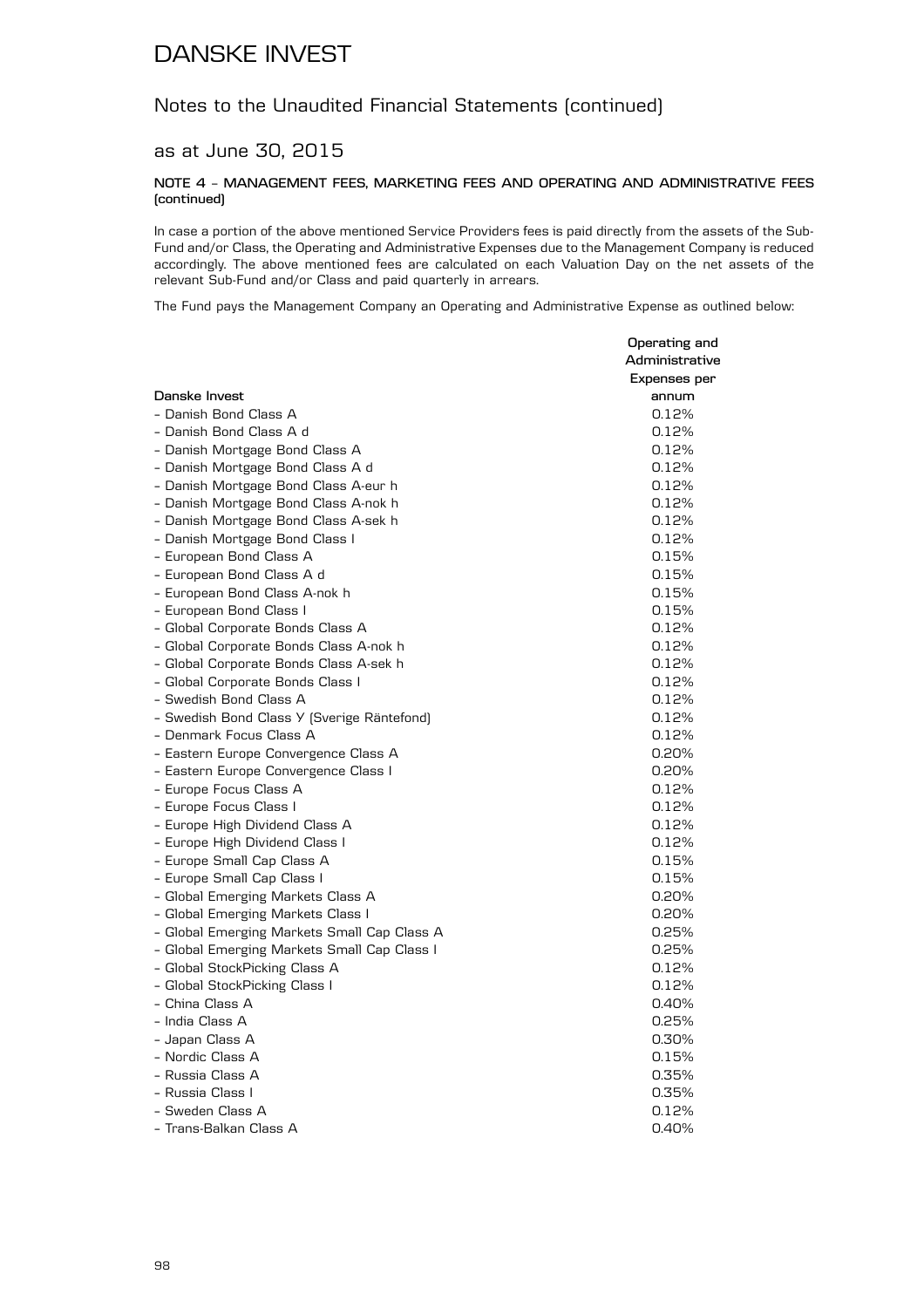## Notes to the Unaudited Financial Statements (continued)

### as at June 30, 2015

#### NOTE 4 – MANAGEMENT FEES, MARKETING FEES AND OPERATING AND ADMINISTRATIVE FEES (continued)

In case a portion of the above mentioned Service Providers fees is paid directly from the assets of the Sub-Fund and/or Class, the Operating and Administrative Expenses due to the Management Company is reduced accordingly. The above mentioned fees are calculated on each Valuation Day on the net assets of the relevant Sub-Fund and/or Class and paid quarterly in arrears.

The Fund pays the Management Company an Operating and Administrative Expense as outlined below:

| Danske Invest | Operating and Administrative Expenses per annum |
|---|---|
| – Danish Bond Class A | 0.12% |
| – Danish Bond Class A d | 0.12% |
| – Danish Mortgage Bond Class A | 0.12% |
| – Danish Mortgage Bond Class A d | 0.12% |
| – Danish Mortgage Bond Class A-eur h | 0.12% |
| – Danish Mortgage Bond Class A-nok h | 0.12% |
| – Danish Mortgage Bond Class A-sek h | 0.12% |
| – Danish Mortgage Bond Class I | 0.12% |
| – European Bond Class A | 0.15% |
| – European Bond Class A d | 0.15% |
| – European Bond Class A-nok h | 0.15% |
| – European Bond Class I | 0.15% |
| – Global Corporate Bonds Class A | 0.12% |
| – Global Corporate Bonds Class A-nok h | 0.12% |
| – Global Corporate Bonds Class A-sek h | 0.12% |
| – Global Corporate Bonds Class I | 0.12% |
| – Swedish Bond Class A | 0.12% |
| – Swedish Bond Class Y (Sverige Räntefond) | 0.12% |
| – Denmark Focus Class A | 0.12% |
| – Eastern Europe Convergence Class A | 0.20% |
| – Eastern Europe Convergence Class I | 0.20% |
| – Europe Focus Class A | 0.12% |
| – Europe Focus Class I | 0.12% |
| – Europe High Dividend Class A | 0.12% |
| – Europe High Dividend Class I | 0.12% |
| – Europe Small Cap Class A | 0.15% |
| – Europe Small Cap Class I | 0.15% |
| – Global Emerging Markets Class A | 0.20% |
| – Global Emerging Markets Class I | 0.20% |
| – Global Emerging Markets Small Cap Class A | 0.25% |
| – Global Emerging Markets Small Cap Class I | 0.25% |
| – Global StockPicking Class A | 0.12% |
| – Global StockPicking Class I | 0.12% |
| – China Class A | 0.40% |
| – India Class A | 0.25% |
| – Japan Class A | 0.30% |
| – Nordic Class A | 0.15% |
| – Russia Class A | 0.35% |
| – Russia Class I | 0.35% |
| – Sweden Class A | 0.12% |
| – Trans-Balkan Class A | 0.40% |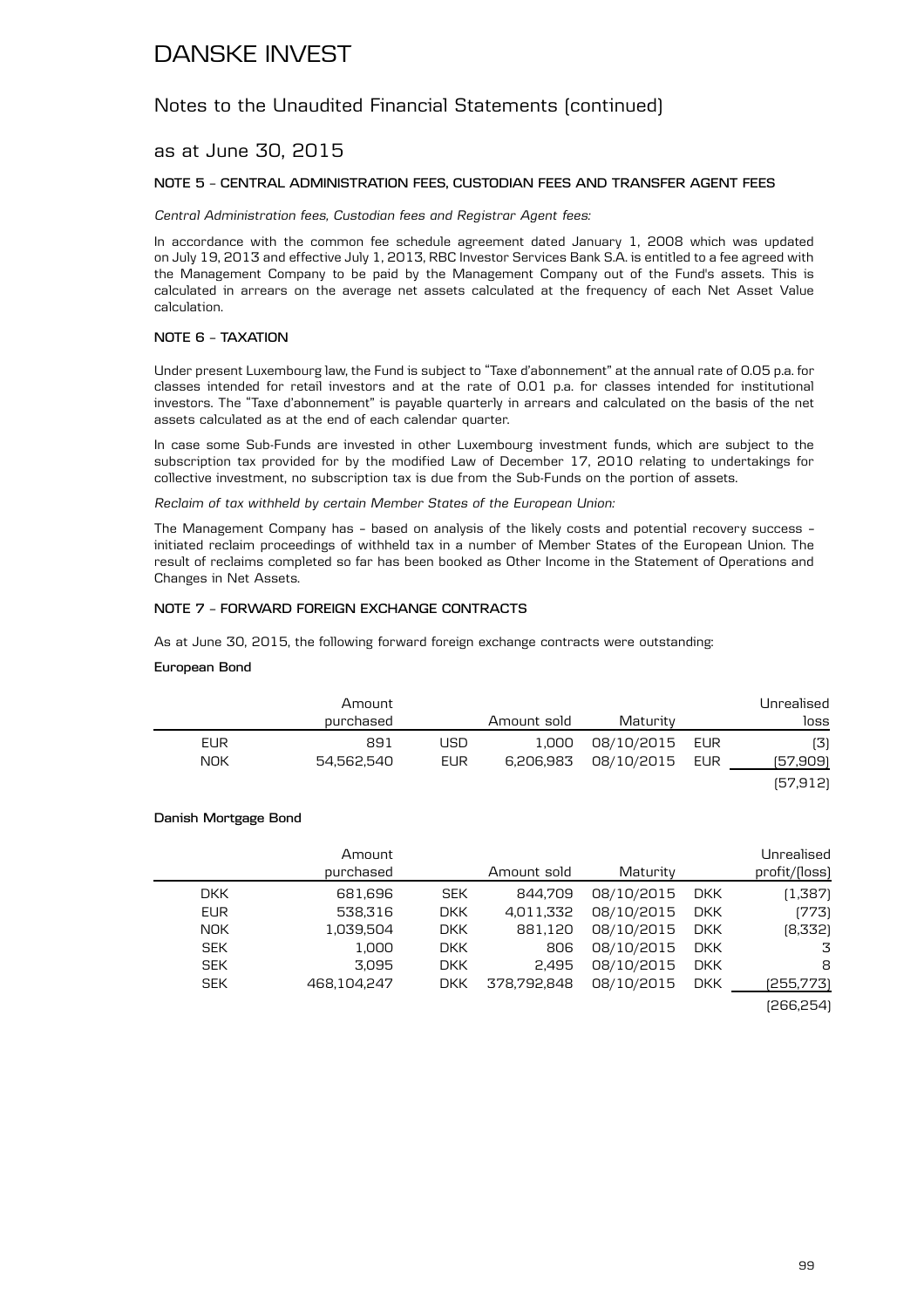# DANSKE INVEST

## Notes to the Unaudited Financial Statements (continued)

## as at June 30, 2015

### NOTE 5 - CENTRAL ADMINISTRATION FEES, CUSTODIAN FEES AND TRANSFER AGENT FEES

*Central Administration fees, Custodian fees and Registrar Agent fees:*

In accordance with the common fee schedule agreement dated January 1, 2008 which was updated on July 19, 2013 and effective July 1, 2013, RBC Investor Services Bank S.A. is entitled to a fee agreed with the Management Company to be paid by the Management Company out of the Fund's assets. This is calculated in arrears on the average net assets calculated at the frequency of each Net Asset Value calculation.

### NOTE 6 - TAXATION

Under present Luxembourg law, the Fund is subject to "Taxe d'abonnement" at the annual rate of 0.05 p.a. for classes intended for retail investors and at the rate of 0.01 p.a. for classes intended for institutional investors. The "Taxe d'abonnement" is payable quarterly in arrears and calculated on the basis of the net assets calculated as at the end of each calendar quarter.

In case some Sub-Funds are invested in other Luxembourg investment funds, which are subject to the subscription tax provided for by the modified Law of December 17, 2010 relating to undertakings for collective investment, no subscription tax is due from the Sub-Funds on the portion of assets.

*Reclaim of tax withheld by certain Member States of the European Union:*

The Management Company has - based on analysis of the likely costs and potential recovery success - initiated reclaim proceedings of withheld tax in a number of Member States of the European Union. The result of reclaims completed so far has been booked as Other Income in the Statement of Operations and Changes in Net Assets.

### NOTE 7 - FORWARD FOREIGN EXCHANGE CONTRACTS

As at June 30, 2015, the following forward foreign exchange contracts were outstanding:

**European Bond**

| | Amount purchased | | Amount sold | Maturity | | Unrealised loss |
|---|---|---|---|---|---|---|
| EUR | 891 | USD | 1,000 | 08/10/2015 | EUR | (3) |
| NOK | 54,562,540 | EUR | 6,206,983 | 08/10/2015 | EUR | (57,909) |
| | | | | | | (57,912) |

**Danish Mortgage Bond**

| | Amount purchased | | Amount sold | Maturity | | Unrealised profit/(loss) |
|---|---|---|---|---|---|---|
| DKK | 681,696 | SEK | 844,709 | 08/10/2015 | DKK | (1,387) |
| EUR | 538,316 | DKK | 4,011,332 | 08/10/2015 | DKK | (773) |
| NOK | 1,039,504 | DKK | 881,120 | 08/10/2015 | DKK | (8,332) |
| SEK | 1,000 | DKK | 806 | 08/10/2015 | DKK | 3 |
| SEK | 3,095 | DKK | 2,495 | 08/10/2015 | DKK | 8 |
| SEK | 468,104,247 | DKK | 378,792,848 | 08/10/2015 | DKK | (255,773) |
| | | | | | | (266,254) |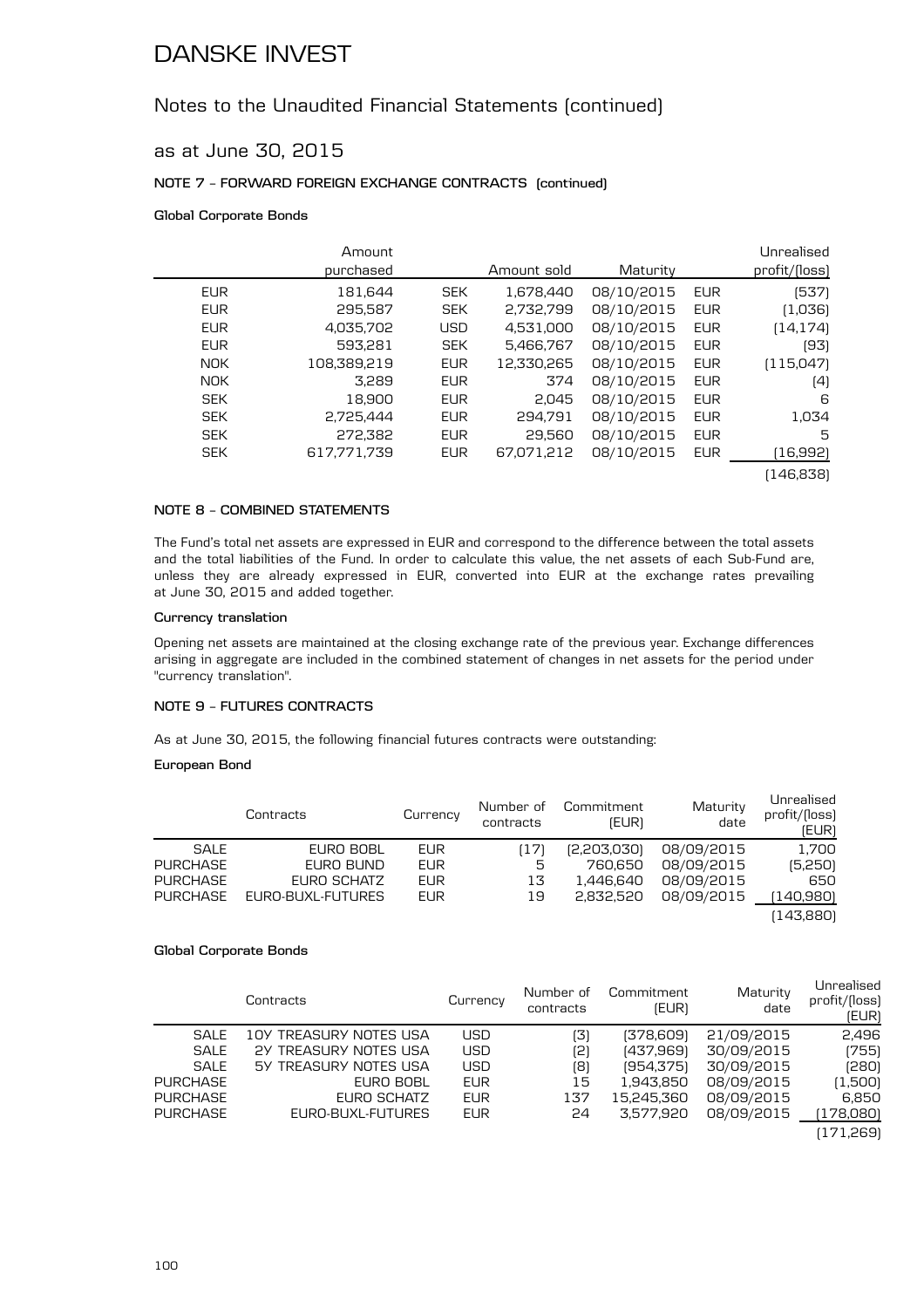# DANSKE INVEST

## Notes to the Unaudited Financial Statements (continued)

## as at June 30, 2015

**NOTE 7 - FORWARD FOREIGN EXCHANGE CONTRACTS (continued)**

**Global Corporate Bonds**

| | Amount purchased | | Amount sold | Maturity | | Unrealised profit/(loss) |
|---|---|---|---|---|---|---|
| EUR | 181,644 | SEK | 1,678,440 | 08/10/2015 | EUR | (537) |
| EUR | 295,587 | SEK | 2,732,799 | 08/10/2015 | EUR | (1,036) |
| EUR | 4,035,702 | USD | 4,531,000 | 08/10/2015 | EUR | (14,174) |
| EUR | 593,281 | SEK | 5,466,767 | 08/10/2015 | EUR | (93) |
| NOK | 108,389,219 | EUR | 12,330,265 | 08/10/2015 | EUR | (115,047) |
| NOK | 3,289 | EUR | 374 | 08/10/2015 | EUR | (4) |
| SEK | 18,900 | EUR | 2,045 | 08/10/2015 | EUR | 6 |
| SEK | 2,725,444 | EUR | 294,791 | 08/10/2015 | EUR | 1,034 |
| SEK | 272,382 | EUR | 29,560 | 08/10/2015 | EUR | 5 |
| SEK | 617,771,739 | EUR | 67,071,212 | 08/10/2015 | EUR | (16,992) |
| | | | | | | (146,838) |

**NOTE 8 - COMBINED STATEMENTS**

The Fund's total net assets are expressed in EUR and correspond to the difference between the total assets and the total liabilities of the Fund. In order to calculate this value, the net assets of each Sub-Fund are, unless they are already expressed in EUR, converted into EUR at the exchange rates prevailing at June 30, 2015 and added together.

**Currency translation**

Opening net assets are maintained at the closing exchange rate of the previous year. Exchange differences arising in aggregate are included in the combined statement of changes in net assets for the period under "currency translation".

**NOTE 9 - FUTURES CONTRACTS**

As at June 30, 2015, the following financial futures contracts were outstanding:

**European Bond**

| | Contracts | Currency | Number of contracts | Commitment (EUR) | Maturity date | Unrealised profit/(loss) (EUR) |
|---|---|---|---|---|---|---|
| SALE | EURO BOBL | EUR | (17) | (2,203,030) | 08/09/2015 | 1,700 |
| PURCHASE | EURO BUND | EUR | 5 | 760,650 | 08/09/2015 | (5,250) |
| PURCHASE | EURO SCHATZ | EUR | 13 | 1,446,640 | 08/09/2015 | 650 |
| PURCHASE | EURO-BUXL-FUTURES | EUR | 19 | 2,832,520 | 08/09/2015 | (140,980) |
| | | | | | | (143,880) |

**Global Corporate Bonds**

| | Contracts | Currency | Number of contracts | Commitment (EUR) | Maturity date | Unrealised profit/(loss) (EUR) |
|---|---|---|---|---|---|---|
| SALE | 10Y TREASURY NOTES USA | USD | (3) | (378,609) | 21/09/2015 | 2,496 |
| SALE | 2Y TREASURY NOTES USA | USD | (2) | (437,969) | 30/09/2015 | (755) |
| SALE | 5Y TREASURY NOTES USA | USD | (8) | (954,375) | 30/09/2015 | (280) |
| PURCHASE | EURO BOBL | EUR | 15 | 1,943,850 | 08/09/2015 | (1,500) |
| PURCHASE | EURO SCHATZ | EUR | 137 | 15,245,360 | 08/09/2015 | 6,850 |
| PURCHASE | EURO-BUXL-FUTURES | EUR | 24 | 3,577,920 | 08/09/2015 | (178,080) |
| | | | | | | (171,269) |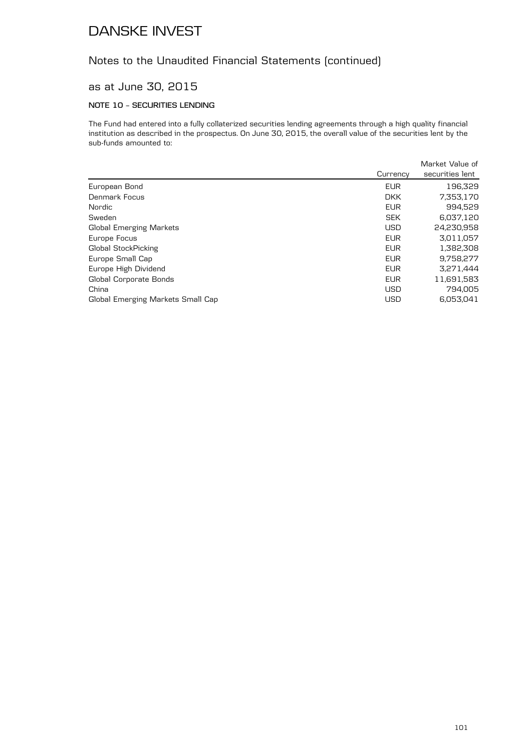# DANSKE INVEST

## Notes to the Unaudited Financial Statements (continued)

## as at June 30, 2015

### NOTE 10 – SECURITIES LENDING

The Fund had entered into a fully collaterized securities lending agreements through a high quality financial institution as described in the prospectus. On June 30, 2015, the overall value of the securities lent by the sub-funds amounted to:

| | Currency | Market Value of securities lent |
|---|---|---|
| European Bond | EUR | 196,329 |
| Denmark Focus | DKK | 7,353,170 |
| Nordic | EUR | 994,529 |
| Sweden | SEK | 6,037,120 |
| Global Emerging Markets | USD | 24,230,958 |
| Europe Focus | EUR | 3,011,057 |
| Global StockPicking | EUR | 1,382,308 |
| Europe Small Cap | EUR | 9,758,277 |
| Europe High Dividend | EUR | 3,271,444 |
| Global Corporate Bonds | EUR | 11,691,583 |
| China | USD | 794,005 |
| Global Emerging Markets Small Cap | USD | 6,053,041 |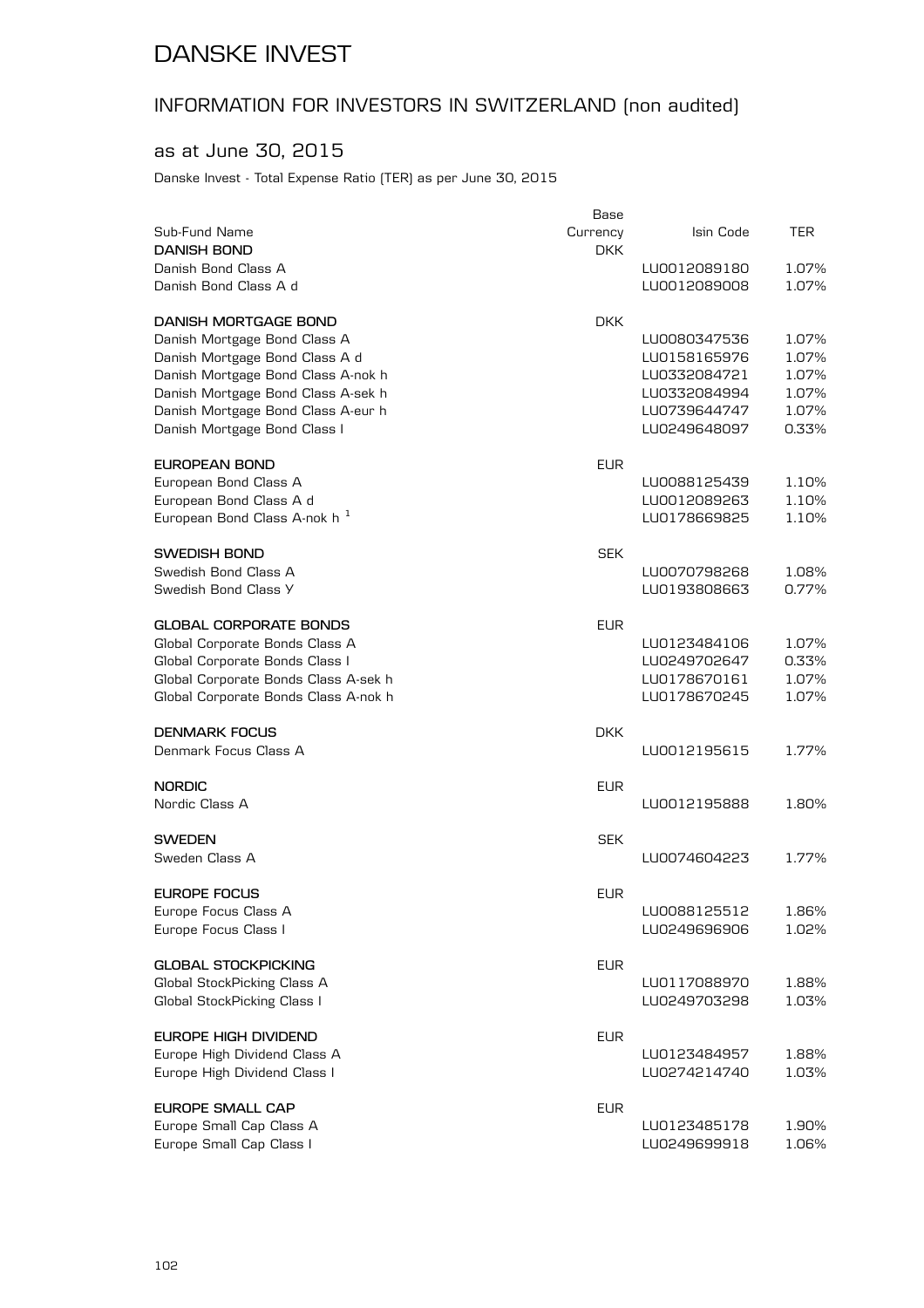# DANSKE INVEST

## INFORMATION FOR INVESTORS IN SWITZERLAND (non audited)

## as at June 30, 2015

Danske Invest - Total Expense Ratio (TER) as per June 30, 2015

| Sub-Fund Name | Base Currency | Isin Code | TER |
|---|---|---|---|
| **DANISH BOND** | DKK | | |
| Danish Bond Class A | | LU0012089180 | 1.07% |
| Danish Bond Class A d | | LU0012089008 | 1.07% |
| | | | |
| **DANISH MORTGAGE BOND** | DKK | | |
| Danish Mortgage Bond Class A | | LU0080347536 | 1.07% |
| Danish Mortgage Bond Class A d | | LU0158165976 | 1.07% |
| Danish Mortgage Bond Class A-nok h | | LU0332084721 | 1.07% |
| Danish Mortgage Bond Class A-sek h | | LU0332084994 | 1.07% |
| Danish Mortgage Bond Class A-eur h | | LU0739644747 | 1.07% |
| Danish Mortgage Bond Class I | | LU0249648097 | 0.33% |
| | | | |
| **EUROPEAN BOND** | EUR | | |
| European Bond Class A | | LU0088125439 | 1.10% |
| European Bond Class A d | | LU0012089263 | 1.10% |
| European Bond Class A-nok h [1] | | LU0178669825 | 1.10% |
| | | | |
| **SWEDISH BOND** | SEK | | |
| Swedish Bond Class A | | LU0070798268 | 1.08% |
| Swedish Bond Class Y | | LU0193808663 | 0.77% |
| | | | |
| **GLOBAL CORPORATE BONDS** | EUR | | |
| Global Corporate Bonds Class A | | LU0123484106 | 1.07% |
| Global Corporate Bonds Class I | | LU0249702647 | 0.33% |
| Global Corporate Bonds Class A-sek h | | LU0178670161 | 1.07% |
| Global Corporate Bonds Class A-nok h | | LU0178670245 | 1.07% |
| | | | |
| **DENMARK FOCUS** | DKK | | |
| Denmark Focus Class A | | LU0012195615 | 1.77% |
| | | | |
| **NORDIC** | EUR | | |
| Nordic Class A | | LU0012195888 | 1.80% |
| | | | |
| **SWEDEN** | SEK | | |
| Sweden Class A | | LU0074604223 | 1.77% |
| | | | |
| **EUROPE FOCUS** | EUR | | |
| Europe Focus Class A | | LU0088125512 | 1.86% |
| Europe Focus Class I | | LU0249696906 | 1.02% |
| | | | |
| **GLOBAL STOCKPICKING** | EUR | | |
| Global StockPicking Class A | | LU0117088970 | 1.88% |
| Global StockPicking Class I | | LU0249703298 | 1.03% |
| | | | |
| **EUROPE HIGH DIVIDEND** | EUR | | |
| Europe High Dividend Class A | | LU0123484957 | 1.88% |
| Europe High Dividend Class I | | LU0274214740 | 1.03% |
| | | | |
| **EUROPE SMALL CAP** | EUR | | |
| Europe Small Cap Class A | | LU0123485178 | 1.90% |
| Europe Small Cap Class I | | LU0249699918 | 1.06% |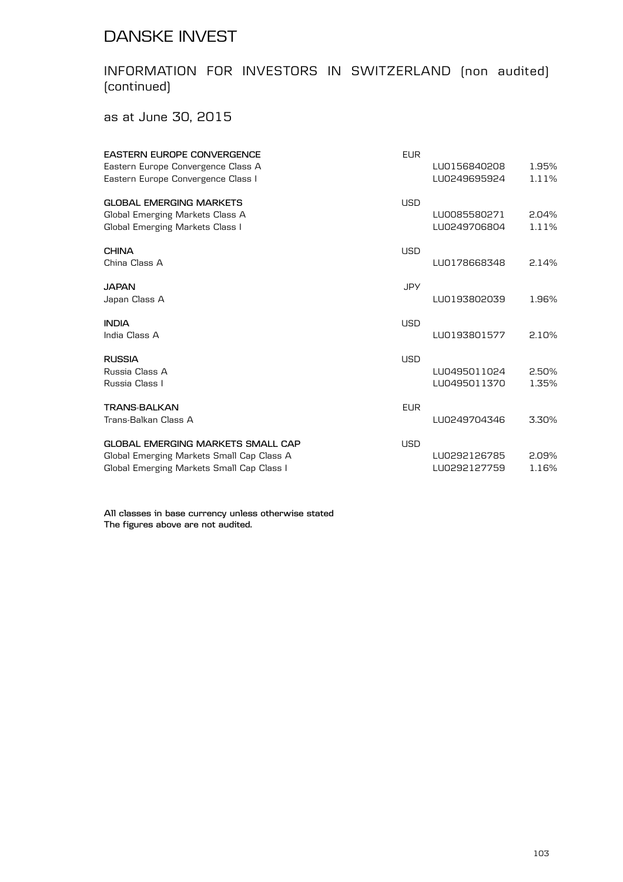# DANSKE INVEST

## INFORMATION FOR INVESTORS IN SWITZERLAND (non audited) (continued)

as at June 30, 2015

| | | | |
|---|---|---|---|
| **EASTERN EUROPE CONVERGENCE** | EUR | | |
| Eastern Europe Convergence Class A | | LU0156840208 | 1.95% |
| Eastern Europe Convergence Class I | | LU0249695924 | 1.11% |
| **GLOBAL EMERGING MARKETS** | USD | | |
| Global Emerging Markets Class A | | LU0085580271 | 2.04% |
| Global Emerging Markets Class I | | LU0249706804 | 1.11% |
| **CHINA** | USD | | |
| China Class A | | LU0178668348 | 2.14% |
| **JAPAN** | JPY | | |
| Japan Class A | | LU0193802039 | 1.96% |
| **INDIA** | USD | | |
| India Class A | | LU0193801577 | 2.10% |
| **RUSSIA** | USD | | |
| Russia Class A | | LU0495011024 | 2.50% |
| Russia Class I | | LU0495011370 | 1.35% |
| **TRANS-BALKAN** | EUR | | |
| Trans-Balkan Class A | | LU0249704346 | 3.30% |
| **GLOBAL EMERGING MARKETS SMALL CAP** | USD | | |
| Global Emerging Markets Small Cap Class A | | LU0292126785 | 2.09% |
| Global Emerging Markets Small Cap Class I | | LU0292127759 | 1.16% |

All classes in base currency unless otherwise stated
The figures above are not audited.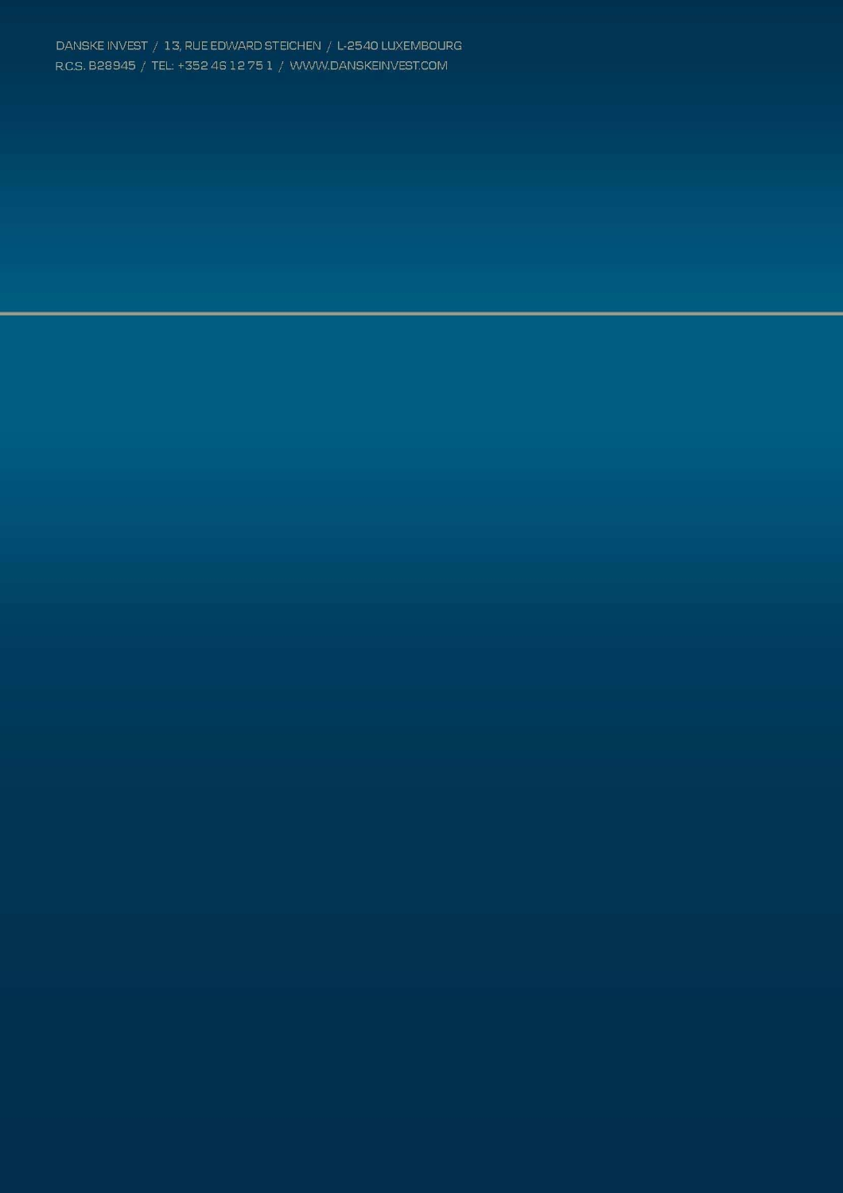DANSKE INVEST / 13, RUE EDWARD STEICHEN / L-2540 LUXEMBOURG
R.C.S. B28945 / TEL: +352 46 12 75 1 / WWW.DANSKEINVEST.COM